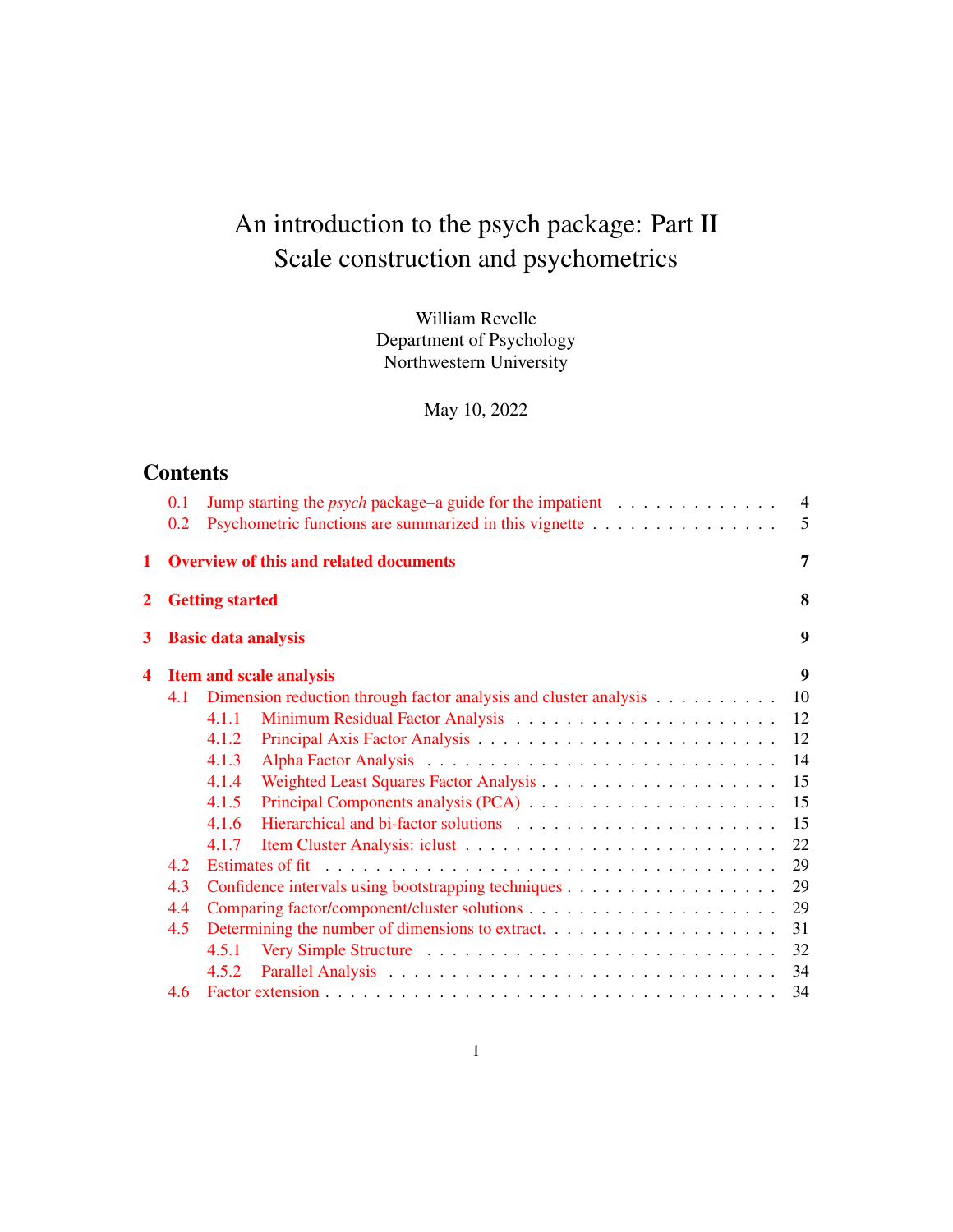# An introduction to the psych package: Part II
# Scale construction and psychometrics

William Revelle
Department of Psychology
Northwestern University

May 10, 2022

## Contents

- 0.1 Jump starting the *psych* package–a guide for the impatient . . . . . . . . . . . . . . 4
- 0.2 Psychometric functions are summarized in this vignette . . . . . . . . . . . . . . . . 5

**1 Overview of this and related documents 7**

**2 Getting started 8**

**3 Basic data analysis 9**

**4 Item and scale analysis 9**

- 4.1 Dimension reduction through factor analysis and cluster analysis . . . . . . . . . . 10
  - 4.1.1 Minimum Residual Factor Analysis . . . . . . . . . . . . . . . . . . . . . . 12
  - 4.1.2 Principal Axis Factor Analysis . . . . . . . . . . . . . . . . . . . . . . . . 12
  - 4.1.3 Alpha Factor Analysis . . . . . . . . . . . . . . . . . . . . . . . . . . . . 14
  - 4.1.4 Weighted Least Squares Factor Analysis . . . . . . . . . . . . . . . . . . . 15
  - 4.1.5 Principal Components analysis (PCA) . . . . . . . . . . . . . . . . . . . . 15
  - 4.1.6 Hierarchical and bi-factor solutions . . . . . . . . . . . . . . . . . . . . . 15
  - 4.1.7 Item Cluster Analysis: iclust . . . . . . . . . . . . . . . . . . . . . . . . 22
- 4.2 Estimates of fit . . . . . . . . . . . . . . . . . . . . . . . . . . . . . . . . . . . . 29
- 4.3 Confidence intervals using bootstrapping techniques . . . . . . . . . . . . . . . . . 29
- 4.4 Comparing factor/component/cluster solutions . . . . . . . . . . . . . . . . . . . . 29
- 4.5 Determining the number of dimensions to extract. . . . . . . . . . . . . . . . . . . 31
  - 4.5.1 Very Simple Structure . . . . . . . . . . . . . . . . . . . . . . . . . . . . 32
  - 4.5.2 Parallel Analysis . . . . . . . . . . . . . . . . . . . . . . . . . . . . . . 34
- 4.6 Factor extension . . . . . . . . . . . . . . . . . . . . . . . . . . . . . . . . . . . 34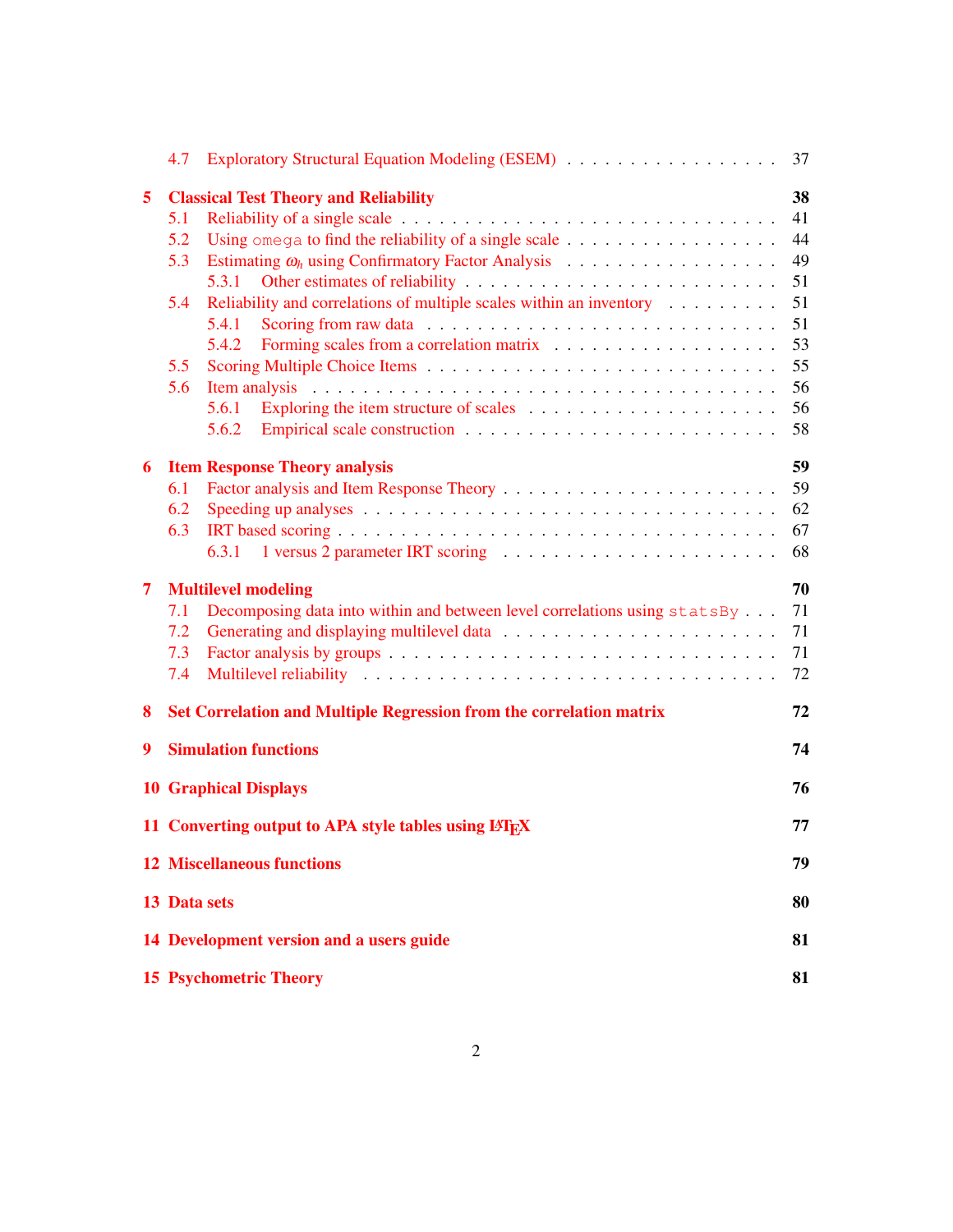- 4.7 Exploratory Structural Equation Modeling (ESEM) . . . . . . . . . . . . . . . . . 37

**5 Classical Test Theory and Reliability** **38**
- 5.1 Reliability of a single scale . . . . . . . . . . . . . . . . . . . . . . . . . . . . . 41
- 5.2 Using `omega` to find the reliability of a single scale . . . . . . . . . . . . . . . . . 44
- 5.3 Estimating $\omega_h$ using Confirmatory Factor Analysis . . . . . . . . . . . . . . . . 49
  - 5.3.1 Other estimates of reliability . . . . . . . . . . . . . . . . . . . . . . . . . 51
- 5.4 Reliability and correlations of multiple scales within an inventory . . . . . . . . . 51
  - 5.4.1 Scoring from raw data . . . . . . . . . . . . . . . . . . . . . . . . . . . . 51
  - 5.4.2 Forming scales from a correlation matrix . . . . . . . . . . . . . . . . . . 53
- 5.5 Scoring Multiple Choice Items . . . . . . . . . . . . . . . . . . . . . . . . . . . 55
- 5.6 Item analysis . . . . . . . . . . . . . . . . . . . . . . . . . . . . . . . . . . . . 56
  - 5.6.1 Exploring the item structure of scales . . . . . . . . . . . . . . . . . . . 56
  - 5.6.2 Empirical scale construction . . . . . . . . . . . . . . . . . . . . . . . . 58

**6 Item Response Theory analysis** **59**
- 6.1 Factor analysis and Item Response Theory . . . . . . . . . . . . . . . . . . . . . 59
- 6.2 Speeding up analyses . . . . . . . . . . . . . . . . . . . . . . . . . . . . . . . . 62
- 6.3 IRT based scoring . . . . . . . . . . . . . . . . . . . . . . . . . . . . . . . . . . 67
  - 6.3.1 1 versus 2 parameter IRT scoring . . . . . . . . . . . . . . . . . . . . . . 68

**7 Multilevel modeling** **70**
- 7.1 Decomposing data into within and between level correlations using `statsBy` . . . 71
- 7.2 Generating and displaying multilevel data . . . . . . . . . . . . . . . . . . . . . 71
- 7.3 Factor analysis by groups . . . . . . . . . . . . . . . . . . . . . . . . . . . . . . 71
- 7.4 Multilevel reliability . . . . . . . . . . . . . . . . . . . . . . . . . . . . . . . . 72

**8 Set Correlation and Multiple Regression from the correlation matrix** **72**

**9 Simulation functions** **74**

**10 Graphical Displays** **76**

**11 Converting output to APA style tables using LaTeX** **77**

**12 Miscellaneous functions** **79**

**13 Data sets** **80**

**14 Development version and a users guide** **81**

**15 Psychometric Theory** **81**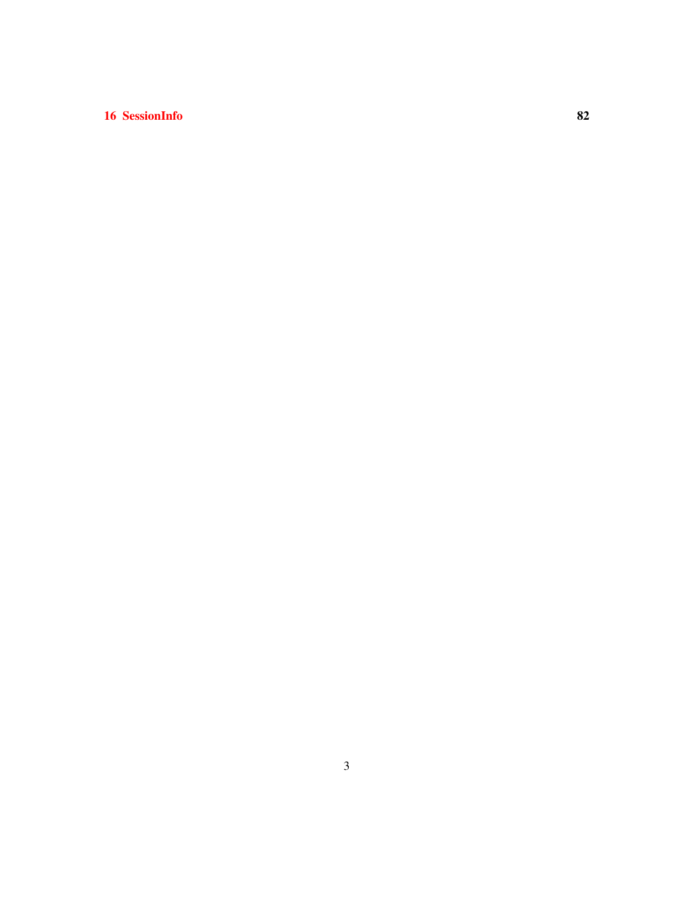**16 SessionInfo** **82**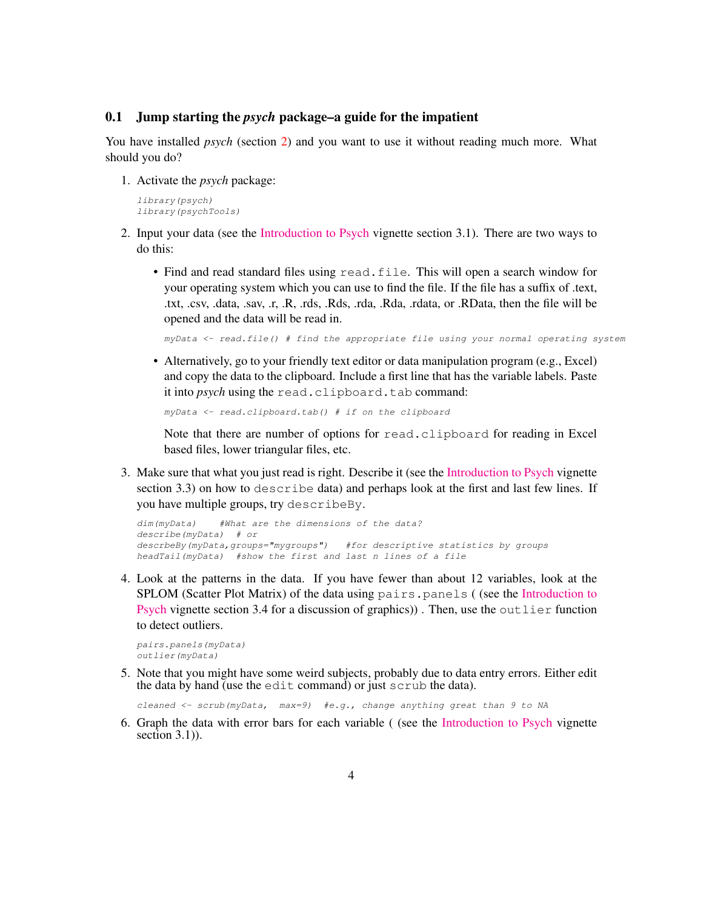## 0.1 Jump starting the *psych* package–a guide for the impatient

You have installed *psych* (section 2) and you want to use it without reading much more. What should you do?

1. Activate the *psych* package:

   ```
   library(psych)
   library(psychTools)
   ```

2. Input your data (see the Introduction to Psych vignette section 3.1). There are two ways to do this:

   - Find and read standard files using `read.file`. This will open a search window for your operating system which you can use to find the file. If the file has a suffix of .text, .txt, .csv, .data, .sav, .r, .R, .rds, .Rds, .rda, .Rda, .rdata, or .RData, then the file will be opened and the data will be read in.

     ```
     myData <- read.file() # find the appropriate file using your normal operating system
     ```

   - Alternatively, go to your friendly text editor or data manipulation program (e.g., Excel) and copy the data to the clipboard. Include a first line that has the variable labels. Paste it into *psych* using the `read.clipboard.tab` command:

     ```
     myData <- read.clipboard.tab() # if on the clipboard
     ```

     Note that there are number of options for `read.clipboard` for reading in Excel based files, lower triangular files, etc.

3. Make sure that what you just read is right. Describe it (see the Introduction to Psych vignette section 3.3) on how to `describe` data) and perhaps look at the first and last few lines. If you have multiple groups, try `describeBy`.

   ```
   dim(myData)    #What are the dimensions of the data?
   describe(myData)  # or
   descrbeBy(myData,groups="mygroups")   #for descriptive statistics by groups
   headTail(myData)  #show the first and last n lines of a file
   ```

4. Look at the patterns in the data. If you have fewer than about 12 variables, look at the SPLOM (Scatter Plot Matrix) of the data using `pairs.panels` ( (see the Introduction to Psych vignette section 3.4 for a discussion of graphics)) . Then, use the `outlier` function to detect outliers.

   ```
   pairs.panels(myData)
   outlier(myData)
   ```

5. Note that you might have some weird subjects, probably due to data entry errors. Either edit the data by hand (use the `edit` command) or just `scrub` the data).

   ```
   cleaned <- scrub(myData,  max=9)  #e.g., change anything great than 9 to NA
   ```

6. Graph the data with error bars for each variable ( (see the Introduction to Psych vignette section 3.1)).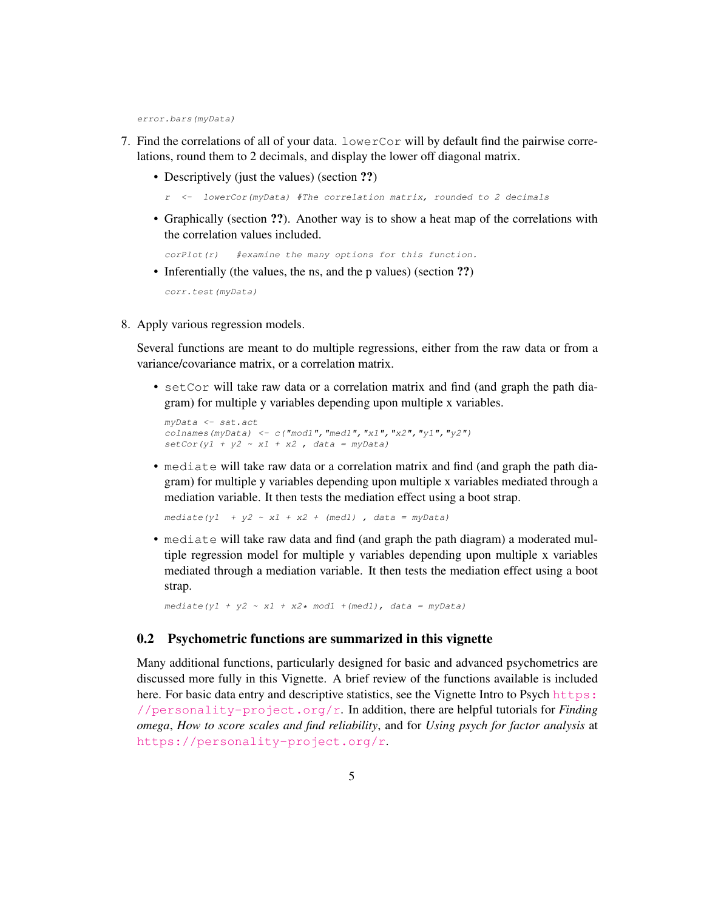```
error.bars(myData)
```

7. Find the correlations of all of your data. `lowerCor` will by default find the pairwise correlations, round them to 2 decimals, and display the lower off diagonal matrix.

   - Descriptively (just the values) (section **??**)

     ```
     r  <-  lowerCor(myData) #The correlation matrix, rounded to 2 decimals
     ```

   - Graphically (section **??**). Another way is to show a heat map of the correlations with the correlation values included.

     ```
     corPlot(r)   #examine the many options for this function.
     ```

   - Inferentially (the values, the ns, and the p values) (section **??**)

     ```
     corr.test(myData)
     ```

8. Apply various regression models.

   Several functions are meant to do multiple regressions, either from the raw data or from a variance/covariance matrix, or a correlation matrix.

   - `setCor` will take raw data or a correlation matrix and find (and graph the path diagram) for multiple y variables depending upon multiple x variables.

     ```
     myData <- sat.act
     colnames(myData) <- c("mod1","med1","x1","x2","y1","y2")
     setCor(y1 + y2 ~ x1 + x2 , data = myData)
     ```

   - `mediate` will take raw data or a correlation matrix and find (and graph the path diagram) for multiple y variables depending upon multiple x variables mediated through a mediation variable. It then tests the mediation effect using a boot strap.

     ```
     mediate(y1  + y2 ~ x1 + x2 + (med1) , data = myData)
     ```

   - `mediate` will take raw data and find (and graph the path diagram) a moderated multiple regression model for multiple y variables depending upon multiple x variables mediated through a mediation variable. It then tests the mediation effect using a boot strap.

     ```
     mediate(y1 + y2 ~ x1 + x2* mod1 +(med1), data = myData)
     ```

## 0.2 Psychometric functions are summarized in this vignette

Many additional functions, particularly designed for basic and advanced psychometrics are discussed more fully in this Vignette. A brief review of the functions available is included here. For basic data entry and descriptive statistics, see the Vignette Intro to Psych https://personality-project.org/r. In addition, there are helpful tutorials for *Finding omega*, *How to score scales and find reliability*, and for *Using psych for factor analysis* at https://personality-project.org/r.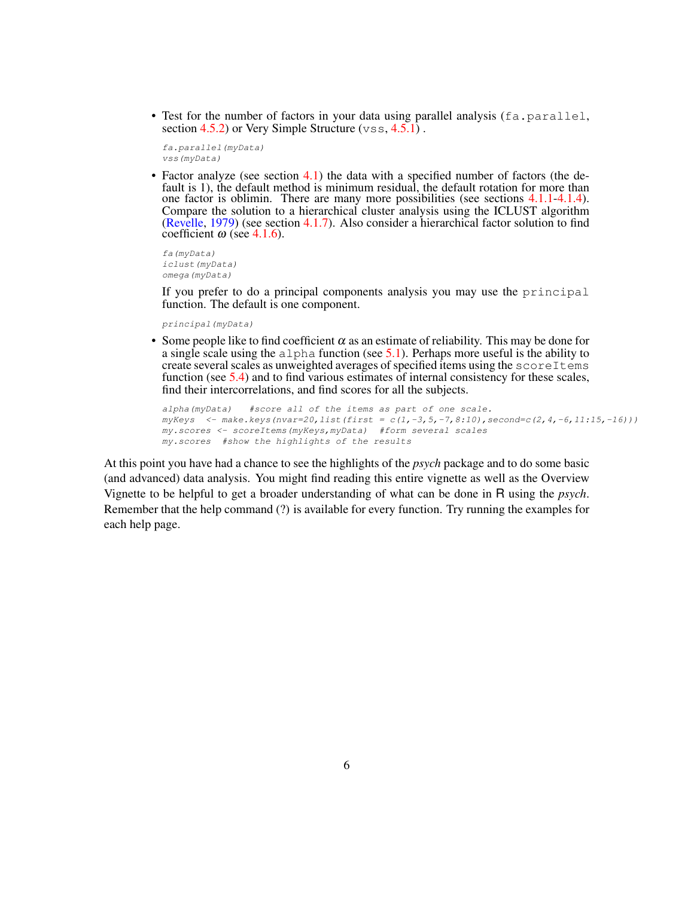- Test for the number of factors in your data using parallel analysis (`fa.parallel`, section 4.5.2) or Very Simple Structure (`vss`, 4.5.1) .

  ```
  fa.parallel(myData)
  vss(myData)
  ```

- Factor analyze (see section 4.1) the data with a specified number of factors (the default is 1), the default method is minimum residual, the default rotation for more than one factor is oblimin. There are many more possibilities (see sections 4.1.1-4.1.4). Compare the solution to a hierarchical cluster analysis using the ICLUST algorithm (Revelle, 1979) (see section 4.1.7). Also consider a hierarchical factor solution to find coefficient $\omega$ (see 4.1.6).

  ```
  fa(myData)
  iclust(myData)
  omega(myData)
  ```

  If you prefer to do a principal components analysis you may use the `principal` function. The default is one component.

  ```
  principal(myData)
  ```

- Some people like to find coefficient $\alpha$ as an estimate of reliability. This may be done for a single scale using the `alpha` function (see 5.1). Perhaps more useful is the ability to create several scales as unweighted averages of specified items using the `scoreItems` function (see 5.4) and to find various estimates of internal consistency for these scales, find their intercorrelations, and find scores for all the subjects.

  ```
  alpha(myData)   #score all of the items as part of one scale.
  myKeys  <- make.keys(nvar=20,list(first = c(1,-3,5,-7,8:10),second=c(2,4,-6,11:15,-16)))
  my.scores <- scoreItems(myKeys,myData)  #form several scales
  my.scores  #show the highlights of the results
  ```

At this point you have had a chance to see the highlights of the *psych* package and to do some basic (and advanced) data analysis. You might find reading this entire vignette as well as the Overview Vignette to be helpful to get a broader understanding of what can be done in R using the *psych*. Remember that the help command (?) is available for every function. Try running the examples for each help page.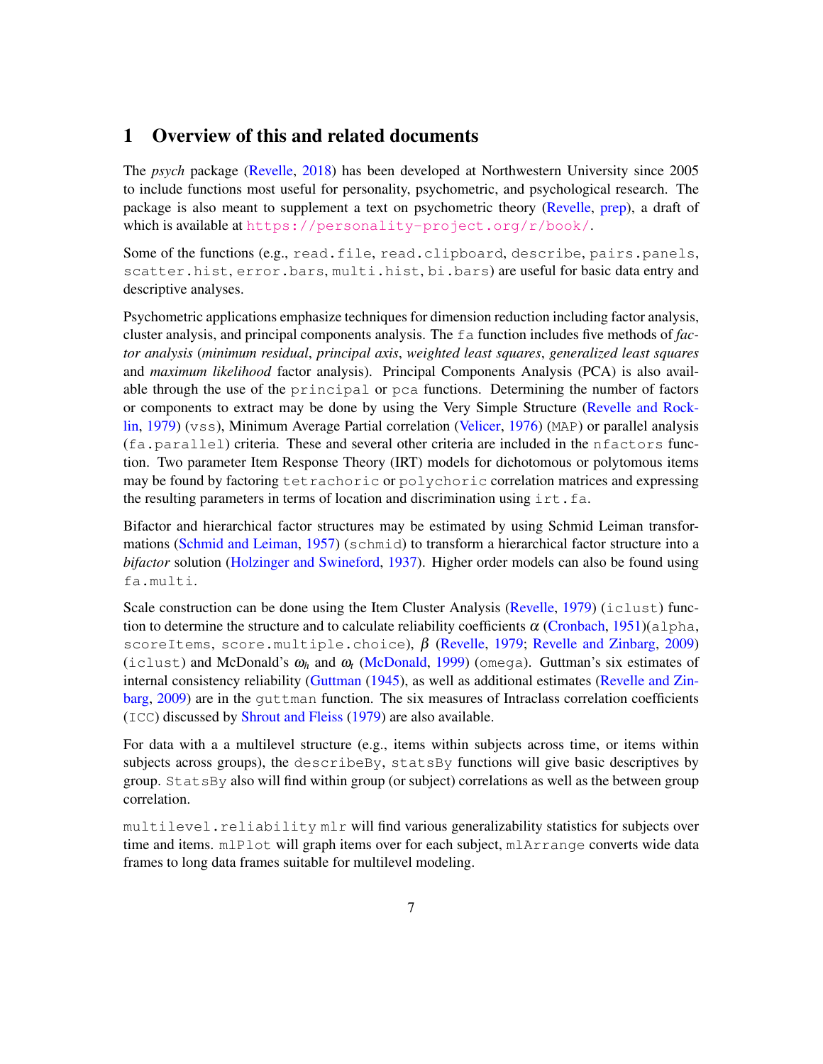# 1 Overview of this and related documents

The *psych* package (Revelle, 2018) has been developed at Northwestern University since 2005 to include functions most useful for personality, psychometric, and psychological research. The package is also meant to supplement a text on psychometric theory (Revelle, prep), a draft of which is available at `https://personality-project.org/r/book/`.

Some of the functions (e.g., `read.file`, `read.clipboard`, `describe`, `pairs.panels`, `scatter.hist`, `error.bars`, `multi.hist`, `bi.bars`) are useful for basic data entry and descriptive analyses.

Psychometric applications emphasize techniques for dimension reduction including factor analysis, cluster analysis, and principal components analysis. The `fa` function includes five methods of *factor analysis* (*minimum residual*, *principal axis*, *weighted least squares*, *generalized least squares* and *maximum likelihood* factor analysis). Principal Components Analysis (PCA) is also available through the use of the `principal` or `pca` functions. Determining the number of factors or components to extract may be done by using the Very Simple Structure (Revelle and Rocklin, 1979) (`vss`), Minimum Average Partial correlation (Velicer, 1976) (`MAP`) or parallel analysis (`fa.parallel`) criteria. These and several other criteria are included in the `nfactors` function. Two parameter Item Response Theory (IRT) models for dichotomous or polytomous items may be found by factoring `tetrachoric` or `polychoric` correlation matrices and expressing the resulting parameters in terms of location and discrimination using `irt.fa`.

Bifactor and hierarchical factor structures may be estimated by using Schmid Leiman transformations (Schmid and Leiman, 1957) (`schmid`) to transform a hierarchical factor structure into a *bifactor* solution (Holzinger and Swineford, 1937). Higher order models can also be found using `fa.multi`.

Scale construction can be done using the Item Cluster Analysis (Revelle, 1979) (`iclust`) function to determine the structure and to calculate reliability coefficients $\alpha$ (Cronbach, 1951)(`alpha`, `scoreItems`, `score.multiple.choice`), $\beta$ (Revelle, 1979; Revelle and Zinbarg, 2009) (`iclust`) and McDonald's $\omega_h$ and $\omega_t$ (McDonald, 1999) (`omega`). Guttman's six estimates of internal consistency reliability (Guttman (1945), as well as additional estimates (Revelle and Zinbarg, 2009) are in the `guttman` function. The six measures of Intraclass correlation coefficients (`ICC`) discussed by Shrout and Fleiss (1979) are also available.

For data with a a multilevel structure (e.g., items within subjects across time, or items within subjects across groups), the `describeBy`, `statsBy` functions will give basic descriptives by group. `StatsBy` also will find within group (or subject) correlations as well as the between group correlation.

`multilevel.reliability` `mlr` will find various generalizability statistics for subjects over time and items. `mlPlot` will graph items over for each subject, `mlArrange` converts wide data frames to long data frames suitable for multilevel modeling.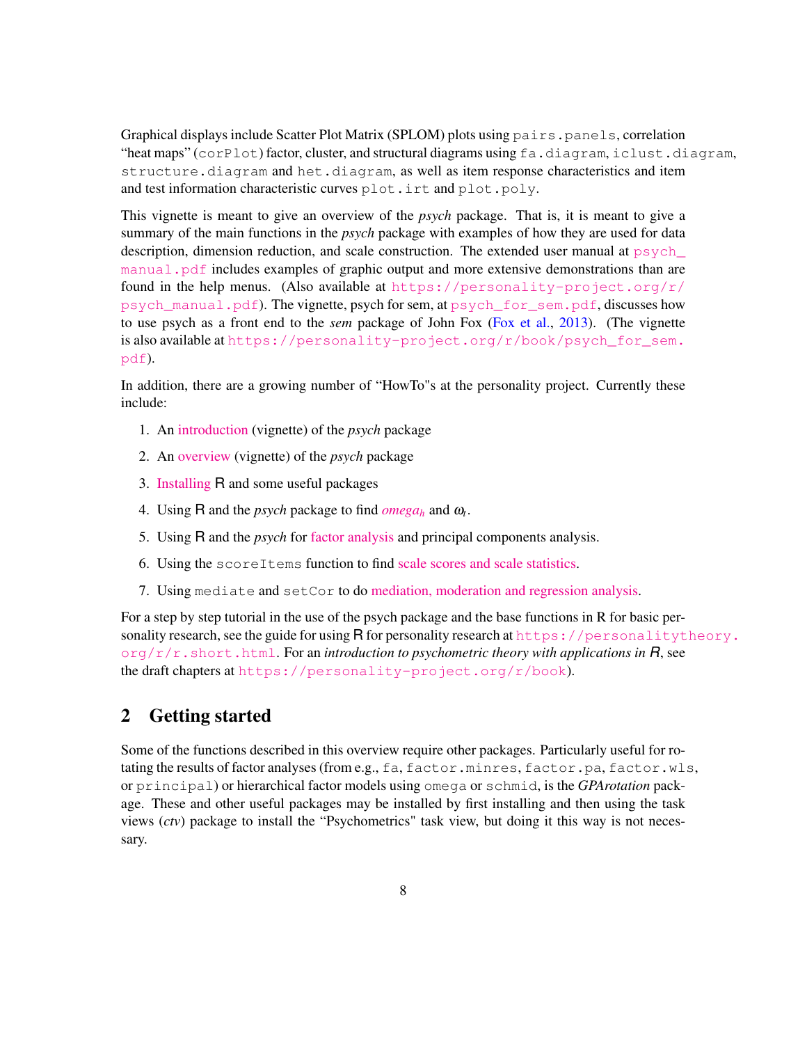Graphical displays include Scatter Plot Matrix (SPLOM) plots using `pairs.panels`, correlation "heat maps" (`corPlot`) factor, cluster, and structural diagrams using `fa.diagram`, `iclust.diagram`, `structure.diagram` and `het.diagram`, as well as item response characteristics and item and test information characteristic curves `plot.irt` and `plot.poly`.

This vignette is meant to give an overview of the *psych* package. That is, it is meant to give a summary of the main functions in the *psych* package with examples of how they are used for data description, dimension reduction, and scale construction. The extended user manual at `psych_manual.pdf` includes examples of graphic output and more extensive demonstrations than are found in the help menus. (Also available at `https://personality-project.org/r/psych_manual.pdf`). The vignette, psych for sem, at `psych_for_sem.pdf`, discusses how to use psych as a front end to the *sem* package of John Fox (Fox et al., 2013). (The vignette is also available at `https://personality-project.org/r/book/psych_for_sem.pdf`).

In addition, there are a growing number of "HowTo"s at the personality project. Currently these include:

1. An introduction (vignette) of the *psych* package
2. An overview (vignette) of the *psych* package
3. Installing R and some useful packages
4. Using R and the *psych* package to find $omega_h$ and $\omega_t$.
5. Using R and the *psych* for factor analysis and principal components analysis.
6. Using the `scoreItems` function to find scale scores and scale statistics.
7. Using `mediate` and `setCor` to do mediation, moderation and regression analysis.

For a step by step tutorial in the use of the psych package and the base functions in R for basic personality research, see the guide for using R for personality research at `https://personalitytheory.org/r/r.short.html`. For an *introduction to psychometric theory with applications in R*, see the draft chapters at `https://personality-project.org/r/book`).

## 2 Getting started

Some of the functions described in this overview require other packages. Particularly useful for rotating the results of factor analyses (from e.g., `fa`, `factor.minres`, `factor.pa`, `factor.wls`, or `principal`) or hierarchical factor models using `omega` or `schmid`, is the *GPArotation* package. These and other useful packages may be installed by first installing and then using the task views (*ctv*) package to install the "Psychometrics" task view, but doing it this way is not necessary.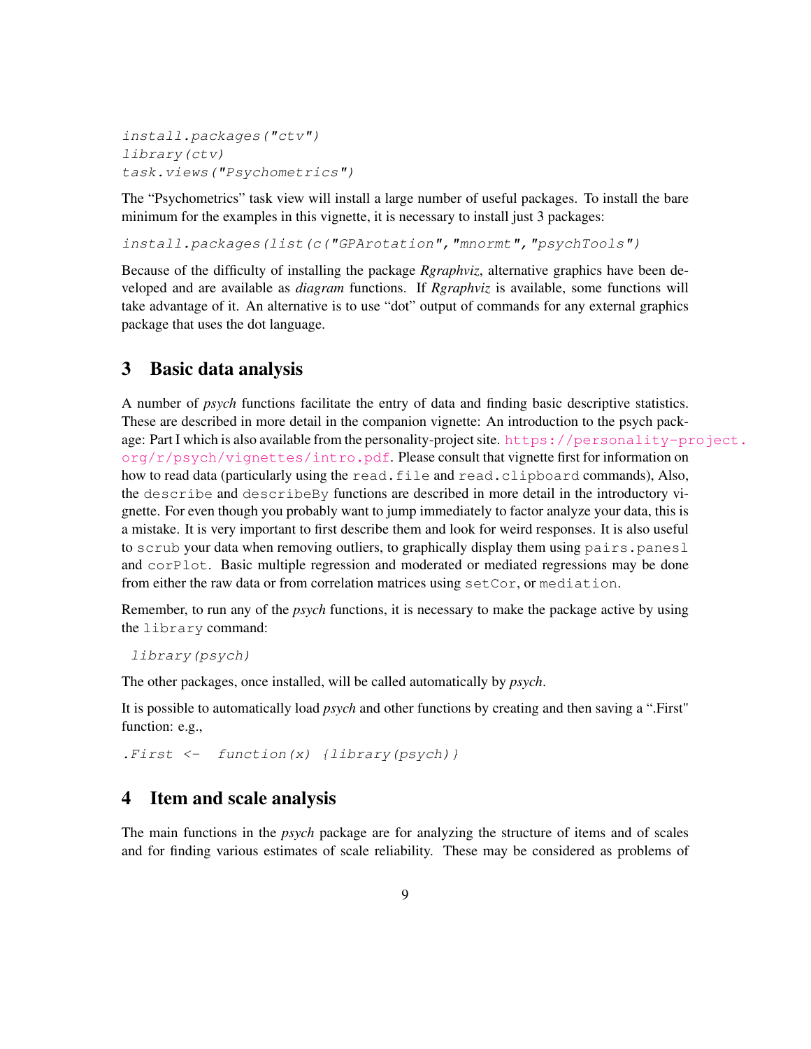```
install.packages("ctv")
library(ctv)
task.views("Psychometrics")
```

The "Psychometrics" task view will install a large number of useful packages. To install the bare minimum for the examples in this vignette, it is necessary to install just 3 packages:

```
install.packages(list(c("GPArotation","mnormt","psychTools")
```

Because of the difficulty of installing the package *Rgraphviz*, alternative graphics have been developed and are available as *diagram* functions. If *Rgraphviz* is available, some functions will take advantage of it. An alternative is to use "dot" output of commands for any external graphics package that uses the dot language.

## 3 Basic data analysis

A number of *psych* functions facilitate the entry of data and finding basic descriptive statistics. These are described in more detail in the companion vignette: An introduction to the psych package: Part I which is also available from the personality-project site. https://personality-project.org/r/psych/vignettes/intro.pdf. Please consult that vignette first for information on how to read data (particularly using the `read.file` and `read.clipboard` commands), Also, the `describe` and `describeBy` functions are described in more detail in the introductory vignette. For even though you probably want to jump immediately to factor analyze your data, this is a mistake. It is very important to first describe them and look for weird responses. It is also useful to `scrub` your data when removing outliers, to graphically display them using `pairs.panesl` and `corPlot`. Basic multiple regression and moderated or mediated regressions may be done from either the raw data or from correlation matrices using `setCor`, or `mediation`.

Remember, to run any of the *psych* functions, it is necessary to make the package active by using the `library` command:

```
library(psych)
```

The other packages, once installed, will be called automatically by *psych*.

It is possible to automatically load *psych* and other functions by creating and then saving a ".First" function: e.g.,

```
.First <-  function(x) {library(psych)}
```

## 4 Item and scale analysis

The main functions in the *psych* package are for analyzing the structure of items and of scales and for finding various estimates of scale reliability. These may be considered as problems of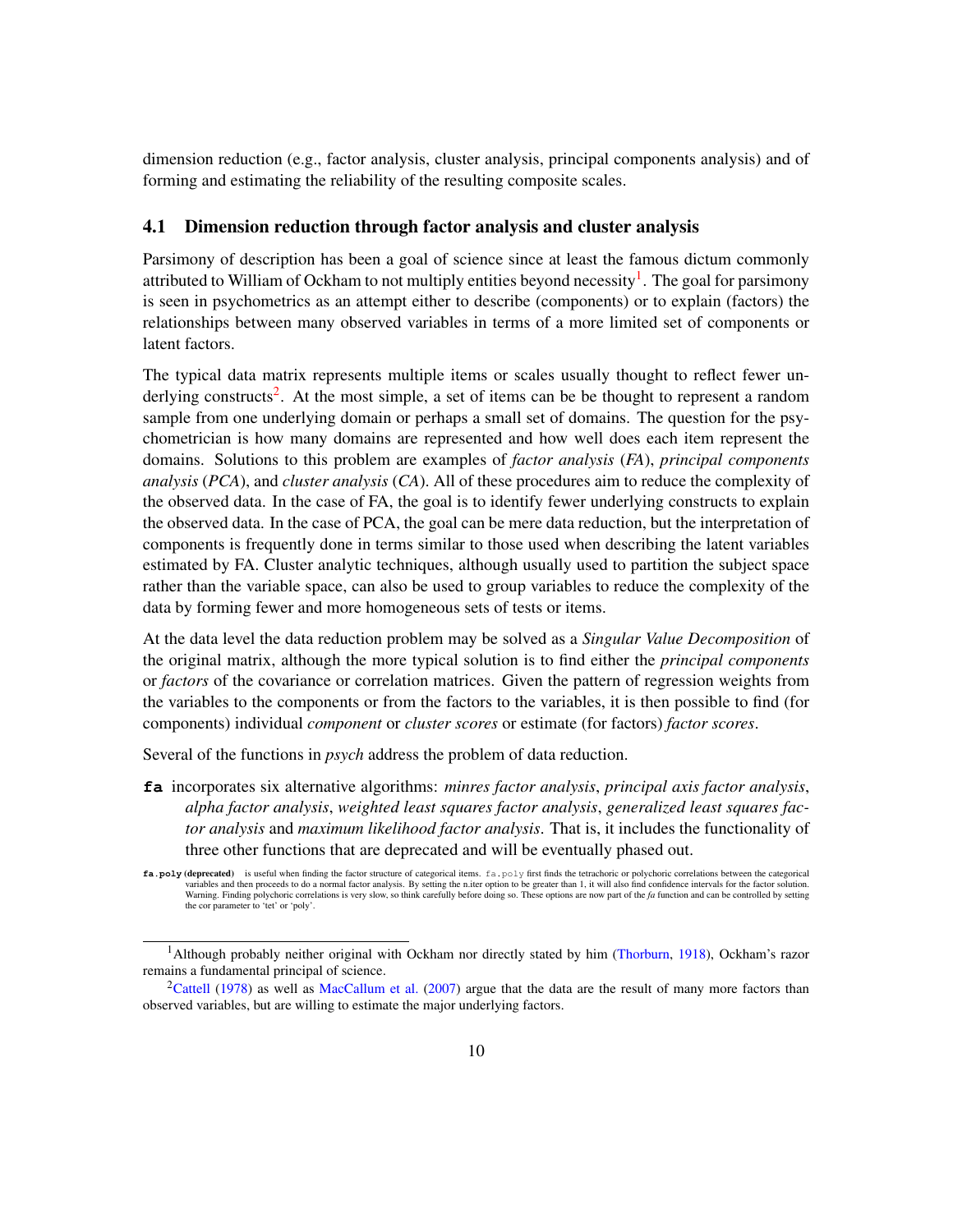dimension reduction (e.g., factor analysis, cluster analysis, principal components analysis) and of forming and estimating the reliability of the resulting composite scales.

### 4.1 Dimension reduction through factor analysis and cluster analysis

Parsimony of description has been a goal of science since at least the famous dictum commonly attributed to William of Ockham to not multiply entities beyond necessity[1]. The goal for parsimony is seen in psychometrics as an attempt either to describe (components) or to explain (factors) the relationships between many observed variables in terms of a more limited set of components or latent factors.

The typical data matrix represents multiple items or scales usually thought to reflect fewer underlying constructs[2]. At the most simple, a set of items can be be thought to represent a random sample from one underlying domain or perhaps a small set of domains. The question for the psychometrician is how many domains are represented and how well does each item represent the domains. Solutions to this problem are examples of *factor analysis* (*FA*), *principal components analysis* (*PCA*), and *cluster analysis* (*CA*). All of these procedures aim to reduce the complexity of the observed data. In the case of FA, the goal is to identify fewer underlying constructs to explain the observed data. In the case of PCA, the goal can be mere data reduction, but the interpretation of components is frequently done in terms similar to those used when describing the latent variables estimated by FA. Cluster analytic techniques, although usually used to partition the subject space rather than the variable space, can also be used to group variables to reduce the complexity of the data by forming fewer and more homogeneous sets of tests or items.

At the data level the data reduction problem may be solved as a *Singular Value Decomposition* of the original matrix, although the more typical solution is to find either the *principal components* or *factors* of the covariance or correlation matrices. Given the pattern of regression weights from the variables to the components or from the factors to the variables, it is then possible to find (for components) individual *component* or *cluster scores* or estimate (for factors) *factor scores*.

Several of the functions in *psych* address the problem of data reduction.

**fa** incorporates six alternative algorithms: *minres factor analysis*, *principal axis factor analysis*, *alpha factor analysis*, *weighted least squares factor analysis*, *generalized least squares factor analysis* and *maximum likelihood factor analysis*. That is, it includes the functionality of three other functions that are deprecated and will be eventually phased out.

**fa.poly (deprecated)** is useful when finding the factor structure of categorical items. fa.poly first finds the tetrachoric or polychoric correlations between the categorical variables and then proceeds to do a normal factor analysis. By setting the n.iter option to be greater than 1, it will also find confidence intervals for the factor solution. Warning. Finding polychoric correlations is very slow, so think carefully before doing so. These options are now part of the *fa* function and can be controlled by setting the cor parameter to 'tet' or 'poly'.

[1]Although probably neither original with Ockham nor directly stated by him (Thorburn, 1918), Ockham's razor remains a fundamental principal of science.

[2]Cattell (1978) as well as MacCallum et al. (2007) argue that the data are the result of many more factors than observed variables, but are willing to estimate the major underlying factors.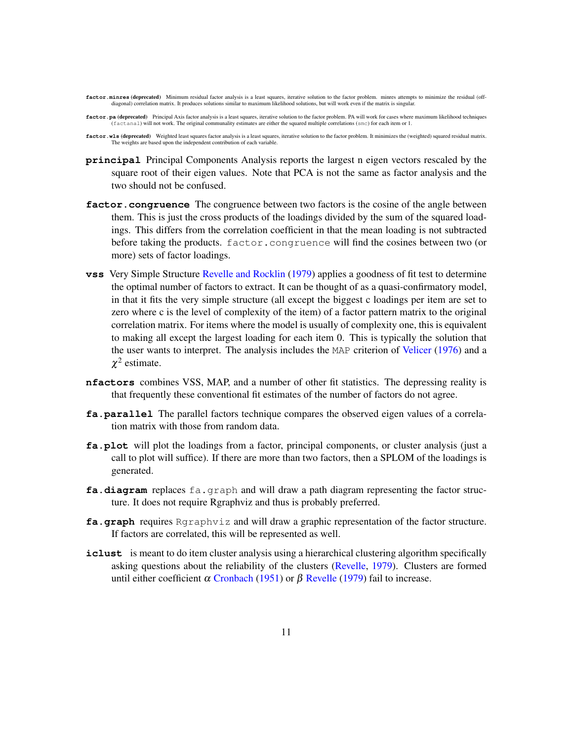**factor.minres (deprecated)** Minimum residual factor analysis is a least squares, iterative solution to the factor problem. minres attempts to minimize the residual (off-diagonal) correlation matrix. It produces solutions similar to maximum likelihood solutions, but will work even if the matrix is singular.

**factor.pa (deprecated)** Principal Axis factor analysis is a least squares, iterative solution to the factor problem. PA will work for cases where maximum likelihood techniques (factanal) will not work. The original communality estimates are either the squared multiple correlations (smc) for each item or 1.

**factor.wls (deprecated)** Weighted least squares factor analysis is a least squares, iterative solution to the factor problem. It minimizes the (weighted) squared residual matrix. The weights are based upon the independent contribution of each variable.

**principal** Principal Components Analysis reports the largest n eigen vectors rescaled by the square root of their eigen values. Note that PCA is not the same as factor analysis and the two should not be confused.

**factor.congruence** The congruence between two factors is the cosine of the angle between them. This is just the cross products of the loadings divided by the sum of the squared loadings. This differs from the correlation coefficient in that the mean loading is not subtracted before taking the products. factor.congruence will find the cosines between two (or more) sets of factor loadings.

**vss** Very Simple Structure Revelle and Rocklin (1979) applies a goodness of fit test to determine the optimal number of factors to extract. It can be thought of as a quasi-confirmatory model, in that it fits the very simple structure (all except the biggest c loadings per item are set to zero where c is the level of complexity of the item) of a factor pattern matrix to the original correlation matrix. For items where the model is usually of complexity one, this is equivalent to making all except the largest loading for each item 0. This is typically the solution that the user wants to interpret. The analysis includes the MAP criterion of Velicer (1976) and a $\chi^2$ estimate.

**nfactors** combines VSS, MAP, and a number of other fit statistics. The depressing reality is that frequently these conventional fit estimates of the number of factors do not agree.

**fa.parallel** The parallel factors technique compares the observed eigen values of a correlation matrix with those from random data.

**fa.plot** will plot the loadings from a factor, principal components, or cluster analysis (just a call to plot will suffice). If there are more than two factors, then a SPLOM of the loadings is generated.

**fa.diagram** replaces fa.graph and will draw a path diagram representing the factor structure. It does not require Rgraphviz and thus is probably preferred.

**fa.graph** requires Rgraphviz and will draw a graphic representation of the factor structure. If factors are correlated, this will be represented as well.

**iclust** is meant to do item cluster analysis using a hierarchical clustering algorithm specifically asking questions about the reliability of the clusters (Revelle, 1979). Clusters are formed until either coefficient $\alpha$ Cronbach (1951) or $\beta$ Revelle (1979) fail to increase.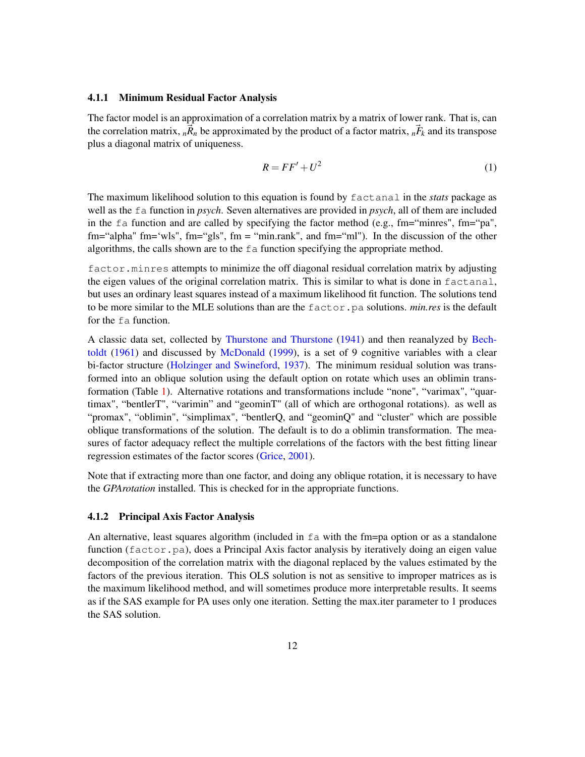### 4.1.1 Minimum Residual Factor Analysis

The factor model is an approximation of a correlation matrix by a matrix of lower rank. That is, can the correlation matrix, ${}_n\vec{R}_n$ be approximated by the product of a factor matrix, ${}_n\vec{F}_k$ and its transpose plus a diagonal matrix of uniqueness.

$$R = FF' + U^2 \tag{1}$$

The maximum likelihood solution to this equation is found by `factanal` in the *stats* package as well as the `fa` function in *psych*. Seven alternatives are provided in *psych*, all of them are included in the `fa` function and are called by specifying the factor method (e.g., fm="minres", fm="pa", fm="alpha" fm='wls", fm="gls", fm = "min.rank", and fm="ml"). In the discussion of the other algorithms, the calls shown are to the `fa` function specifying the appropriate method.

`factor.minres` attempts to minimize the off diagonal residual correlation matrix by adjusting the eigen values of the original correlation matrix. This is similar to what is done in `factanal`, but uses an ordinary least squares instead of a maximum likelihood fit function. The solutions tend to be more similar to the MLE solutions than are the `factor.pa` solutions. *min.res* is the default for the `fa` function.

A classic data set, collected by Thurstone and Thurstone (1941) and then reanalyzed by Bechtoldt (1961) and discussed by McDonald (1999), is a set of 9 cognitive variables with a clear bi-factor structure (Holzinger and Swineford, 1937). The minimum residual solution was transformed into an oblique solution using the default option on rotate which uses an oblimin transformation (Table 1). Alternative rotations and transformations include "none", "varimax", "quartimax", "bentlerT", "varimin" and "geominT" (all of which are orthogonal rotations). as well as "promax", "oblimin", "simplimax", "bentlerQ, and "geominQ" and "cluster" which are possible oblique transformations of the solution. The default is to do a oblimin transformation. The measures of factor adequacy reflect the multiple correlations of the factors with the best fitting linear regression estimates of the factor scores (Grice, 2001).

Note that if extracting more than one factor, and doing any oblique rotation, it is necessary to have the *GPArotation* installed. This is checked for in the appropriate functions.

### 4.1.2 Principal Axis Factor Analysis

An alternative, least squares algorithm (included in `fa` with the fm=pa option or as a standalone function (`factor.pa`), does a Principal Axis factor analysis by iteratively doing an eigen value decomposition of the correlation matrix with the diagonal replaced by the values estimated by the factors of the previous iteration. This OLS solution is not as sensitive to improper matrices as is the maximum likelihood method, and will sometimes produce more interpretable results. It seems as if the SAS example for PA uses only one iteration. Setting the max.iter parameter to 1 produces the SAS solution.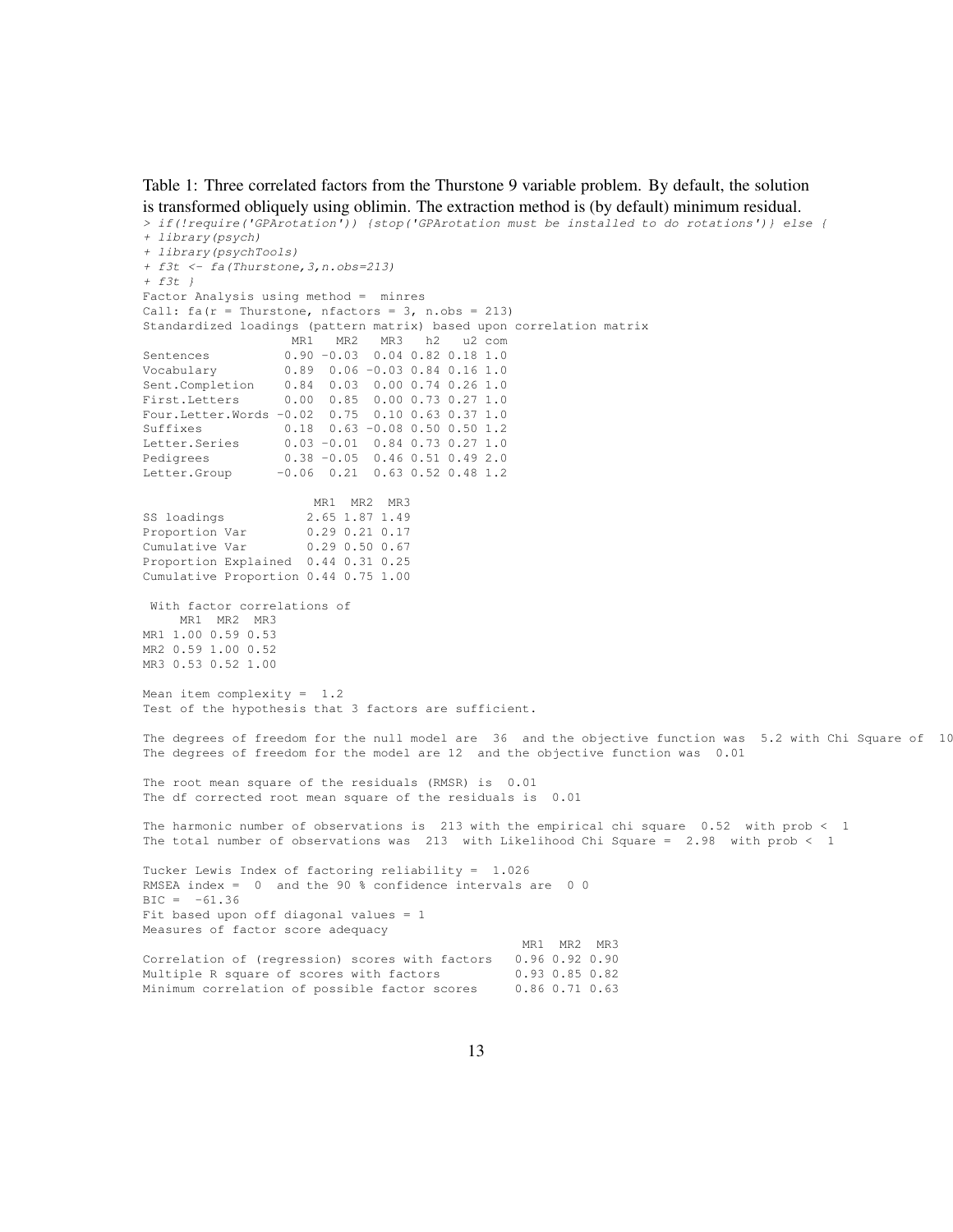Table 1: Three correlated factors from the Thurstone 9 variable problem. By default, the solution is transformed obliquely using oblimin. The extraction method is (by default) minimum residual.

```
> if(!require('GPArotation')) {stop('GPArotation must be installed to do rotations')} else {
+ library(psych)
+ library(psychTools)
+ f3t <- fa(Thurstone,3,n.obs=213)
+ f3t }
Factor Analysis using method =  minres
Call: fa(r = Thurstone, nfactors = 3, n.obs = 213)
Standardized loadings (pattern matrix) based upon correlation matrix
                    MR1   MR2   MR3   h2   u2 com
Sentences          0.90 -0.03  0.04 0.82 0.18 1.0
Vocabulary         0.89  0.06 -0.03 0.84 0.16 1.0
Sent.Completion    0.84  0.03  0.00 0.74 0.26 1.0
First.Letters      0.00  0.85  0.00 0.73 0.27 1.0
Four.Letter.Words -0.02  0.75  0.10 0.63 0.37 1.0
Suffixes           0.18  0.63 -0.08 0.50 0.50 1.2
Letter.Series      0.03 -0.01  0.84 0.73 0.27 1.0
Pedigrees          0.38 -0.05  0.46 0.51 0.49 2.0
Letter.Group      -0.06  0.21  0.63 0.52 0.48 1.2

                       MR1  MR2  MR3
SS loadings           2.65 1.87 1.49
Proportion Var        0.29 0.21 0.17
Cumulative Var        0.29 0.50 0.67
Proportion Explained  0.44 0.31 0.25
Cumulative Proportion 0.44 0.75 1.00

 With factor correlations of 
     MR1  MR2  MR3
MR1 1.00 0.59 0.53
MR2 0.59 1.00 0.52
MR3 0.53 0.52 1.00

Mean item complexity =  1.2
Test of the hypothesis that 3 factors are sufficient.

The degrees of freedom for the null model are  36  and the objective function was  5.2 with Chi Square of  10
The degrees of freedom for the model are 12  and the objective function was  0.01 

The root mean square of the residuals (RMSR) is  0.01 
The df corrected root mean square of the residuals is  0.01 

The harmonic number of observations is  213 with the empirical chi square  0.52  with prob <  1 
The total number of observations was  213  with Likelihood Chi Square =  2.98  with prob <  1 

Tucker Lewis Index of factoring reliability =  1.026
RMSEA index =  0  and the 90 % confidence intervals are  0 0
BIC =  -61.36
Fit based upon off diagonal values = 1
Measures of factor score adequacy             
                                                   MR1  MR2  MR3
Correlation of (regression) scores with factors   0.96 0.92 0.90
Multiple R square of scores with factors          0.93 0.85 0.82
Minimum correlation of possible factor scores     0.86 0.71 0.63
```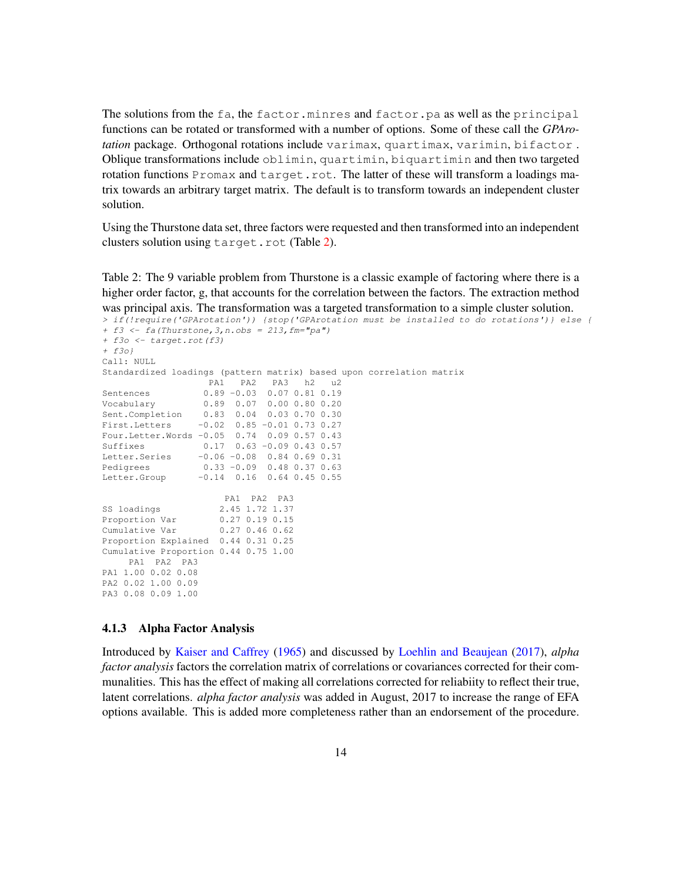The solutions from the `fa`, the `factor.minres` and `factor.pa` as well as the `principal` functions can be rotated or transformed with a number of options. Some of these call the *GPArotation* package. Orthogonal rotations include `varimax`, `quartimax`, `varimin`, `bifactor` . Oblique transformations include `oblimin`, `quartimin`, `biquartimin` and then two targeted rotation functions `Promax` and `target.rot`. The latter of these will transform a loadings matrix towards an arbitrary target matrix. The default is to transform towards an independent cluster solution.

Using the Thurstone data set, three factors were requested and then transformed into an independent clusters solution using `target.rot` (Table 2).

Table 2: The 9 variable problem from Thurstone is a classic example of factoring where there is a higher order factor, g, that accounts for the correlation between the factors. The extraction method was principal axis. The transformation was a targeted transformation to a simple cluster solution.

```
> if(!require('GPArotation')) {stop('GPArotation must be installed to do rotations')} else {
+ f3 <- fa(Thurstone,3,n.obs = 213,fm="pa")
+ f3o <- target.rot(f3)
+ f3o}
Call: NULL
Standardized loadings (pattern matrix) based upon correlation matrix
                    PA1   PA2   PA3   h2   u2
Sentences          0.89 -0.03  0.07 0.81 0.19
Vocabulary         0.89  0.07  0.00 0.80 0.20
Sent.Completion    0.83  0.04  0.03 0.70 0.30
First.Letters     -0.02  0.85 -0.01 0.73 0.27
Four.Letter.Words -0.05  0.74  0.09 0.57 0.43
Suffixes           0.17  0.63 -0.09 0.43 0.57
Letter.Series     -0.06 -0.08  0.84 0.69 0.31
Pedigrees          0.33 -0.09  0.48 0.37 0.63
Letter.Group      -0.14  0.16  0.64 0.45 0.55

                       PA1  PA2  PA3
SS loadings           2.45 1.72 1.37
Proportion Var        0.27 0.19 0.15
Cumulative Var        0.27 0.46 0.62
Proportion Explained  0.44 0.31 0.25
Cumulative Proportion 0.44 0.75 1.00
     PA1  PA2  PA3
PA1 1.00 0.02 0.08
PA2 0.02 1.00 0.09
PA3 0.08 0.09 1.00
```

#### 4.1.3 Alpha Factor Analysis

Introduced by Kaiser and Caffrey (1965) and discussed by Loehlin and Beaujean (2017), *alpha factor analysis* factors the correlation matrix of correlations or covariances corrected for their communalities. This has the effect of making all correlations corrected for reliabiity to reflect their true, latent correlations. *alpha factor analysis* was added in August, 2017 to increase the range of EFA options available. This is added more completeness rather than an endorsement of the procedure.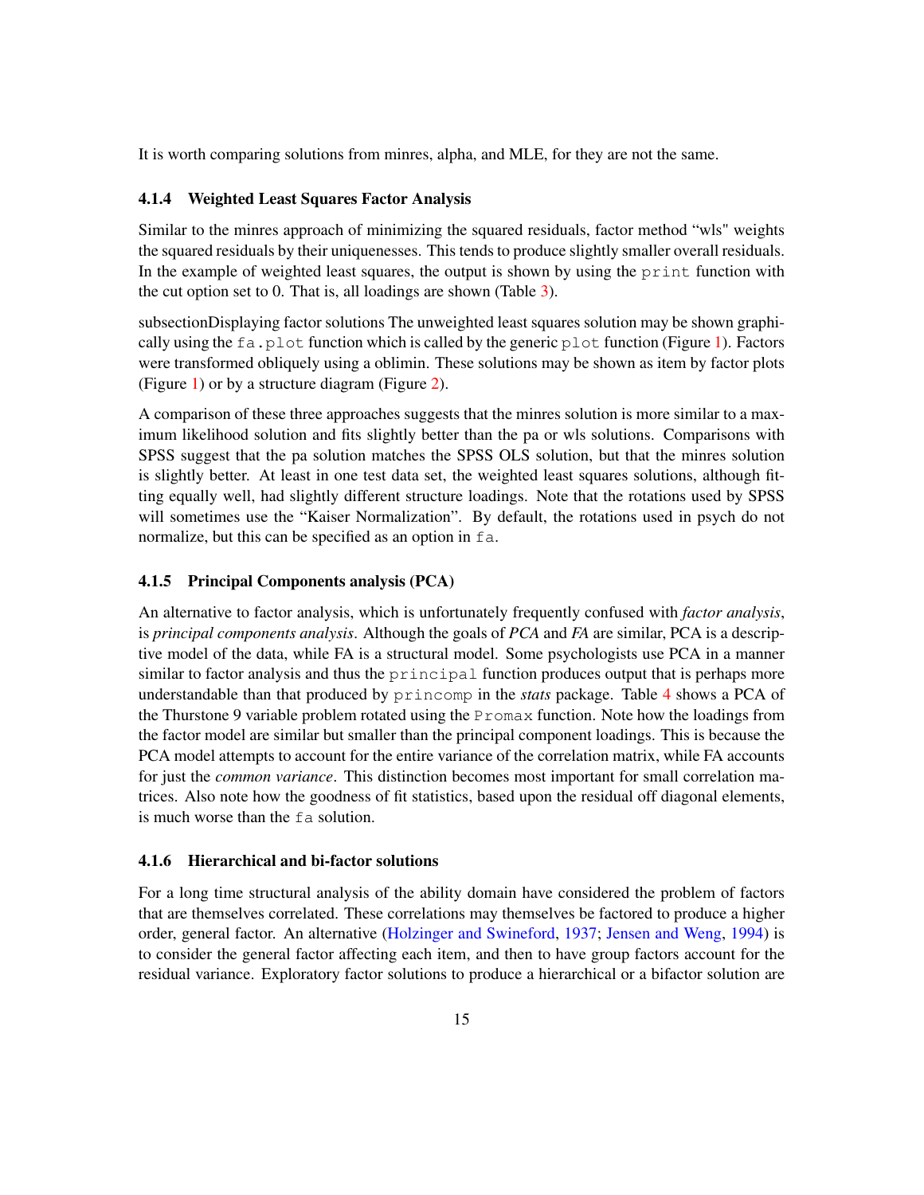It is worth comparing solutions from minres, alpha, and MLE, for they are not the same.

### 4.1.4 Weighted Least Squares Factor Analysis

Similar to the minres approach of minimizing the squared residuals, factor method "wls" weights the squared residuals by their uniquenesses. This tends to produce slightly smaller overall residuals. In the example of weighted least squares, the output is shown by using the `print` function with the cut option set to 0. That is, all loadings are shown (Table 3).

subsectionDisplaying factor solutions The unweighted least squares solution may be shown graphically using the `fa.plot` function which is called by the generic `plot` function (Figure 1). Factors were transformed obliquely using a oblimin. These solutions may be shown as item by factor plots (Figure 1) or by a structure diagram (Figure 2).

A comparison of these three approaches suggests that the minres solution is more similar to a maximum likelihood solution and fits slightly better than the pa or wls solutions. Comparisons with SPSS suggest that the pa solution matches the SPSS OLS solution, but that the minres solution is slightly better. At least in one test data set, the weighted least squares solutions, although fitting equally well, had slightly different structure loadings. Note that the rotations used by SPSS will sometimes use the "Kaiser Normalization". By default, the rotations used in psych do not normalize, but this can be specified as an option in `fa`.

### 4.1.5 Principal Components analysis (PCA)

An alternative to factor analysis, which is unfortunately frequently confused with *factor analysis*, is *principal components analysis*. Although the goals of *PCA* and *FA* are similar, PCA is a descriptive model of the data, while FA is a structural model. Some psychologists use PCA in a manner similar to factor analysis and thus the `principal` function produces output that is perhaps more understandable than that produced by `princomp` in the *stats* package. Table 4 shows a PCA of the Thurstone 9 variable problem rotated using the `Promax` function. Note how the loadings from the factor model are similar but smaller than the principal component loadings. This is because the PCA model attempts to account for the entire variance of the correlation matrix, while FA accounts for just the *common variance*. This distinction becomes most important for small correlation matrices. Also note how the goodness of fit statistics, based upon the residual off diagonal elements, is much worse than the `fa` solution.

### 4.1.6 Hierarchical and bi-factor solutions

For a long time structural analysis of the ability domain have considered the problem of factors that are themselves correlated. These correlations may themselves be factored to produce a higher order, general factor. An alternative (Holzinger and Swineford, 1937; Jensen and Weng, 1994) is to consider the general factor affecting each item, and then to have group factors account for the residual variance. Exploratory factor solutions to produce a hierarchical or a bifactor solution are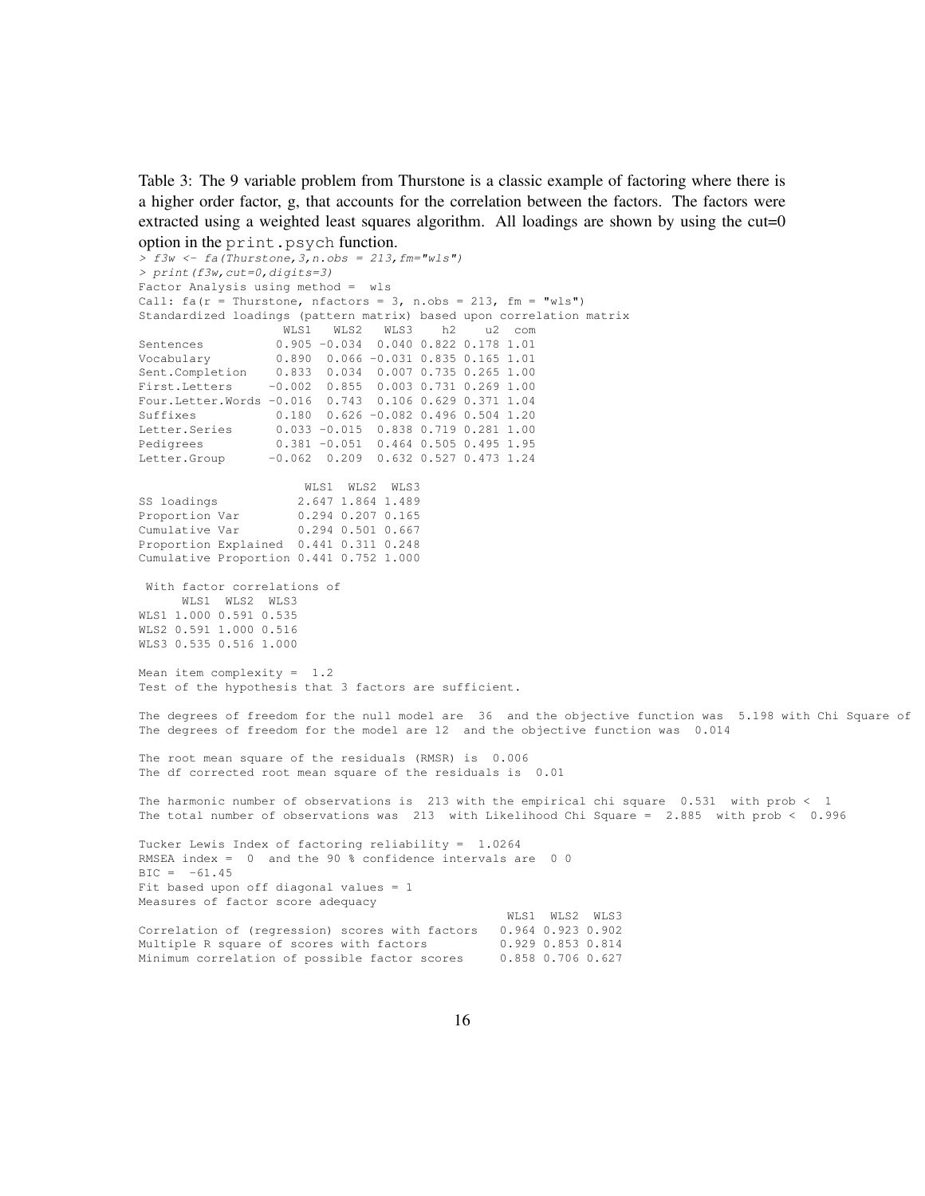Table 3: The 9 variable problem from Thurstone is a classic example of factoring where there is a higher order factor, g, that accounts for the correlation between the factors. The factors were extracted using a weighted least squares algorithm. All loadings are shown by using the cut=0 option in the `print.psych` function.

```
> f3w <- fa(Thurstone,3,n.obs = 213,fm="wls")
> print(f3w,cut=0,digits=3)
Factor Analysis using method =  wls
Call: fa(r = Thurstone, nfactors = 3, n.obs = 213, fm = "wls")
Standardized loadings (pattern matrix) based upon correlation matrix
                   WLS1   WLS2   WLS3    h2    u2  com
Sentences          0.905 -0.034  0.040 0.822 0.178 1.01
Vocabulary         0.890  0.066 -0.031 0.835 0.165 1.01
Sent.Completion    0.833  0.034  0.007 0.735 0.265 1.00
First.Letters     -0.002  0.855  0.003 0.731 0.269 1.00
Four.Letter.Words -0.016  0.743  0.106 0.629 0.371 1.04
Suffixes           0.180  0.626 -0.082 0.496 0.504 1.20
Letter.Series      0.033 -0.015  0.838 0.719 0.281 1.00
Pedigrees          0.381 -0.051  0.464 0.505 0.495 1.95
Letter.Group      -0.062  0.209  0.632 0.527 0.473 1.24

                       WLS1  WLS2  WLS3
SS loadings           2.647 1.864 1.489
Proportion Var        0.294 0.207 0.165
Cumulative Var        0.294 0.501 0.667
Proportion Explained  0.441 0.311 0.248
Cumulative Proportion 0.441 0.752 1.000

 With factor correlations of
      WLS1  WLS2  WLS3
WLS1 1.000 0.591 0.535
WLS2 0.591 1.000 0.516
WLS3 0.535 0.516 1.000

Mean item complexity =  1.2
Test of the hypothesis that 3 factors are sufficient.

The degrees of freedom for the null model are  36  and the objective function was  5.198 with Chi Square of
The degrees of freedom for the model are 12  and the objective function was  0.014

The root mean square of the residuals (RMSR) is  0.006
The df corrected root mean square of the residuals is  0.01

The harmonic number of observations is  213 with the empirical chi square  0.531  with prob <  1
The total number of observations was  213  with Likelihood Chi Square =  2.885  with prob <  0.996

Tucker Lewis Index of factoring reliability =  1.0264
RMSEA index =  0  and the 90 % confidence intervals are  0 0
BIC =  -61.45
Fit based upon off diagonal values = 1
Measures of factor score adequacy
                                                   WLS1  WLS2  WLS3
Correlation of (regression) scores with factors   0.964 0.923 0.902
Multiple R square of scores with factors          0.929 0.853 0.814
Minimum correlation of possible factor scores     0.858 0.706 0.627
```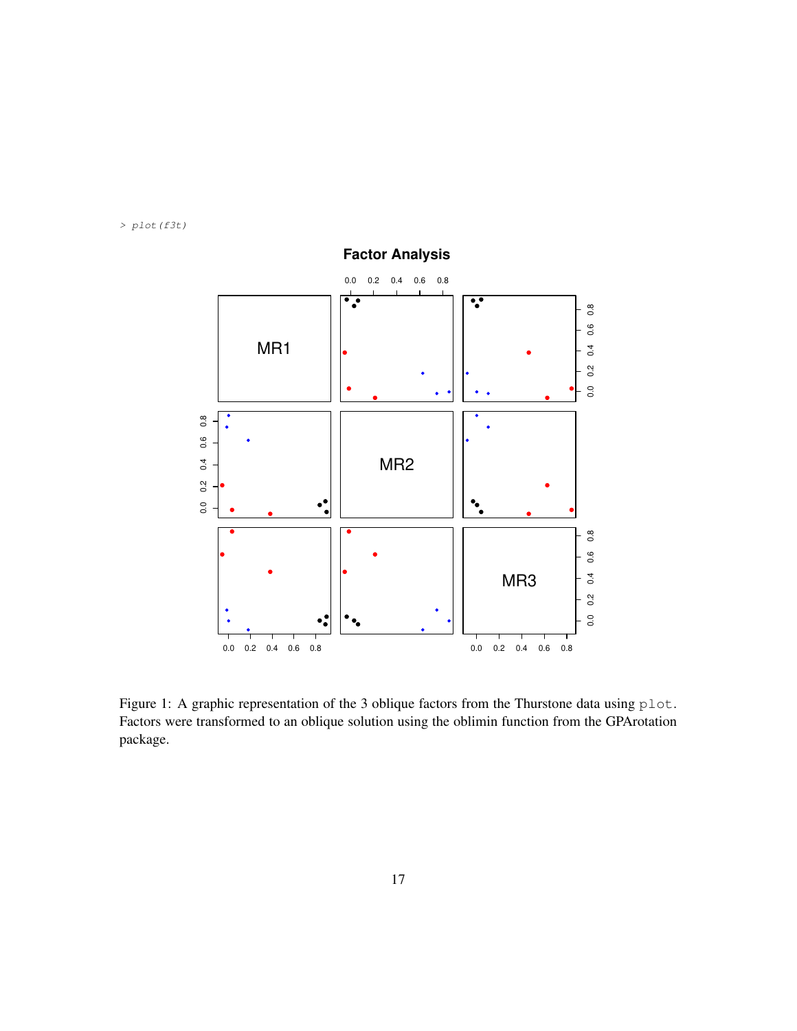```
> plot(f3t)
```

Figure 1: A graphic representation of the 3 oblique factors from the Thurstone data using `plot`. Factors were transformed to an oblique solution using the oblimin function from the GPArotation package.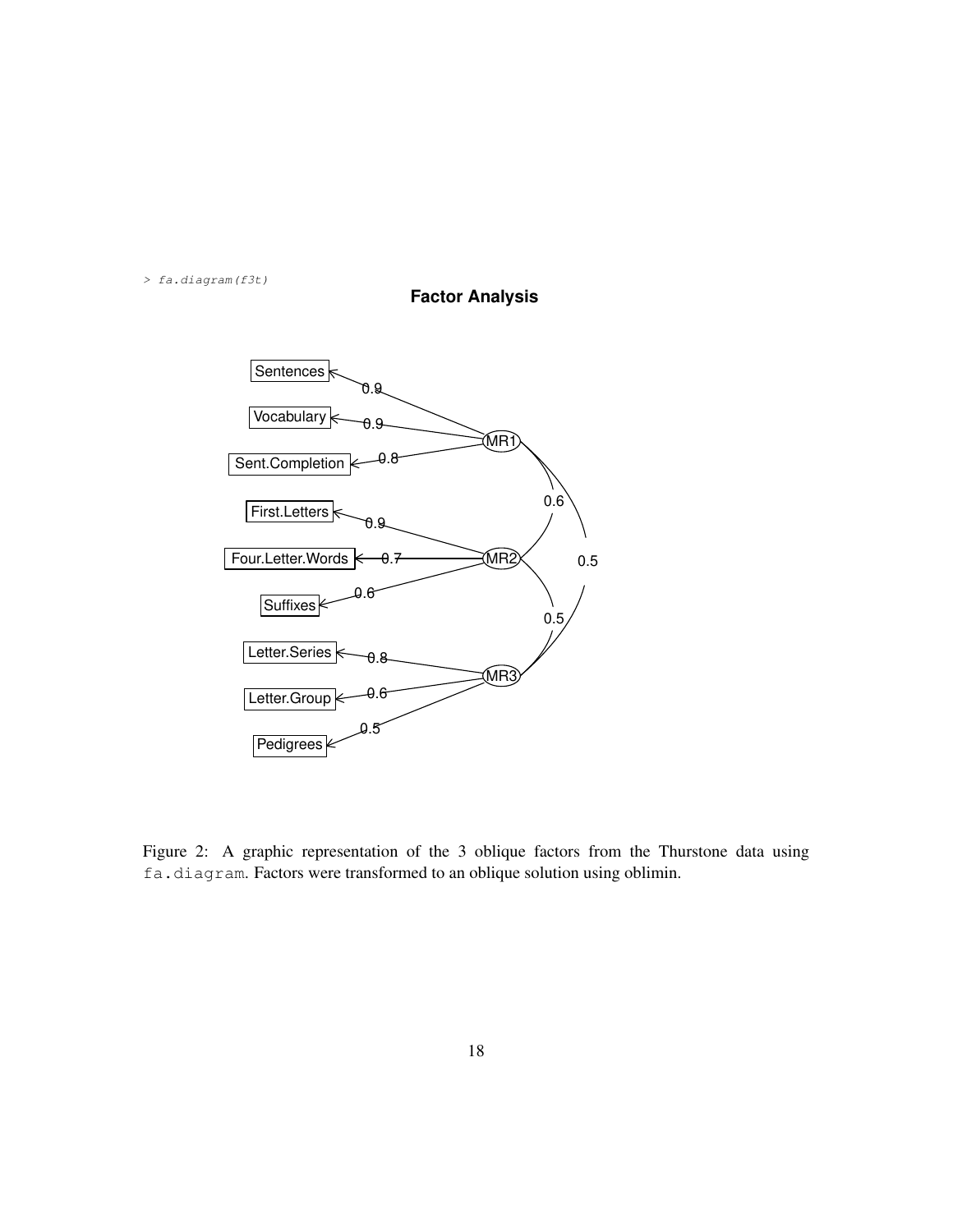```
> fa.diagram(f3t)
```

**Factor Analysis**

Sentences, Vocabulary, Sent.Completion — MR1 (0.9, 0.9, 0.8)

First.Letters, Four.Letter.Words, Suffixes — MR2 (0.9, 0.7, 0.6)

Letter.Series, Letter.Group, Pedigrees — MR3 (0.8, 0.6, 0.5)

MR1–MR2: 0.6; MR2–MR3: 0.5; MR1–MR3: 0.5

Figure 2: A graphic representation of the 3 oblique factors from the Thurstone data using `fa.diagram`. Factors were transformed to an oblique solution using oblimin.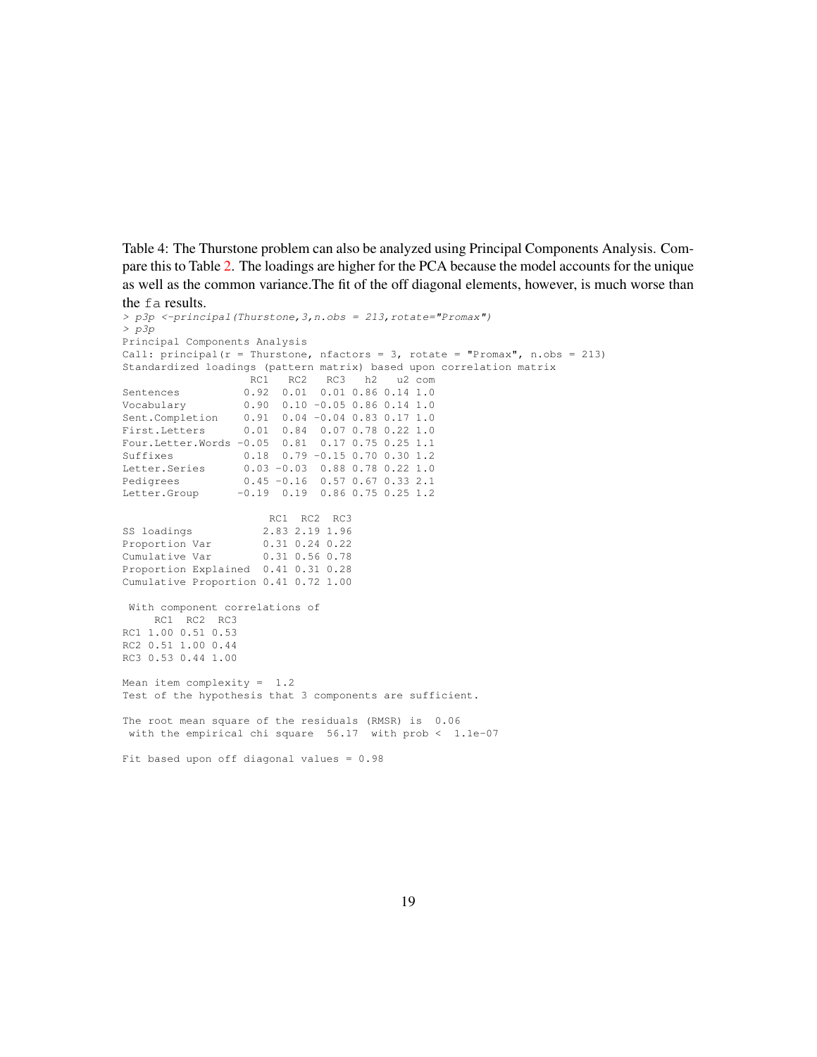Table 4: The Thurstone problem can also be analyzed using Principal Components Analysis. Compare this to Table 2. The loadings are higher for the PCA because the model accounts for the unique as well as the common variance.The fit of the off diagonal elements, however, is much worse than the `fa` results.

```
> p3p <-principal(Thurstone,3,n.obs = 213,rotate="Promax")
> p3p
Principal Components Analysis
Call: principal(r = Thurstone, nfactors = 3, rotate = "Promax", n.obs = 213)
Standardized loadings (pattern matrix) based upon correlation matrix
                  RC1   RC2   RC3   h2   u2 com
Sentences          0.92  0.01  0.01 0.86 0.14 1.0
Vocabulary         0.90  0.10 -0.05 0.86 0.14 1.0
Sent.Completion    0.91  0.04 -0.04 0.83 0.17 1.0
First.Letters      0.01  0.84  0.07 0.78 0.22 1.0
Four.Letter.Words -0.05  0.81  0.17 0.75 0.25 1.1
Suffixes           0.18  0.79 -0.15 0.70 0.30 1.2
Letter.Series      0.03 -0.03  0.88 0.78 0.22 1.0
Pedigrees          0.45 -0.16  0.57 0.67 0.33 2.1
Letter.Group      -0.19  0.19  0.86 0.75 0.25 1.2

                       RC1  RC2  RC3
SS loadings           2.83 2.19 1.96
Proportion Var        0.31 0.24 0.22
Cumulative Var        0.31 0.56 0.78
Proportion Explained  0.41 0.31 0.28
Cumulative Proportion 0.41 0.72 1.00

 With component correlations of 
     RC1  RC2  RC3
RC1 1.00 0.51 0.53
RC2 0.51 1.00 0.44
RC3 0.53 0.44 1.00

Mean item complexity =  1.2
Test of the hypothesis that 3 components are sufficient.

The root mean square of the residuals (RMSR) is  0.06 
 with the empirical chi square  56.17  with prob <  1.1e-07 

Fit based upon off diagonal values = 0.98
```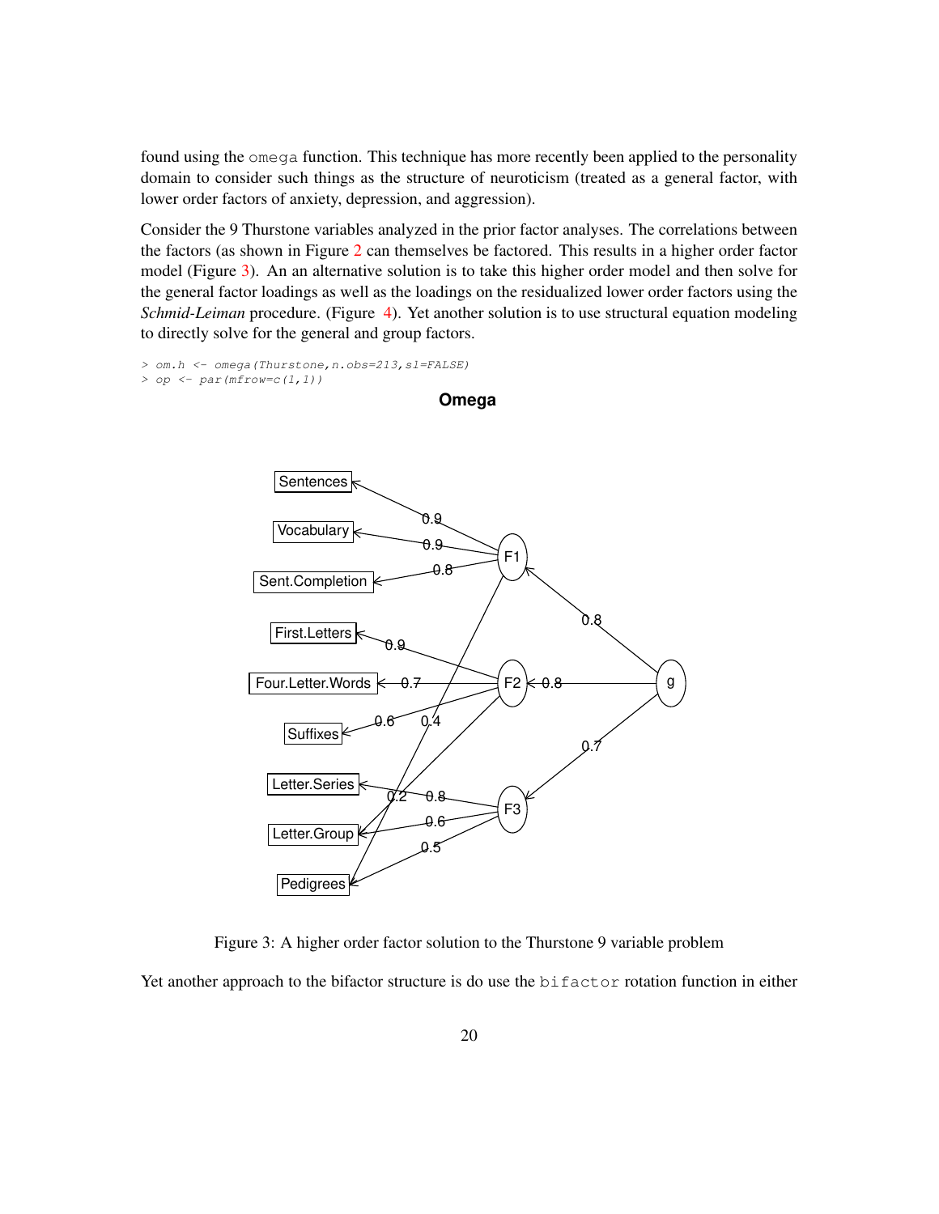found using the omega function. This technique has more recently been applied to the personality domain to consider such things as the structure of neuroticism (treated as a general factor, with lower order factors of anxiety, depression, and aggression).

Consider the 9 Thurstone variables analyzed in the prior factor analyses. The correlations between the factors (as shown in Figure 2 can themselves be factored. This results in a higher order factor model (Figure 3). An an alternative solution is to take this higher order model and then solve for the general factor loadings as well as the loadings on the residualized lower order factors using the *Schmid-Leiman* procedure. (Figure 4). Yet another solution is to use structural equation modeling to directly solve for the general and group factors.

```
> om.h <- omega(Thurstone,n.obs=213,sl=FALSE)
> op <- par(mfrow=c(1,1))
```

Figure 3: A higher order factor solution to the Thurstone 9 variable problem

Yet another approach to the bifactor structure is do use the bifactor rotation function in either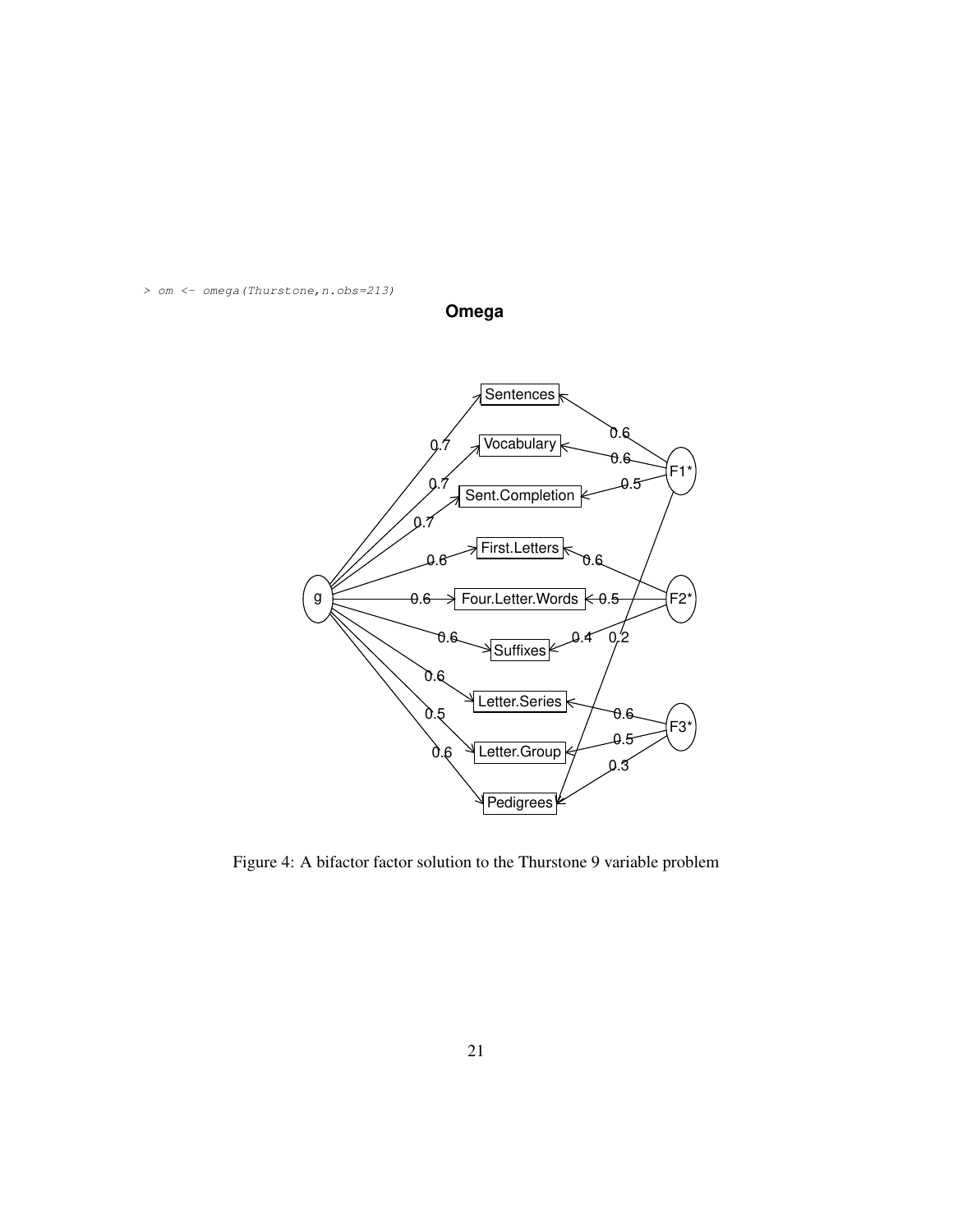```
> om <- omega(Thurstone,n.obs=213)
```

Figure 4: A bifactor factor solution to the Thurstone 9 variable problem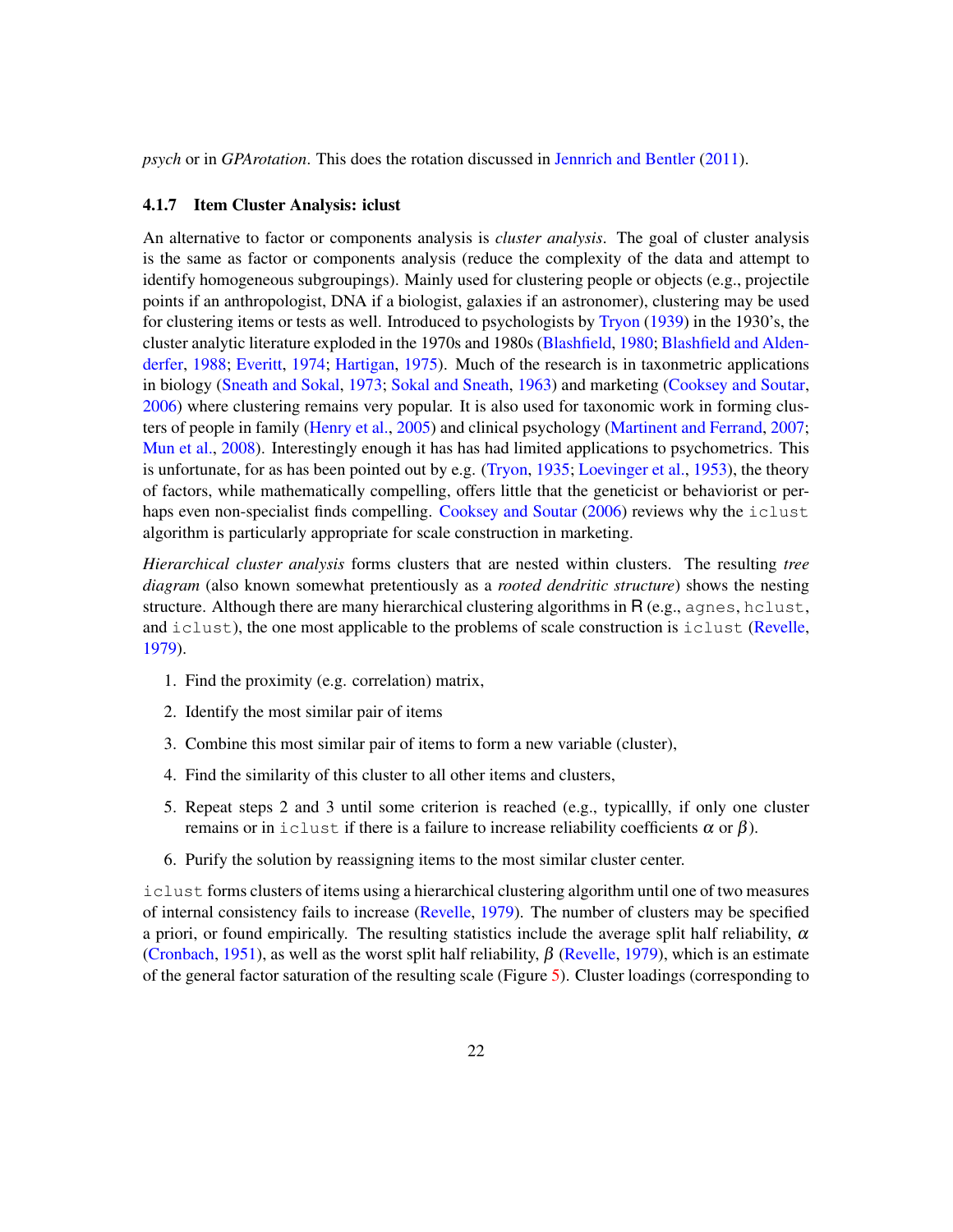*psych* or in *GPArotation*. This does the rotation discussed in Jennrich and Bentler (2011).

### 4.1.7 Item Cluster Analysis: iclust

An alternative to factor or components analysis is *cluster analysis*. The goal of cluster analysis is the same as factor or components analysis (reduce the complexity of the data and attempt to identify homogeneous subgroupings). Mainly used for clustering people or objects (e.g., projectile points if an anthropologist, DNA if a biologist, galaxies if an astronomer), clustering may be used for clustering items or tests as well. Introduced to psychologists by Tryon (1939) in the 1930's, the cluster analytic literature exploded in the 1970s and 1980s (Blashfield, 1980; Blashfield and Aldenderfer, 1988; Everitt, 1974; Hartigan, 1975). Much of the research is in taxonmetric applications in biology (Sneath and Sokal, 1973; Sokal and Sneath, 1963) and marketing (Cooksey and Soutar, 2006) where clustering remains very popular. It is also used for taxonomic work in forming clusters of people in family (Henry et al., 2005) and clinical psychology (Martinent and Ferrand, 2007; Mun et al., 2008). Interestingly enough it has has had limited applications to psychometrics. This is unfortunate, for as has been pointed out by e.g. (Tryon, 1935; Loevinger et al., 1953), the theory of factors, while mathematically compelling, offers little that the geneticist or behaviorist or perhaps even non-specialist finds compelling. Cooksey and Soutar (2006) reviews why the `iclust` algorithm is particularly appropriate for scale construction in marketing.

*Hierarchical cluster analysis* forms clusters that are nested within clusters. The resulting *tree diagram* (also known somewhat pretentiously as a *rooted dendritic structure*) shows the nesting structure. Although there are many hierarchical clustering algorithms in R (e.g., `agnes`, `hclust`, and `iclust`), the one most applicable to the problems of scale construction is `iclust` (Revelle, 1979).

1. Find the proximity (e.g. correlation) matrix,
2. Identify the most similar pair of items
3. Combine this most similar pair of items to form a new variable (cluster),
4. Find the similarity of this cluster to all other items and clusters,
5. Repeat steps 2 and 3 until some criterion is reached (e.g., typicallly, if only one cluster remains or in `iclust` if there is a failure to increase reliability coefficients $\alpha$ or $\beta$).
6. Purify the solution by reassigning items to the most similar cluster center.

`iclust` forms clusters of items using a hierarchical clustering algorithm until one of two measures of internal consistency fails to increase (Revelle, 1979). The number of clusters may be specified a priori, or found empirically. The resulting statistics include the average split half reliability, $\alpha$ (Cronbach, 1951), as well as the worst split half reliability, $\beta$ (Revelle, 1979), which is an estimate of the general factor saturation of the resulting scale (Figure 5). Cluster loadings (corresponding to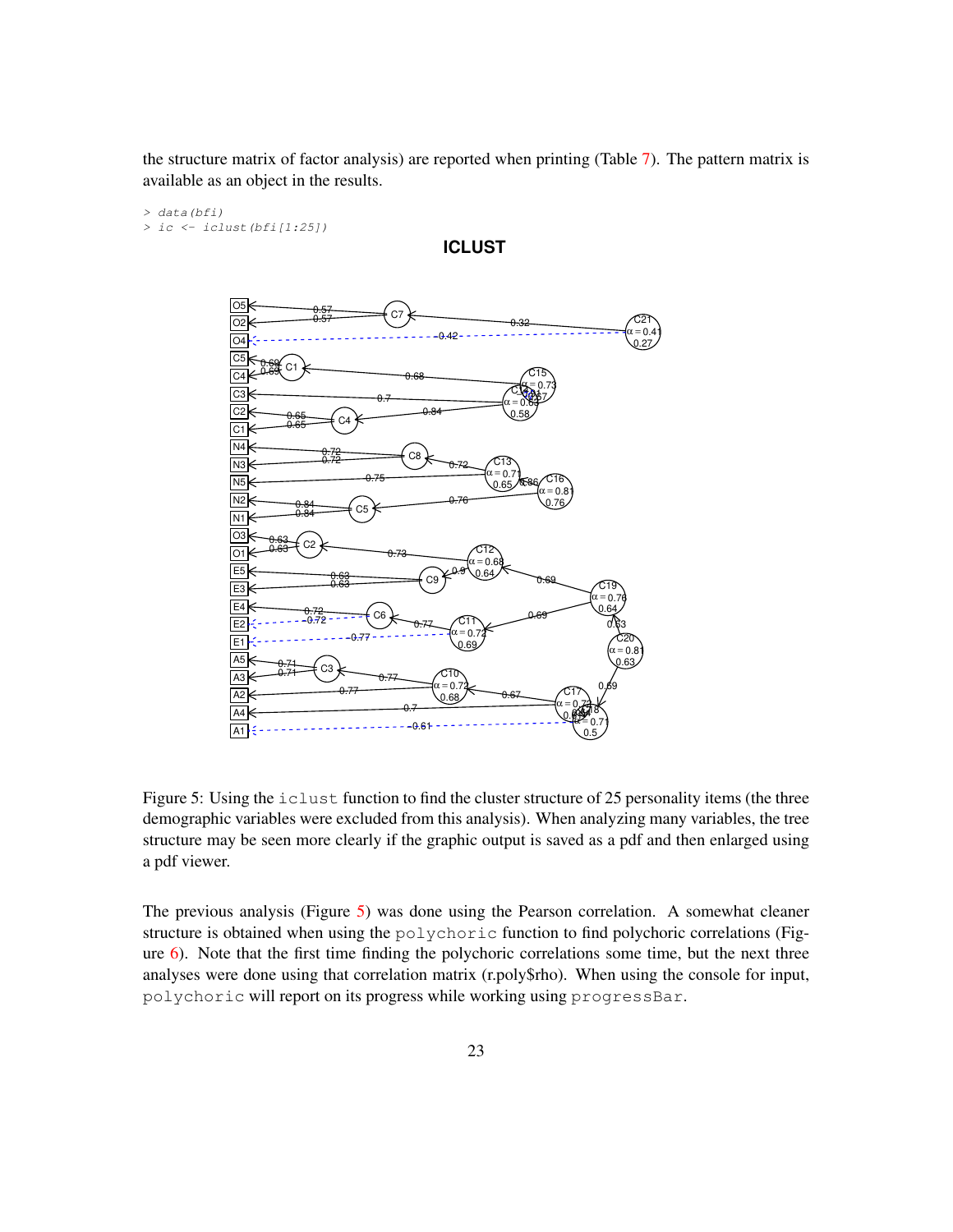the structure matrix of factor analysis) are reported when printing (Table 7). The pattern matrix is available as an object in the results.

```
> data(bfi)
> ic <- iclust(bfi[1:25])
```

Figure 5: Using the iclust function to find the cluster structure of 25 personality items (the three demographic variables were excluded from this analysis). When analyzing many variables, the tree structure may be seen more clearly if the graphic output is saved as a pdf and then enlarged using a pdf viewer.

The previous analysis (Figure 5) was done using the Pearson correlation. A somewhat cleaner structure is obtained when using the polychoric function to find polychoric correlations (Figure 6). Note that the first time finding the polychoric correlations some time, but the next three analyses were done using that correlation matrix (r.poly$rho). When using the console for input, polychoric will report on its progress while working using progressBar.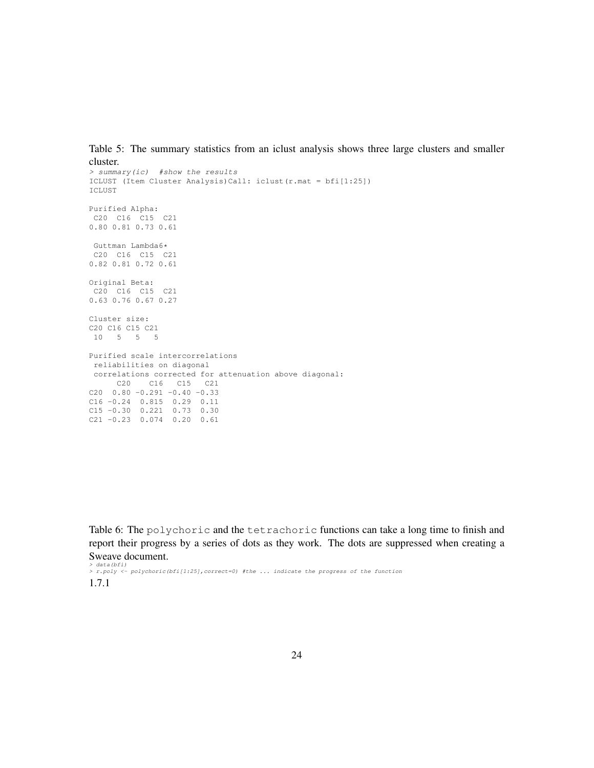Table 5: The summary statistics from an iclust analysis shows three large clusters and smaller cluster.

```
> summary(ic)  #show the results
ICLUST (Item Cluster Analysis)Call: iclust(r.mat = bfi[1:25])
ICLUST

Purified Alpha:
 C20  C16  C15  C21
0.80 0.81 0.73 0.61

 Guttman Lambda6*
 C20  C16  C15  C21
0.82 0.81 0.72 0.61

Original Beta:
 C20  C16  C15  C21
0.63 0.76 0.67 0.27

Cluster size:
C20 C16 C15 C21
 10   5   5   5

Purified scale intercorrelations
 reliabilities on diagonal
 correlations corrected for attenuation above diagonal:
      C20    C16   C15   C21
C20  0.80 -0.291 -0.40 -0.33
C16 -0.24  0.815  0.29  0.11
C15 -0.30  0.221  0.73  0.30
C21 -0.23  0.074  0.20  0.61
```

Table 6: The polychoric and the tetrachoric functions can take a long time to finish and report their progress by a series of dots as they work. The dots are suppressed when creating a Sweave document.

```
> data(bfi)
> r.poly <- polychoric(bfi[1:25],correct=0) #the ... indicate the progress of the function
```

1.7.1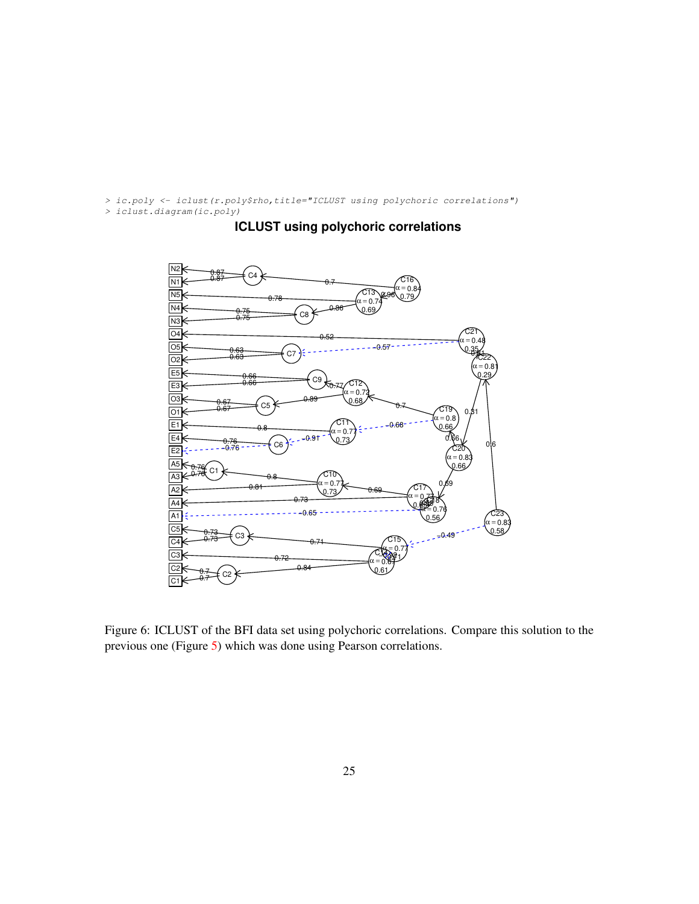```
> ic.poly <- iclust(r.poly$rho,title="ICLUST using polychoric correlations")
> iclust.diagram(ic.poly)
```

Figure 6: ICLUST of the BFI data set using polychoric correlations. Compare this solution to the previous one (Figure 5) which was done using Pearson correlations.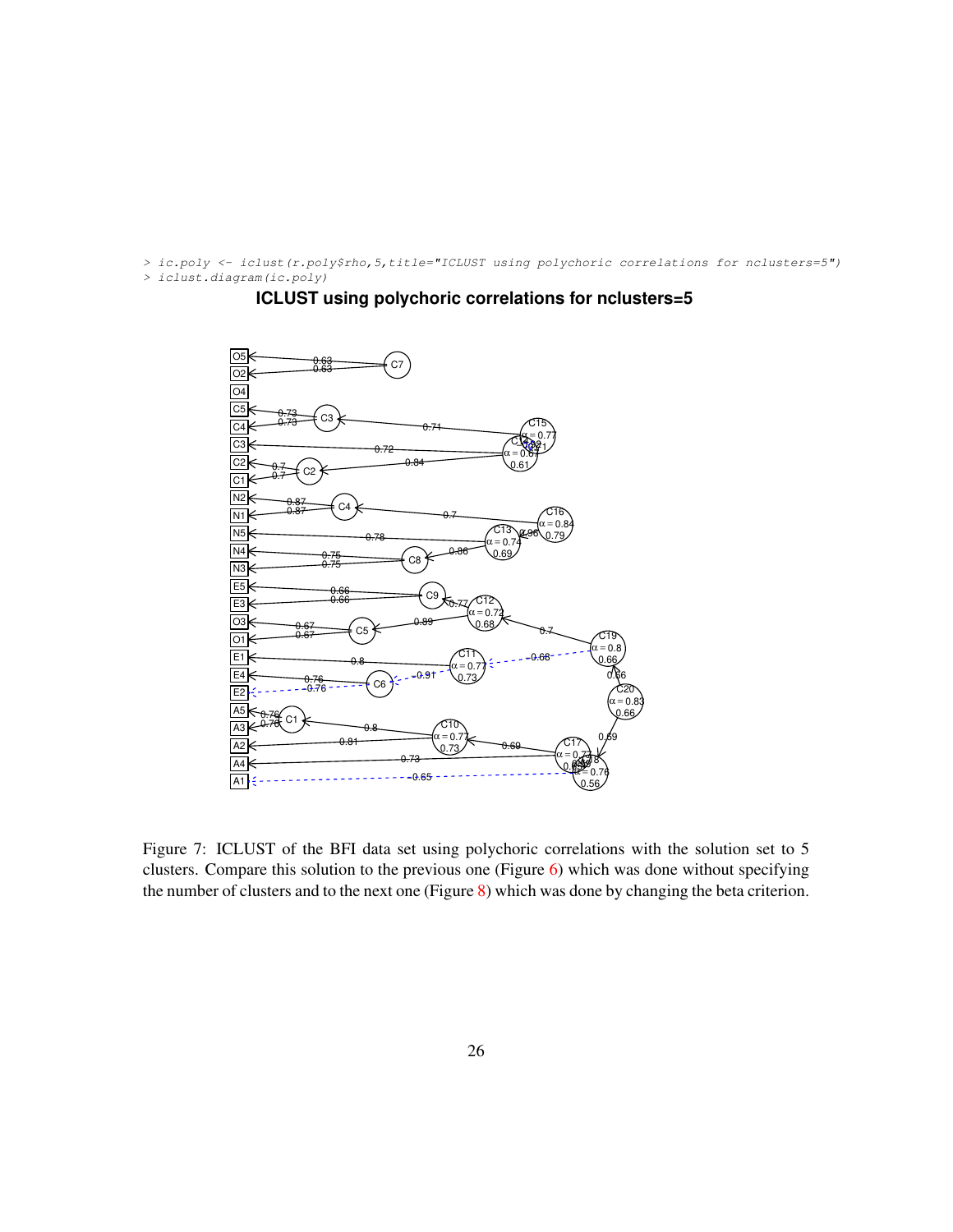```
> ic.poly <- iclust(r.poly$rho,5,title="ICLUST using polychoric correlations for nclusters=5")
> iclust.diagram(ic.poly)
```

Figure 7: ICLUST of the BFI data set using polychoric correlations with the solution set to 5 clusters. Compare this solution to the previous one (Figure 6) which was done without specifying the number of clusters and to the next one (Figure 8) which was done by changing the beta criterion.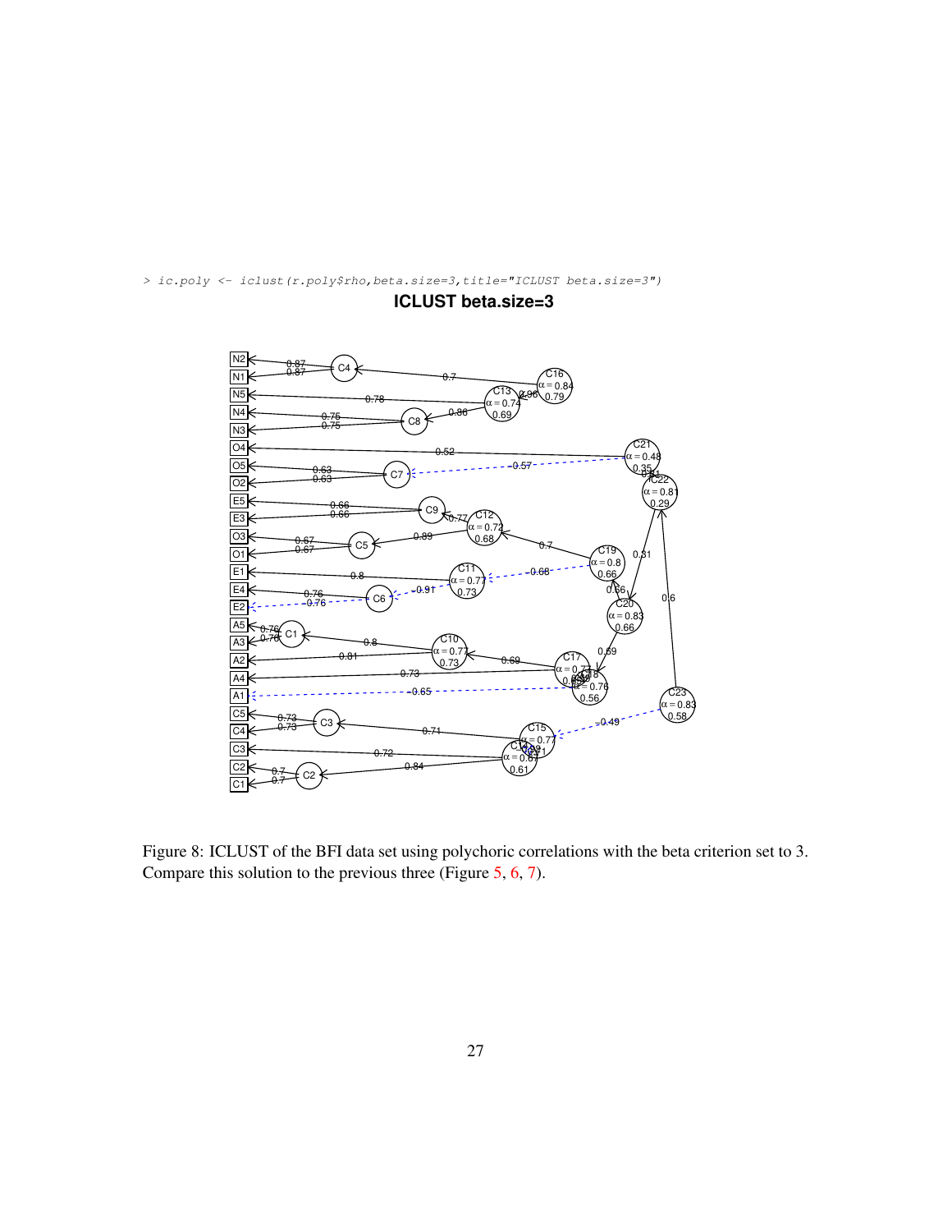```
> ic.poly <- iclust(r.poly$rho,beta.size=3,title="ICLUST beta.size=3")
```

Figure 8: ICLUST of the BFI data set using polychoric correlations with the beta criterion set to 3. Compare this solution to the previous three (Figure 5, 6, 7).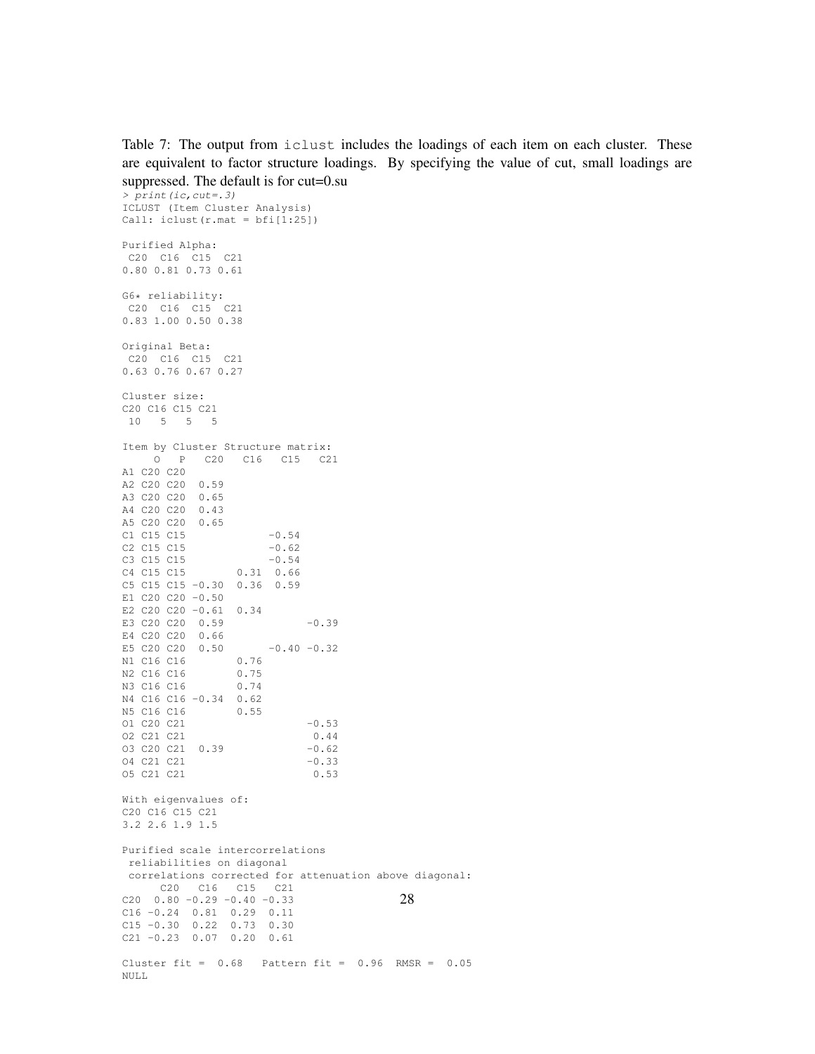Table 7: The output from iclust includes the loadings of each item on each cluster. These are equivalent to factor structure loadings. By specifying the value of cut, small loadings are suppressed. The default is for cut=0.su

```
> print(ic,cut=.3)
ICLUST (Item Cluster Analysis)
Call: iclust(r.mat = bfi[1:25])

Purified Alpha:
 C20  C16  C15  C21
0.80 0.81 0.73 0.61

G6* reliability:
 C20  C16  C15  C21
0.83 1.00 0.50 0.38

Original Beta:
 C20  C16  C15  C21
0.63 0.76 0.67 0.27

Cluster size:
C20 C16 C15 C21
 10   5   5   5

Item by Cluster Structure matrix:
     O   P   C20   C16   C15   C21
A1 C20 C20
A2 C20 C20  0.59
A3 C20 C20  0.65
A4 C20 C20  0.43
A5 C20 C20  0.65
C1 C15 C15             -0.54
C2 C15 C15             -0.62
C3 C15 C15             -0.54
C4 C15 C15        0.31  0.66
C5 C15 C15 -0.30  0.36  0.59
E1 C20 C20 -0.50
E2 C20 C20 -0.61  0.34
E3 C20 C20  0.59             -0.39
E4 C20 C20  0.66
E5 C20 C20  0.50       -0.40 -0.32
N1 C16 C16        0.76
N2 C16 C16        0.75
N3 C16 C16        0.74
N4 C16 C16 -0.34  0.62
N5 C16 C16        0.55
O1 C20 C21                   -0.53
O2 C21 C21                    0.44
O3 C20 C21  0.39             -0.62
O4 C21 C21                   -0.33
O5 C21 C21                    0.53

With eigenvalues of:
C20 C16 C15 C21
3.2 2.6 1.9 1.5

Purified scale intercorrelations
 reliabilities on diagonal
 correlations corrected for attenuation above diagonal:
      C20   C16   C15   C21
C20  0.80 -0.29 -0.40 -0.33
C16 -0.24  0.81  0.29  0.11
C15 -0.30  0.22  0.73  0.30
C21 -0.23  0.07  0.20  0.61

Cluster fit =  0.68   Pattern fit =  0.96  RMSR =  0.05
NULL
```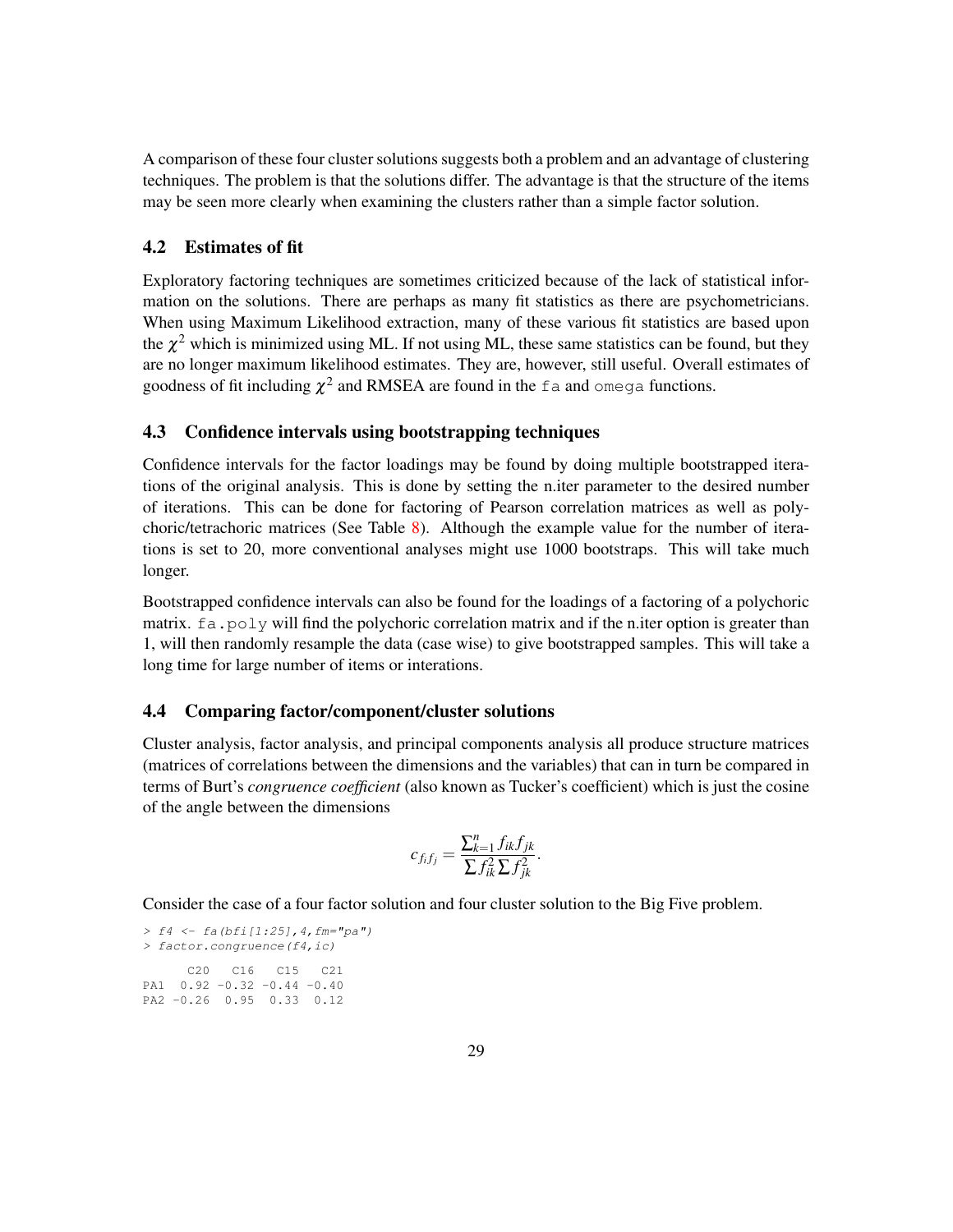A comparison of these four cluster solutions suggests both a problem and an advantage of clustering techniques. The problem is that the solutions differ. The advantage is that the structure of the items may be seen more clearly when examining the clusters rather than a simple factor solution.

### 4.2 Estimates of fit

Exploratory factoring techniques are sometimes criticized because of the lack of statistical information on the solutions. There are perhaps as many fit statistics as there are psychometricians. When using Maximum Likelihood extraction, many of these various fit statistics are based upon the $\chi^2$ which is minimized using ML. If not using ML, these same statistics can be found, but they are no longer maximum likelihood estimates. They are, however, still useful. Overall estimates of goodness of fit including $\chi^2$ and RMSEA are found in the `fa` and `omega` functions.

### 4.3 Confidence intervals using bootstrapping techniques

Confidence intervals for the factor loadings may be found by doing multiple bootstrapped iterations of the original analysis. This is done by setting the n.iter parameter to the desired number of iterations. This can be done for factoring of Pearson correlation matrices as well as polychoric/tetrachoric matrices (See Table 8). Although the example value for the number of iterations is set to 20, more conventional analyses might use 1000 bootstraps. This will take much longer.

Bootstrapped confidence intervals can also be found for the loadings of a factoring of a polychoric matrix. `fa.poly` will find the polychoric correlation matrix and if the n.iter option is greater than 1, will then randomly resample the data (case wise) to give bootstrapped samples. This will take a long time for large number of items or interations.

### 4.4 Comparing factor/component/cluster solutions

Cluster analysis, factor analysis, and principal components analysis all produce structure matrices (matrices of correlations between the dimensions and the variables) that can in turn be compared in terms of Burt's *congruence coefficient* (also known as Tucker's coefficient) which is just the cosine of the angle between the dimensions

$$c_{f_i f_j} = \frac{\sum_{k=1}^{n} f_{ik} f_{jk}}{\sum f_{ik}^2 \sum f_{jk}^2}.$$

Consider the case of a four factor solution and four cluster solution to the Big Five problem.

```
> f4 <- fa(bfi[1:25],4,fm="pa")
> factor.congruence(f4,ic)

      C20   C16   C15   C21
PA1  0.92 -0.32 -0.44 -0.40
PA2 -0.26  0.95  0.33  0.12
```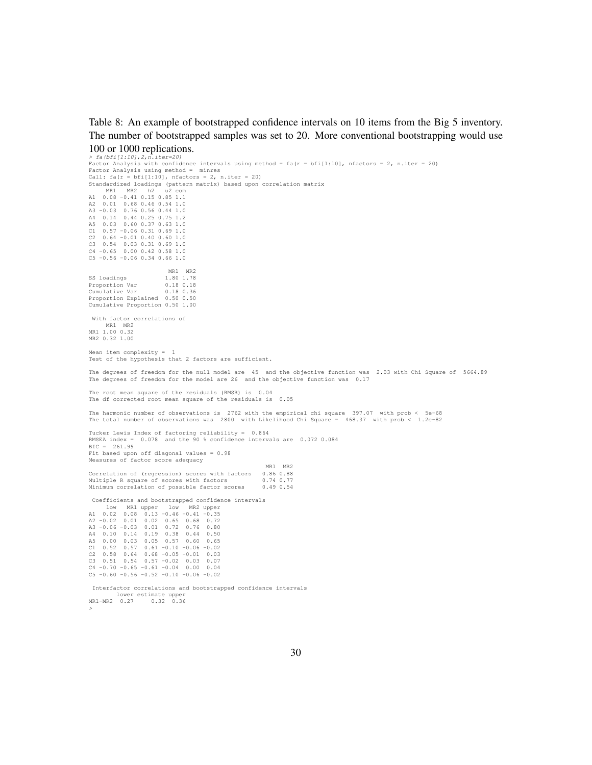Table 8: An example of bootstrapped confidence intervals on 10 items from the Big 5 inventory. The number of bootstrapped samples was set to 20. More conventional bootstrapping would use 100 or 1000 replications.

```
> fa(bfi[1:10],2,n.iter=20)
Factor Analysis with confidence intervals using method = fa(r = bfi[1:10], nfactors = 2, n.iter = 20)
Factor Analysis using method =  minres
Call: fa(r = bfi[1:10], nfactors = 2, n.iter = 20)
Standardized loadings (pattern matrix) based upon correlation matrix
     MR1   MR2   h2   u2 com
A1  0.08 -0.41 0.15 0.85 1.1
A2  0.01  0.68 0.46 0.54 1.0
A3 -0.03  0.76 0.56 0.44 1.0
A4  0.14  0.44 0.25 0.75 1.2
A5  0.03  0.60 0.37 0.63 1.0
C1  0.57 -0.06 0.31 0.69 1.0
C2  0.64 -0.01 0.40 0.60 1.0
C3  0.54  0.03 0.31 0.69 1.0
C4 -0.65  0.00 0.42 0.58 1.0
C5 -0.56 -0.06 0.34 0.66 1.0

                       MR1  MR2
SS loadings           1.80 1.78
Proportion Var        0.18 0.18
Cumulative Var        0.18 0.36
Proportion Explained  0.50 0.50
Cumulative Proportion 0.50 1.00

 With factor correlations of
     MR1  MR2
MR1 1.00 0.32
MR2 0.32 1.00

Mean item complexity =  1
Test of the hypothesis that 2 factors are sufficient.

The degrees of freedom for the null model are  45  and the objective function was  2.03 with Chi Square of  5664.89
The degrees of freedom for the model are 26  and the objective function was  0.17

The root mean square of the residuals (RMSR) is  0.04
The df corrected root mean square of the residuals is  0.05

The harmonic number of observations is  2762 with the empirical chi square  397.07  with prob <  5e-68
The total number of observations was  2800  with Likelihood Chi Square =  468.37  with prob <  1.2e-82

Tucker Lewis Index of factoring reliability =  0.864
RMSEA index =  0.078  and the 90 % confidence intervals are  0.072 0.084
BIC =  261.99
Fit based upon off diagonal values = 0.98
Measures of factor score adequacy
                                                 MR1  MR2
Correlation of (regression) scores with factors   0.86 0.88
Multiple R square of scores with factors          0.74 0.77
Minimum correlation of possible factor scores     0.49 0.54

 Coefficients and bootstrapped confidence intervals
     low   MR1 upper   low   MR2 upper
A1  0.02  0.08  0.13 -0.46 -0.41 -0.35
A2 -0.02  0.01  0.02  0.65  0.68  0.72
A3 -0.06 -0.03  0.01  0.72  0.76  0.80
A4  0.10  0.14  0.19  0.38  0.44  0.50
A5  0.00  0.03  0.05  0.57  0.60  0.65
C1  0.52  0.57  0.61 -0.10 -0.06 -0.02
C2  0.58  0.64  0.68 -0.05 -0.01  0.03
C3  0.51  0.54  0.57 -0.02  0.03  0.07
C4 -0.70 -0.65 -0.61 -0.04  0.00  0.04
C5 -0.60 -0.56 -0.52 -0.10 -0.06 -0.02

 Interfactor correlations and bootstrapped confidence intervals
        lower estimate upper
MR1-MR2  0.27     0.32  0.36
>
```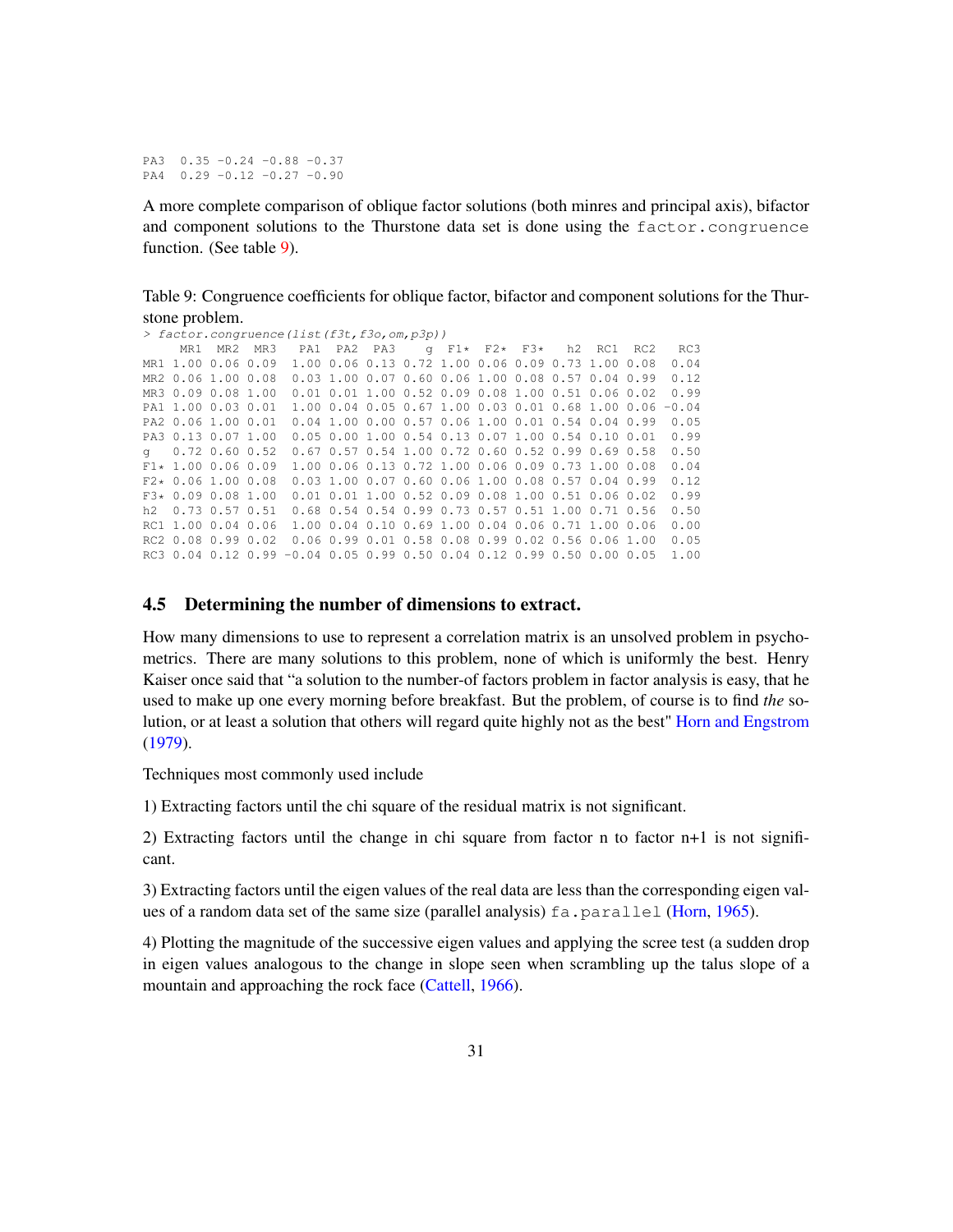```
PA3  0.35 -0.24 -0.88 -0.37
PA4  0.29 -0.12 -0.27 -0.90
```

A more complete comparison of oblique factor solutions (both minres and principal axis), bifactor and component solutions to the Thurstone data set is done using the `factor.congruence` function. (See table 9).

Table 9: Congruence coefficients for oblique factor, bifactor and component solutions for the Thurstone problem.

```
> factor.congruence(list(f3t,f3o,om,p3p))
     MR1  MR2  MR3   PA1  PA2  PA3    g  F1*  F2*  F3*   h2  RC1  RC2   RC3
MR1 1.00 0.06 0.09  1.00 0.06 0.13 0.72 1.00 0.06 0.09 0.73 1.00 0.08  0.04
MR2 0.06 1.00 0.08  0.03 1.00 0.07 0.60 0.06 1.00 0.08 0.57 0.04 0.99  0.12
MR3 0.09 0.08 1.00  0.01 0.01 1.00 0.52 0.09 0.08 1.00 0.51 0.06 0.02  0.99
PA1 1.00 0.03 0.01  1.00 0.04 0.05 0.67 1.00 0.03 0.01 0.68 1.00 0.06 -0.04
PA2 0.06 1.00 0.01  0.04 1.00 0.00 0.57 0.06 1.00 0.01 0.54 0.04 0.99  0.05
PA3 0.13 0.07 1.00  0.05 0.00 1.00 0.54 0.13 0.07 1.00 0.54 0.10 0.01  0.99
g   0.72 0.60 0.52  0.67 0.57 0.54 1.00 0.72 0.60 0.52 0.99 0.69 0.58  0.50
F1* 1.00 0.06 0.09  1.00 0.06 0.13 0.72 1.00 0.06 0.09 0.73 1.00 0.08  0.04
F2* 0.06 1.00 0.08  0.03 1.00 0.07 0.60 0.06 1.00 0.08 0.57 0.04 0.99  0.12
F3* 0.09 0.08 1.00  0.01 0.01 1.00 0.52 0.09 0.08 1.00 0.51 0.06 0.02  0.99
h2  0.73 0.57 0.51  0.68 0.54 0.54 0.99 0.73 0.57 0.51 1.00 0.71 0.56  0.50
RC1 1.00 0.04 0.06  1.00 0.04 0.10 0.69 1.00 0.04 0.06 0.71 1.00 0.06  0.00
RC2 0.08 0.99 0.02  0.06 0.99 0.01 0.58 0.08 0.99 0.02 0.56 0.06 1.00  0.05
RC3 0.04 0.12 0.99 -0.04 0.05 0.99 0.50 0.04 0.12 0.99 0.50 0.00 0.05  1.00
```

### 4.5 Determining the number of dimensions to extract.

How many dimensions to use to represent a correlation matrix is an unsolved problem in psychometrics. There are many solutions to this problem, none of which is uniformly the best. Henry Kaiser once said that "a solution to the number-of factors problem in factor analysis is easy, that he used to make up one every morning before breakfast. But the problem, of course is to find *the* solution, or at least a solution that others will regard quite highly not as the best" Horn and Engstrom (1979).

Techniques most commonly used include

1) Extracting factors until the chi square of the residual matrix is not significant.

2) Extracting factors until the change in chi square from factor n to factor n+1 is not significant.

3) Extracting factors until the eigen values of the real data are less than the corresponding eigen values of a random data set of the same size (parallel analysis) `fa.parallel` (Horn, 1965).

4) Plotting the magnitude of the successive eigen values and applying the scree test (a sudden drop in eigen values analogous to the change in slope seen when scrambling up the talus slope of a mountain and approaching the rock face (Cattell, 1966).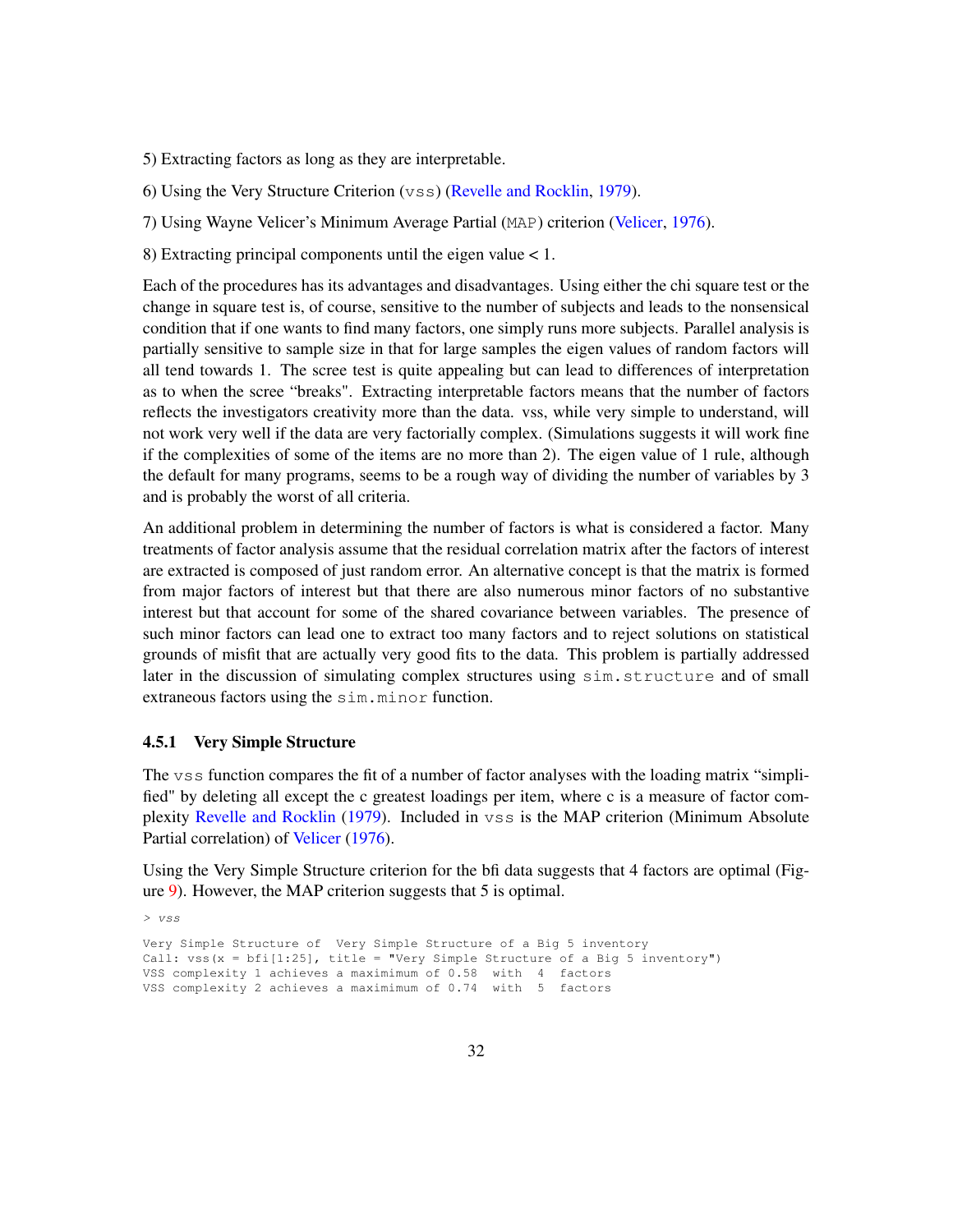5) Extracting factors as long as they are interpretable.

6) Using the Very Structure Criterion (`vss`) (Revelle and Rocklin, 1979).

7) Using Wayne Velicer's Minimum Average Partial (`MAP`) criterion (Velicer, 1976).

8) Extracting principal components until the eigen value < 1.

Each of the procedures has its advantages and disadvantages. Using either the chi square test or the change in square test is, of course, sensitive to the number of subjects and leads to the nonsensical condition that if one wants to find many factors, one simply runs more subjects. Parallel analysis is partially sensitive to sample size in that for large samples the eigen values of random factors will all tend towards 1. The scree test is quite appealing but can lead to differences of interpretation as to when the scree "breaks". Extracting interpretable factors means that the number of factors reflects the investigators creativity more than the data. vss, while very simple to understand, will not work very well if the data are very factorially complex. (Simulations suggests it will work fine if the complexities of some of the items are no more than 2). The eigen value of 1 rule, although the default for many programs, seems to be a rough way of dividing the number of variables by 3 and is probably the worst of all criteria.

An additional problem in determining the number of factors is what is considered a factor. Many treatments of factor analysis assume that the residual correlation matrix after the factors of interest are extracted is composed of just random error. An alternative concept is that the matrix is formed from major factors of interest but that there are also numerous minor factors of no substantive interest but that account for some of the shared covariance between variables. The presence of such minor factors can lead one to extract too many factors and to reject solutions on statistical grounds of misfit that are actually very good fits to the data. This problem is partially addressed later in the discussion of simulating complex structures using `sim.structure` and of small extraneous factors using the `sim.minor` function.

### 4.5.1 Very Simple Structure

The `vss` function compares the fit of a number of factor analyses with the loading matrix "simplified" by deleting all except the c greatest loadings per item, where c is a measure of factor complexity Revelle and Rocklin (1979). Included in `vss` is the MAP criterion (Minimum Absolute Partial correlation) of Velicer (1976).

Using the Very Simple Structure criterion for the bfi data suggests that 4 factors are optimal (Figure 9). However, the MAP criterion suggests that 5 is optimal.

```
> vss

Very Simple Structure of  Very Simple Structure of a Big 5 inventory
Call: vss(x = bfi[1:25], title = "Very Simple Structure of a Big 5 inventory")
VSS complexity 1 achieves a maximimum of 0.58  with  4  factors
VSS complexity 2 achieves a maximimum of 0.74  with  5  factors
```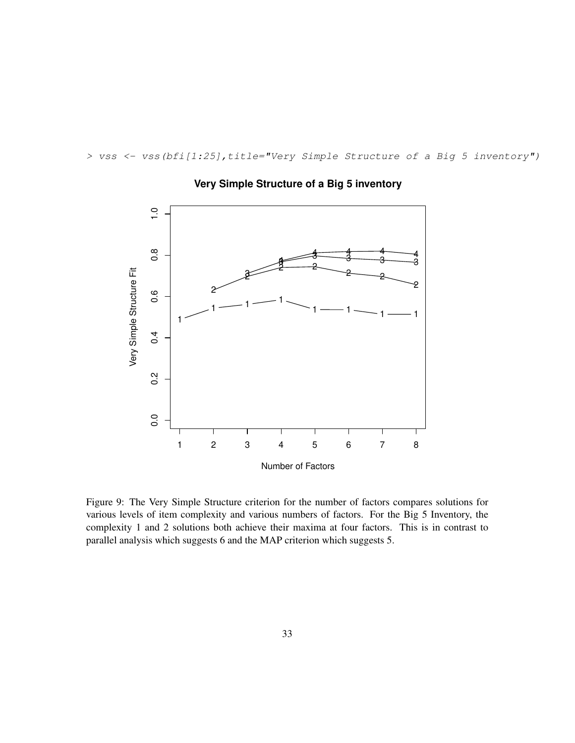```
> vss <- vss(bfi[1:25],title="Very Simple Structure of a Big 5 inventory")
```

Figure 9: The Very Simple Structure criterion for the number of factors compares solutions for various levels of item complexity and various numbers of factors. For the Big 5 Inventory, the complexity 1 and 2 solutions both achieve their maxima at four factors. This is in contrast to parallel analysis which suggests 6 and the MAP criterion which suggests 5.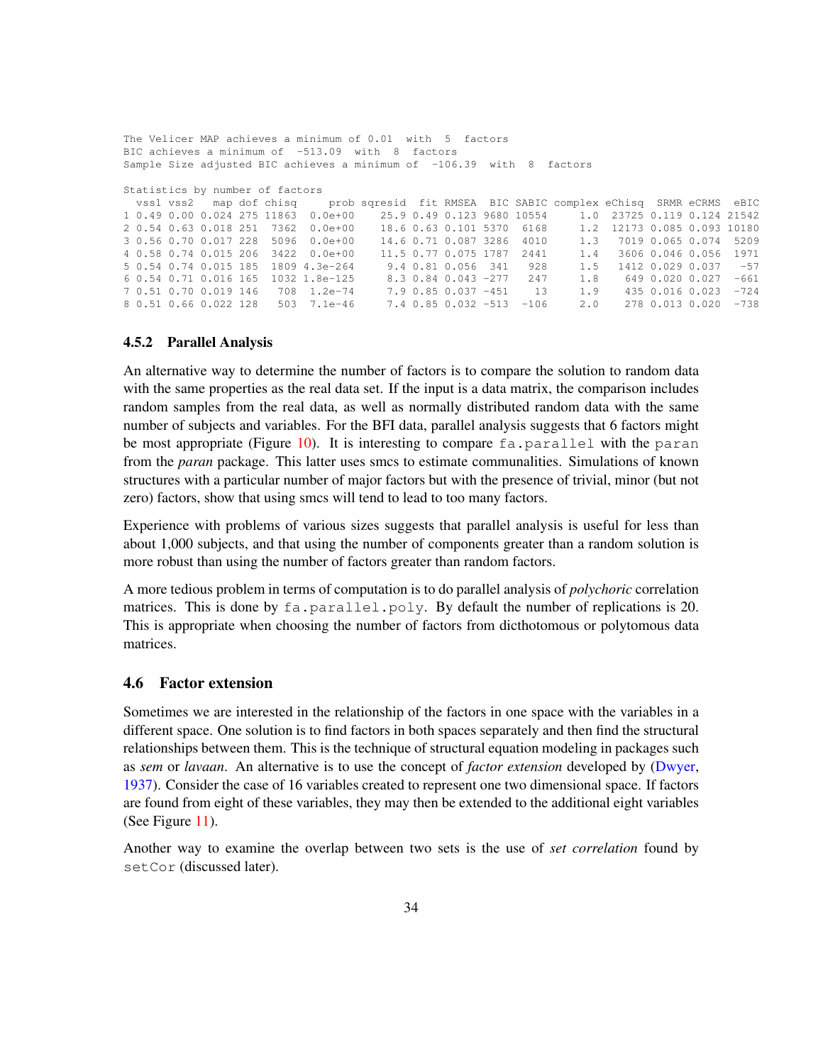```
The Velicer MAP achieves a minimum of 0.01  with  5  factors
BIC achieves a minimum of  -513.09  with  8  factors
Sample Size adjusted BIC achieves a minimum of  -106.39  with  8  factors

Statistics by number of factors
  vss1 vss2   map dof chisq     prob sqresid  fit RMSEA  BIC SABIC complex eChisq  SRMR eCRMS  eBIC
1 0.49 0.00 0.024 275 11863  0.0e+00    25.9 0.49 0.123 9680 10554     1.0  23725 0.119 0.124 21542
2 0.54 0.63 0.018 251  7362  0.0e+00    18.6 0.63 0.101 5370  6168     1.2  12173 0.085 0.093 10180
3 0.56 0.70 0.017 228  5096  0.0e+00    14.6 0.71 0.087 3286  4010     1.3   7019 0.065 0.074  5209
4 0.58 0.74 0.015 206  3422  0.0e+00    11.5 0.77 0.075 1787  2441     1.4   3606 0.046 0.056  1971
5 0.54 0.74 0.015 185  1809 4.3e-264     9.4 0.81 0.056  341   928     1.5   1412 0.029 0.037   -57
6 0.54 0.71 0.016 165  1032 1.8e-125     8.3 0.84 0.043 -277   247     1.8    649 0.020 0.027  -661
7 0.51 0.70 0.019 146   708  1.2e-74     7.9 0.85 0.037 -451    13     1.9    435 0.016 0.023  -724
8 0.51 0.66 0.022 128   503  7.1e-46     7.4 0.85 0.032 -513  -106     2.0    278 0.013 0.020  -738
```

### 4.5.2 Parallel Analysis

An alternative way to determine the number of factors is to compare the solution to random data with the same properties as the real data set. If the input is a data matrix, the comparison includes random samples from the real data, as well as normally distributed random data with the same number of subjects and variables. For the BFI data, parallel analysis suggests that 6 factors might be most appropriate (Figure 10). It is interesting to compare `fa.parallel` with the `paran` from the *paran* package. This latter uses smcs to estimate communalities. Simulations of known structures with a particular number of major factors but with the presence of trivial, minor (but not zero) factors, show that using smcs will tend to lead to too many factors.

Experience with problems of various sizes suggests that parallel analysis is useful for less than about 1,000 subjects, and that using the number of components greater than a random solution is more robust than using the number of factors greater than random factors.

A more tedious problem in terms of computation is to do parallel analysis of *polychoric* correlation matrices. This is done by `fa.parallel.poly`. By default the number of replications is 20. This is appropriate when choosing the number of factors from dicthotomous or polytomous data matrices.

## 4.6 Factor extension

Sometimes we are interested in the relationship of the factors in one space with the variables in a different space. One solution is to find factors in both spaces separately and then find the structural relationships between them. This is the technique of structural equation modeling in packages such as *sem* or *lavaan*. An alternative is to use the concept of *factor extension* developed by (Dwyer, 1937). Consider the case of 16 variables created to represent one two dimensional space. If factors are found from eight of these variables, they may then be extended to the additional eight variables (See Figure 11).

Another way to examine the overlap between two sets is the use of *set correlation* found by `setCor` (discussed later).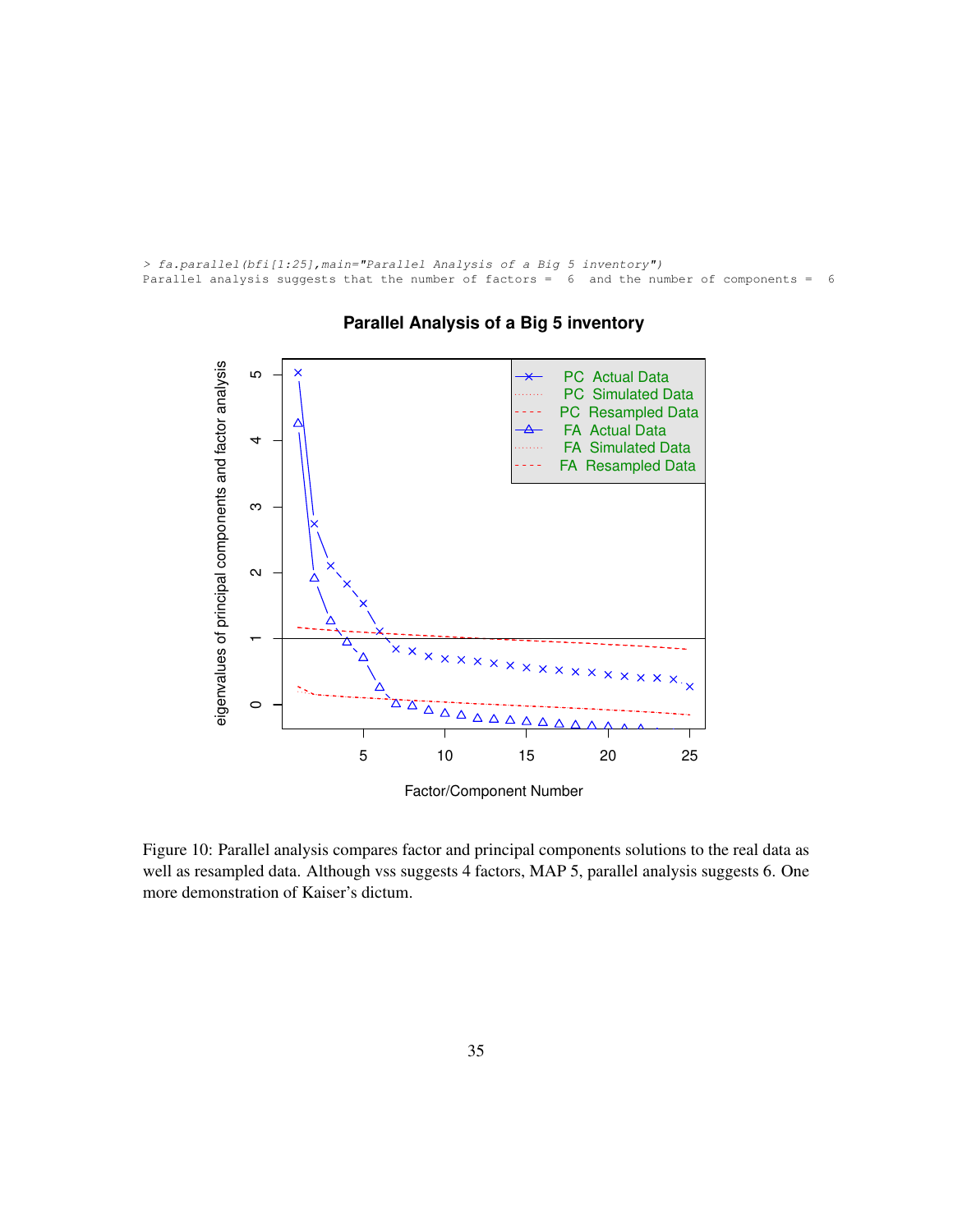```
> fa.parallel(bfi[1:25],main="Parallel Analysis of a Big 5 inventory")
Parallel analysis suggests that the number of factors =  6  and the number of components =  6
```

Figure 10: Parallel analysis compares factor and principal components solutions to the real data as well as resampled data. Although vss suggests 4 factors, MAP 5, parallel analysis suggests 6. One more demonstration of Kaiser's dictum.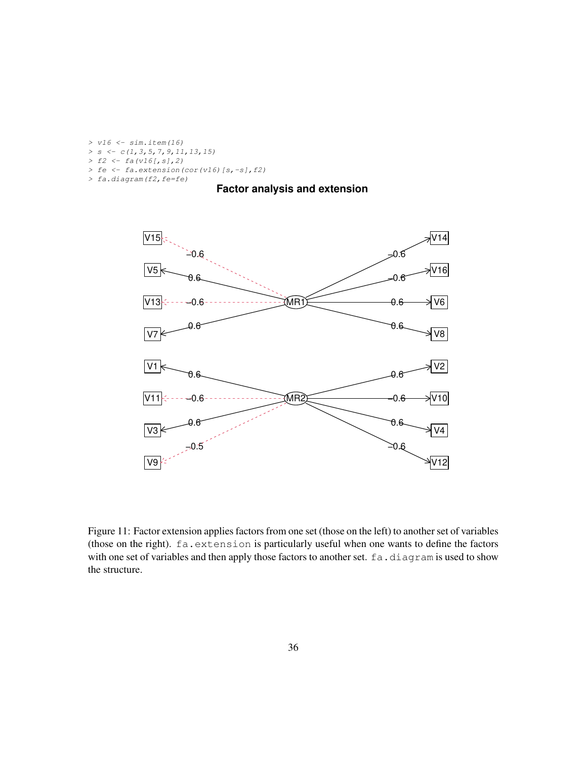```
> v16 <- sim.item(16)
> s <- c(1,3,5,7,9,11,13,15)
> f2 <- fa(v16[,s],2)
> fe <- fa.extension(cor(v16)[s,-s],f2)
> fa.diagram(f2,fe=fe)
```

**Factor analysis and extension**

Figure 11: Factor extension applies factors from one set (those on the left) to another set of variables (those on the right). `fa.extension` is particularly useful when one wants to define the factors with one set of variables and then apply those factors to another set. `fa.diagram` is used to show the structure.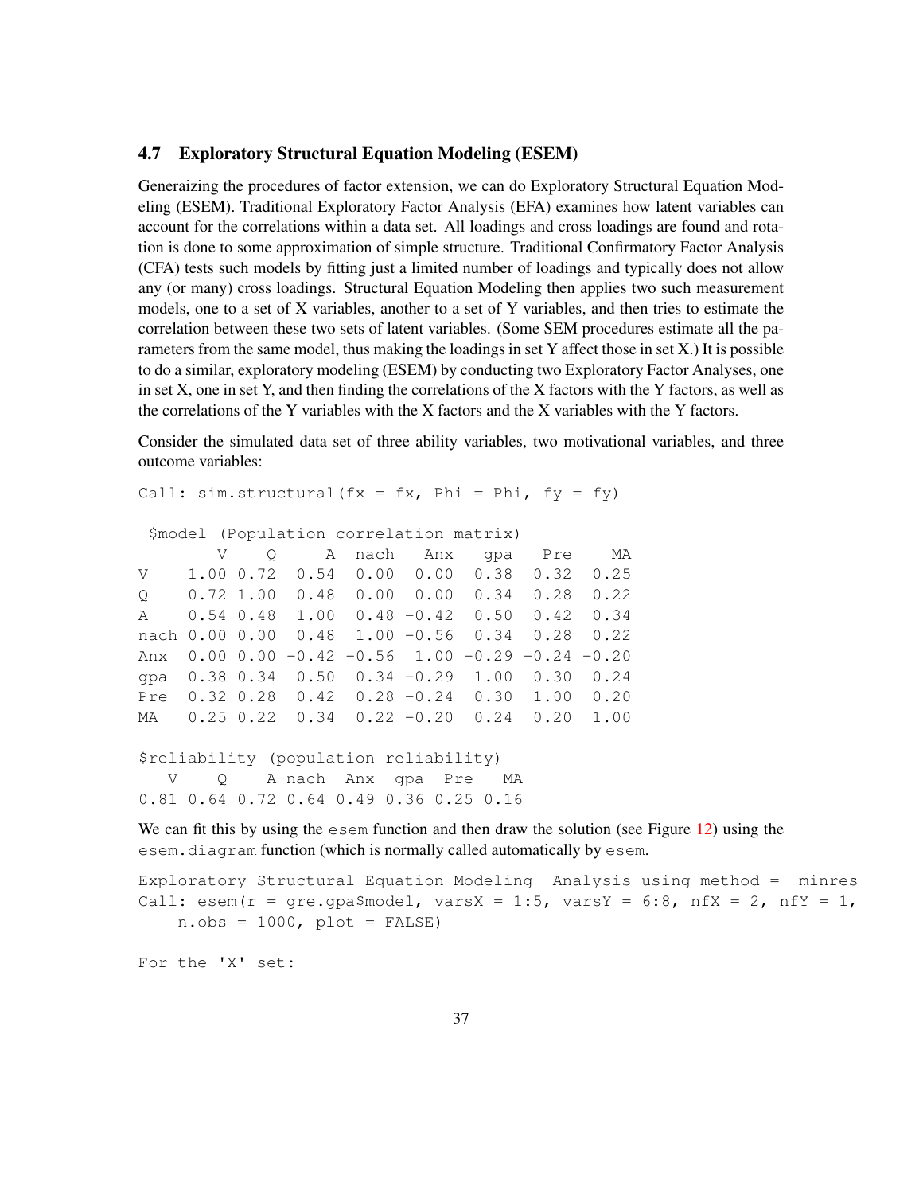### 4.7 Exploratory Structural Equation Modeling (ESEM)

Generaizing the procedures of factor extension, we can do Exploratory Structural Equation Modeling (ESEM). Traditional Exploratory Factor Analysis (EFA) examines how latent variables can account for the correlations within a data set. All loadings and cross loadings are found and rotation is done to some approximation of simple structure. Traditional Confirmatory Factor Analysis (CFA) tests such models by fitting just a limited number of loadings and typically does not allow any (or many) cross loadings. Structural Equation Modeling then applies two such measurement models, one to a set of X variables, another to a set of Y variables, and then tries to estimate the correlation between these two sets of latent variables. (Some SEM procedures estimate all the parameters from the same model, thus making the loadings in set Y affect those in set X.) It is possible to do a similar, exploratory modeling (ESEM) by conducting two Exploratory Factor Analyses, one in set X, one in set Y, and then finding the correlations of the X factors with the Y factors, as well as the correlations of the Y variables with the X factors and the X variables with the Y factors.

Consider the simulated data set of three ability variables, two motivational variables, and three outcome variables:

```
Call: sim.structural(fx = fx, Phi = Phi, fy = fy)

 $model (Population correlation matrix)
        V    Q     A  nach   Anx   gpa   Pre    MA
V    1.00 0.72  0.54  0.00  0.00  0.38  0.32  0.25
Q    0.72 1.00  0.48  0.00  0.00  0.34  0.28  0.22
A    0.54 0.48  1.00  0.48 -0.42  0.50  0.42  0.34
nach 0.00 0.00  0.48  1.00 -0.56  0.34  0.28  0.22
Anx  0.00 0.00 -0.42 -0.56  1.00 -0.29 -0.24 -0.20
gpa  0.38 0.34  0.50  0.34 -0.29  1.00  0.30  0.24
Pre  0.32 0.28  0.42  0.28 -0.24  0.30  1.00  0.20
MA   0.25 0.22  0.34  0.22 -0.20  0.24  0.20  1.00

$reliability (population reliability)
   V    Q    A nach  Anx  gpa  Pre   MA
0.81 0.64 0.72 0.64 0.49 0.36 0.25 0.16
```

We can fit this by using the `esem` function and then draw the solution (see Figure 12) using the `esem.diagram` function (which is normally called automatically by `esem`.

```
Exploratory Structural Equation Modeling  Analysis using method =  minres
Call: esem(r = gre.gpa$model, varsX = 1:5, varsY = 6:8, nfX = 2, nfY = 1,
    n.obs = 1000, plot = FALSE)

For the 'X' set:
```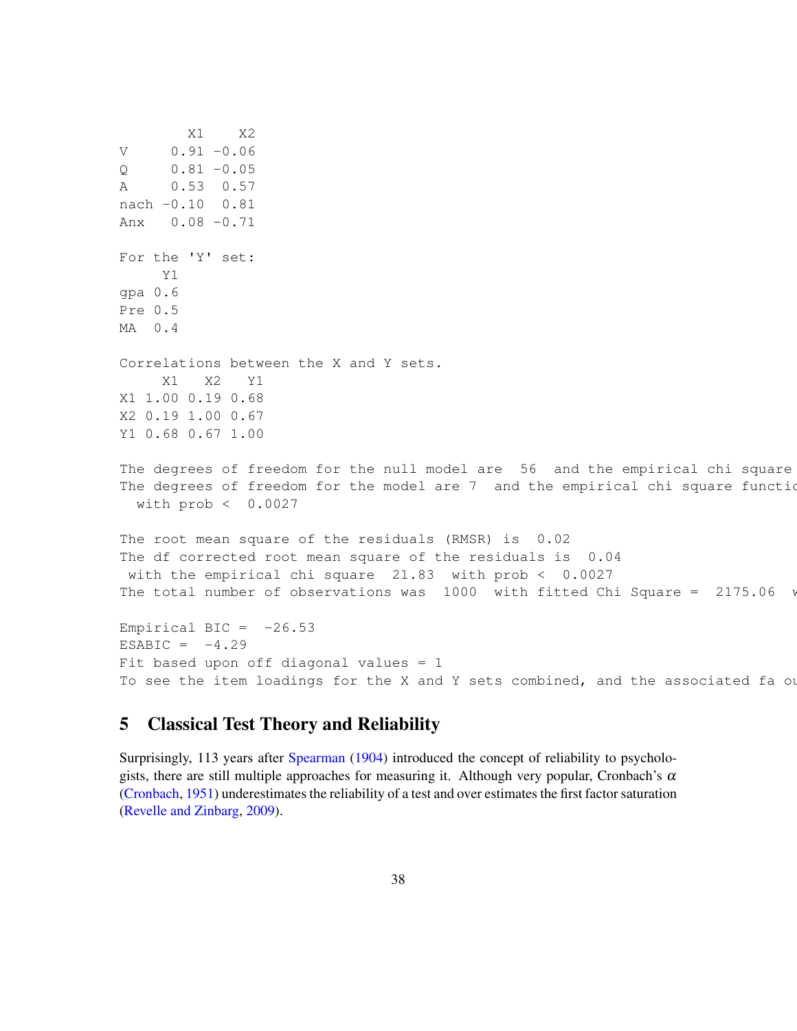```
        X1    X2
V     0.91 -0.06
Q     0.81 -0.05
A     0.53  0.57
nach -0.10  0.81
Anx   0.08 -0.71

For the 'Y' set:
     Y1
gpa 0.6
Pre 0.5
MA  0.4

Correlations between the X and Y sets.
     X1   X2   Y1
X1 1.00 0.19 0.68
X2 0.19 1.00 0.67
Y1 0.68 0.67 1.00

The degrees of freedom for the null model are  56  and the empirical chi square
The degrees of freedom for the model are 7  and the empirical chi square functio
  with prob <  0.0027

The root mean square of the residuals (RMSR) is  0.02
The df corrected root mean square of the residuals is  0.04
 with the empirical chi square  21.83  with prob <  0.0027
The total number of observations was  1000  with fitted Chi Square =  2175.06  w

Empirical BIC =  -26.53
ESABIC =  -4.29
Fit based upon off diagonal values = 1
To see the item loadings for the X and Y sets combined, and the associated fa ou
```

## 5 Classical Test Theory and Reliability

Surprisingly, 113 years after Spearman (1904) introduced the concept of reliability to psychologists, there are still multiple approaches for measuring it. Although very popular, Cronbach's $\alpha$ (Cronbach, 1951) underestimates the reliability of a test and over estimates the first factor saturation (Revelle and Zinbarg, 2009).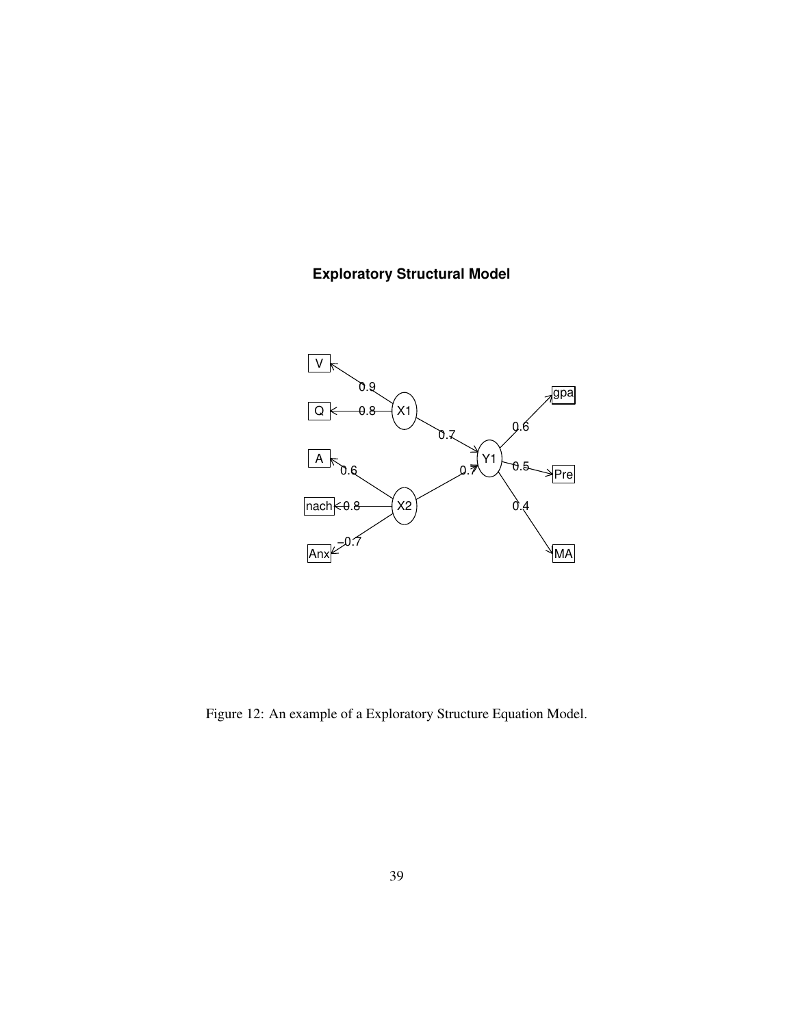**Exploratory Structural Model**

Figure 12: An example of a Exploratory Structure Equation Model.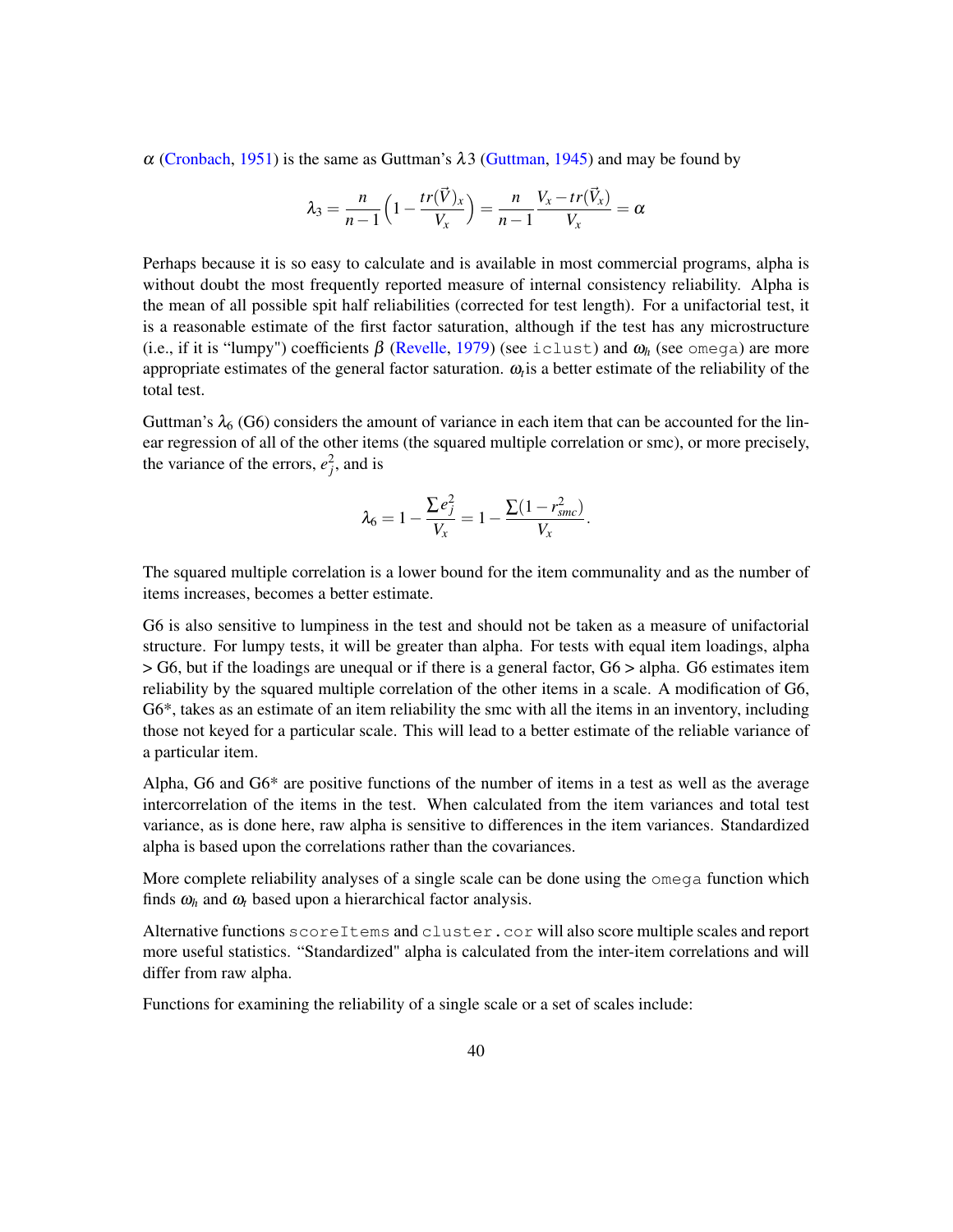$\alpha$ (Cronbach, 1951) is the same as Guttman's $\lambda 3$ (Guttman, 1945) and may be found by

$$\lambda_3 = \frac{n}{n-1}\Bigl(1 - \frac{tr(\vec{V})_x}{V_x}\Bigr) = \frac{n}{n-1} \frac{V_x - tr(\vec{V}_x)}{V_x} = \alpha$$

Perhaps because it is so easy to calculate and is available in most commercial programs, alpha is without doubt the most frequently reported measure of internal consistency reliability. Alpha is the mean of all possible spit half reliabilities (corrected for test length). For a unifactorial test, it is a reasonable estimate of the first factor saturation, although if the test has any microstructure (i.e., if it is "lumpy") coefficients $\beta$ (Revelle, 1979) (see `iclust`) and $\omega_h$ (see `omega`) are more appropriate estimates of the general factor saturation. $\omega_t$is a better estimate of the reliability of the total test.

Guttman's $\lambda_6$ (G6) considers the amount of variance in each item that can be accounted for the linear regression of all of the other items (the squared multiple correlation or smc), or more precisely, the variance of the errors, $e_j^2$, and is

$$\lambda_6 = 1 - \frac{\sum e_j^2}{V_x} = 1 - \frac{\sum(1 - r_{smc}^2)}{V_x}.$$

The squared multiple correlation is a lower bound for the item communality and as the number of items increases, becomes a better estimate.

G6 is also sensitive to lumpiness in the test and should not be taken as a measure of unifactorial structure. For lumpy tests, it will be greater than alpha. For tests with equal item loadings, alpha > G6, but if the loadings are unequal or if there is a general factor, G6 > alpha. G6 estimates item reliability by the squared multiple correlation of the other items in a scale. A modification of G6, G6*, takes as an estimate of an item reliability the smc with all the items in an inventory, including those not keyed for a particular scale. This will lead to a better estimate of the reliable variance of a particular item.

Alpha, G6 and G6* are positive functions of the number of items in a test as well as the average intercorrelation of the items in the test. When calculated from the item variances and total test variance, as is done here, raw alpha is sensitive to differences in the item variances. Standardized alpha is based upon the correlations rather than the covariances.

More complete reliability analyses of a single scale can be done using the `omega` function which finds $\omega_h$ and $\omega_t$ based upon a hierarchical factor analysis.

Alternative functions `scoreItems` and `cluster.cor` will also score multiple scales and report more useful statistics. "Standardized" alpha is calculated from the inter-item correlations and will differ from raw alpha.

Functions for examining the reliability of a single scale or a set of scales include: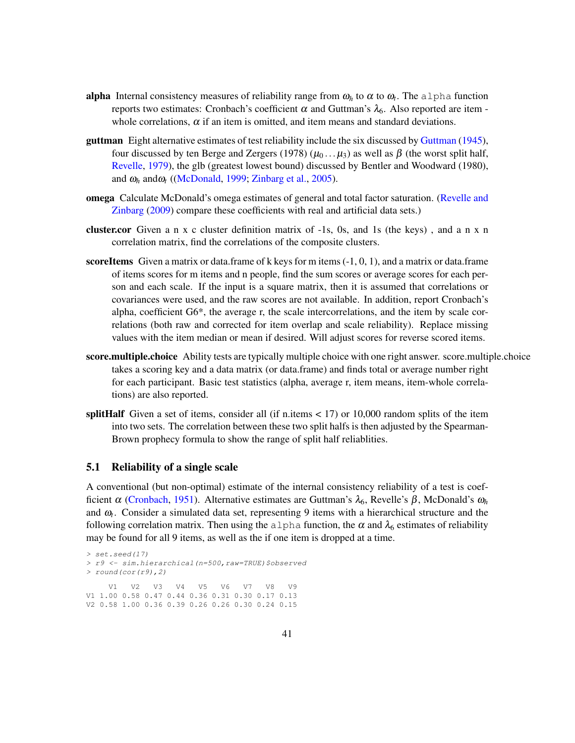**alpha** Internal consistency measures of reliability range from $\omega_h$ to $\alpha$ to $\omega_t$. The `alpha` function reports two estimates: Cronbach's coefficient $\alpha$ and Guttman's $\lambda_6$. Also reported are item - whole correlations, $\alpha$ if an item is omitted, and item means and standard deviations.

**guttman** Eight alternative estimates of test reliability include the six discussed by Guttman (1945), four discussed by ten Berge and Zergers (1978) ($\mu_0 \ldots \mu_3$) as well as $\beta$ (the worst split half, Revelle, 1979), the glb (greatest lowest bound) discussed by Bentler and Woodward (1980), and $\omega_h$ and$\omega_t$ ((McDonald, 1999; Zinbarg et al., 2005).

**omega** Calculate McDonald's omega estimates of general and total factor saturation. (Revelle and Zinbarg (2009) compare these coefficients with real and artificial data sets.)

**cluster.cor** Given a n x c cluster definition matrix of -1s, 0s, and 1s (the keys) , and a n x n correlation matrix, find the correlations of the composite clusters.

**scoreItems** Given a matrix or data.frame of k keys for m items (-1, 0, 1), and a matrix or data.frame of items scores for m items and n people, find the sum scores or average scores for each person and each scale. If the input is a square matrix, then it is assumed that correlations or covariances were used, and the raw scores are not available. In addition, report Cronbach's alpha, coefficient G6*, the average r, the scale intercorrelations, and the item by scale correlations (both raw and corrected for item overlap and scale reliability). Replace missing values with the item median or mean if desired. Will adjust scores for reverse scored items.

**score.multiple.choice** Ability tests are typically multiple choice with one right answer. score.multiple.choice takes a scoring key and a data matrix (or data.frame) and finds total or average number right for each participant. Basic test statistics (alpha, average r, item means, item-whole correlations) are also reported.

**splitHalf** Given a set of items, consider all (if n.items < 17) or 10,000 random splits of the item into two sets. The correlation between these two split halfs is then adjusted by the Spearman-Brown prophecy formula to show the range of split half reliablities.

## 5.1 Reliability of a single scale

A conventional (but non-optimal) estimate of the internal consistency reliability of a test is coefficient $\alpha$ (Cronbach, 1951). Alternative estimates are Guttman's $\lambda_6$, Revelle's $\beta$, McDonald's $\omega_h$ and $\omega_t$. Consider a simulated data set, representing 9 items with a hierarchical structure and the following correlation matrix. Then using the `alpha` function, the $\alpha$ and $\lambda_6$ estimates of reliability may be found for all 9 items, as well as the if one item is dropped at a time.

```
> set.seed(17)
> r9 <- sim.hierarchical(n=500,raw=TRUE)$observed
> round(cor(r9),2)

     V1   V2   V3   V4   V5   V6   V7   V8   V9
V1 1.00 0.58 0.47 0.44 0.36 0.31 0.30 0.17 0.13
V2 0.58 1.00 0.36 0.39 0.26 0.26 0.30 0.24 0.15
```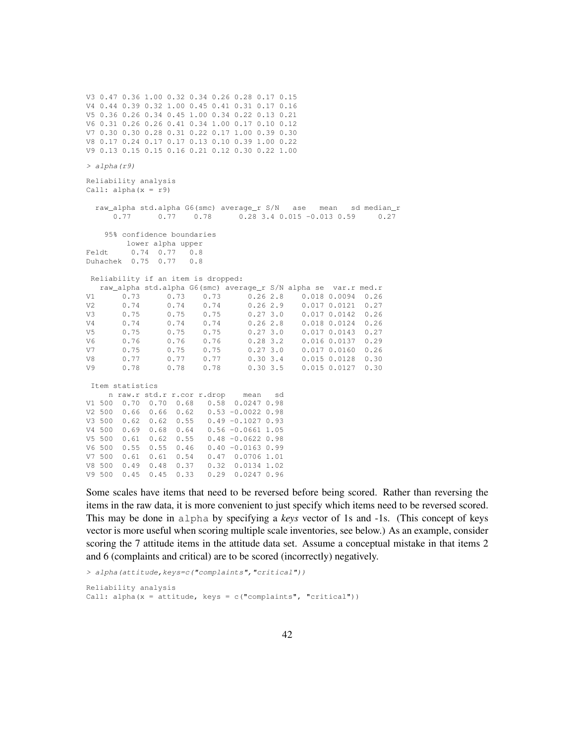```
V3 0.47 0.36 1.00 0.32 0.34 0.26 0.28 0.17 0.15
V4 0.44 0.39 0.32 1.00 0.45 0.41 0.31 0.17 0.16
V5 0.36 0.26 0.34 0.45 1.00 0.34 0.22 0.13 0.21
V6 0.31 0.26 0.26 0.41 0.34 1.00 0.17 0.10 0.12
V7 0.30 0.30 0.28 0.31 0.22 0.17 1.00 0.39 0.30
V8 0.17 0.24 0.17 0.17 0.13 0.10 0.39 1.00 0.22
V9 0.13 0.15 0.15 0.16 0.21 0.12 0.30 0.22 1.00

> alpha(r9)

Reliability analysis
Call: alpha(x = r9)

  raw_alpha std.alpha G6(smc) average_r S/N   ase   mean   sd median_r
      0.77      0.77    0.78      0.28 3.4 0.015 -0.013 0.59     0.27

    95% confidence boundaries
         lower alpha upper
Feldt     0.74  0.77   0.8
Duhachek  0.75  0.77   0.8

 Reliability if an item is dropped:
   raw_alpha std.alpha G6(smc) average_r S/N alpha se  var.r med.r
V1      0.73      0.73    0.73      0.26 2.8    0.018 0.0094  0.26
V2      0.74      0.74    0.74      0.26 2.9    0.017 0.0121  0.27
V3      0.75      0.75    0.75      0.27 3.0    0.017 0.0142  0.26
V4      0.74      0.74    0.74      0.26 2.8    0.018 0.0124  0.26
V5      0.75      0.75    0.75      0.27 3.0    0.017 0.0143  0.27
V6      0.76      0.76    0.76      0.28 3.2    0.016 0.0137  0.29
V7      0.75      0.75    0.75      0.27 3.0    0.017 0.0160  0.26
V8      0.77      0.77    0.77      0.30 3.4    0.015 0.0128  0.30
V9      0.78      0.78    0.78      0.30 3.5    0.015 0.0127  0.30

 Item statistics
     n raw.r std.r r.cor r.drop    mean   sd
V1 500  0.70  0.70  0.68   0.58  0.0247 0.98
V2 500  0.66  0.66  0.62   0.53 -0.0022 0.98
V3 500  0.62  0.62  0.55   0.49 -0.1027 0.93
V4 500  0.69  0.68  0.64   0.56 -0.0661 1.05
V5 500  0.61  0.62  0.55   0.48 -0.0622 0.98
V6 500  0.55  0.55  0.46   0.40 -0.0163 0.99
V7 500  0.61  0.61  0.54   0.47  0.0706 1.01
V8 500  0.49  0.48  0.37   0.32  0.0134 1.02
V9 500  0.45  0.45  0.33   0.29  0.0247 0.96
```

Some scales have items that need to be reversed before being scored. Rather than reversing the items in the raw data, it is more convenient to just specify which items need to be reversed scored. This may be done in `alpha` by specifying a *keys* vector of 1s and -1s. (This concept of keys vector is more useful when scoring multiple scale inventories, see below.) As an example, consider scoring the 7 attitude items in the attitude data set. Assume a conceptual mistake in that items 2 and 6 (complaints and critical) are to be scored (incorrectly) negatively.

```
> alpha(attitude,keys=c("complaints","critical"))

Reliability analysis
Call: alpha(x = attitude, keys = c("complaints", "critical"))
```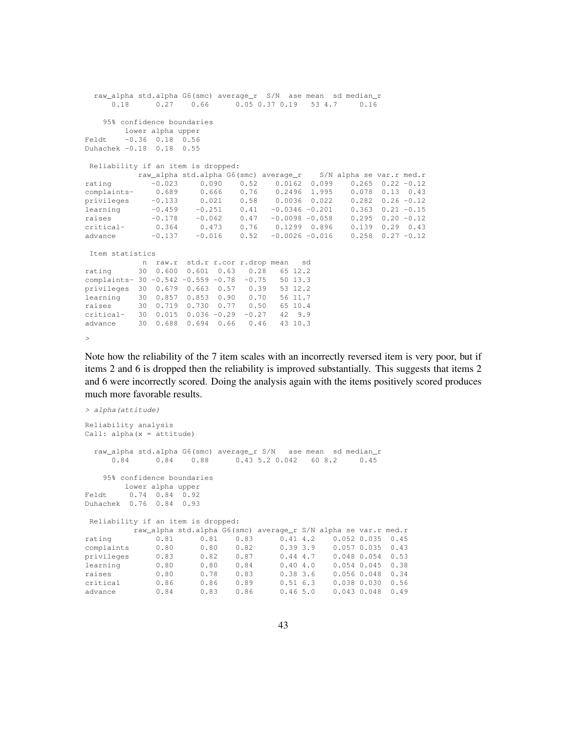```
  raw_alpha std.alpha G6(smc) average_r  S/N  ase mean  sd median_r
      0.18      0.27    0.66      0.05 0.37 0.19   53 4.7     0.16

    95% confidence boundaries 
         lower alpha upper
Feldt    -0.36  0.18  0.56
Duhachek -0.18  0.18  0.55

 Reliability if an item is dropped:
            raw_alpha std.alpha G6(smc) average_r    S/N alpha se var.r med.r
rating         -0.023     0.090    0.52    0.0162  0.099    0.265  0.22 -0.12
complaints-     0.689     0.666    0.76    0.2496  1.995    0.078  0.13  0.43
privileges     -0.133     0.021    0.58    0.0036  0.022    0.282  0.26 -0.12
learning       -0.459    -0.251    0.41   -0.0346 -0.201    0.363  0.21 -0.15
raises         -0.178    -0.062    0.47   -0.0098 -0.058    0.295  0.20 -0.12
critical-       0.364     0.473    0.76    0.1299  0.896    0.139  0.29  0.43
advance        -0.137    -0.016    0.52   -0.0026 -0.016    0.258  0.27 -0.12

 Item statistics 
             n  raw.r  std.r r.cor r.drop mean   sd
rating      30  0.600  0.601  0.63   0.28   65 12.2
complaints- 30 -0.542 -0.559 -0.78  -0.75   50 13.3
privileges  30  0.679  0.663  0.57   0.39   53 12.2
learning    30  0.857  0.853  0.90   0.70   56 11.7
raises      30  0.719  0.730  0.77   0.50   65 10.4
critical-   30  0.015  0.036 -0.29  -0.27   42  9.9
advance     30  0.688  0.694  0.66   0.46   43 10.3

>
```

Note how the reliability of the 7 item scales with an incorrectly reversed item is very poor, but if items 2 and 6 is dropped then the reliability is improved substantially. This suggests that items 2 and 6 were incorrectly scored. Doing the analysis again with the items positively scored produces much more favorable results.

```
> alpha(attitude)

Reliability analysis   
Call: alpha(x = attitude)

  raw_alpha std.alpha G6(smc) average_r S/N   ase mean  sd median_r
      0.84      0.84    0.88      0.43 5.2 0.042   60 8.2     0.45

    95% confidence boundaries 
         lower alpha upper
Feldt     0.74  0.84  0.92
Duhachek  0.76  0.84  0.93

 Reliability if an item is dropped:
           raw_alpha std.alpha G6(smc) average_r S/N alpha se var.r med.r
rating          0.81      0.81    0.83      0.41 4.2    0.052 0.035  0.45
complaints      0.80      0.80    0.82      0.39 3.9    0.057 0.035  0.43
privileges      0.83      0.82    0.87      0.44 4.7    0.048 0.054  0.53
learning        0.80      0.80    0.84      0.40 4.0    0.054 0.045  0.38
raises          0.80      0.78    0.83      0.38 3.6    0.056 0.048  0.34
critical        0.86      0.86    0.89      0.51 6.3    0.038 0.030  0.56
advance         0.84      0.83    0.86      0.46 5.0    0.043 0.048  0.49
```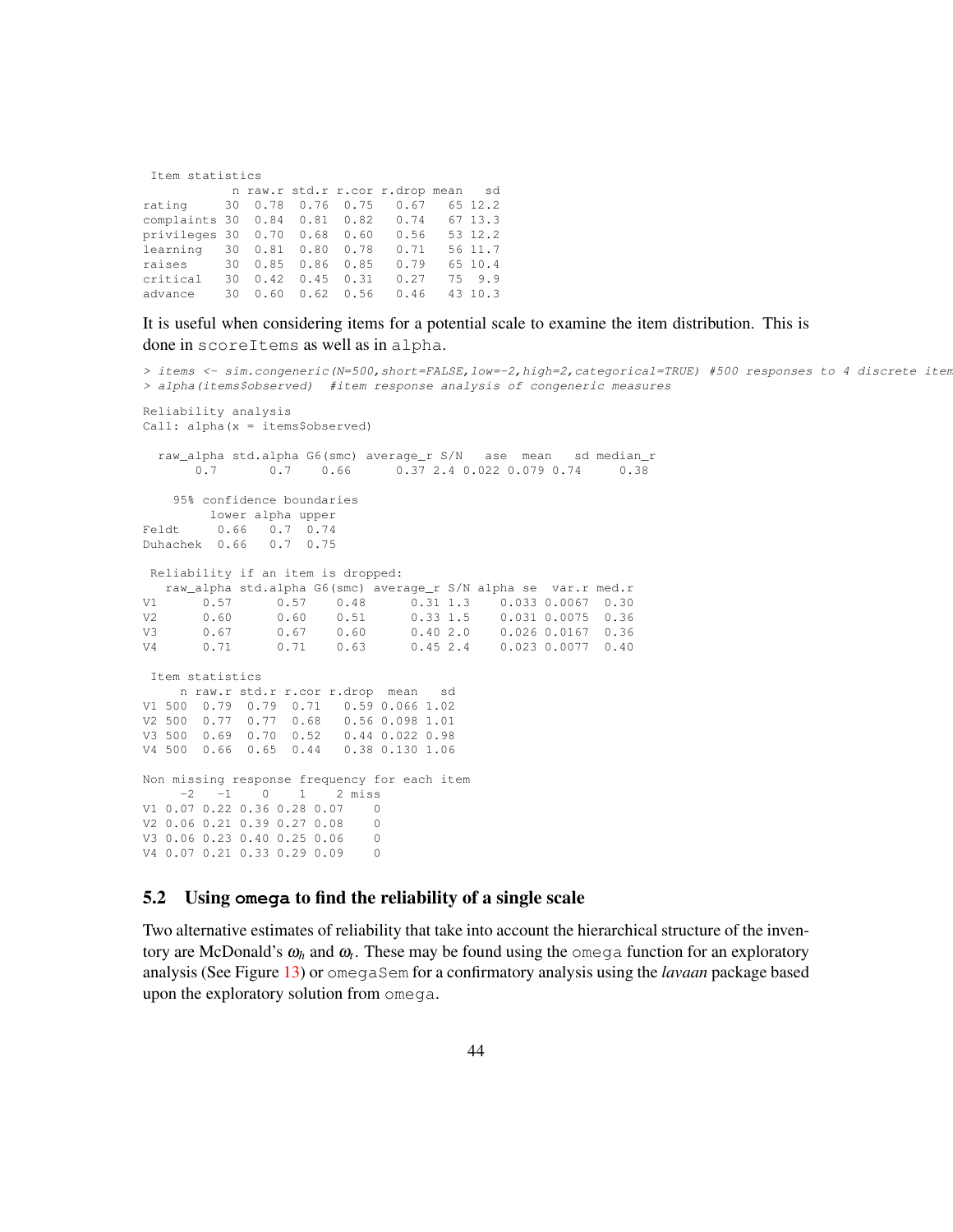```
 Item statistics
            n raw.r std.r r.cor r.drop mean   sd
rating     30  0.78  0.76  0.75   0.67   65 12.2
complaints 30  0.84  0.81  0.82   0.74   67 13.3
privileges 30  0.70  0.68  0.60   0.56   53 12.2
learning   30  0.81  0.80  0.78   0.71   56 11.7
raises     30  0.85  0.86  0.85   0.79   65 10.4
critical   30  0.42  0.45  0.31   0.27   75  9.9
advance    30  0.60  0.62  0.56   0.46   43 10.3
```

It is useful when considering items for a potential scale to examine the item distribution. This is done in `scoreItems` as well as in `alpha`.

```
> items <- sim.congeneric(N=500,short=FALSE,low=-2,high=2,categorical=TRUE) #500 responses to 4 discrete item
> alpha(items$observed)  #item response analysis of congeneric measures

Reliability analysis
Call: alpha(x = items$observed)

  raw_alpha std.alpha G6(smc) average_r S/N   ase  mean   sd median_r
       0.7       0.7    0.66      0.37 2.4 0.022 0.079 0.74     0.38

    95% confidence boundaries
         lower alpha upper
Feldt     0.66   0.7  0.74
Duhachek  0.66   0.7  0.75

 Reliability if an item is dropped:
   raw_alpha std.alpha G6(smc) average_r S/N alpha se  var.r med.r
V1      0.57      0.57    0.48      0.31 1.3    0.033 0.0067  0.30
V2      0.60      0.60    0.51      0.33 1.5    0.031 0.0075  0.36
V3      0.67      0.67    0.60      0.40 2.0    0.026 0.0167  0.36
V4      0.71      0.71    0.63      0.45 2.4    0.023 0.0077  0.40

 Item statistics
     n raw.r std.r r.cor r.drop  mean   sd
V1 500  0.79  0.79  0.71   0.59 0.066 1.02
V2 500  0.77  0.77  0.68   0.56 0.098 1.01
V3 500  0.69  0.70  0.52   0.44 0.022 0.98
V4 500  0.66  0.65  0.44   0.38 0.130 1.06

Non missing response frequency for each item
     -2   -1    0    1    2 miss
V1 0.07 0.22 0.36 0.28 0.07    0
V2 0.06 0.21 0.39 0.27 0.08    0
V3 0.06 0.23 0.40 0.25 0.06    0
V4 0.07 0.21 0.33 0.29 0.09    0
```

### 5.2 Using **omega** to find the reliability of a single scale

Two alternative estimates of reliability that take into account the hierarchical structure of the inventory are McDonald's $\omega_h$ and $\omega_t$. These may be found using the `omega` function for an exploratory analysis (See Figure 13) or `omegaSem` for a confirmatory analysis using the *lavaan* package based upon the exploratory solution from `omega`.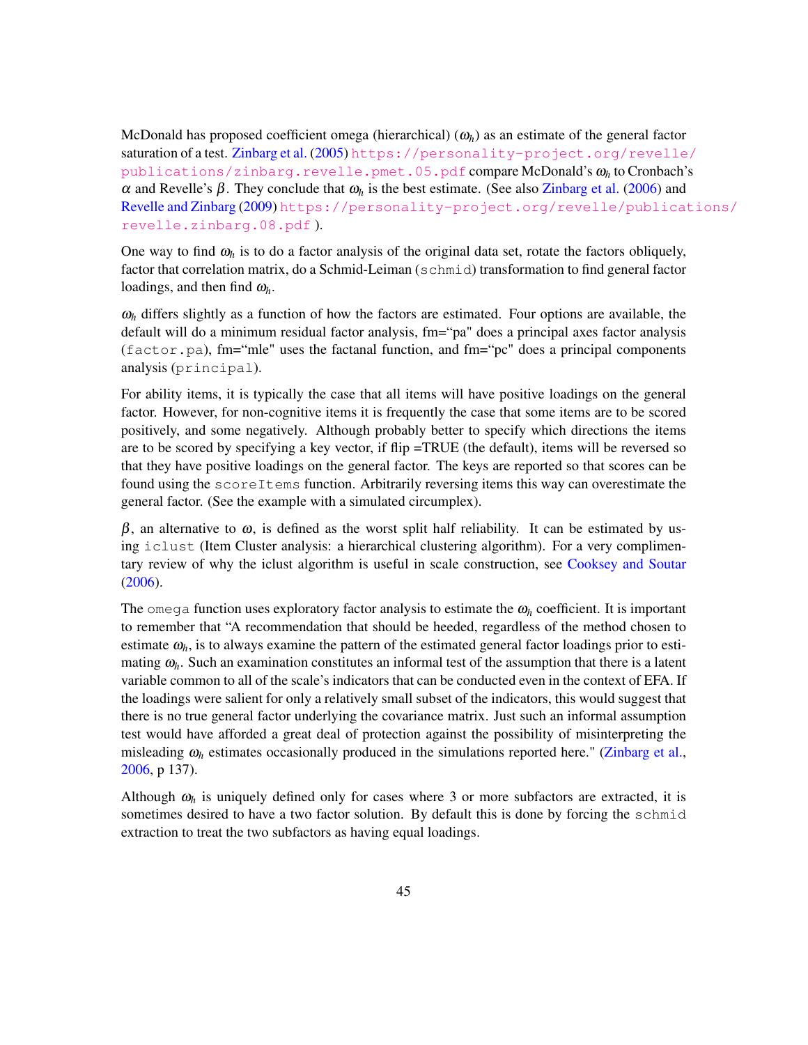McDonald has proposed coefficient omega (hierarchical) ($\omega_h$) as an estimate of the general factor saturation of a test. Zinbarg et al. (2005) https://personality-project.org/revelle/publications/zinbarg.revelle.pmet.05.pdf compare McDonald's $\omega_h$ to Cronbach's $\alpha$ and Revelle's $\beta$. They conclude that $\omega_h$ is the best estimate. (See also Zinbarg et al. (2006) and Revelle and Zinbarg (2009) https://personality-project.org/revelle/publications/revelle.zinbarg.08.pdf ).

One way to find $\omega_h$ is to do a factor analysis of the original data set, rotate the factors obliquely, factor that correlation matrix, do a Schmid-Leiman (`schmid`) transformation to find general factor loadings, and then find $\omega_h$.

$\omega_h$ differs slightly as a function of how the factors are estimated. Four options are available, the default will do a minimum residual factor analysis, fm="pa" does a principal axes factor analysis (`factor.pa`), fm="mle" uses the factanal function, and fm="pc" does a principal components analysis (`principal`).

For ability items, it is typically the case that all items will have positive loadings on the general factor. However, for non-cognitive items it is frequently the case that some items are to be scored positively, and some negatively. Although probably better to specify which directions the items are to be scored by specifying a key vector, if flip =TRUE (the default), items will be reversed so that they have positive loadings on the general factor. The keys are reported so that scores can be found using the `scoreItems` function. Arbitrarily reversing items this way can overestimate the general factor. (See the example with a simulated circumplex).

$\beta$, an alternative to $\omega$, is defined as the worst split half reliability. It can be estimated by using `iclust` (Item Cluster analysis: a hierarchical clustering algorithm). For a very complimentary review of why the iclust algorithm is useful in scale construction, see Cooksey and Soutar (2006).

The `omega` function uses exploratory factor analysis to estimate the $\omega_h$ coefficient. It is important to remember that "A recommendation that should be heeded, regardless of the method chosen to estimate $\omega_h$, is to always examine the pattern of the estimated general factor loadings prior to estimating $\omega_h$. Such an examination constitutes an informal test of the assumption that there is a latent variable common to all of the scale's indicators that can be conducted even in the context of EFA. If the loadings were salient for only a relatively small subset of the indicators, this would suggest that there is no true general factor underlying the covariance matrix. Just such an informal assumption test would have afforded a great deal of protection against the possibility of misinterpreting the misleading $\omega_h$ estimates occasionally produced in the simulations reported here." (Zinbarg et al., 2006, p 137).

Although $\omega_h$ is uniquely defined only for cases where 3 or more subfactors are extracted, it is sometimes desired to have a two factor solution. By default this is done by forcing the `schmid` extraction to treat the two subfactors as having equal loadings.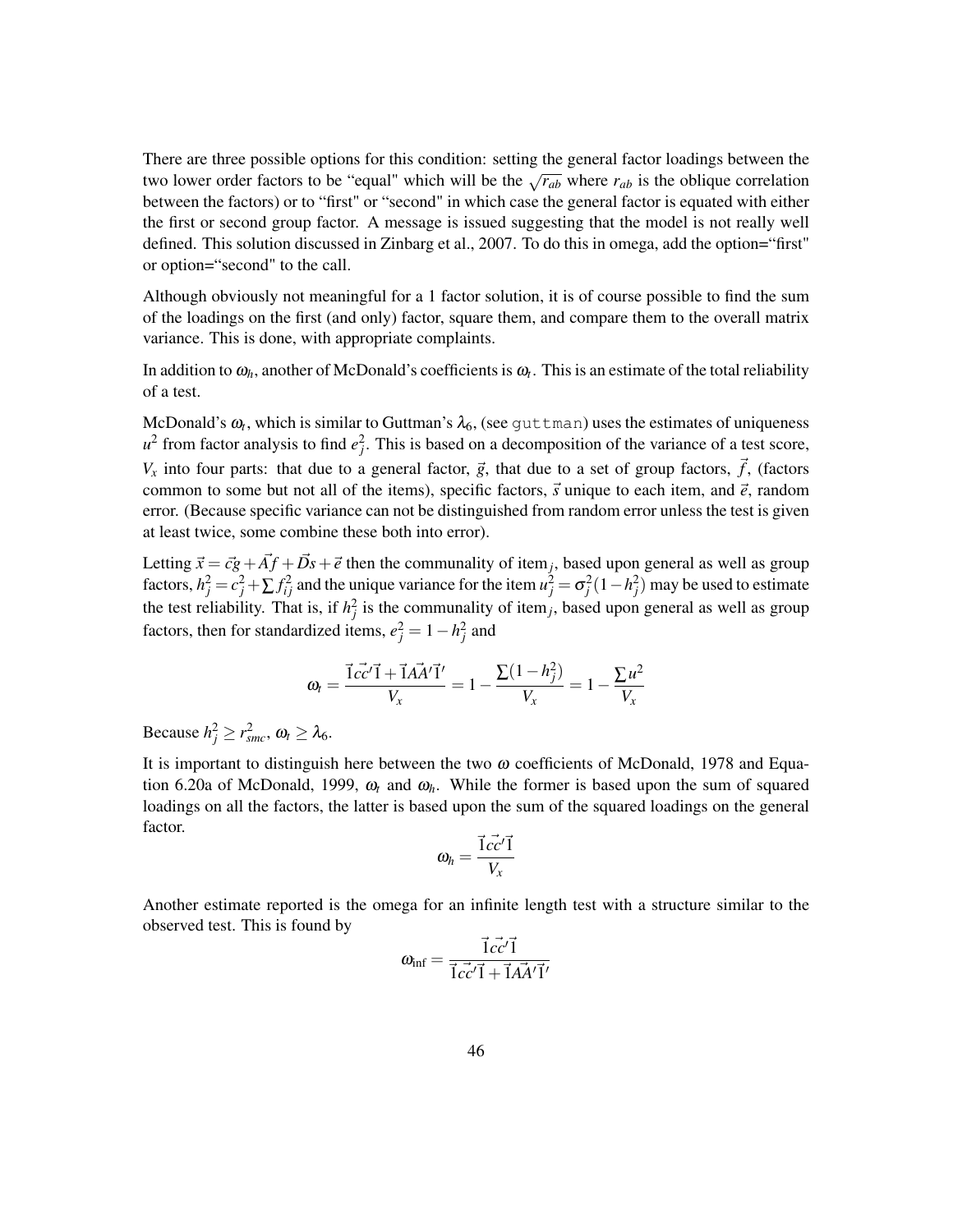There are three possible options for this condition: setting the general factor loadings between the two lower order factors to be "equal" which will be the $\sqrt{r_{ab}}$ where $r_{ab}$ is the oblique correlation between the factors) or to "first" or "second" in which case the general factor is equated with either the first or second group factor. A message is issued suggesting that the model is not really well defined. This solution discussed in Zinbarg et al., 2007. To do this in omega, add the option="first" or option="second" to the call.

Although obviously not meaningful for a 1 factor solution, it is of course possible to find the sum of the loadings on the first (and only) factor, square them, and compare them to the overall matrix variance. This is done, with appropriate complaints.

In addition to $\omega_h$, another of McDonald's coefficients is $\omega_t$. This is an estimate of the total reliability of a test.

McDonald's $\omega_t$, which is similar to Guttman's $\lambda_6$, (see `guttman`) uses the estimates of uniqueness $u^2$ from factor analysis to find $e_j^2$. This is based on a decomposition of the variance of a test score, $V_x$ into four parts: that due to a general factor, $\vec{g}$, that due to a set of group factors, $\vec{f}$, (factors common to some but not all of the items), specific factors, $\vec{s}$ unique to each item, and $\vec{e}$, random error. (Because specific variance can not be distinguished from random error unless the test is given at least twice, some combine these both into error).

Letting $\vec{x} = \vec{c}g + \vec{A}f + \vec{D}s + \vec{e}$ then the communality of item$_j$, based upon general as well as group factors, $h_j^2 = c_j^2 + \sum f_{ij}^2$ and the unique variance for the item $u_j^2 = \sigma_j^2(1 - h_j^2)$ may be used to estimate the test reliability. That is, if $h_j^2$ is the communality of item$_j$, based upon general as well as group factors, then for standardized items, $e_j^2 = 1 - h_j^2$ and

$$\omega_t = \frac{\vec{1}\vec{cc'}\vec{1} + \vec{1}\vec{AA'}\vec{1}'}{V_x} = 1 - \frac{\sum(1 - h_j^2)}{V_x} = 1 - \frac{\sum u^2}{V_x}$$

Because $h_j^2 \geq r_{smc}^2$, $\omega_t \geq \lambda_6$.

It is important to distinguish here between the two $\omega$ coefficients of McDonald, 1978 and Equation 6.20a of McDonald, 1999, $\omega_t$ and $\omega_h$. While the former is based upon the sum of squared loadings on all the factors, the latter is based upon the sum of the squared loadings on the general factor.

$$\omega_h = \frac{\vec{1}\vec{cc'}\vec{1}}{V_x}$$

Another estimate reported is the omega for an infinite length test with a structure similar to the observed test. This is found by

$$\omega_{\inf} = \frac{\vec{1}\vec{cc'}\vec{1}}{\vec{1}\vec{cc'}\vec{1} + \vec{1}\vec{AA'}\vec{1}'}$$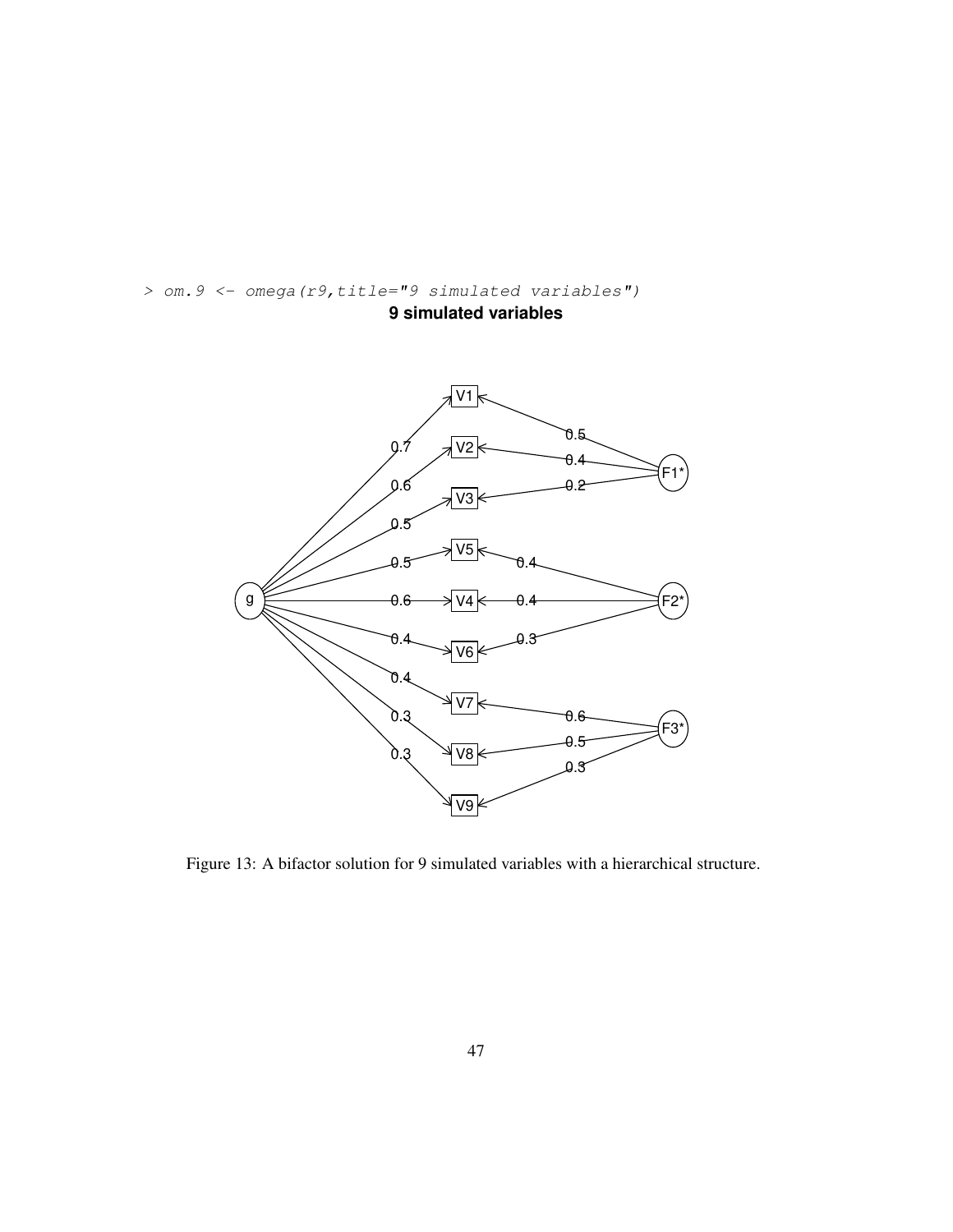```
> om.9 <- omega(r9,title="9 simulated variables")
```

Figure 13: A bifactor solution for 9 simulated variables with a hierarchical structure.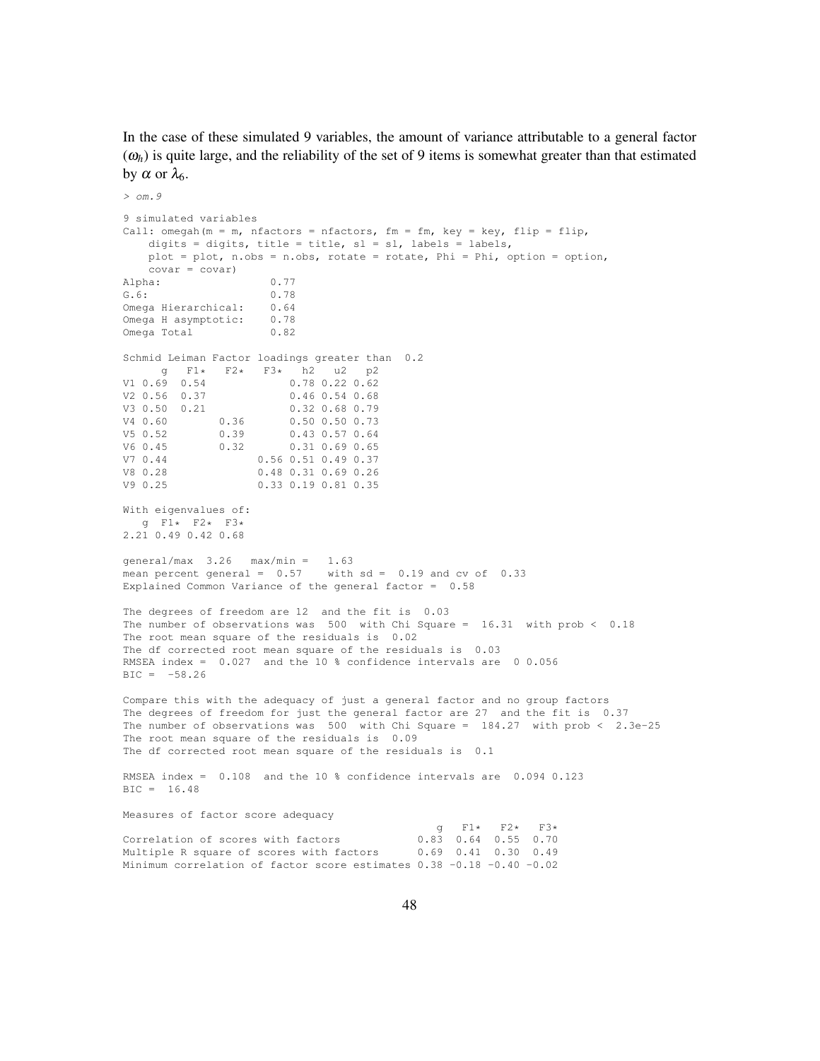In the case of these simulated 9 variables, the amount of variance attributable to a general factor ($\omega_h$) is quite large, and the reliability of the set of 9 items is somewhat greater than that estimated by $\alpha$ or $\lambda_6$.

```
> om.9

9 simulated variables
Call: omegah(m = m, nfactors = nfactors, fm = fm, key = key, flip = flip,
    digits = digits, title = title, sl = sl, labels = labels,
    plot = plot, n.obs = n.obs, rotate = rotate, Phi = Phi, option = option,
    covar = covar)
Alpha:                 0.77
G.6:                   0.78
Omega Hierarchical:    0.64
Omega H asymptotic:    0.78
Omega Total            0.82

Schmid Leiman Factor loadings greater than  0.2
      g   F1*   F2*   F3*   h2   u2   p2
V1 0.69  0.54             0.78 0.22 0.62
V2 0.56  0.37             0.46 0.54 0.68
V3 0.50  0.21             0.32 0.68 0.79
V4 0.60        0.36       0.50 0.50 0.73
V5 0.52        0.39       0.43 0.57 0.64
V6 0.45        0.32       0.31 0.69 0.65
V7 0.44              0.56 0.51 0.49 0.37
V8 0.28              0.48 0.31 0.69 0.26
V9 0.25              0.33 0.19 0.81 0.35

With eigenvalues of:
   g  F1*  F2*  F3*
2.21 0.49 0.42 0.68

general/max  3.26   max/min =   1.63
mean percent general =  0.57    with sd =  0.19 and cv of  0.33
Explained Common Variance of the general factor =  0.58

The degrees of freedom are 12  and the fit is  0.03
The number of observations was  500  with Chi Square =  16.31  with prob <  0.18
The root mean square of the residuals is  0.02
The df corrected root mean square of the residuals is  0.03
RMSEA index =  0.027  and the 10 % confidence intervals are  0 0.056
BIC =  -58.26

Compare this with the adequacy of just a general factor and no group factors
The degrees of freedom for just the general factor are 27  and the fit is  0.37
The number of observations was  500  with Chi Square =  184.27  with prob <  2.3e-25
The root mean square of the residuals is  0.09
The df corrected root mean square of the residuals is  0.1

RMSEA index =  0.108  and the 10 % confidence intervals are  0.094 0.123
BIC =  16.48

Measures of factor score adequacy
                                                 g   F1*   F2*   F3*
Correlation of scores with factors            0.83  0.64  0.55  0.70
Multiple R square of scores with factors      0.69  0.41  0.30  0.49
Minimum correlation of factor score estimates 0.38 -0.18 -0.40 -0.02
```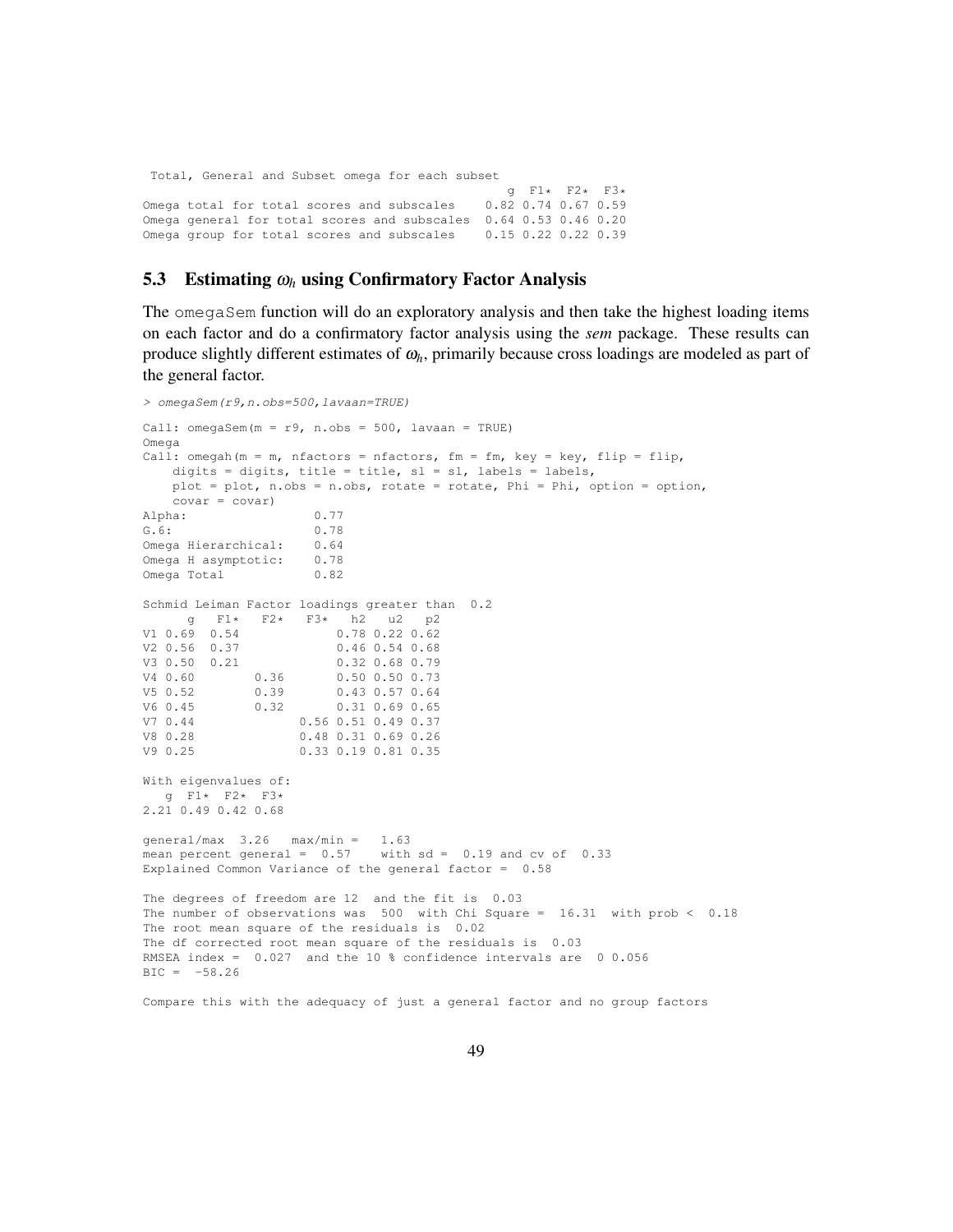```
 Total, General and Subset omega for each subset
                                                 g  F1*  F2*  F3*
Omega total for total scores and subscales    0.82 0.74 0.67 0.59
Omega general for total scores and subscales  0.64 0.53 0.46 0.20
Omega group for total scores and subscales    0.15 0.22 0.22 0.39
```

### 5.3 Estimating $\omega_h$ using Confirmatory Factor Analysis

The omegaSem function will do an exploratory analysis and then take the highest loading items on each factor and do a confirmatory factor analysis using the *sem* package. These results can produce slightly different estimates of $\omega_h$, primarily because cross loadings are modeled as part of the general factor.

```
> omegaSem(r9,n.obs=500,lavaan=TRUE)

Call: omegaSem(m = r9, n.obs = 500, lavaan = TRUE)
Omega
Call: omegah(m = m, nfactors = nfactors, fm = fm, key = key, flip = flip,
    digits = digits, title = title, sl = sl, labels = labels,
    plot = plot, n.obs = n.obs, rotate = rotate, Phi = Phi, option = option,
    covar = covar)
Alpha:                 0.77
G.6:                   0.78
Omega Hierarchical:    0.64
Omega H asymptotic:    0.78
Omega Total            0.82

Schmid Leiman Factor loadings greater than  0.2
      g   F1*   F2*   F3*   h2   u2   p2
V1 0.69  0.54             0.78 0.22 0.62
V2 0.56  0.37             0.46 0.54 0.68
V3 0.50  0.21             0.32 0.68 0.79
V4 0.60        0.36       0.50 0.50 0.73
V5 0.52        0.39       0.43 0.57 0.64
V6 0.45        0.32       0.31 0.69 0.65
V7 0.44              0.56 0.51 0.49 0.37
V8 0.28              0.48 0.31 0.69 0.26
V9 0.25              0.33 0.19 0.81 0.35

With eigenvalues of:
   g  F1*  F2*  F3*
2.21 0.49 0.42 0.68

general/max  3.26   max/min =   1.63
mean percent general =  0.57    with sd =  0.19 and cv of  0.33
Explained Common Variance of the general factor =  0.58

The degrees of freedom are 12  and the fit is  0.03
The number of observations was  500  with Chi Square =  16.31  with prob <  0.18
The root mean square of the residuals is  0.02
The df corrected root mean square of the residuals is  0.03
RMSEA index =  0.027  and the 10 % confidence intervals are  0 0.056
BIC =  -58.26

Compare this with the adequacy of just a general factor and no group factors
```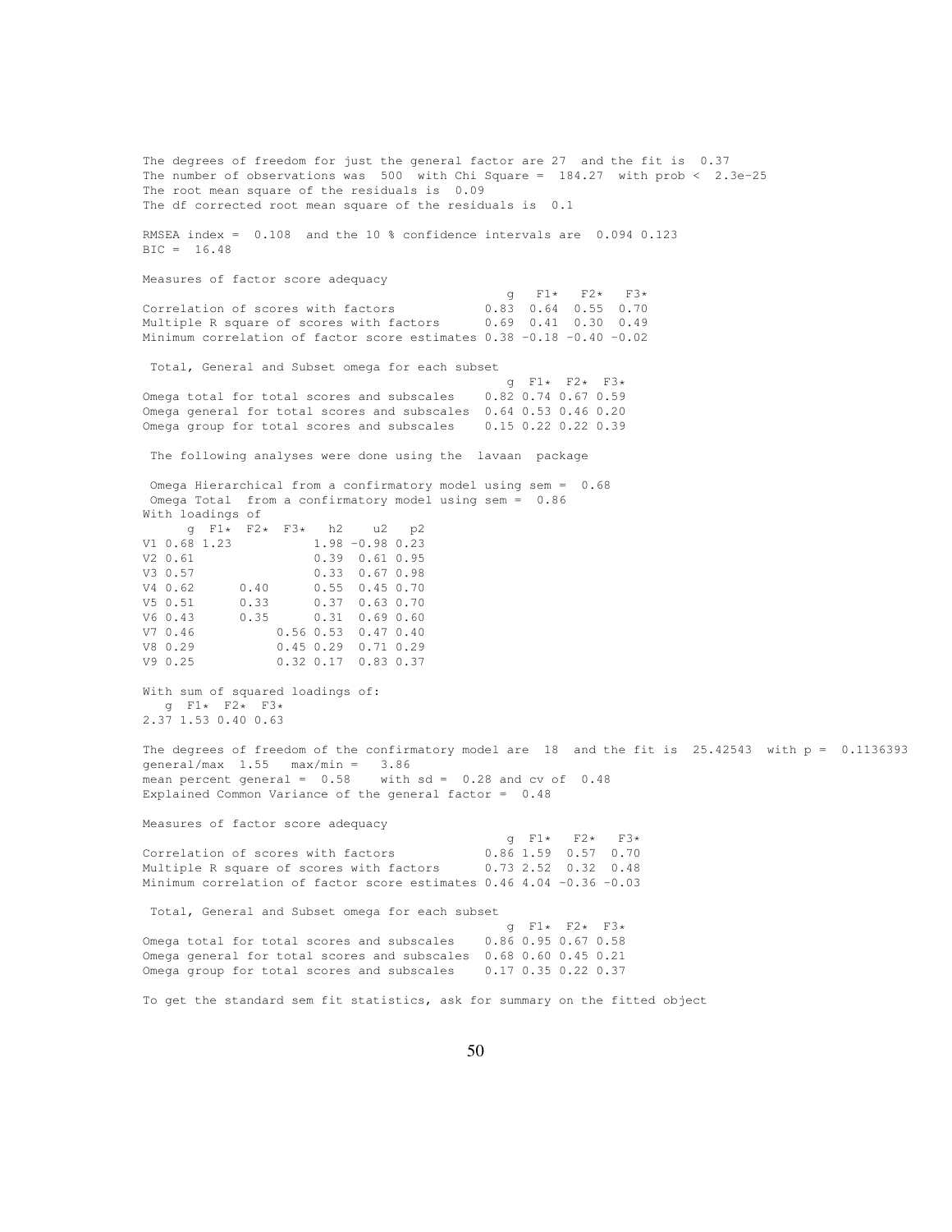```
The degrees of freedom for just the general factor are 27  and the fit is  0.37
The number of observations was  500  with Chi Square =  184.27  with prob <  2.3e-25
The root mean square of the residuals is  0.09
The df corrected root mean square of the residuals is  0.1

RMSEA index =  0.108  and the 10 % confidence intervals are  0.094 0.123
BIC =  16.48

Measures of factor score adequacy
                                                  g   F1*   F2*   F3*
Correlation of scores with factors             0.83  0.64  0.55  0.70
Multiple R square of scores with factors       0.69  0.41  0.30  0.49
Minimum correlation of factor score estimates 0.38 -0.18 -0.40 -0.02

 Total, General and Subset omega for each subset
                                                  g  F1*  F2*  F3*
Omega total for total scores and subscales     0.82 0.74 0.67 0.59
Omega general for total scores and subscales  0.64 0.53 0.46 0.20
Omega group for total scores and subscales     0.15 0.22 0.22 0.39

 The following analyses were done using the  lavaan  package

 Omega Hierarchical from a confirmatory model using sem =  0.68
 Omega Total  from a confirmatory model using sem =  0.86
With loadings of
      g  F1*  F2*  F3*   h2    u2   p2
V1 0.68 1.23           1.98 -0.98 0.23
V2 0.61                0.39  0.61 0.95
V3 0.57                0.33  0.67 0.98
V4 0.62      0.40      0.55  0.45 0.70
V5 0.51      0.33      0.37  0.63 0.70
V6 0.43      0.35      0.31  0.69 0.60
V7 0.46           0.56 0.53  0.47 0.40
V8 0.29           0.45 0.29  0.71 0.29
V9 0.25           0.32 0.17  0.83 0.37

With sum of squared loadings of:
   g  F1*  F2*  F3*
2.37 1.53 0.40 0.63

The degrees of freedom of the confirmatory model are  18  and the fit is  25.42543  with p =  0.1136393
general/max  1.55   max/min =   3.86
mean percent general =  0.58    with sd =  0.28 and cv of  0.48
Explained Common Variance of the general factor =  0.48

Measures of factor score adequacy
                                                  g  F1*   F2*   F3*
Correlation of scores with factors             0.86 1.59  0.57  0.70
Multiple R square of scores with factors       0.73 2.52  0.32  0.48
Minimum correlation of factor score estimates 0.46 4.04 -0.36 -0.03

 Total, General and Subset omega for each subset
                                                  g  F1*  F2*  F3*
Omega total for total scores and subscales     0.86 0.95 0.67 0.58
Omega general for total scores and subscales  0.68 0.60 0.45 0.21
Omega group for total scores and subscales     0.17 0.35 0.22 0.37

To get the standard sem fit statistics, ask for summary on the fitted object
```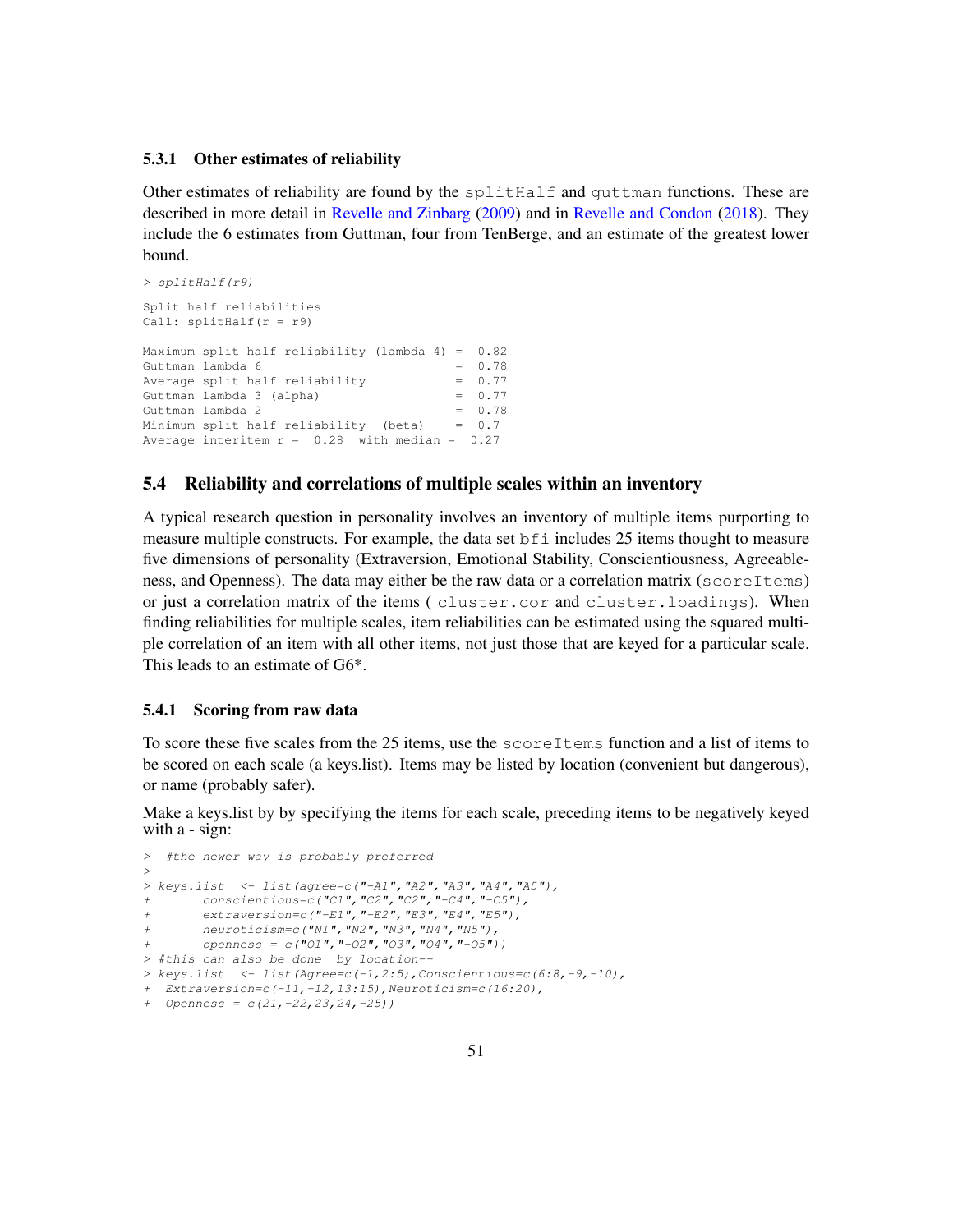### 5.3.1 Other estimates of reliability

Other estimates of reliability are found by the splitHalf and guttman functions. These are described in more detail in Revelle and Zinbarg (2009) and in Revelle and Condon (2018). They include the 6 estimates from Guttman, four from TenBerge, and an estimate of the greatest lower bound.

```
> splitHalf(r9)

Split half reliabilities
Call: splitHalf(r = r9)

Maximum split half reliability (lambda 4) =  0.82
Guttman lambda 6                          =  0.78
Average split half reliability            =  0.77
Guttman lambda 3 (alpha)                  =  0.77
Guttman lambda 2                          =  0.78
Minimum split half reliability  (beta)    =  0.7
Average interitem r =  0.28  with median =  0.27
```

## 5.4 Reliability and correlations of multiple scales within an inventory

A typical research question in personality involves an inventory of multiple items purporting to measure multiple constructs. For example, the data set bfi includes 25 items thought to measure five dimensions of personality (Extraversion, Emotional Stability, Conscientiousness, Agreeableness, and Openness). The data may either be the raw data or a correlation matrix (scoreItems) or just a correlation matrix of the items ( cluster.cor and cluster.loadings). When finding reliabilities for multiple scales, item reliabilities can be estimated using the squared multiple correlation of an item with all other items, not just those that are keyed for a particular scale. This leads to an estimate of G6*.

### 5.4.1 Scoring from raw data

To score these five scales from the 25 items, use the scoreItems function and a list of items to be scored on each scale (a keys.list). Items may be listed by location (convenient but dangerous), or name (probably safer).

Make a keys.list by by specifying the items for each scale, preceding items to be negatively keyed with a - sign:

```
>  #the newer way is probably preferred
>
> keys.list  <- list(agree=c("-A1","A2","A3","A4","A5"),
+       conscientious=c("C1","C2","C2","-C4","-C5"),
+       extraversion=c("-E1","-E2","E3","E4","E5"),
+       neuroticism=c("N1","N2","N3","N4","N5"),
+       openness = c("O1","-O2","O3","O4","-O5"))
> #this can also be done  by location--
> keys.list  <- list(Agree=c(-1,2:5),Conscientious=c(6:8,-9,-10),
+  Extraversion=c(-11,-12,13:15),Neuroticism=c(16:20),
+  Openness = c(21,-22,23,24,-25))
```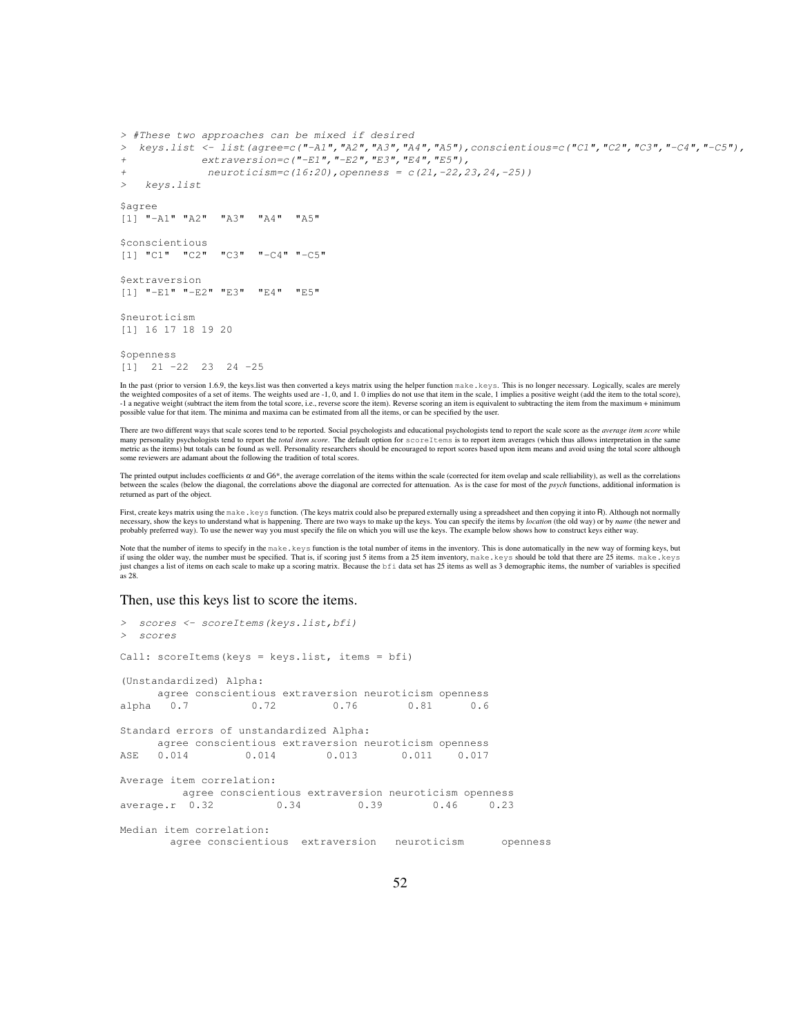```
> #These two approaches can be mixed if desired
>  keys.list <- list(agree=c("-A1","A2","A3","A4","A5"),conscientious=c("C1","C2","C3","-C4","-C5"),
+             extraversion=c("-E1","-E2","E3","E4","E5"),
+              neuroticism=c(16:20),openness = c(21,-22,23,24,-25))
>   keys.list

$agree
[1] "-A1" "A2"  "A3"  "A4"  "A5" 

$conscientious
[1] "C1"  "C2"  "C3"  "-C4" "-C5"

$extraversion
[1] "-E1" "-E2" "E3"  "E4"  "E5" 

$neuroticism
[1] 16 17 18 19 20

$openness
[1]  21 -22  23  24 -25
```

In the past (prior to version 1.6.9, the keys.list was then converted a keys matrix using the helper function `make.keys`. This is no longer necessary. Logically, scales are merely the weighted composites of a set of items. The weights used are -1, 0, and 1. 0 implies do not use that item in the scale, 1 implies a positive weight (add the item to the total score), -1 a negative weight (subtract the item from the total score, i.e., reverse score the item). Reverse scoring an item is equivalent to subtracting the item from the maximum + minimum possible value for that item. The minima and maxima can be estimated from all the items, or can be specified by the user.

There are two different ways that scale scores tend to be reported. Social psychologists and educational psychologists tend to report the scale score as the *average item score* while many personality psychologists tend to report the *total item score*. The default option for `scoreItems` is to report item averages (which thus allows interpretation in the same metric as the items) but totals can be found as well. Personality researchers should be encouraged to report scores based upon item means and avoid using the total score although some reviewers are adamant about the following the tradition of total scores.

The printed output includes coefficients $\alpha$ and G6*, the average correlation of the items within the scale (corrected for item ovelap and scale relliability), as well as the correlations between the scales (below the diagonal, the correlations above the diagonal are corrected for attenuation. As is the case for most of the *psych* functions, additional information is returned as part of the object.

First, create keys matrix using the `make.keys` function. (The keys matrix could also be prepared externally using a spreadsheet and then copying it into R). Although not normally necessary, show the keys to understand what is happening. There are two ways to make up the keys. You can specify the items by *location* (the old way) or by *name* (the newer and probably preferred way). To use the newer way you must specify the file on which you will use the keys. The example below shows how to construct keys either way.

Note that the number of items to specify in the `make.keys` function is the total number of items in the inventory. This is done automatically in the new way of forming keys, but if using the older way, the number must be specified. That is, if scoring just 5 items from a 25 item inventory, `make.keys` should be told that there are 25 items. `make.keys` just changes a list of items on each scale to make up a scoring matrix. Because the `bfi` data set has 25 items as well as 3 demographic items, the number of variables is specified as 28.

Then, use this keys list to score the items.

```
>  scores <- scoreItems(keys.list,bfi)
>  scores

Call: scoreItems(keys = keys.list, items = bfi)

(Unstandardized) Alpha:
      agree conscientious extraversion neuroticism openness
alpha   0.7          0.72         0.76        0.81      0.6

Standard errors of unstandardized Alpha:
      agree conscientious extraversion neuroticism openness
ASE   0.014         0.014        0.013       0.011    0.017

Average item correlation:
          agree conscientious extraversion neuroticism openness
average.r  0.32          0.34         0.39        0.46     0.23

Median item correlation:
        agree conscientious  extraversion   neuroticism      openness
```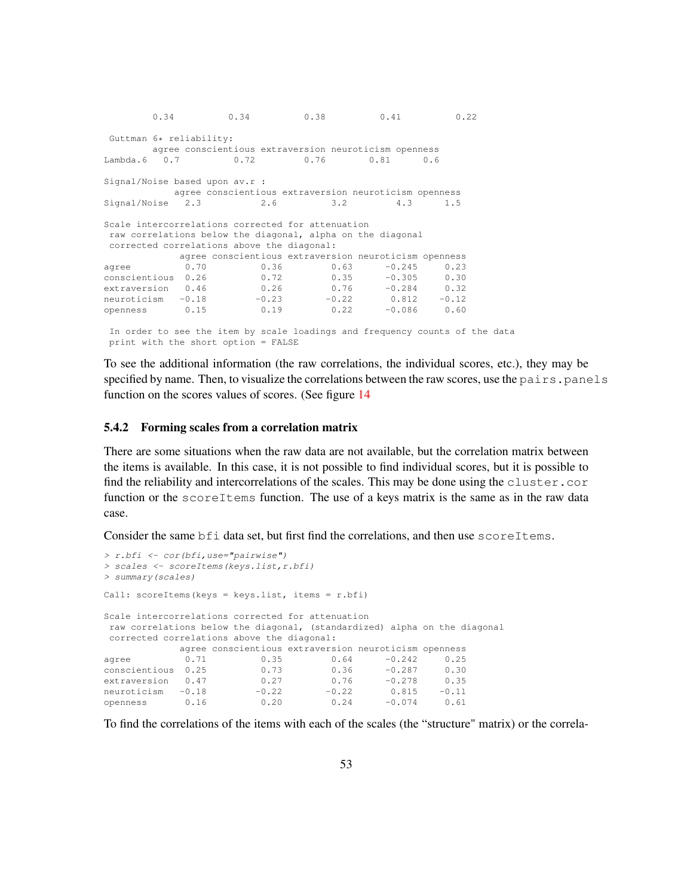```
        0.34          0.34          0.38          0.41          0.22

 Guttman 6* reliability:
        agree conscientious extraversion neuroticism openness
Lambda.6   0.7          0.72         0.76        0.81      0.6

Signal/Noise based upon av.r :
             agree conscientious extraversion neuroticism openness
Signal/Noise   2.3           2.6          3.2         4.3      1.5

Scale intercorrelations corrected for attenuation
 raw correlations below the diagonal, alpha on the diagonal
 corrected correlations above the diagonal:
              agree conscientious extraversion neuroticism openness
agree          0.70          0.36         0.63      -0.245     0.23
conscientious  0.26          0.72         0.35      -0.305     0.30
extraversion   0.46          0.26         0.76      -0.284     0.32
neuroticism   -0.18         -0.23        -0.22       0.812    -0.12
openness       0.15          0.19         0.22      -0.086     0.60

 In order to see the item by scale loadings and frequency counts of the data
 print with the short option = FALSE
```

To see the additional information (the raw correlations, the individual scores, etc.), they may be specified by name. Then, to visualize the correlations between the raw scores, use the `pairs.panels` function on the scores values of scores. (See figure 14

### 5.4.2 Forming scales from a correlation matrix

There are some situations when the raw data are not available, but the correlation matrix between the items is available. In this case, it is not possible to find individual scores, but it is possible to find the reliability and intercorrelations of the scales. This may be done using the `cluster.cor` function or the `scoreItems` function. The use of a keys matrix is the same as in the raw data case.

Consider the same `bfi` data set, but first find the correlations, and then use `scoreItems`.

```
> r.bfi <- cor(bfi,use="pairwise")
> scales <- scoreItems(keys.list,r.bfi)
> summary(scales)

Call: scoreItems(keys = keys.list, items = r.bfi)

Scale intercorrelations corrected for attenuation
 raw correlations below the diagonal, (standardized) alpha on the diagonal
 corrected correlations above the diagonal:
              agree conscientious extraversion neuroticism openness
agree          0.71          0.35         0.64      -0.242     0.25
conscientious  0.25          0.73         0.36      -0.287     0.30
extraversion   0.47          0.27         0.76      -0.278     0.35
neuroticism   -0.18         -0.22        -0.22       0.815    -0.11
openness       0.16          0.20         0.24      -0.074     0.61
```

To find the correlations of the items with each of the scales (the "structure" matrix) or the correla-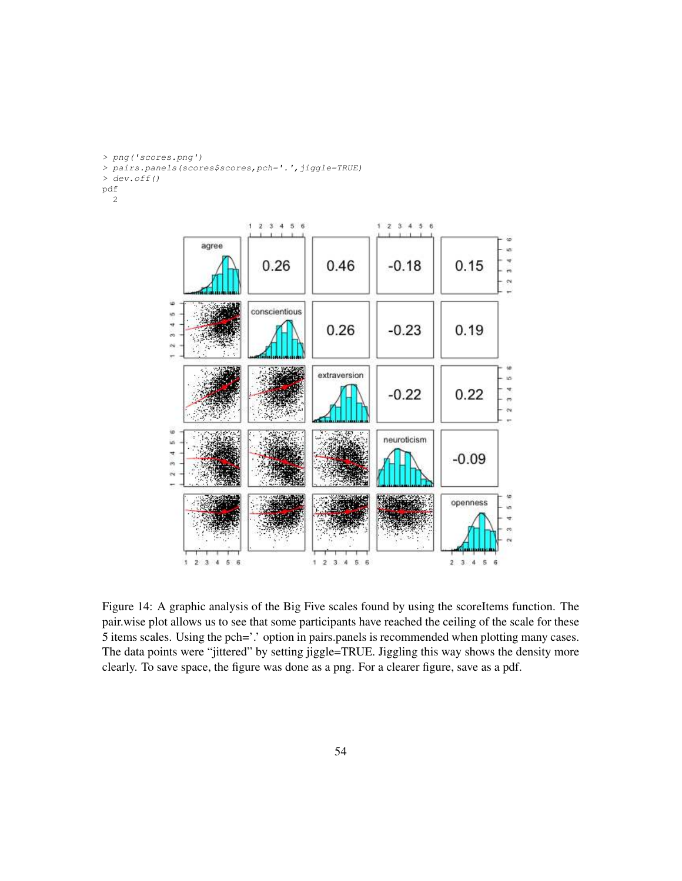```
> png('scores.png')
> pairs.panels(scores$scores,pch='.',jiggle=TRUE)
> dev.off()
pdf
  2
```

Figure 14: A graphic analysis of the Big Five scales found by using the scoreItems function. The pair.wise plot allows us to see that some participants have reached the ceiling of the scale for these 5 items scales. Using the pch='.' option in pairs.panels is recommended when plotting many cases. The data points were "jittered" by setting jiggle=TRUE. Jiggling this way shows the density more clearly. To save space, the figure was done as a png. For a clearer figure, save as a pdf.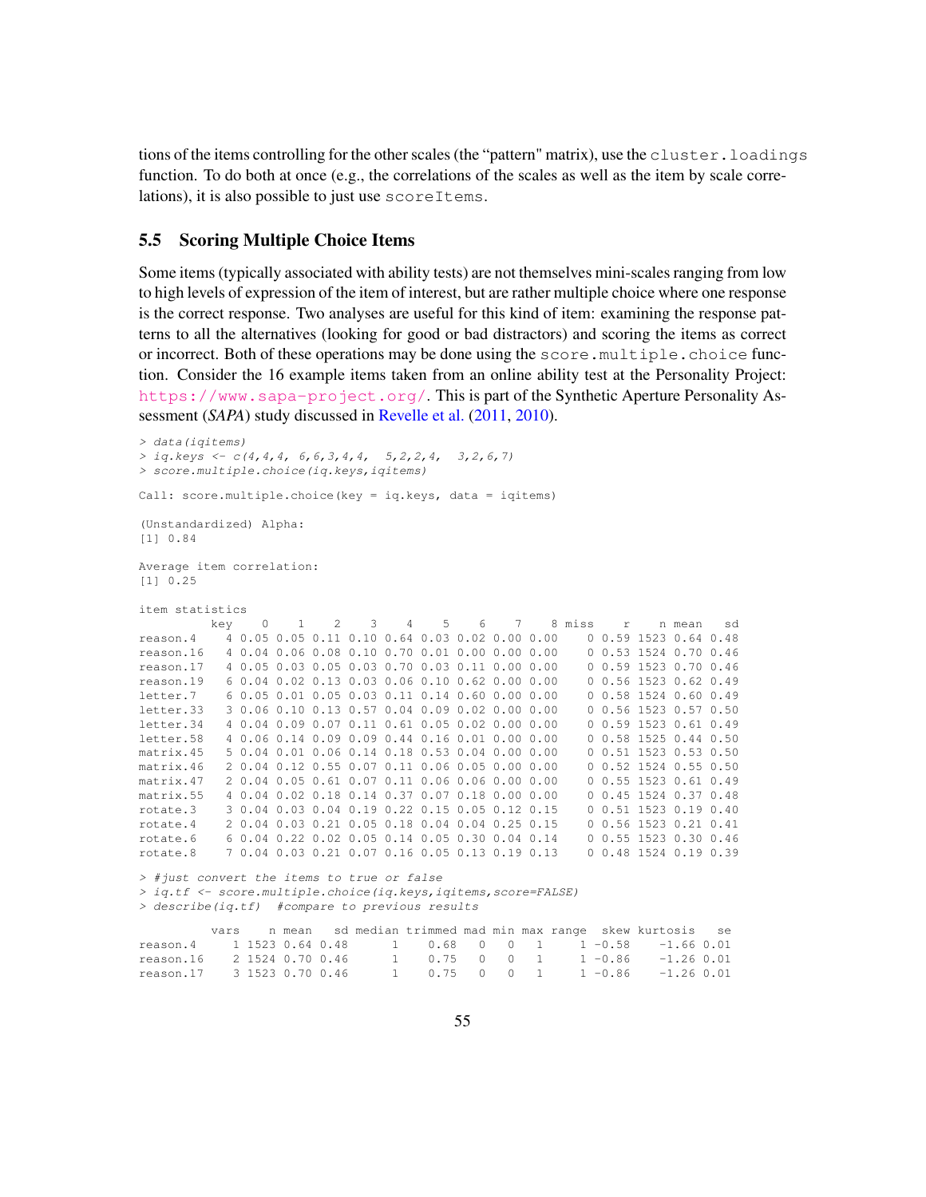tions of the items controlling for the other scales (the "pattern" matrix), use the `cluster.loadings` function. To do both at once (e.g., the correlations of the scales as well as the item by scale correlations), it is also possible to just use `scoreItems`.

### 5.5 Scoring Multiple Choice Items

Some items (typically associated with ability tests) are not themselves mini-scales ranging from low to high levels of expression of the item of interest, but are rather multiple choice where one response is the correct response. Two analyses are useful for this kind of item: examining the response patterns to all the alternatives (looking for good or bad distractors) and scoring the items as correct or incorrect. Both of these operations may be done using the `score.multiple.choice` function. Consider the 16 example items taken from an online ability test at the Personality Project: https://www.sapa-project.org/. This is part of the Synthetic Aperture Personality Assessment (*SAPA*) study discussed in Revelle et al. (2011, 2010).

```
> data(iqitems)
> iq.keys <- c(4,4,4, 6,6,3,4,4,  5,2,2,4,  3,2,6,7)
> score.multiple.choice(iq.keys,iqitems)

Call: score.multiple.choice(key = iq.keys, data = iqitems)

(Unstandardized) Alpha:
[1] 0.84

Average item correlation:
[1] 0.25

item statistics
          key    0    1    2    3    4    5    6    7    8 miss    r    n mean   sd
reason.4    4 0.05 0.05 0.11 0.10 0.64 0.03 0.02 0.00 0.00    0 0.59 1523 0.64 0.48
reason.16   4 0.04 0.06 0.08 0.10 0.70 0.01 0.00 0.00 0.00    0 0.53 1524 0.70 0.46
reason.17   4 0.05 0.03 0.05 0.03 0.70 0.03 0.11 0.00 0.00    0 0.59 1523 0.70 0.46
reason.19   6 0.04 0.02 0.13 0.03 0.06 0.10 0.62 0.00 0.00    0 0.56 1523 0.62 0.49
letter.7    6 0.05 0.01 0.05 0.03 0.11 0.14 0.60 0.00 0.00    0 0.58 1524 0.60 0.49
letter.33   3 0.06 0.10 0.13 0.57 0.04 0.09 0.02 0.00 0.00    0 0.56 1523 0.57 0.50
letter.34   4 0.04 0.09 0.07 0.11 0.61 0.05 0.02 0.00 0.00    0 0.59 1523 0.61 0.49
letter.58   4 0.06 0.14 0.09 0.09 0.44 0.16 0.01 0.00 0.00    0 0.58 1525 0.44 0.50
matrix.45   5 0.04 0.01 0.06 0.14 0.18 0.53 0.04 0.00 0.00    0 0.51 1523 0.53 0.50
matrix.46   2 0.04 0.12 0.55 0.07 0.11 0.06 0.05 0.00 0.00    0 0.52 1524 0.55 0.50
matrix.47   2 0.04 0.05 0.61 0.07 0.11 0.06 0.06 0.00 0.00    0 0.55 1523 0.61 0.49
matrix.55   4 0.04 0.02 0.18 0.14 0.37 0.07 0.18 0.00 0.00    0 0.45 1524 0.37 0.48
rotate.3    3 0.04 0.03 0.04 0.19 0.22 0.15 0.05 0.12 0.15    0 0.51 1523 0.19 0.40
rotate.4    2 0.04 0.03 0.21 0.05 0.18 0.04 0.04 0.25 0.15    0 0.56 1523 0.21 0.41
rotate.6    6 0.04 0.22 0.02 0.05 0.14 0.05 0.30 0.04 0.14    0 0.55 1523 0.30 0.46
rotate.8    7 0.04 0.03 0.21 0.07 0.16 0.05 0.13 0.19 0.13    0 0.48 1524 0.19 0.39

> #just convert the items to true or false
> iq.tf <- score.multiple.choice(iq.keys,iqitems,score=FALSE)
> describe(iq.tf)  #compare to previous results

          vars    n mean   sd median trimmed mad min max range  skew kurtosis   se
reason.4     1 1523 0.64 0.48      1    0.68   0   0   1     1 -0.58    -1.66 0.01
reason.16    2 1524 0.70 0.46      1    0.75   0   0   1     1 -0.86    -1.26 0.01
reason.17    3 1523 0.70 0.46      1    0.75   0   0   1     1 -0.86    -1.26 0.01
```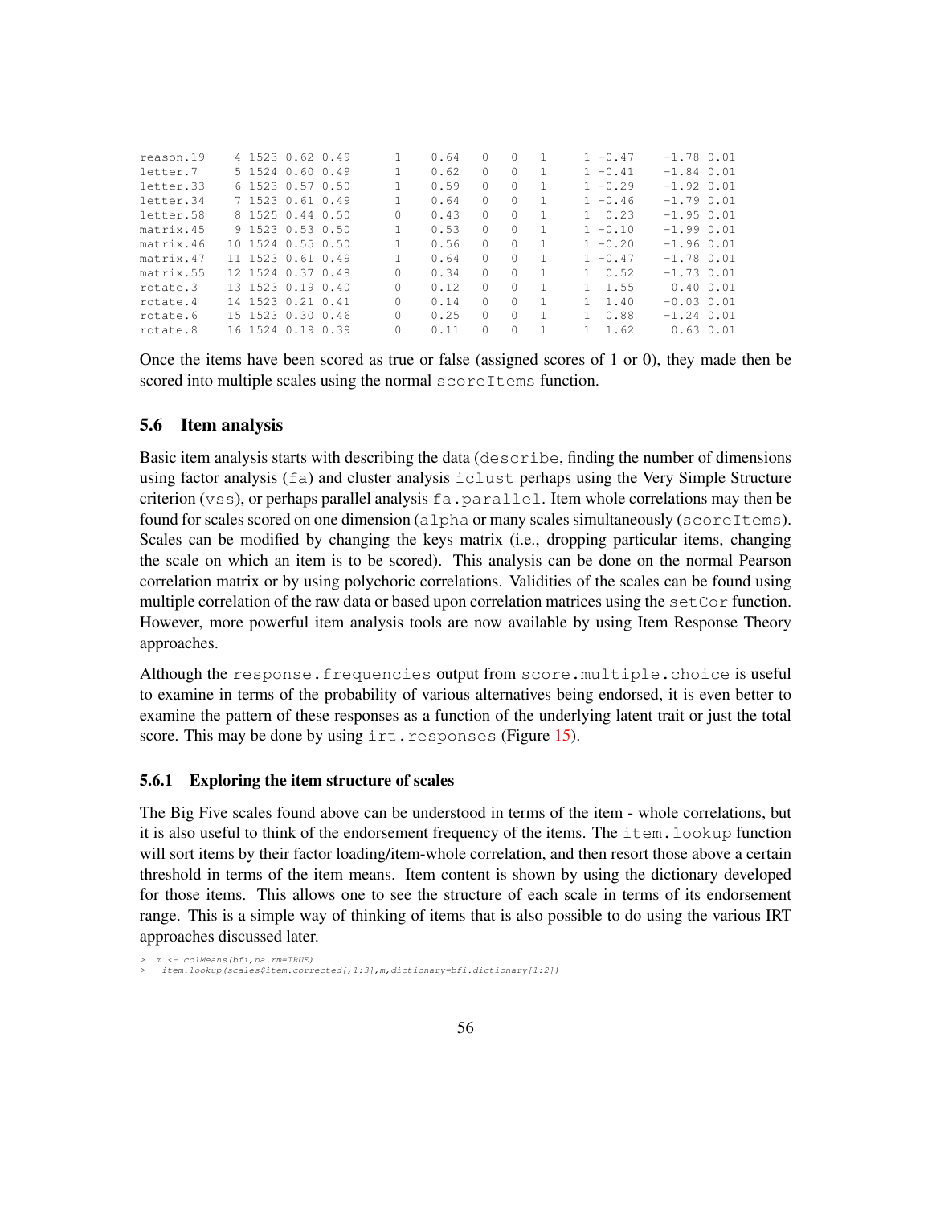```
reason.19    4 1523 0.62 0.49      1     0.64   0   0   1      1 -0.47    -1.78 0.01
letter.7     5 1524 0.60 0.49      1     0.62   0   0   1      1 -0.41    -1.84 0.01
letter.33    6 1523 0.57 0.50      1     0.59   0   0   1      1 -0.29    -1.92 0.01
letter.34    7 1523 0.61 0.49      1     0.64   0   0   1      1 -0.46    -1.79 0.01
letter.58    8 1525 0.44 0.50      0     0.43   0   0   1      1  0.23    -1.95 0.01
matrix.45    9 1523 0.53 0.50      1     0.53   0   0   1      1 -0.10    -1.99 0.01
matrix.46   10 1524 0.55 0.50      1     0.56   0   0   1      1 -0.20    -1.96 0.01
matrix.47   11 1523 0.61 0.49      1     0.64   0   0   1      1 -0.47    -1.78 0.01
matrix.55   12 1524 0.37 0.48      0     0.34   0   0   1      1  0.52    -1.73 0.01
rotate.3    13 1523 0.19 0.40      0     0.12   0   0   1      1  1.55     0.40 0.01
rotate.4    14 1523 0.21 0.41      0     0.14   0   0   1      1  1.40    -0.03 0.01
rotate.6    15 1523 0.30 0.46      0     0.25   0   0   1      1  0.88    -1.24 0.01
rotate.8    16 1524 0.19 0.39      0     0.11   0   0   1      1  1.62     0.63 0.01
```

Once the items have been scored as true or false (assigned scores of 1 or 0), they made then be scored into multiple scales using the normal `scoreItems` function.

### 5.6 Item analysis

Basic item analysis starts with describing the data (`describe`, finding the number of dimensions using factor analysis (`fa`) and cluster analysis `iclust` perhaps using the Very Simple Structure criterion (`vss`), or perhaps parallel analysis `fa.parallel`. Item whole correlations may then be found for scales scored on one dimension (`alpha` or many scales simultaneously (`scoreItems`). Scales can be modified by changing the keys matrix (i.e., dropping particular items, changing the scale on which an item is to be scored). This analysis can be done on the normal Pearson correlation matrix or by using polychoric correlations. Validities of the scales can be found using multiple correlation of the raw data or based upon correlation matrices using the `setCor` function. However, more powerful item analysis tools are now available by using Item Response Theory approaches.

Although the `response.frequencies` output from `score.multiple.choice` is useful to examine in terms of the probability of various alternatives being endorsed, it is even better to examine the pattern of these responses as a function of the underlying latent trait or just the total score. This may be done by using `irt.responses` (Figure 15).

#### 5.6.1 Exploring the item structure of scales

The Big Five scales found above can be understood in terms of the item - whole correlations, but it is also useful to think of the endorsement frequency of the items. The `item.lookup` function will sort items by their factor loading/item-whole correlation, and then resort those above a certain threshold in terms of the item means. Item content is shown by using the dictionary developed for those items. This allows one to see the structure of each scale in terms of its endorsement range. This is a simple way of thinking of items that is also possible to do using the various IRT approaches discussed later.

```
> m <- colMeans(bfi,na.rm=TRUE)
>  item.lookup(scales$item.corrected[,1:3],m,dictionary=bfi.dictionary[1:2])
```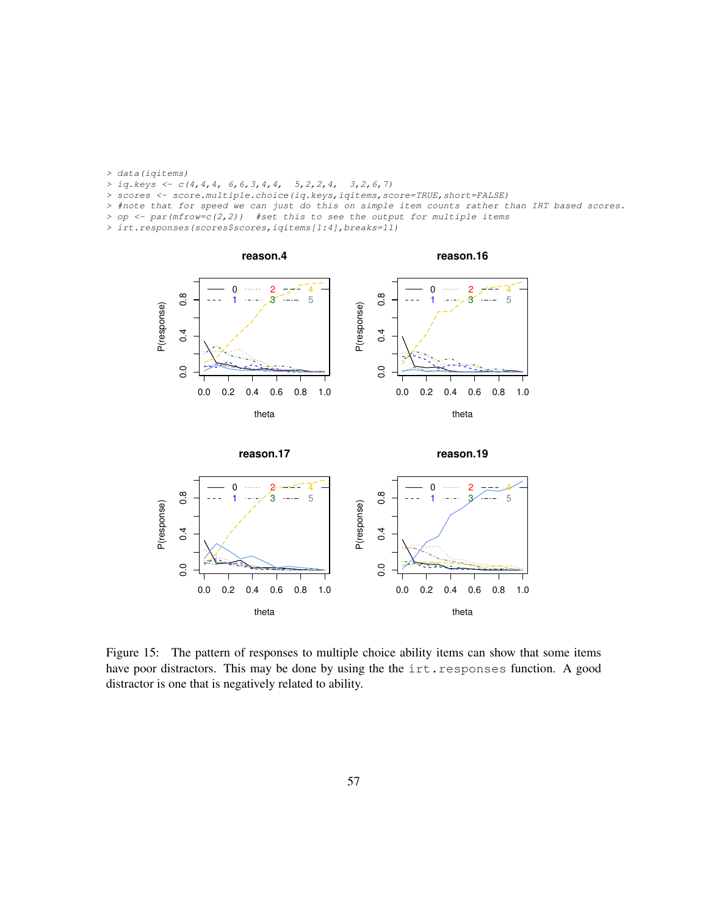```
> data(iqitems)
> iq.keys <- c(4,4,4, 6,6,3,4,4,  5,2,2,4,  3,2,6,7)
> scores <- score.multiple.choice(iq.keys,iqitems,score=TRUE,short=FALSE)
> #note that for speed we can just do this on simple item counts rather than IRT based scores.
> op <- par(mfrow=c(2,2))  #set this to see the output for multiple items
> irt.responses(scores$scores,iqitems[1:4],breaks=11)
```

Figure 15: The pattern of responses to multiple choice ability items can show that some items have poor distractors. This may be done by using the the `irt.responses` function. A good distractor is one that is negatively related to ability.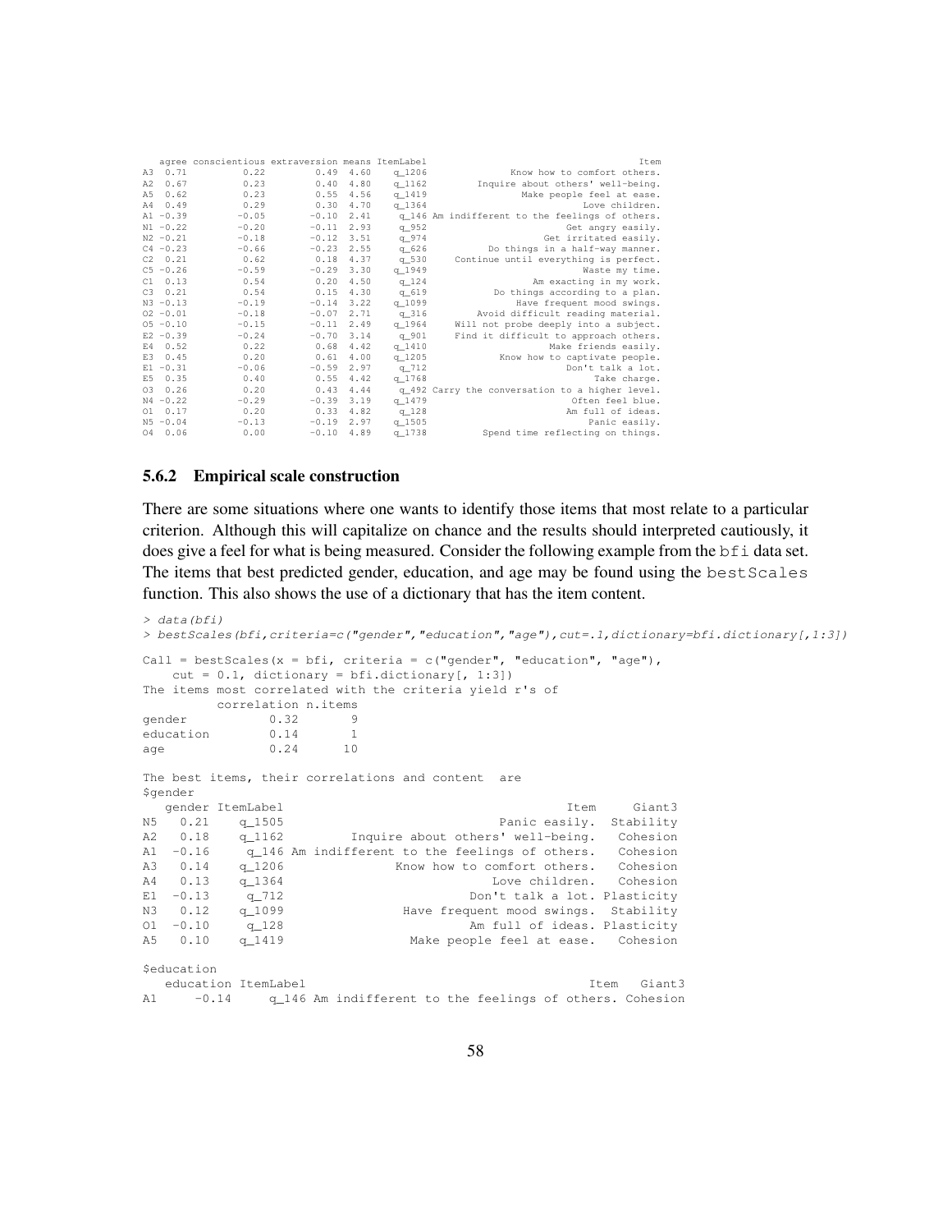```
   agree conscientious extraversion means ItemLabel                                  Item
A3  0.71          0.22         0.49  4.60   q_1206            Know how to comfort others.
A2  0.67          0.23         0.40  4.80   q_1162        Inquire about others' well-being.
A5  0.62          0.23         0.55  4.56   q_1419            Make people feel at ease.
A4  0.49          0.29         0.30  4.70   q_1364                       Love children.
A1 -0.39         -0.05        -0.10  2.41    q_146 Am indifferent to the feelings of others.
N1 -0.22         -0.20        -0.11  2.93    q_952                     Get angry easily.
N2 -0.21         -0.18        -0.12  3.51    q_974                  Get irritated easily.
C4 -0.23         -0.66        -0.23  2.55    q_626          Do things in a half-way manner.
C2  0.21          0.62         0.18  4.37    q_530     Continue until everything is perfect.
C5 -0.26         -0.59        -0.29  3.30   q_1949                        Waste my time.
C1  0.13          0.54         0.20  4.50    q_124                Am exacting in my work.
C3  0.21          0.54         0.15  4.30    q_619           Do things according to a plan.
N3 -0.13         -0.19        -0.14  3.22   q_1099               Have frequent mood swings.
O2 -0.01         -0.18        -0.07  2.71    q_316          Avoid difficult reading material.
O5 -0.10         -0.15        -0.11  2.49   q_1964      Will not probe deeply into a subject.
E2 -0.39         -0.24        -0.70  3.14    q_901      Find it difficult to approach others.
E4  0.52          0.22         0.68  4.42   q_1410                    Make friends easily.
E3  0.45          0.20         0.61  4.00   q_1205             Know how to captivate people.
E1 -0.31         -0.06        -0.59  2.97    q_712                     Don't talk a lot.
E5  0.35          0.40         0.55  4.42   q_1768                          Take charge.
O3  0.26          0.20         0.43  4.44    q_492 Carry the conversation to a higher level.
N4 -0.22         -0.29        -0.39  3.19   q_1479                      Often feel blue.
O1  0.17          0.20         0.33  4.82    q_128                     Am full of ideas.
N5 -0.04         -0.13        -0.19  2.97   q_1505                         Panic easily.
O4  0.06          0.00        -0.10  4.89   q_1738         Spend time reflecting on things.
```

### 5.6.2 Empirical scale construction

There are some situations where one wants to identify those items that most relate to a particular criterion. Although this will capitalize on chance and the results should interpreted cautiously, it does give a feel for what is being measured. Consider the following example from the bfi data set. The items that best predicted gender, education, and age may be found using the bestScales function. This also shows the use of a dictionary that has the item content.

```
> data(bfi)
> bestScales(bfi,criteria=c("gender","education","age"),cut=.1,dictionary=bfi.dictionary[,1:3])

Call = bestScales(x = bfi, criteria = c("gender", "education", "age"),
    cut = 0.1, dictionary = bfi.dictionary[, 1:3])
The items most correlated with the criteria yield r's of
          correlation n.items
gender           0.32       9
education        0.14       1
age              0.24      10

The best items, their correlations and content  are
$gender
   gender ItemLabel                                      Item     Giant3
N5   0.21    q_1505                             Panic easily.  Stability
A2   0.18    q_1162          Inquire about others' well-being.   Cohesion
A1  -0.16     q_146 Am indifferent to the feelings of others.   Cohesion
A3   0.14    q_1206               Know how to comfort others.   Cohesion
A4   0.13    q_1364                            Love children.   Cohesion
E1  -0.13     q_712                         Don't talk a lot. Plasticity
N3   0.12    q_1099                Have frequent mood swings.  Stability
O1  -0.10     q_128                         Am full of ideas. Plasticity
A5   0.10    q_1419                 Make people feel at ease.   Cohesion

$education
   education ItemLabel                                      Item   Giant3
A1     -0.14     q_146 Am indifferent to the feelings of others. Cohesion
```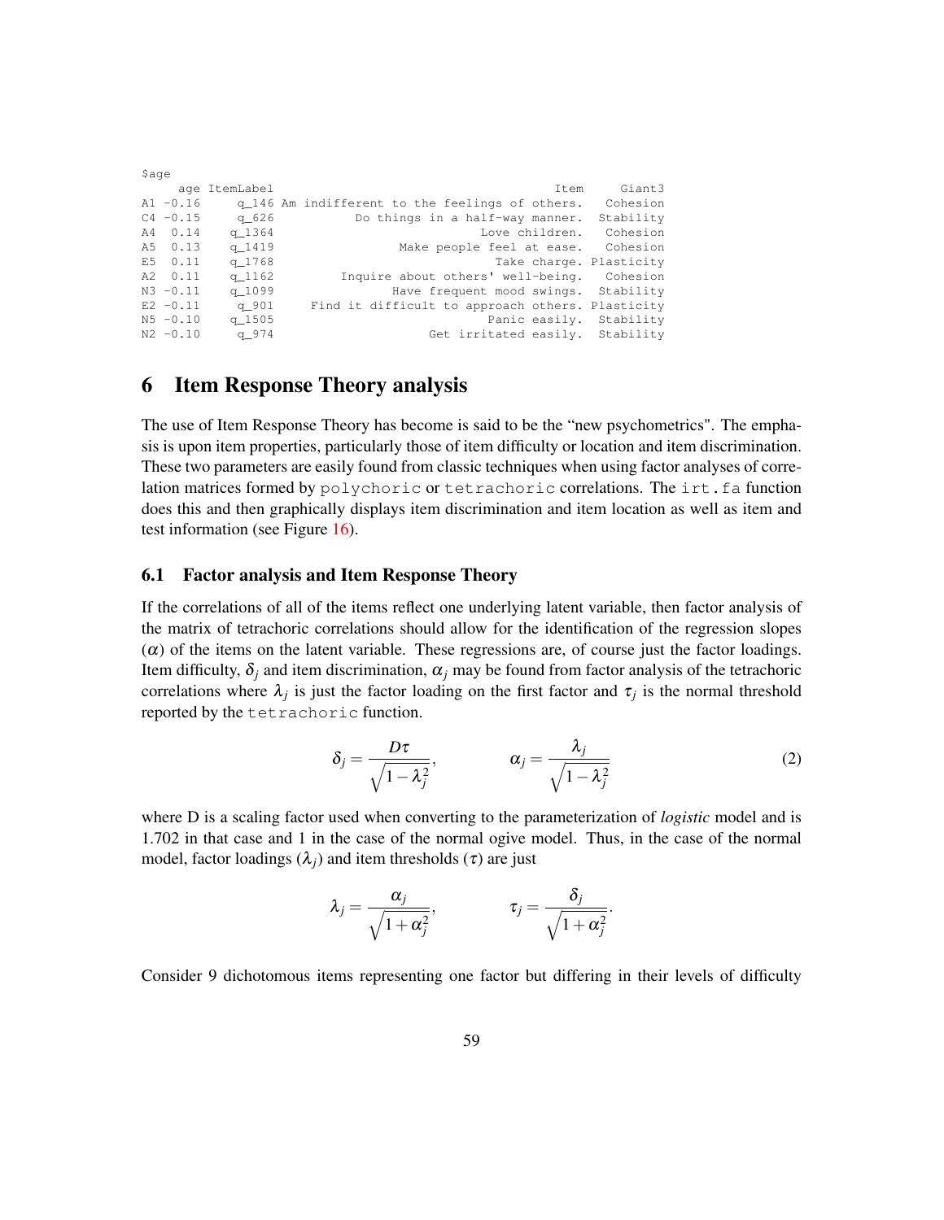```
$age
     age ItemLabel                                      Item     Giant3
A1 -0.16     q_146 Am indifferent to the feelings of others.   Cohesion
C4 -0.15     q_626           Do things in a half-way manner.  Stability
A4  0.14    q_1364                            Love children.   Cohesion
A5  0.13    q_1419                   Make people feel at ease.   Cohesion
E5  0.11    q_1768                              Take charge. Plasticity
A2  0.11    q_1162         Inquire about others' well-being.   Cohesion
N3 -0.11    q_1099                 Have frequent mood swings.  Stability
E2 -0.11     q_901   Find it difficult to approach others. Plasticity
N5 -0.10    q_1505                              Panic easily.  Stability
N2 -0.10     q_974                       Get irritated easily.  Stability
```

# 6 Item Response Theory analysis

The use of Item Response Theory has become is said to be the "new psychometrics". The emphasis is upon item properties, particularly those of item difficulty or location and item discrimination. These two parameters are easily found from classic techniques when using factor analyses of correlation matrices formed by polychoric or tetrachoric correlations. The irt.fa function does this and then graphically displays item discrimination and item location as well as item and test information (see Figure 16).

## 6.1 Factor analysis and Item Response Theory

If the correlations of all of the items reflect one underlying latent variable, then factor analysis of the matrix of tetrachoric correlations should allow for the identification of the regression slopes ($\alpha$) of the items on the latent variable. These regressions are, of course just the factor loadings. Item difficulty, $\delta_j$ and item discrimination, $\alpha_j$ may be found from factor analysis of the tetrachoric correlations where $\lambda_j$ is just the factor loading on the first factor and $\tau_j$ is the normal threshold reported by the tetrachoric function.

$$\delta_j = \frac{D\tau}{\sqrt{1-\lambda_j^2}}, \qquad \alpha_j = \frac{\lambda_j}{\sqrt{1-\lambda_j^2}} \tag{2}$$

where D is a scaling factor used when converting to the parameterization of *logistic* model and is 1.702 in that case and 1 in the case of the normal ogive model. Thus, in the case of the normal model, factor loadings ($\lambda_j$) and item thresholds ($\tau$) are just

$$\lambda_j = \frac{\alpha_j}{\sqrt{1+\alpha_j^2}}, \qquad \tau_j = \frac{\delta_j}{\sqrt{1+\alpha_j^2}}.$$

Consider 9 dichotomous items representing one factor but differing in their levels of difficulty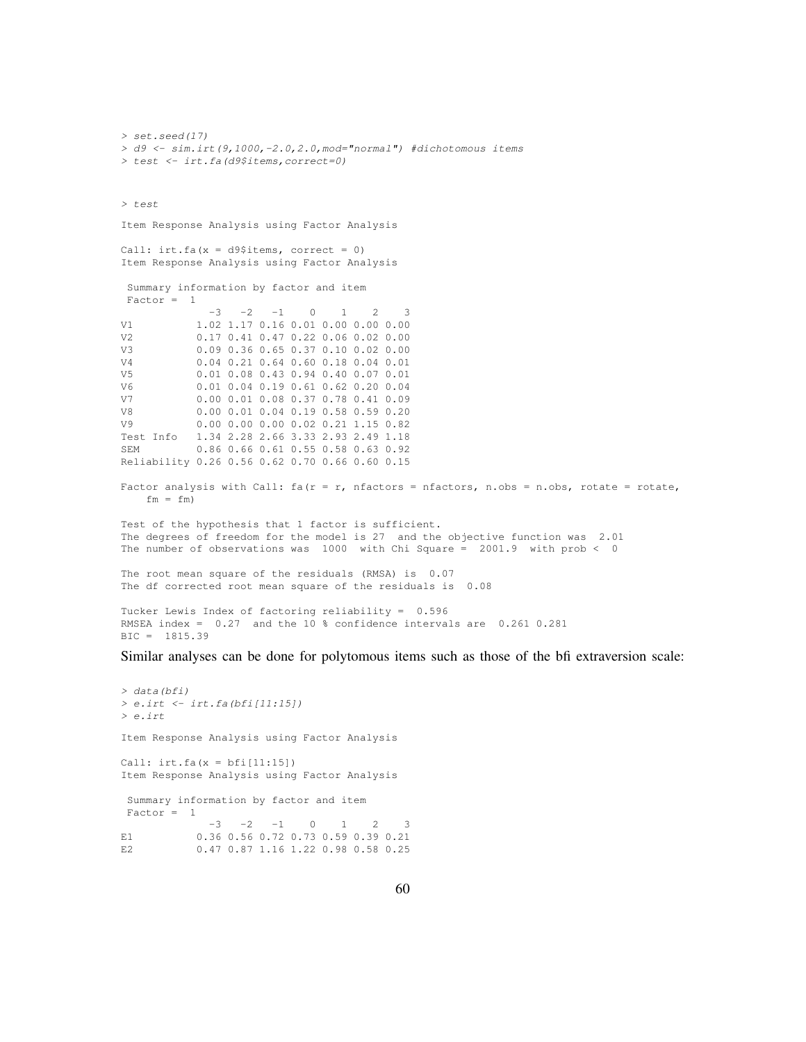```
> set.seed(17)
> d9 <- sim.irt(9,1000,-2.0,2.0,mod="normal") #dichotomous items
> test <- irt.fa(d9$items,correct=0)
```

```
> test

Item Response Analysis using Factor Analysis

Call: irt.fa(x = d9$items, correct = 0)
Item Response Analysis using Factor Analysis

 Summary information by factor and item
 Factor =  1
              -3   -2   -1    0    1    2    3
V1          1.02 1.17 0.16 0.01 0.00 0.00 0.00
V2          0.17 0.41 0.47 0.22 0.06 0.02 0.00
V3          0.09 0.36 0.65 0.37 0.10 0.02 0.00
V4          0.04 0.21 0.64 0.60 0.18 0.04 0.01
V5          0.01 0.08 0.43 0.94 0.40 0.07 0.01
V6          0.01 0.04 0.19 0.61 0.62 0.20 0.04
V7          0.00 0.01 0.08 0.37 0.78 0.41 0.09
V8          0.00 0.01 0.04 0.19 0.58 0.59 0.20
V9          0.00 0.00 0.00 0.02 0.21 1.15 0.82
Test Info   1.34 2.28 2.66 3.33 2.93 2.49 1.18
SEM         0.86 0.66 0.61 0.55 0.58 0.63 0.92
Reliability 0.26 0.56 0.62 0.70 0.66 0.60 0.15

Factor analysis with Call: fa(r = r, nfactors = nfactors, n.obs = n.obs, rotate = rotate,
    fm = fm)

Test of the hypothesis that 1 factor is sufficient.
The degrees of freedom for the model is 27  and the objective function was  2.01
The number of observations was  1000  with Chi Square =  2001.9  with prob <  0

The root mean square of the residuals (RMSA) is  0.07
The df corrected root mean square of the residuals is  0.08

Tucker Lewis Index of factoring reliability =  0.596
RMSEA index =  0.27  and the 10 % confidence intervals are  0.261 0.281
BIC =  1815.39
```

Similar analyses can be done for polytomous items such as those of the bfi extraversion scale:

```
> data(bfi)
> e.irt <- irt.fa(bfi[11:15])
> e.irt

Item Response Analysis using Factor Analysis

Call: irt.fa(x = bfi[11:15])
Item Response Analysis using Factor Analysis

 Summary information by factor and item
 Factor =  1
              -3   -2   -1    0    1    2    3
E1          0.36 0.56 0.72 0.73 0.59 0.39 0.21
E2          0.47 0.87 1.16 1.22 0.98 0.58 0.25
```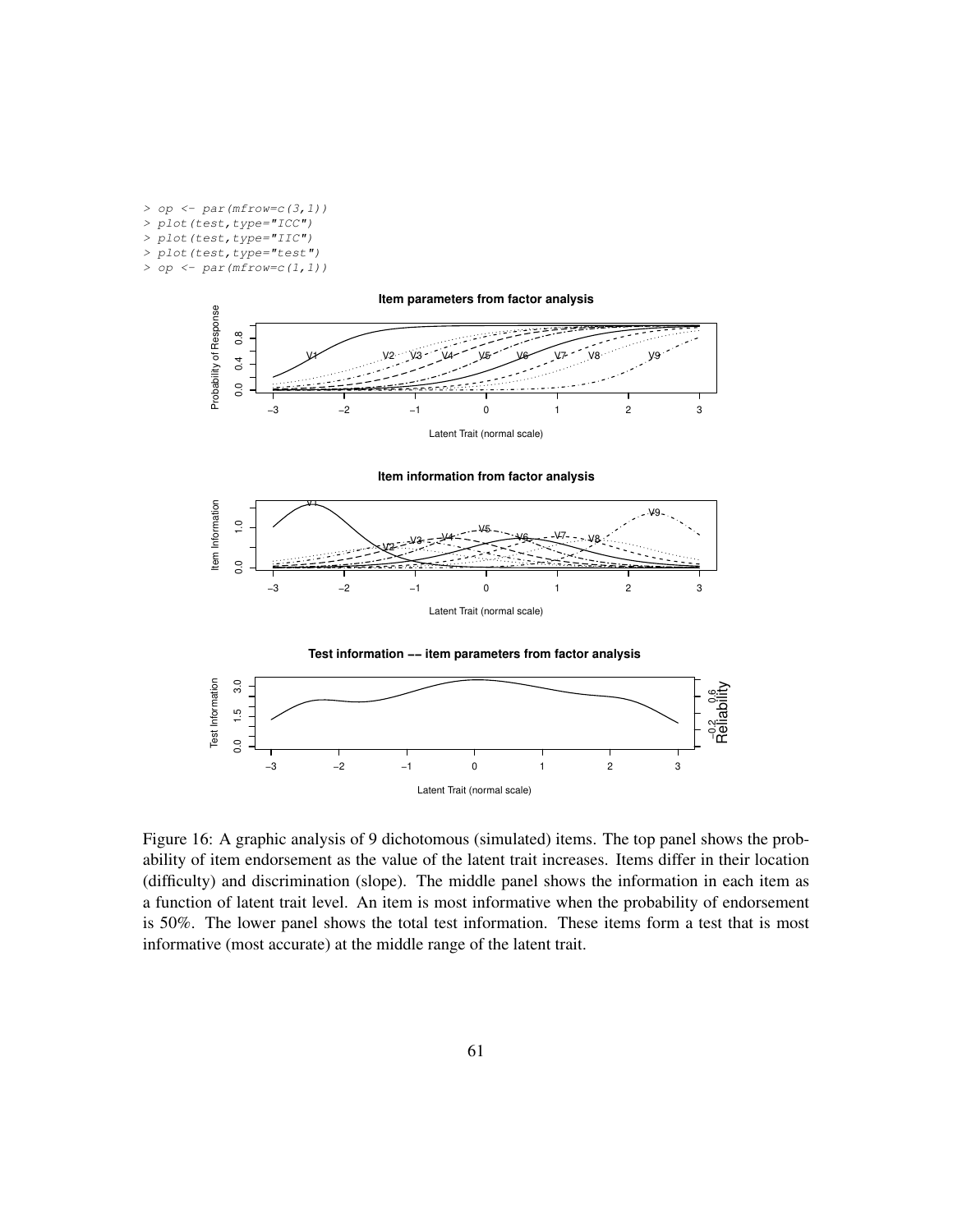```
> op <- par(mfrow=c(3,1))
> plot(test,type="ICC")
> plot(test,type="IIC")
> plot(test,type="test")
> op <- par(mfrow=c(1,1))
```

Figure 16: A graphic analysis of 9 dichotomous (simulated) items. The top panel shows the probability of item endorsement as the value of the latent trait increases. Items differ in their location (difficulty) and discrimination (slope). The middle panel shows the information in each item as a function of latent trait level. An item is most informative when the probability of endorsement is 50%. The lower panel shows the total test information. These items form a test that is most informative (most accurate) at the middle range of the latent trait.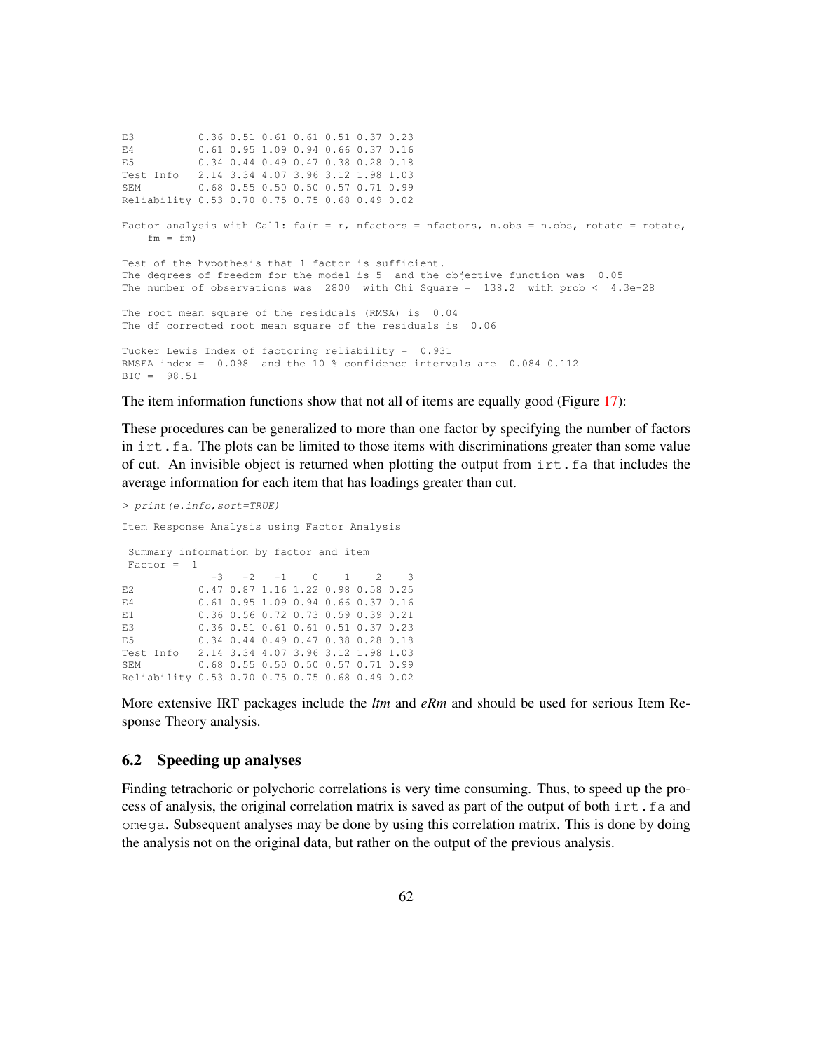```
E3          0.36 0.51 0.61 0.61 0.51 0.37 0.23
E4          0.61 0.95 1.09 0.94 0.66 0.37 0.16
E5          0.34 0.44 0.49 0.47 0.38 0.28 0.18
Test Info   2.14 3.34 4.07 3.96 3.12 1.98 1.03
SEM         0.68 0.55 0.50 0.50 0.57 0.71 0.99
Reliability 0.53 0.70 0.75 0.75 0.68 0.49 0.02

Factor analysis with Call: fa(r = r, nfactors = nfactors, n.obs = n.obs, rotate = rotate,
    fm = fm)

Test of the hypothesis that 1 factor is sufficient.
The degrees of freedom for the model is 5  and the objective function was  0.05
The number of observations was  2800  with Chi Square =  138.2  with prob <  4.3e-28

The root mean square of the residuals (RMSA) is  0.04
The df corrected root mean square of the residuals is  0.06

Tucker Lewis Index of factoring reliability =  0.931
RMSEA index =  0.098  and the 10 % confidence intervals are  0.084 0.112
BIC =  98.51
```

The item information functions show that not all of items are equally good (Figure 17):

These procedures can be generalized to more than one factor by specifying the number of factors in `irt.fa`. The plots can be limited to those items with discriminations greater than some value of cut. An invisible object is returned when plotting the output from `irt.fa` that includes the average information for each item that has loadings greater than cut.

```
> print(e.info,sort=TRUE)

Item Response Analysis using Factor Analysis

 Summary information by factor and item
 Factor =  1
              -3   -2   -1    0    1    2    3
E2          0.47 0.87 1.16 1.22 0.98 0.58 0.25
E4          0.61 0.95 1.09 0.94 0.66 0.37 0.16
E1          0.36 0.56 0.72 0.73 0.59 0.39 0.21
E3          0.36 0.51 0.61 0.61 0.51 0.37 0.23
E5          0.34 0.44 0.49 0.47 0.38 0.28 0.18
Test Info   2.14 3.34 4.07 3.96 3.12 1.98 1.03
SEM         0.68 0.55 0.50 0.50 0.57 0.71 0.99
Reliability 0.53 0.70 0.75 0.75 0.68 0.49 0.02
```

More extensive IRT packages include the *ltm* and *eRm* and should be used for serious Item Response Theory analysis.

## 6.2 Speeding up analyses

Finding tetrachoric or polychoric correlations is very time consuming. Thus, to speed up the process of analysis, the original correlation matrix is saved as part of the output of both `irt.fa` and `omega`. Subsequent analyses may be done by using this correlation matrix. This is done by doing the analysis not on the original data, but rather on the output of the previous analysis.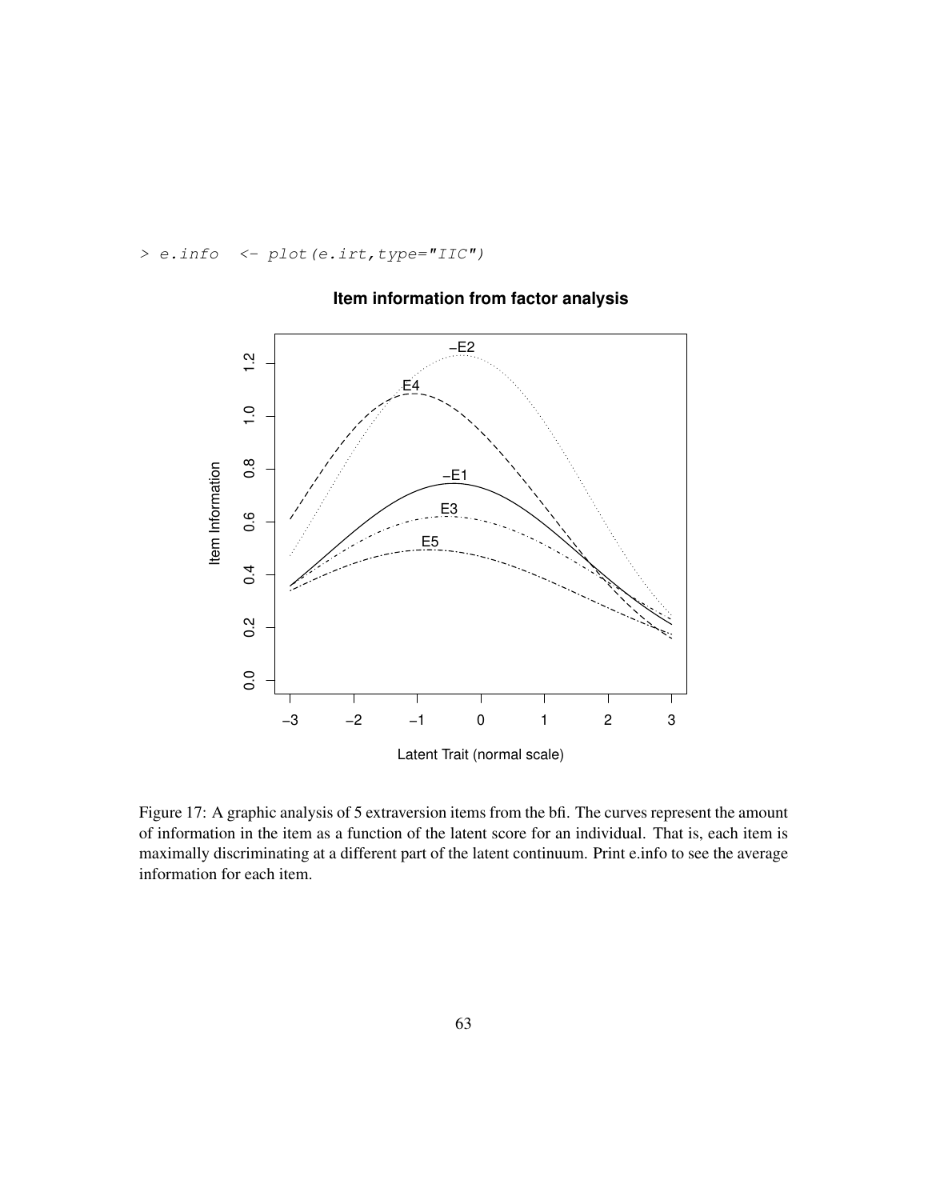```
> e.info  <- plot(e.irt,type="IIC")
```

Figure 17: A graphic analysis of 5 extraversion items from the bfi. The curves represent the amount of information in the item as a function of the latent score for an individual. That is, each item is maximally discriminating at a different part of the latent continuum. Print e.info to see the average information for each item.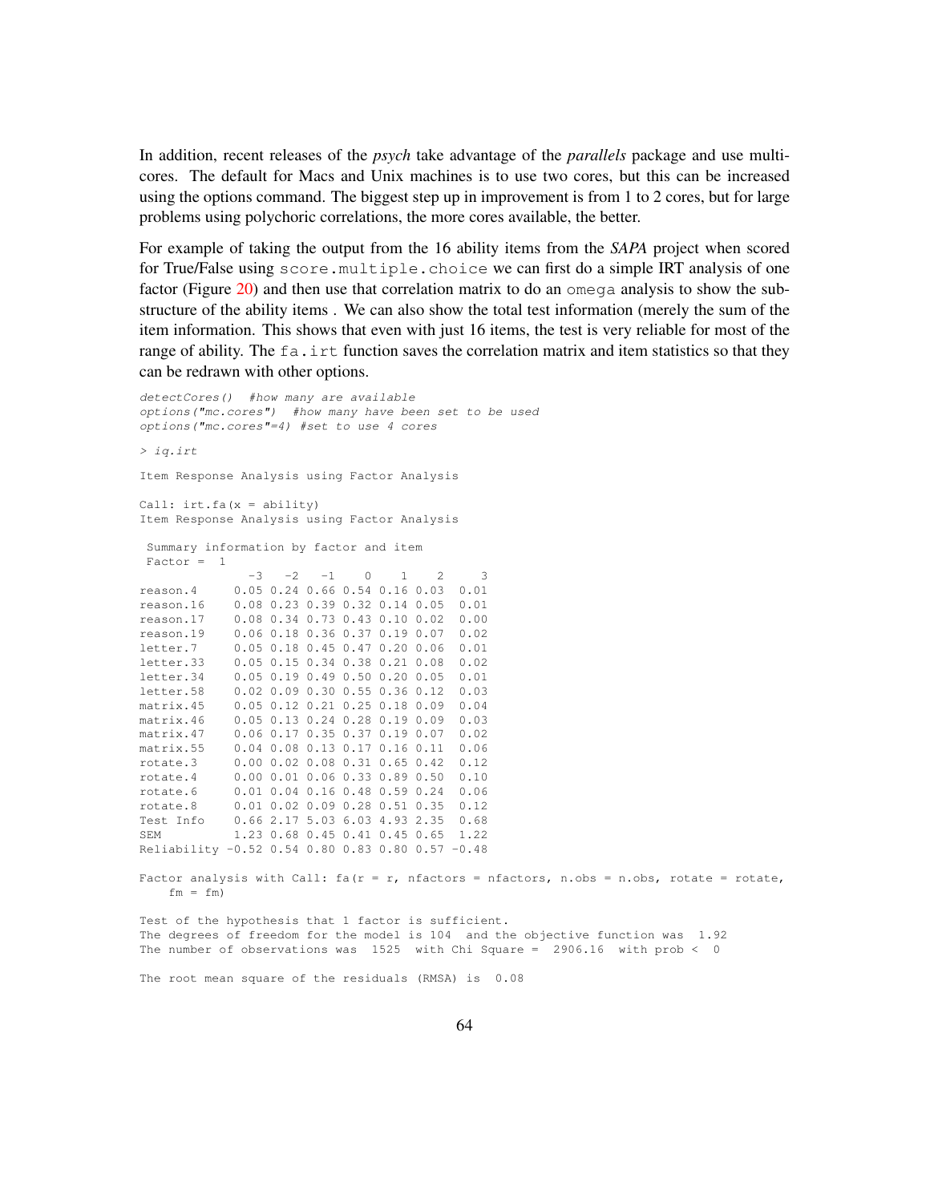In addition, recent releases of the *psych* take advantage of the *parallels* package and use multi-cores. The default for Macs and Unix machines is to use two cores, but this can be increased using the options command. The biggest step up in improvement is from 1 to 2 cores, but for large problems using polychoric correlations, the more cores available, the better.

For example of taking the output from the 16 ability items from the *SAPA* project when scored for True/False using score.multiple.choice we can first do a simple IRT analysis of one factor (Figure 20) and then use that correlation matrix to do an omega analysis to show the sub-structure of the ability items . We can also show the total test information (merely the sum of the item information. This shows that even with just 16 items, the test is very reliable for most of the range of ability. The fa.irt function saves the correlation matrix and item statistics so that they can be redrawn with other options.

```
detectCores()  #how many are available
options("mc.cores")  #how many have been set to be used
options("mc.cores"=4) #set to use 4 cores

> iq.irt

Item Response Analysis using Factor Analysis

Call: irt.fa(x = ability)
Item Response Analysis using Factor Analysis

 Summary information by factor and item
 Factor =  1
               -3   -2   -1    0    1    2     3
reason.4     0.05 0.24 0.66 0.54 0.16 0.03  0.01
reason.16    0.08 0.23 0.39 0.32 0.14 0.05  0.01
reason.17    0.08 0.34 0.73 0.43 0.10 0.02  0.00
reason.19    0.06 0.18 0.36 0.37 0.19 0.07  0.02
letter.7     0.05 0.18 0.45 0.47 0.20 0.06  0.01
letter.33    0.05 0.15 0.34 0.38 0.21 0.08  0.02
letter.34    0.05 0.19 0.49 0.50 0.20 0.05  0.01
letter.58    0.02 0.09 0.30 0.55 0.36 0.12  0.03
matrix.45    0.05 0.12 0.21 0.25 0.18 0.09  0.04
matrix.46    0.05 0.13 0.24 0.28 0.19 0.09  0.03
matrix.47    0.06 0.17 0.35 0.37 0.19 0.07  0.02
matrix.55    0.04 0.08 0.13 0.17 0.16 0.11  0.06
rotate.3     0.00 0.02 0.08 0.31 0.65 0.42  0.12
rotate.4     0.00 0.01 0.06 0.33 0.89 0.50  0.10
rotate.6     0.01 0.04 0.16 0.48 0.59 0.24  0.06
rotate.8     0.01 0.02 0.09 0.28 0.51 0.35  0.12
Test Info    0.66 2.17 5.03 6.03 4.93 2.35  0.68
SEM          1.23 0.68 0.45 0.41 0.45 0.65  1.22
Reliability -0.52 0.54 0.80 0.83 0.80 0.57 -0.48

Factor analysis with Call: fa(r = r, nfactors = nfactors, n.obs = n.obs, rotate = rotate,
    fm = fm)

Test of the hypothesis that 1 factor is sufficient.
The degrees of freedom for the model is 104  and the objective function was  1.92
The number of observations was  1525  with Chi Square =  2906.16  with prob <  0

The root mean square of the residuals (RMSA) is  0.08
```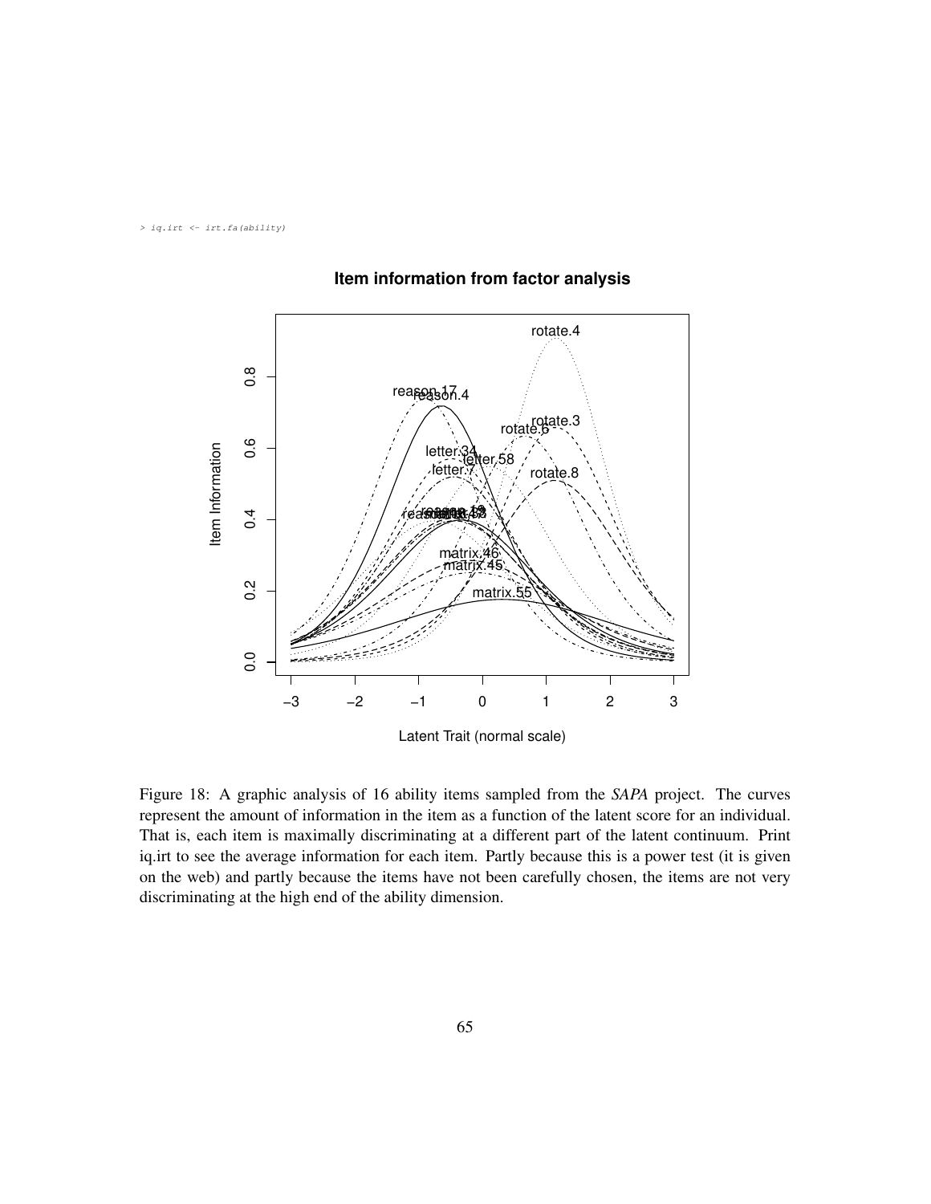```
> iq.irt <- irt.fa(ability)
```

Figure 18: A graphic analysis of 16 ability items sampled from the *SAPA* project. The curves represent the amount of information in the item as a function of the latent score for an individual. That is, each item is maximally discriminating at a different part of the latent continuum. Print iq.irt to see the average information for each item. Partly because this is a power test (it is given on the web) and partly because the items have not been carefully chosen, the items are not very discriminating at the high end of the ability dimension.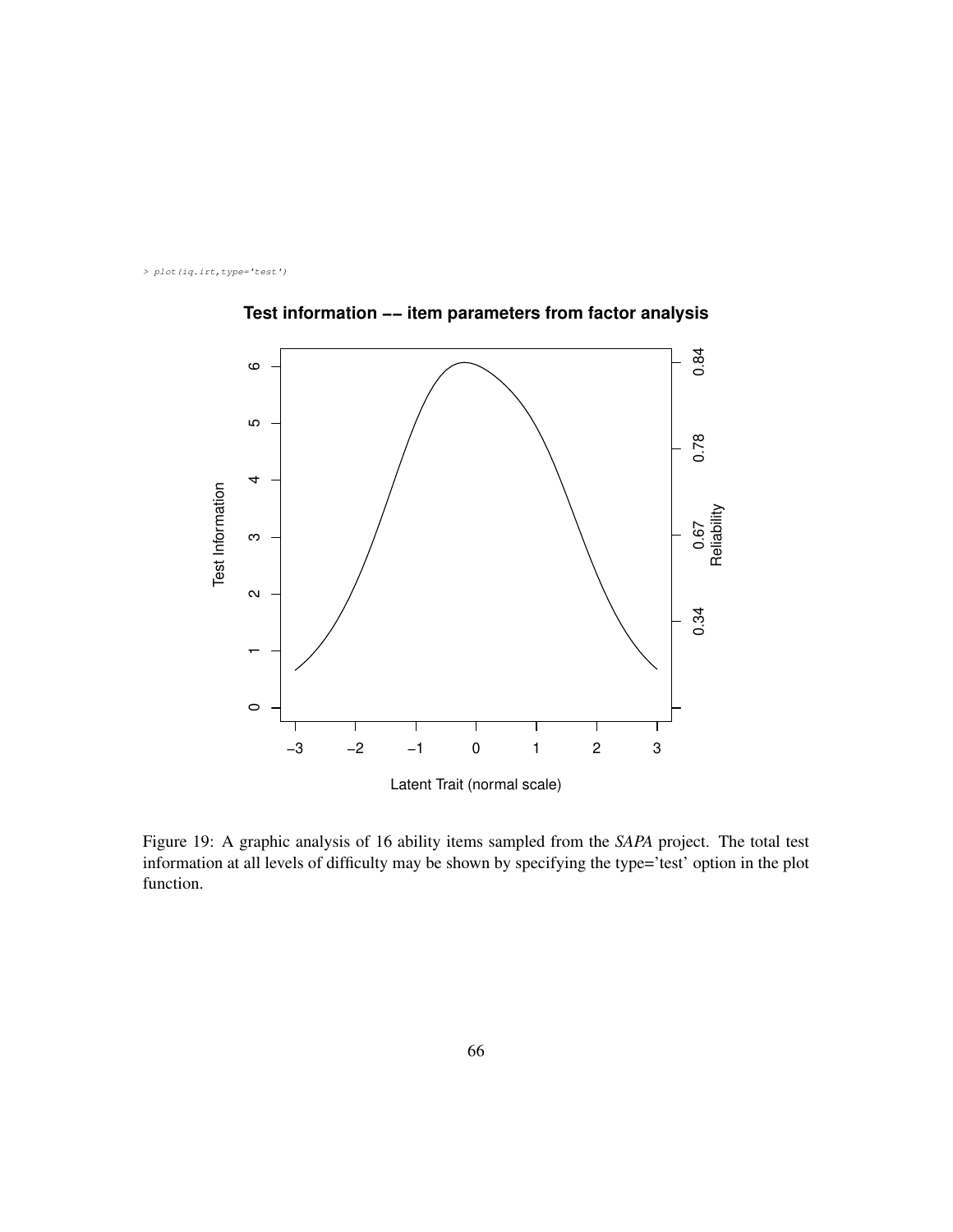```
> plot(iq.irt,type='test')
```

Figure 19: A graphic analysis of 16 ability items sampled from the *SAPA* project. The total test information at all levels of difficulty may be shown by specifying the type='test' option in the plot function.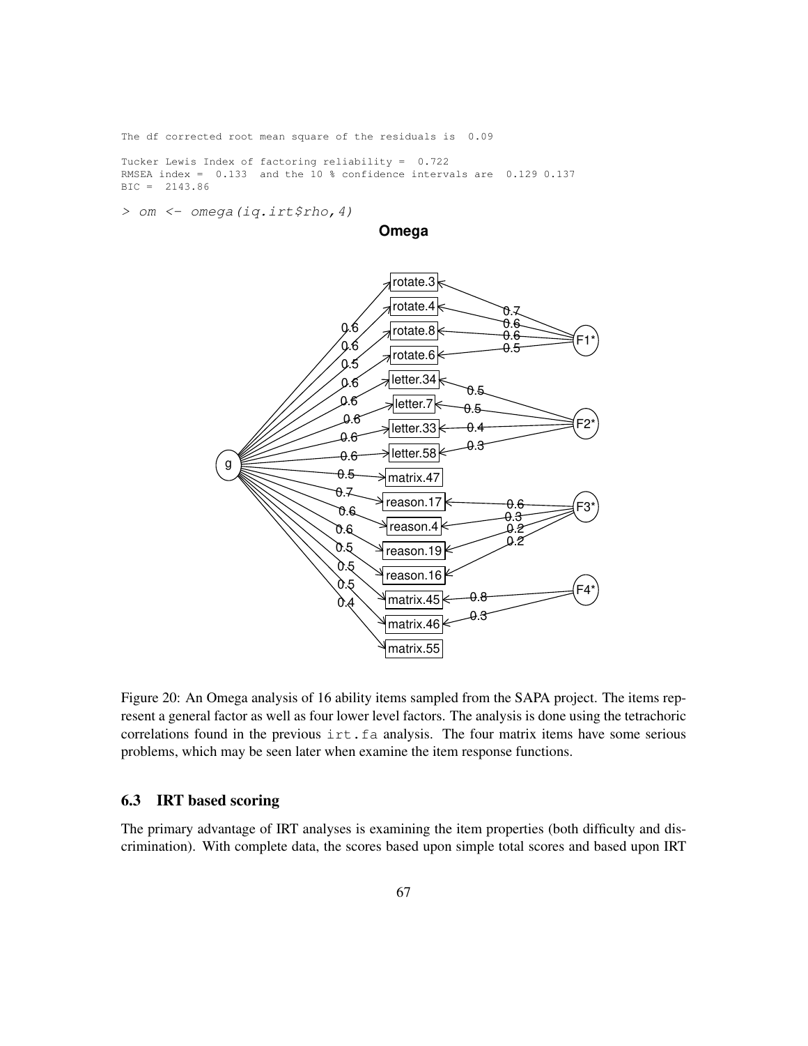```
The df corrected root mean square of the residuals is  0.09

Tucker Lewis Index of factoring reliability =  0.722
RMSEA index =  0.133  and the 10 % confidence intervals are  0.129 0.137
BIC =  2143.86

> om <- omega(iq.irt$rho,4)
```

Figure 20: An Omega analysis of 16 ability items sampled from the SAPA project. The items represent a general factor as well as four lower level factors. The analysis is done using the tetrachoric correlations found in the previous `irt.fa` analysis. The four matrix items have some serious problems, which may be seen later when examine the item response functions.

### 6.3 IRT based scoring

The primary advantage of IRT analyses is examining the item properties (both difficulty and discrimination). With complete data, the scores based upon simple total scores and based upon IRT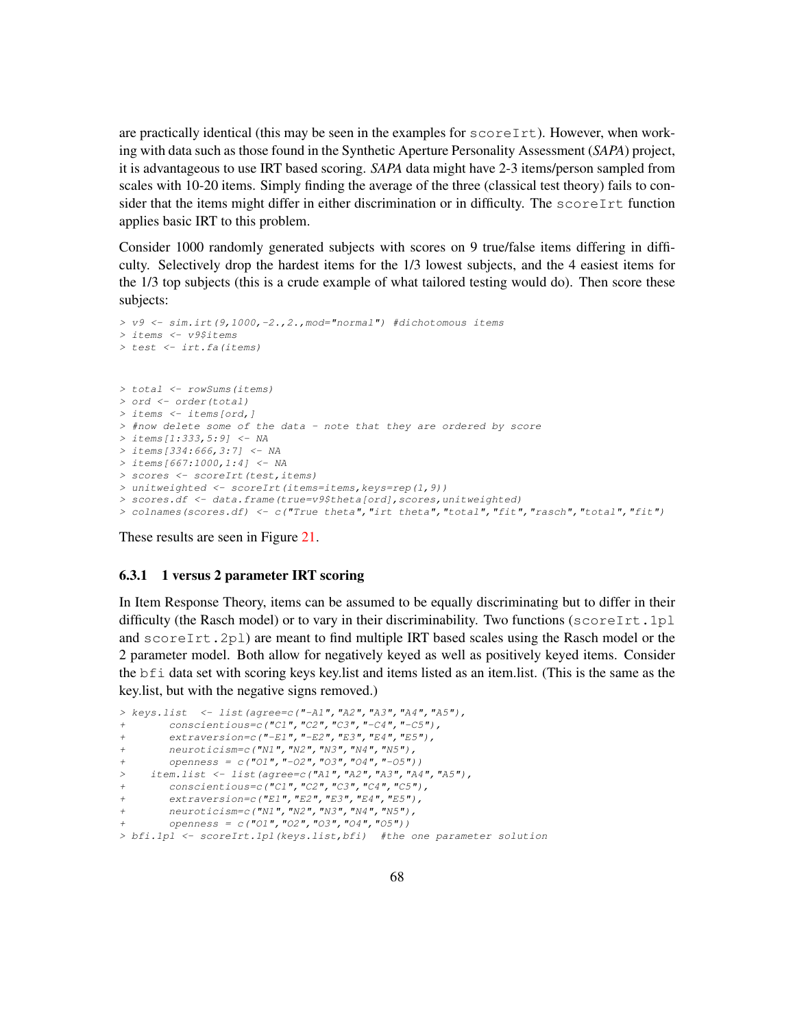are practically identical (this may be seen in the examples for `scoreIrt`). However, when working with data such as those found in the Synthetic Aperture Personality Assessment (*SAPA*) project, it is advantageous to use IRT based scoring. *SAPA* data might have 2-3 items/person sampled from scales with 10-20 items. Simply finding the average of the three (classical test theory) fails to consider that the items might differ in either discrimination or in difficulty. The `scoreIrt` function applies basic IRT to this problem.

Consider 1000 randomly generated subjects with scores on 9 true/false items differing in difficulty. Selectively drop the hardest items for the 1/3 lowest subjects, and the 4 easiest items for the 1/3 top subjects (this is a crude example of what tailored testing would do). Then score these subjects:

```
> v9 <- sim.irt(9,1000,-2.,2.,mod="normal") #dichotomous items
> items <- v9$items
> test <- irt.fa(items)


> total <- rowSums(items)
> ord <- order(total)
> items <- items[ord,]
> #now delete some of the data - note that they are ordered by score
> items[1:333,5:9] <- NA
> items[334:666,3:7] <- NA
> items[667:1000,1:4] <- NA
> scores <- scoreIrt(test,items)
> unitweighted <- scoreIrt(items=items,keys=rep(1,9))
> scores.df <- data.frame(true=v9$theta[ord],scores,unitweighted)
> colnames(scores.df) <- c("True theta","irt theta","total","fit","rasch","total","fit")
```

These results are seen in Figure 21.

### 6.3.1 1 versus 2 parameter IRT scoring

In Item Response Theory, items can be assumed to be equally discriminating but to differ in their difficulty (the Rasch model) or to vary in their discriminability. Two functions (`scoreIrt.1pl` and `scoreIrt.2pl`) are meant to find multiple IRT based scales using the Rasch model or the 2 parameter model. Both allow for negatively keyed as well as positively keyed items. Consider the `bfi` data set with scoring keys key.list and items listed as an item.list. (This is the same as the key.list, but with the negative signs removed.)

```
> keys.list  <- list(agree=c("-A1","A2","A3","A4","A5"),
+       conscientious=c("C1","C2","C3","-C4","-C5"),
+       extraversion=c("-E1","-E2","E3","E4","E5"),
+       neuroticism=c("N1","N2","N3","N4","N5"),
+       openness = c("O1","-O2","O3","O4","-O5"))
>    item.list <- list(agree=c("A1","A2","A3","A4","A5"),
+       conscientious=c("C1","C2","C3","C4","C5"),
+       extraversion=c("E1","E2","E3","E4","E5"),
+       neuroticism=c("N1","N2","N3","N4","N5"),
+       openness = c("O1","O2","O3","O4","O5"))
> bfi.1pl <- scoreIrt.1pl(keys.list,bfi)  #the one parameter solution
```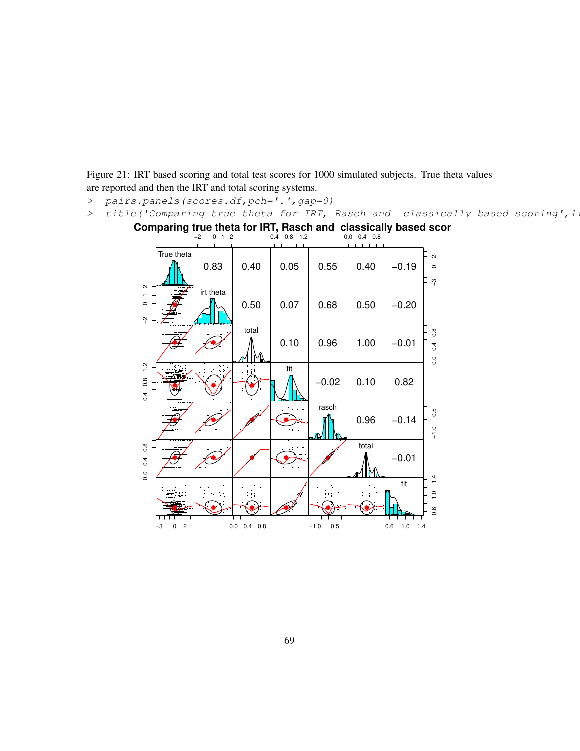Figure 21: IRT based scoring and total test scores for 1000 simulated subjects. True theta values are reported and then the IRT and total scoring systems.

```
> pairs.panels(scores.df,pch='.',gap=0)
> title('Comparing true theta for IRT, Rasch and  classically based scoring',li
```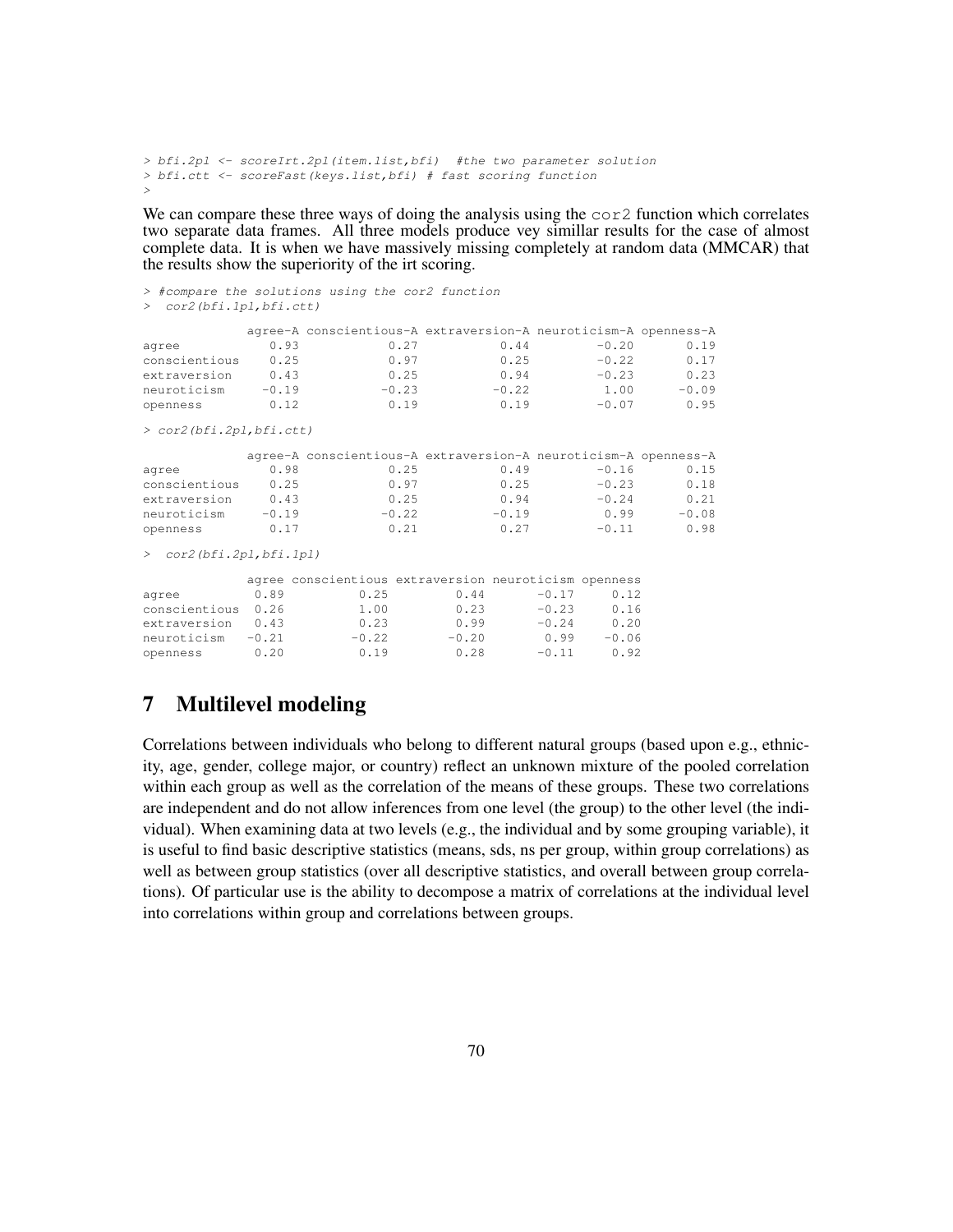```
> bfi.2pl <- scoreIrt.2pl(item.list,bfi)  #the two parameter solution
> bfi.ctt <- scoreFast(keys.list,bfi) # fast scoring function
>
```

We can compare these three ways of doing the analysis using the `cor2` function which correlates two separate data frames. All three models produce vey simillar results for the case of almost complete data. It is when we have massively missing completely at random data (MMCAR) that the results show the superiority of the irt scoring.

```
> #compare the solutions using the cor2 function
>  cor2(bfi.1pl,bfi.ctt)

              agree-A conscientious-A extraversion-A neuroticism-A openness-A
agree            0.93            0.27           0.44         -0.20       0.19
conscientious    0.25            0.97           0.25         -0.22       0.17
extraversion     0.43            0.25           0.94         -0.23       0.23
neuroticism     -0.19           -0.23          -0.22          1.00      -0.09
openness         0.12            0.19           0.19         -0.07       0.95

> cor2(bfi.2pl,bfi.ctt)

              agree-A conscientious-A extraversion-A neuroticism-A openness-A
agree            0.98            0.25           0.49         -0.16       0.15
conscientious    0.25            0.97           0.25         -0.23       0.18
extraversion     0.43            0.25           0.94         -0.24       0.21
neuroticism     -0.19           -0.22          -0.19          0.99      -0.08
openness         0.17            0.21           0.27         -0.11       0.98

>  cor2(bfi.2pl,bfi.1pl)

              agree conscientious extraversion neuroticism openness
agree          0.89          0.25         0.44       -0.17     0.12
conscientious  0.26          1.00         0.23       -0.23     0.16
extraversion   0.43          0.23         0.99       -0.24     0.20
neuroticism   -0.21         -0.22        -0.20        0.99    -0.06
openness       0.20          0.19         0.28       -0.11     0.92
```

# 7 Multilevel modeling

Correlations between individuals who belong to different natural groups (based upon e.g., ethnicity, age, gender, college major, or country) reflect an unknown mixture of the pooled correlation within each group as well as the correlation of the means of these groups. These two correlations are independent and do not allow inferences from one level (the group) to the other level (the individual). When examining data at two levels (e.g., the individual and by some grouping variable), it is useful to find basic descriptive statistics (means, sds, ns per group, within group correlations) as well as between group statistics (over all descriptive statistics, and overall between group correlations). Of particular use is the ability to decompose a matrix of correlations at the individual level into correlations within group and correlations between groups.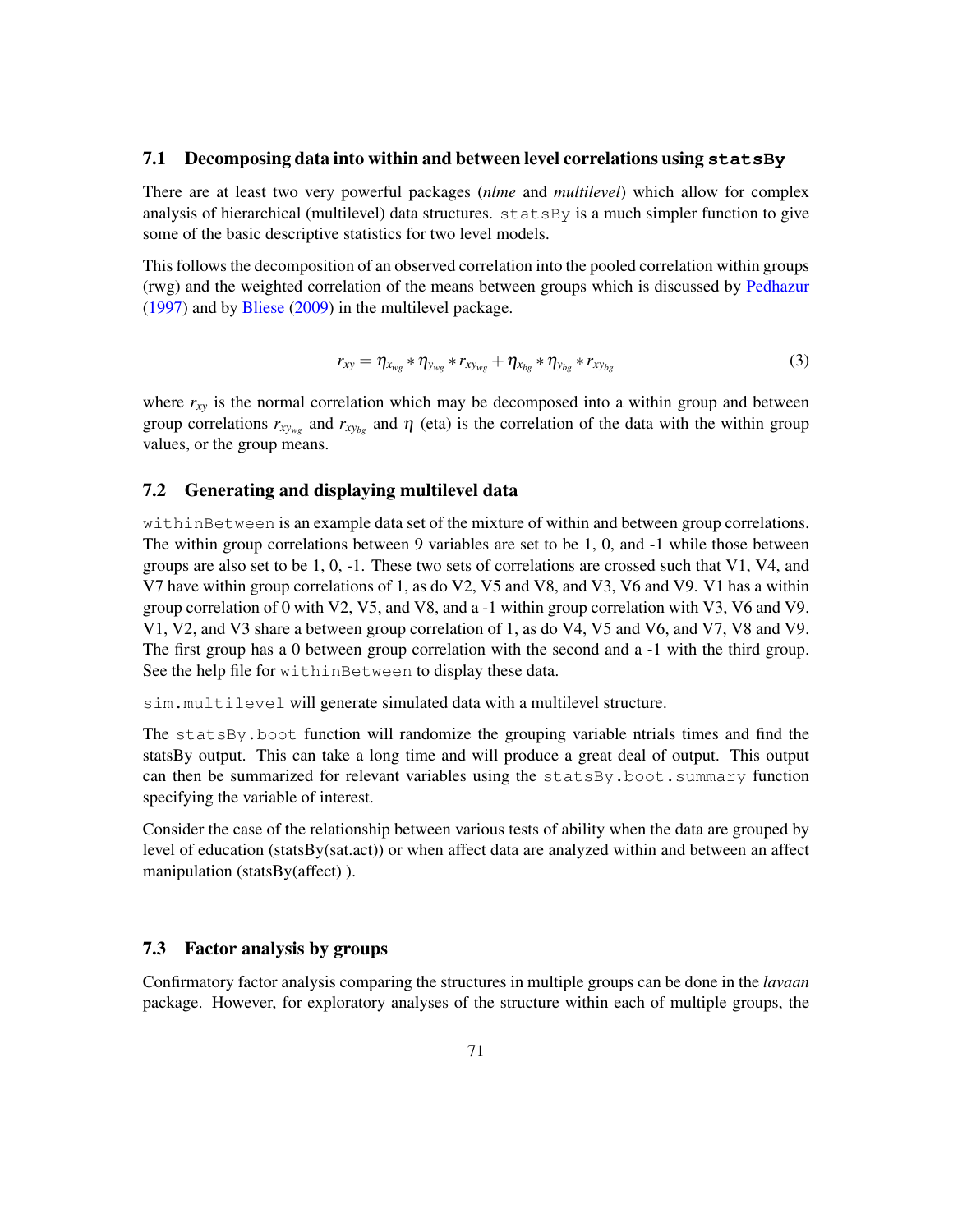### 7.1 Decomposing data into within and between level correlations using `statsBy`

There are at least two very powerful packages (*nlme* and *multilevel*) which allow for complex analysis of hierarchical (multilevel) data structures. `statsBy` is a much simpler function to give some of the basic descriptive statistics for two level models.

This follows the decomposition of an observed correlation into the pooled correlation within groups (rwg) and the weighted correlation of the means between groups which is discussed by Pedhazur (1997) and by Bliese (2009) in the multilevel package.

$$r_{xy} = \eta_{x_{wg}} * \eta_{y_{wg}} * r_{xy_{wg}} + \eta_{x_{bg}} * \eta_{y_{bg}} * r_{xy_{bg}} \tag{3}$$

where $r_{xy}$ is the normal correlation which may be decomposed into a within group and between group correlations $r_{xy_{wg}}$ and $r_{xy_{bg}}$ and $\eta$ (eta) is the correlation of the data with the within group values, or the group means.

### 7.2 Generating and displaying multilevel data

`withinBetween` is an example data set of the mixture of within and between group correlations. The within group correlations between 9 variables are set to be 1, 0, and -1 while those between groups are also set to be 1, 0, -1. These two sets of correlations are crossed such that V1, V4, and V7 have within group correlations of 1, as do V2, V5 and V8, and V3, V6 and V9. V1 has a within group correlation of 0 with V2, V5, and V8, and a -1 within group correlation with V3, V6 and V9. V1, V2, and V3 share a between group correlation of 1, as do V4, V5 and V6, and V7, V8 and V9. The first group has a 0 between group correlation with the second and a -1 with the third group. See the help file for `withinBetween` to display these data.

`sim.multilevel` will generate simulated data with a multilevel structure.

The `statsBy.boot` function will randomize the grouping variable ntrials times and find the statsBy output. This can take a long time and will produce a great deal of output. This output can then be summarized for relevant variables using the `statsBy.boot.summary` function specifying the variable of interest.

Consider the case of the relationship between various tests of ability when the data are grouped by level of education (statsBy(sat.act)) or when affect data are analyzed within and between an affect manipulation (statsBy(affect) ).

### 7.3 Factor analysis by groups

Confirmatory factor analysis comparing the structures in multiple groups can be done in the *lavaan* package. However, for exploratory analyses of the structure within each of multiple groups, the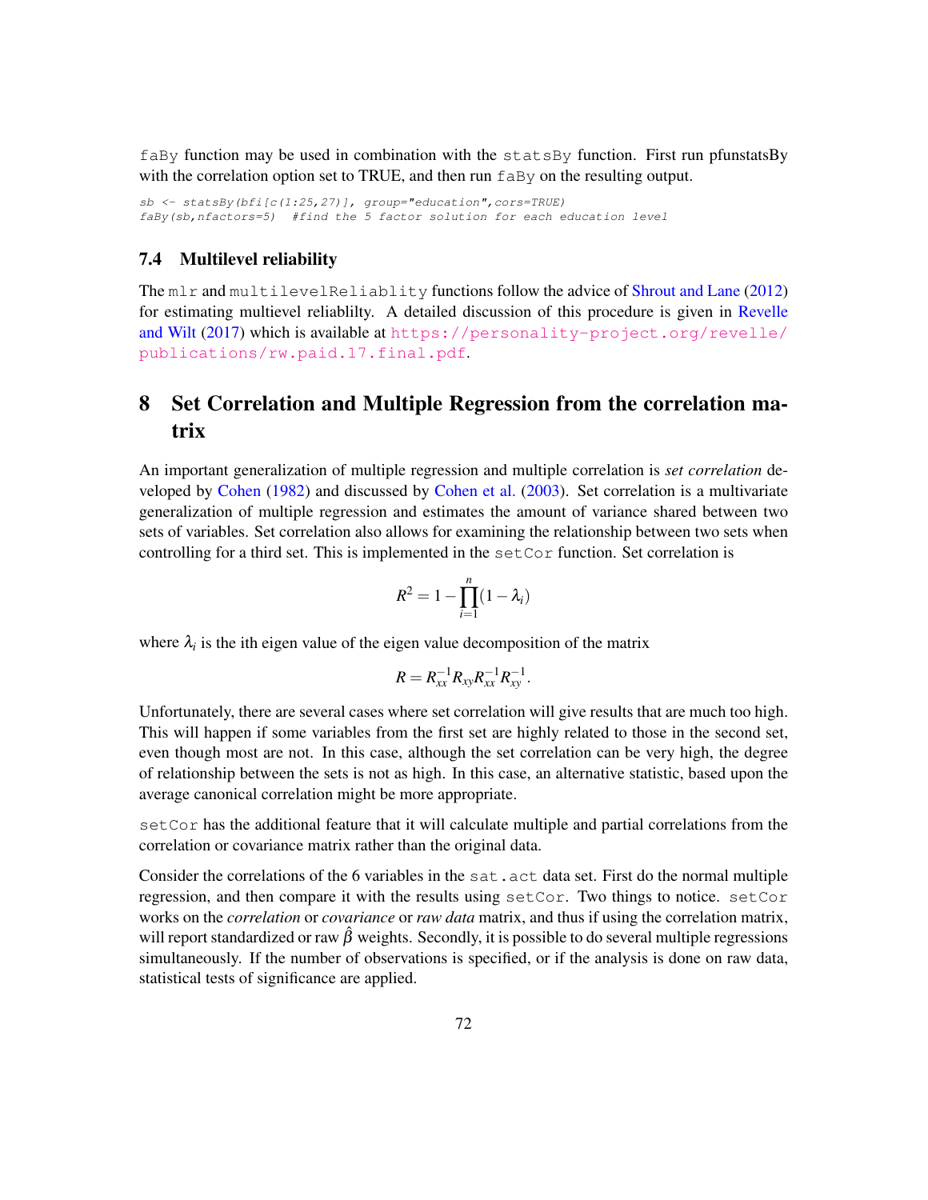faBy function may be used in combination with the statsBy function. First run pfunstatsBy with the correlation option set to TRUE, and then run faBy on the resulting output.

```
sb <- statsBy(bfi[c(1:25,27)], group="education",cors=TRUE)
faBy(sb,nfactors=5)  #find the 5 factor solution for each education level
```

### 7.4 Multilevel reliability

The mlr and multilevelReliablity functions follow the advice of Shrout and Lane (2012) for estimating multievel reliablilty. A detailed discussion of this procedure is given in Revelle and Wilt (2017) which is available at https://personality-project.org/revelle/publications/rw.paid.17.final.pdf.

## 8 Set Correlation and Multiple Regression from the correlation matrix

An important generalization of multiple regression and multiple correlation is *set correlation* developed by Cohen (1982) and discussed by Cohen et al. (2003). Set correlation is a multivariate generalization of multiple regression and estimates the amount of variance shared between two sets of variables. Set correlation also allows for examining the relationship between two sets when controlling for a third set. This is implemented in the setCor function. Set correlation is

$$R^2 = 1 - \prod_{i=1}^{n}(1 - \lambda_i)$$

where $\lambda_i$ is the ith eigen value of the eigen value decomposition of the matrix

$$R = R_{xx}^{-1} R_{xy} R_{xx}^{-1} R_{xy}^{-1}.$$

Unfortunately, there are several cases where set correlation will give results that are much too high. This will happen if some variables from the first set are highly related to those in the second set, even though most are not. In this case, although the set correlation can be very high, the degree of relationship between the sets is not as high. In this case, an alternative statistic, based upon the average canonical correlation might be more appropriate.

setCor has the additional feature that it will calculate multiple and partial correlations from the correlation or covariance matrix rather than the original data.

Consider the correlations of the 6 variables in the sat.act data set. First do the normal multiple regression, and then compare it with the results using setCor. Two things to notice. setCor works on the *correlation* or *covariance* or *raw data* matrix, and thus if using the correlation matrix, will report standardized or raw $\hat{\beta}$ weights. Secondly, it is possible to do several multiple regressions simultaneously. If the number of observations is specified, or if the analysis is done on raw data, statistical tests of significance are applied.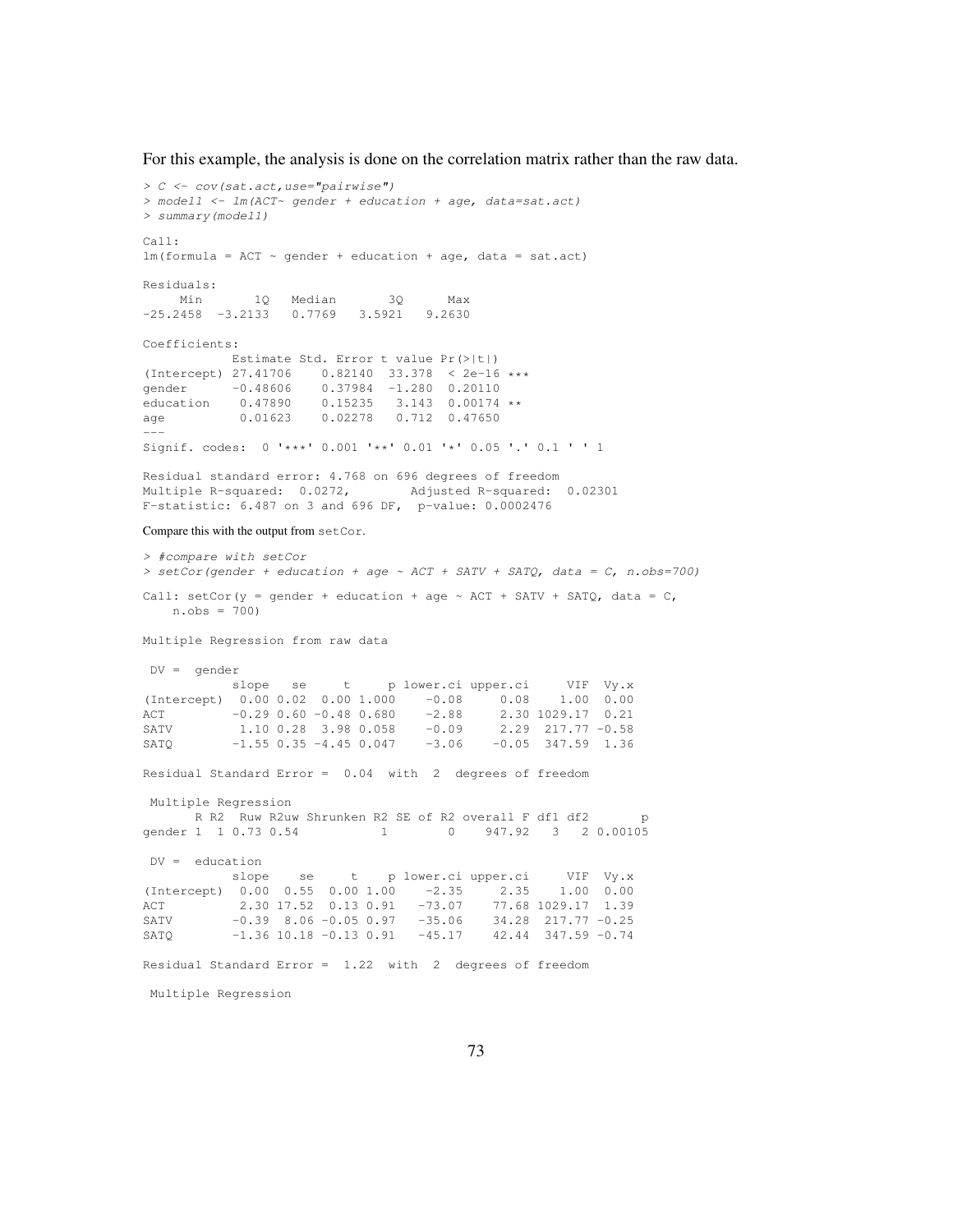For this example, the analysis is done on the correlation matrix rather than the raw data.

```
> C <- cov(sat.act,use="pairwise")
> model1 <- lm(ACT~ gender + education + age, data=sat.act)
> summary(model1)

Call:
lm(formula = ACT ~ gender + education + age, data = sat.act)

Residuals:
     Min       1Q   Median       3Q      Max 
-25.2458  -3.2133   0.7769   3.5921   9.2630 

Coefficients:
            Estimate Std. Error t value Pr(>|t|)    
(Intercept) 27.41706    0.82140  33.378  < 2e-16 ***
gender      -0.48606    0.37984  -1.280  0.20110    
education    0.47890    0.15235   3.143  0.00174 ** 
age          0.01623    0.02278   0.712  0.47650    
---
Signif. codes:  0 '***' 0.001 '**' 0.01 '*' 0.05 '.' 0.1 ' ' 1

Residual standard error: 4.768 on 696 degrees of freedom
Multiple R-squared:  0.0272,	Adjusted R-squared:  0.02301 
F-statistic: 6.487 on 3 and 696 DF,  p-value: 0.0002476
```

Compare this with the output from `setCor`.

```
> #compare with setCor
> setCor(gender + education + age ~ ACT + SATV + SATQ, data = C, n.obs=700)

Call: setCor(y = gender + education + age ~ ACT + SATV + SATQ, data = C, 
    n.obs = 700)

Multiple Regression from raw data 

 DV =  gender 
            slope   se     t     p lower.ci upper.ci     VIF  Vy.x
(Intercept)  0.00 0.02  0.00 1.000    -0.08     0.08    1.00  0.00
ACT         -0.29 0.60 -0.48 0.680    -2.88     2.30 1029.17  0.21
SATV         1.10 0.28  3.98 0.058    -0.09     2.29  217.77 -0.58
SATQ        -1.55 0.35 -4.45 0.047    -3.06    -0.05  347.59  1.36

Residual Standard Error =  0.04  with  2  degrees of freedom

 Multiple Regression
       R R2  Ruw R2uw Shrunken R2 SE of R2 overall F df1 df2       p
gender 1  1 0.73 0.54           1        0    947.92   3   2 0.00105

 DV =  education 
            slope    se     t    p lower.ci upper.ci     VIF  Vy.x
(Intercept)  0.00  0.55  0.00 1.00    -2.35     2.35    1.00  0.00
ACT          2.30 17.52  0.13 0.91   -73.07    77.68 1029.17  1.39
SATV        -0.39  8.06 -0.05 0.97   -35.06    34.28  217.77 -0.25
SATQ        -1.36 10.18 -0.13 0.91   -45.17    42.44  347.59 -0.74

Residual Standard Error =  1.22  with  2  degrees of freedom

 Multiple Regression
```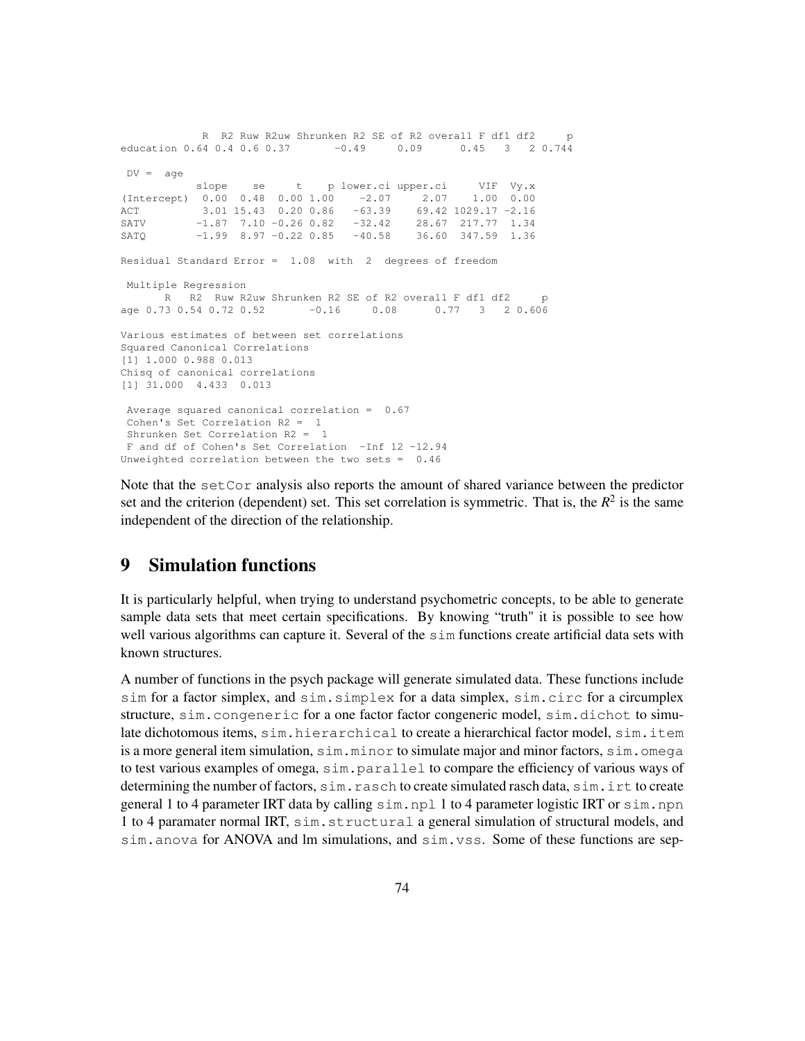```
            R  R2 Ruw R2uw Shrunken R2 SE of R2 overall F df1 df2     p
education 0.64 0.4 0.6 0.37       -0.49     0.09      0.45   3   2 0.744

 DV =  age
            slope    se     t    p lower.ci upper.ci     VIF  Vy.x
(Intercept)  0.00  0.48  0.00 1.00    -2.07     2.07    1.00  0.00
ACT          3.01 15.43  0.20 0.86   -63.39    69.42 1029.17 -2.16
SATV        -1.87  7.10 -0.26 0.82   -32.42    28.67  217.77  1.34
SATQ        -1.99  8.97 -0.22 0.85   -40.58    36.60  347.59  1.36

Residual Standard Error =  1.08  with  2  degrees of freedom

 Multiple Regression
       R   R2  Ruw R2uw Shrunken R2 SE of R2 overall F df1 df2     p
age 0.73 0.54 0.72 0.52       -0.16     0.08      0.77   3   2 0.606

Various estimates of between set correlations
Squared Canonical Correlations
[1] 1.000 0.988 0.013
Chisq of canonical correlations
[1] 31.000  4.433  0.013

 Average squared canonical correlation =  0.67
 Cohen's Set Correlation R2 =  1
 Shrunken Set Correlation R2 =  1
 F and df of Cohen's Set Correlation  -Inf 12 -12.94
Unweighted correlation between the two sets =  0.46
```

Note that the setCor analysis also reports the amount of shared variance between the predictor set and the criterion (dependent) set. This set correlation is symmetric. That is, the $R^2$ is the same independent of the direction of the relationship.

# 9 Simulation functions

It is particularly helpful, when trying to understand psychometric concepts, to be able to generate sample data sets that meet certain specifications. By knowing "truth" it is possible to see how well various algorithms can capture it. Several of the sim functions create artificial data sets with known structures.

A number of functions in the psych package will generate simulated data. These functions include sim for a factor simplex, and sim.simplex for a data simplex, sim.circ for a circumplex structure, sim.congeneric for a one factor factor congeneric model, sim.dichot to simulate dichotomous items, sim.hierarchical to create a hierarchical factor model, sim.item is a more general item simulation, sim.minor to simulate major and minor factors, sim.omega to test various examples of omega, sim.parallel to compare the efficiency of various ways of determining the number of factors, sim.rasch to create simulated rasch data, sim.irt to create general 1 to 4 parameter IRT data by calling sim.npl 1 to 4 parameter logistic IRT or sim.npn 1 to 4 paramater normal IRT, sim.structural a general simulation of structural models, and sim.anova for ANOVA and lm simulations, and sim.vss. Some of these functions are sep-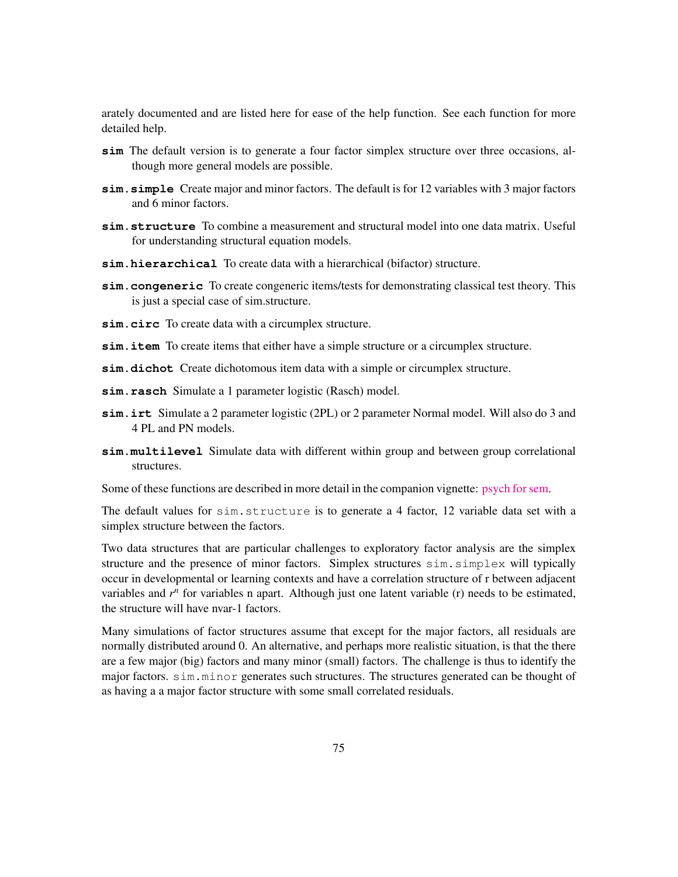arately documented and are listed here for ease of the help function. See each function for more detailed help.

**sim** The default version is to generate a four factor simplex structure over three occasions, although more general models are possible.

**sim.simple** Create major and minor factors. The default is for 12 variables with 3 major factors and 6 minor factors.

**sim.structure** To combine a measurement and structural model into one data matrix. Useful for understanding structural equation models.

**sim.hierarchical** To create data with a hierarchical (bifactor) structure.

**sim.congeneric** To create congeneric items/tests for demonstrating classical test theory. This is just a special case of sim.structure.

**sim.circ** To create data with a circumplex structure.

**sim.item** To create items that either have a simple structure or a circumplex structure.

**sim.dichot** Create dichotomous item data with a simple or circumplex structure.

**sim.rasch** Simulate a 1 parameter logistic (Rasch) model.

**sim.irt** Simulate a 2 parameter logistic (2PL) or 2 parameter Normal model. Will also do 3 and 4 PL and PN models.

**sim.multilevel** Simulate data with different within group and between group correlational structures.

Some of these functions are described in more detail in the companion vignette: psych for sem.

The default values for `sim.structure` is to generate a 4 factor, 12 variable data set with a simplex structure between the factors.

Two data structures that are particular challenges to exploratory factor analysis are the simplex structure and the presence of minor factors. Simplex structures `sim.simplex` will typically occur in developmental or learning contexts and have a correlation structure of r between adjacent variables and $r^n$ for variables n apart. Although just one latent variable (r) needs to be estimated, the structure will have nvar-1 factors.

Many simulations of factor structures assume that except for the major factors, all residuals are normally distributed around 0. An alternative, and perhaps more realistic situation, is that the there are a few major (big) factors and many minor (small) factors. The challenge is thus to identify the major factors. `sim.minor` generates such structures. The structures generated can be thought of as having a a major factor structure with some small correlated residuals.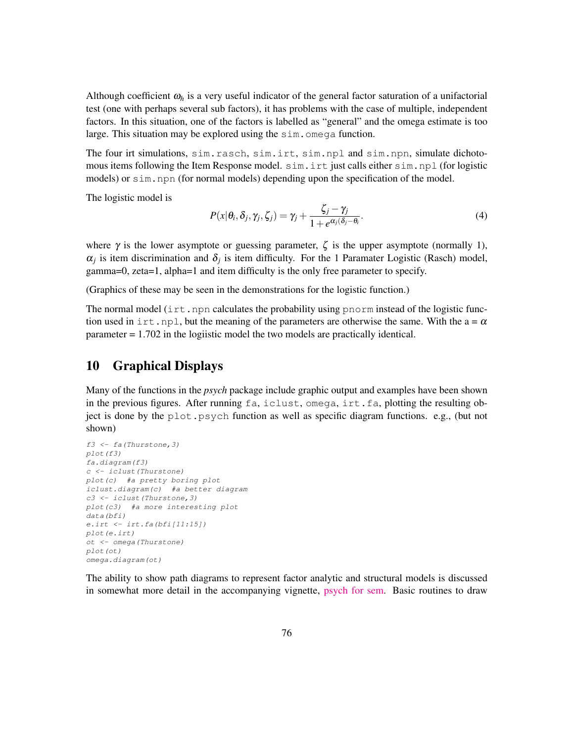Although coefficient $\omega_h$ is a very useful indicator of the general factor saturation of a unifactorial test (one with perhaps several sub factors), it has problems with the case of multiple, independent factors. In this situation, one of the factors is labelled as "general" and the omega estimate is too large. This situation may be explored using the `sim.omega` function.

The four irt simulations, `sim.rasch`, `sim.irt`, `sim.npl` and `sim.npn`, simulate dichotomous items following the Item Response model. `sim.irt` just calls either `sim.npl` (for logistic models) or `sim.npn` (for normal models) depending upon the specification of the model.

The logistic model is

$$P(x|\theta_i, \delta_j, \gamma_j, \zeta_j) = \gamma_j + \frac{\zeta_j - \gamma_j}{1 + e^{\alpha_j(\delta_j - \theta_i}}. \tag{4}$$

where $\gamma$ is the lower asymptote or guessing parameter, $\zeta$ is the upper asymptote (normally 1), $\alpha_j$ is item discrimination and $\delta_j$ is item difficulty. For the 1 Paramater Logistic (Rasch) model, gamma=0, zeta=1, alpha=1 and item difficulty is the only free parameter to specify.

(Graphics of these may be seen in the demonstrations for the logistic function.)

The normal model (`irt.npn` calculates the probability using `pnorm` instead of the logistic function used in `irt.npl`, but the meaning of the parameters are otherwise the same. With the a = $\alpha$ parameter = 1.702 in the logiistic model the two models are practically identical.

## 10 Graphical Displays

Many of the functions in the *psych* package include graphic output and examples have been shown in the previous figures. After running `fa`, `iclust`, `omega`, `irt.fa`, plotting the resulting object is done by the `plot.psych` function as well as specific diagram functions. e.g., (but not shown)

```
f3 <- fa(Thurstone,3)
plot(f3)
fa.diagram(f3)
c <- iclust(Thurstone)
plot(c)  #a pretty boring plot
iclust.diagram(c)  #a better diagram
c3 <- iclust(Thurstone,3)
plot(c3)  #a more interesting plot
data(bfi)
e.irt <- irt.fa(bfi[11:15])
plot(e.irt)
ot <- omega(Thurstone)
plot(ot)
omega.diagram(ot)
```

The ability to show path diagrams to represent factor analytic and structural models is discussed in somewhat more detail in the accompanying vignette, psych for sem. Basic routines to draw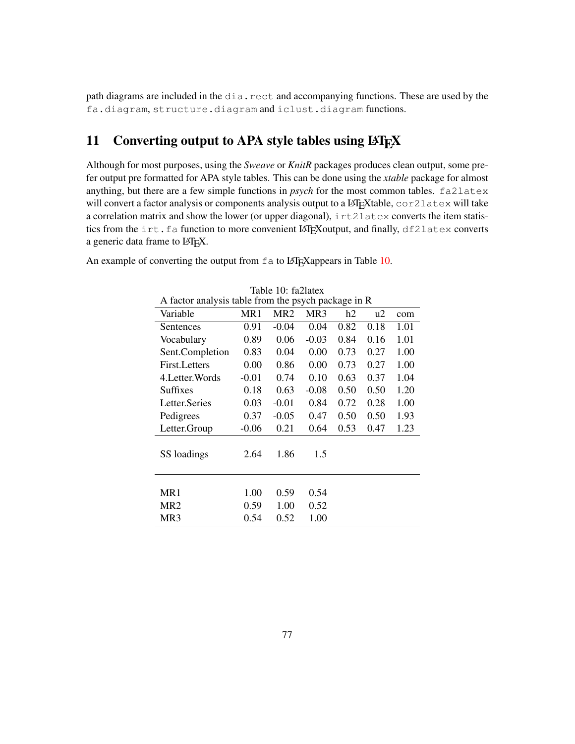path diagrams are included in the `dia.rect` and accompanying functions. These are used by the `fa.diagram`, `structure.diagram` and `iclust.diagram` functions.

## 11 Converting output to APA style tables using LaTeX

Although for most purposes, using the *Sweave* or *KnitR* packages produces clean output, some prefer output pre formatted for APA style tables. This can be done using the *xtable* package for almost anything, but there are a few simple functions in *psych* for the most common tables. `fa2latex` will convert a factor analysis or components analysis output to a LaTeXtable, `cor2latex` will take a correlation matrix and show the lower (or upper diagonal), `irt2latex` converts the item statistics from the `irt.fa` function to more convenient LaTeXoutput, and finally, `df2latex` converts a generic data frame to LaTeX.

An example of converting the output from `fa` to LaTeXappears in Table 10.

Table 10: fa2latex
A factor analysis table from the psych package in R

| Variable | MR1 | MR2 | MR3 | h2 | u2 | com |
|---|---|---|---|---|---|---|
| Sentences | 0.91 | -0.04 | 0.04 | 0.82 | 0.18 | 1.01 |
| Vocabulary | 0.89 | 0.06 | -0.03 | 0.84 | 0.16 | 1.01 |
| Sent.Completion | 0.83 | 0.04 | 0.00 | 0.73 | 0.27 | 1.00 |
| First.Letters | 0.00 | 0.86 | 0.00 | 0.73 | 0.27 | 1.00 |
| 4.Letter.Words | -0.01 | 0.74 | 0.10 | 0.63 | 0.37 | 1.04 |
| Suffixes | 0.18 | 0.63 | -0.08 | 0.50 | 0.50 | 1.20 |
| Letter.Series | 0.03 | -0.01 | 0.84 | 0.72 | 0.28 | 1.00 |
| Pedigrees | 0.37 | -0.05 | 0.47 | 0.50 | 0.50 | 1.93 |
| Letter.Group | -0.06 | 0.21 | 0.64 | 0.53 | 0.47 | 1.23 |
| SS loadings | 2.64 | 1.86 | 1.5 | | | |
| MR1 | 1.00 | 0.59 | 0.54 | | | |
| MR2 | 0.59 | 1.00 | 0.52 | | | |
| MR3 | 0.54 | 0.52 | 1.00 | | | |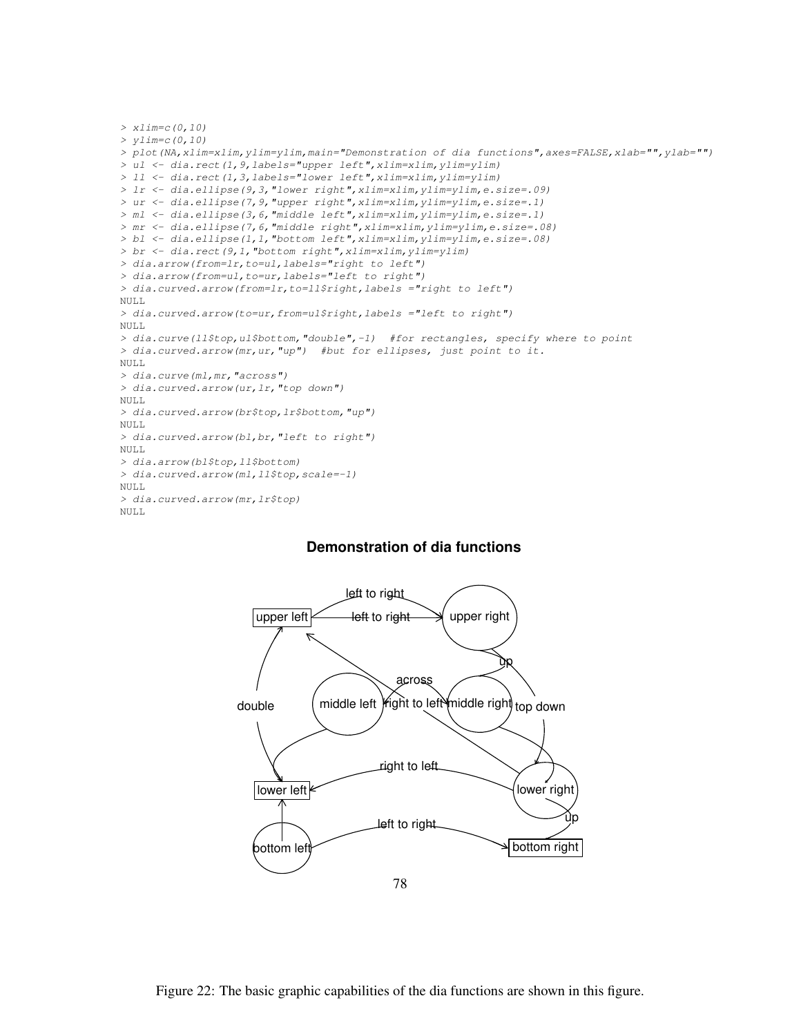```
> xlim=c(0,10)
> ylim=c(0,10)
> plot(NA,xlim=xlim,ylim=ylim,main="Demonstration of dia functions",axes=FALSE,xlab="",ylab="")
> ul <- dia.rect(1,9,labels="upper left",xlim=xlim,ylim=ylim)
> ll <- dia.rect(1,3,labels="lower left",xlim=xlim,ylim=ylim)
> lr <- dia.ellipse(9,3,"lower right",xlim=xlim,ylim=ylim,e.size=.09)
> ur <- dia.ellipse(7,9,"upper right",xlim=xlim,ylim=ylim,e.size=.1)
> ml <- dia.ellipse(3,6,"middle left",xlim=xlim,ylim=ylim,e.size=.1)
> mr <- dia.ellipse(7,6,"middle right",xlim=xlim,ylim=ylim,e.size=.08)
> bl <- dia.ellipse(1,1,"bottom left",xlim=xlim,ylim=ylim,e.size=.08)
> br <- dia.rect(9,1,"bottom right",xlim=xlim,ylim=ylim)
> dia.arrow(from=lr,to=ul,labels="right to left")
> dia.arrow(from=ul,to=ur,labels="left to right")
> dia.curved.arrow(from=lr,to=ll$right,labels ="right to left")
NULL
> dia.curved.arrow(to=ur,from=ul$right,labels ="left to right")
NULL
> dia.curve(ll$top,ul$bottom,"double",-1)  #for rectangles, specify where to point
> dia.curved.arrow(mr,ur,"up")  #but for ellipses, just point to it.
NULL
> dia.curve(ml,mr,"across")
> dia.curved.arrow(ur,lr,"top down")
NULL
> dia.curved.arrow(br$top,lr$bottom,"up")
NULL
> dia.curved.arrow(bl,br,"left to right")
NULL
> dia.arrow(bl$top,ll$bottom)
> dia.curved.arrow(ml,ll$top,scale=-1)
NULL
> dia.curved.arrow(mr,lr$top)
NULL
```

**Demonstration of dia functions**

Figure 22: The basic graphic capabilities of the dia functions are shown in this figure.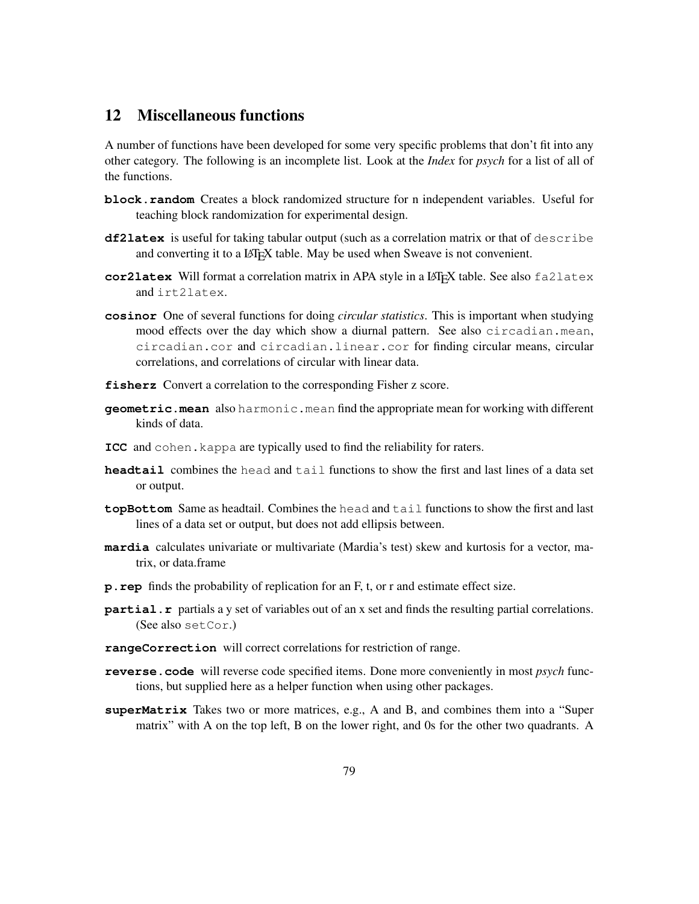## 12 Miscellaneous functions

A number of functions have been developed for some very specific problems that don't fit into any other category. The following is an incomplete list. Look at the *Index* for *psych* for a list of all of the functions.

**block.random** Creates a block randomized structure for n independent variables. Useful for teaching block randomization for experimental design.

**df2latex** is useful for taking tabular output (such as a correlation matrix or that of `describe` and converting it to a LaTeX table. May be used when Sweave is not convenient.

**cor2latex** Will format a correlation matrix in APA style in a LaTeX table. See also `fa2latex` and `irt2latex`.

**cosinor** One of several functions for doing *circular statistics*. This is important when studying mood effects over the day which show a diurnal pattern. See also `circadian.mean`, `circadian.cor` and `circadian.linear.cor` for finding circular means, circular correlations, and correlations of circular with linear data.

**fisherz** Convert a correlation to the corresponding Fisher z score.

**geometric.mean** also `harmonic.mean` find the appropriate mean for working with different kinds of data.

**ICC** and `cohen.kappa` are typically used to find the reliability for raters.

**headtail** combines the `head` and `tail` functions to show the first and last lines of a data set or output.

**topBottom** Same as headtail. Combines the `head` and `tail` functions to show the first and last lines of a data set or output, but does not add ellipsis between.

**mardia** calculates univariate or multivariate (Mardia's test) skew and kurtosis for a vector, matrix, or data.frame

**p.rep** finds the probability of replication for an F, t, or r and estimate effect size.

**partial.r** partials a y set of variables out of an x set and finds the resulting partial correlations. (See also `setCor`.)

**rangeCorrection** will correct correlations for restriction of range.

**reverse.code** will reverse code specified items. Done more conveniently in most *psych* functions, but supplied here as a helper function when using other packages.

**superMatrix** Takes two or more matrices, e.g., A and B, and combines them into a "Super matrix" with A on the top left, B on the lower right, and 0s for the other two quadrants. A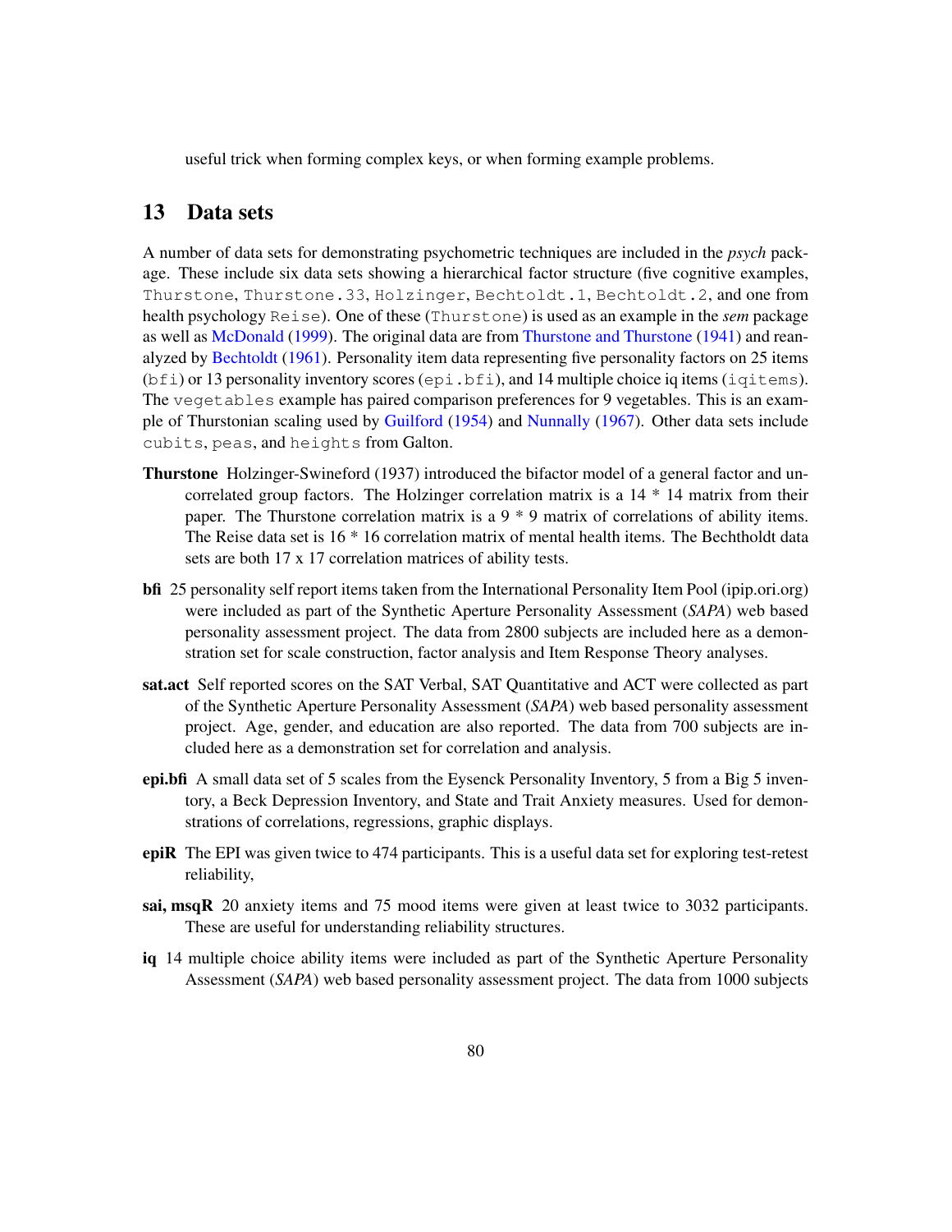useful trick when forming complex keys, or when forming example problems.

# 13 Data sets

A number of data sets for demonstrating psychometric techniques are included in the *psych* package. These include six data sets showing a hierarchical factor structure (five cognitive examples, `Thurstone`, `Thurstone.33`, `Holzinger`, `Bechtoldt.1`, `Bechtoldt.2`, and one from health psychology `Reise`). One of these (`Thurstone`) is used as an example in the *sem* package as well as McDonald (1999). The original data are from Thurstone and Thurstone (1941) and reanalyzed by Bechtoldt (1961). Personality item data representing five personality factors on 25 items (`bfi`) or 13 personality inventory scores (`epi.bfi`), and 14 multiple choice iq items (`iqitems`). The `vegetables` example has paired comparison preferences for 9 vegetables. This is an example of Thurstonian scaling used by Guilford (1954) and Nunnally (1967). Other data sets include `cubits`, `peas`, and `heights` from Galton.

**Thurstone** Holzinger-Swineford (1937) introduced the bifactor model of a general factor and uncorrelated group factors. The Holzinger correlation matrix is a 14 * 14 matrix from their paper. The Thurstone correlation matrix is a 9 * 9 matrix of correlations of ability items. The Reise data set is 16 * 16 correlation matrix of mental health items. The Bechtholdt data sets are both 17 x 17 correlation matrices of ability tests.

**bfi** 25 personality self report items taken from the International Personality Item Pool (ipip.ori.org) were included as part of the Synthetic Aperture Personality Assessment (*SAPA*) web based personality assessment project. The data from 2800 subjects are included here as a demonstration set for scale construction, factor analysis and Item Response Theory analyses.

**sat.act** Self reported scores on the SAT Verbal, SAT Quantitative and ACT were collected as part of the Synthetic Aperture Personality Assessment (*SAPA*) web based personality assessment project. Age, gender, and education are also reported. The data from 700 subjects are included here as a demonstration set for correlation and analysis.

**epi.bfi** A small data set of 5 scales from the Eysenck Personality Inventory, 5 from a Big 5 inventory, a Beck Depression Inventory, and State and Trait Anxiety measures. Used for demonstrations of correlations, regressions, graphic displays.

**epiR** The EPI was given twice to 474 participants. This is a useful data set for exploring test-retest reliability,

**sai, msqR** 20 anxiety items and 75 mood items were given at least twice to 3032 participants. These are useful for understanding reliability structures.

**iq** 14 multiple choice ability items were included as part of the Synthetic Aperture Personality Assessment (*SAPA*) web based personality assessment project. The data from 1000 subjects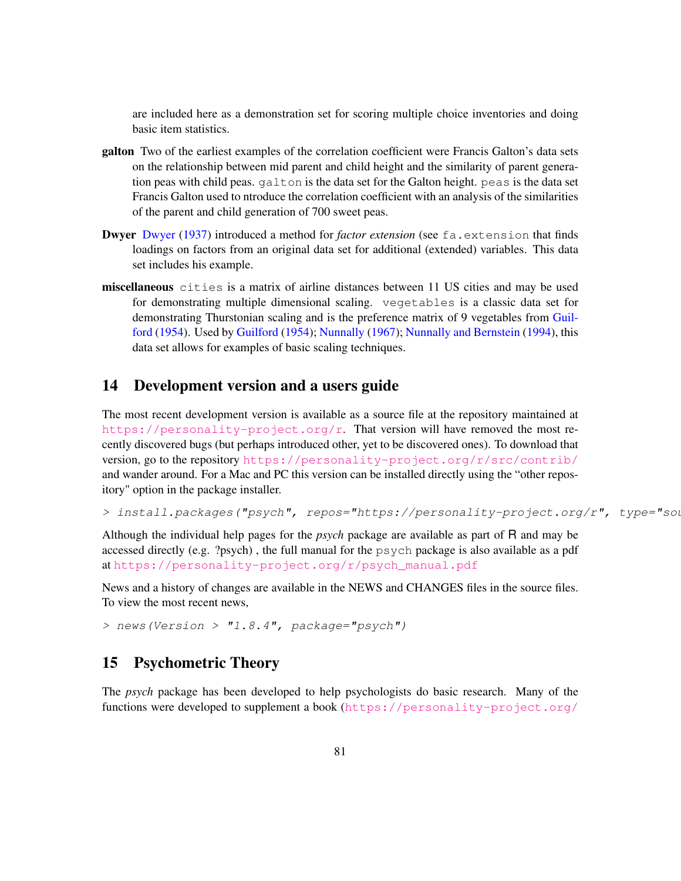are included here as a demonstration set for scoring multiple choice inventories and doing basic item statistics.

**galton** Two of the earliest examples of the correlation coefficient were Francis Galton's data sets on the relationship between mid parent and child height and the similarity of parent generation peas with child peas. `galton` is the data set for the Galton height. `peas` is the data set Francis Galton used to ntroduce the correlation coefficient with an analysis of the similarities of the parent and child generation of 700 sweet peas.

**Dwyer** Dwyer (1937) introduced a method for *factor extension* (see `fa.extension` that finds loadings on factors from an original data set for additional (extended) variables. This data set includes his example.

**miscellaneous** `cities` is a matrix of airline distances between 11 US cities and may be used for demonstrating multiple dimensional scaling. `vegetables` is a classic data set for demonstrating Thurstonian scaling and is the preference matrix of 9 vegetables from Guilford (1954). Used by Guilford (1954); Nunnally (1967); Nunnally and Bernstein (1994), this data set allows for examples of basic scaling techniques.

## 14 Development version and a users guide

The most recent development version is available as a source file at the repository maintained at https://personality-project.org/r. That version will have removed the most recently discovered bugs (but perhaps introduced other, yet to be discovered ones). To download that version, go to the repository https://personality-project.org/r/src/contrib/ and wander around. For a Mac and PC this version can be installed directly using the "other repository" option in the package installer.

```
> install.packages("psych", repos="https://personality-project.org/r", type="sou
```

Although the individual help pages for the *psych* package are available as part of R and may be accessed directly (e.g. ?psych) , the full manual for the `psych` package is also available as a pdf at https://personality-project.org/r/psych_manual.pdf

News and a history of changes are available in the NEWS and CHANGES files in the source files. To view the most recent news,

```
> news(Version > "1.8.4", package="psych")
```

## 15 Psychometric Theory

The *psych* package has been developed to help psychologists do basic research. Many of the functions were developed to supplement a book (https://personality-project.org/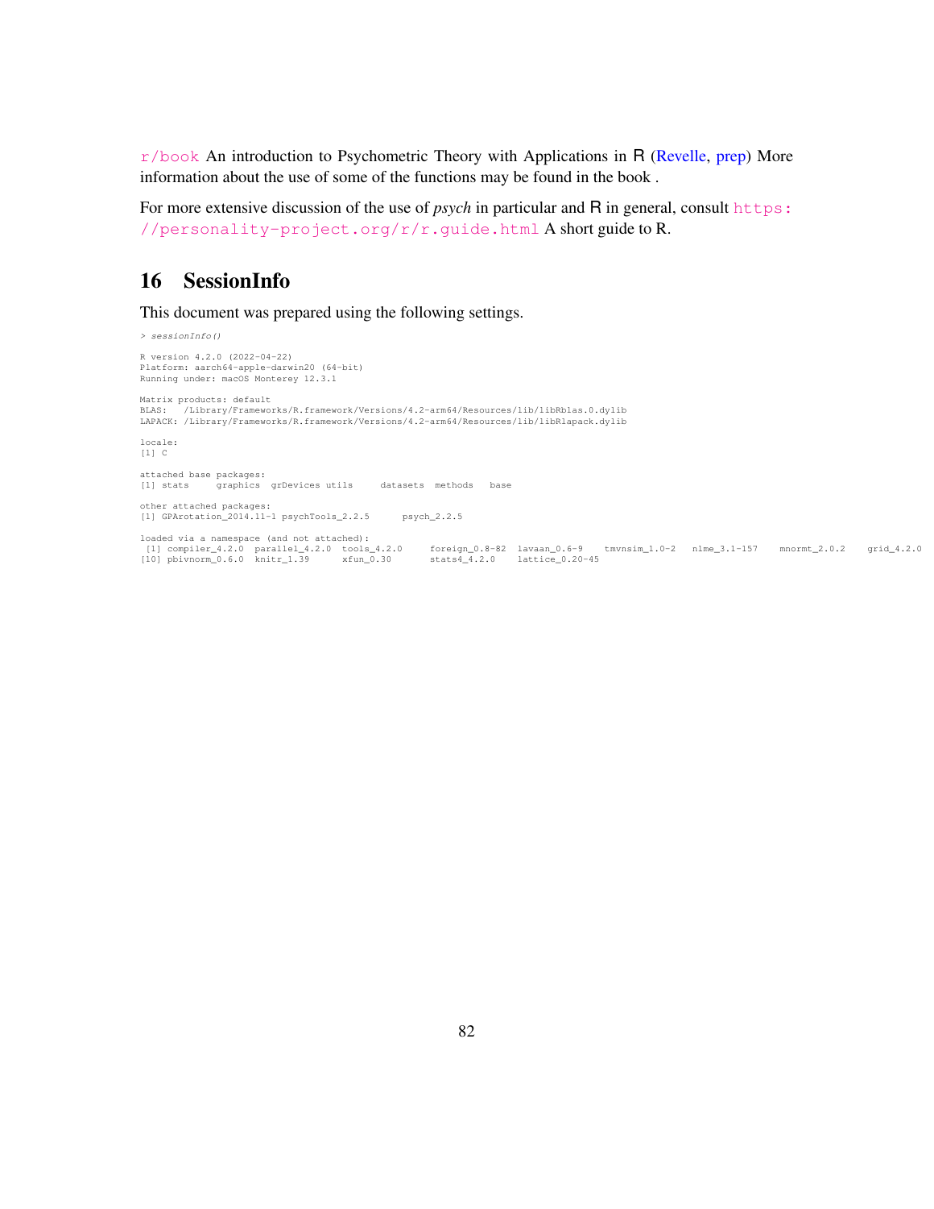r/book An introduction to Psychometric Theory with Applications in R (Revelle, prep) More information about the use of some of the functions may be found in the book .

For more extensive discussion of the use of *psych* in particular and R in general, consult https://personality-project.org/r/r.guide.html A short guide to R.

## 16 SessionInfo

This document was prepared using the following settings.

```
> sessionInfo()

R version 4.2.0 (2022-04-22)
Platform: aarch64-apple-darwin20 (64-bit)
Running under: macOS Monterey 12.3.1

Matrix products: default
BLAS:   /Library/Frameworks/R.framework/Versions/4.2-arm64/Resources/lib/libRblas.0.dylib
LAPACK: /Library/Frameworks/R.framework/Versions/4.2-arm64/Resources/lib/libRlapack.dylib

locale:
[1] C

attached base packages:
[1] stats     graphics  grDevices utils     datasets  methods   base

other attached packages:
[1] GPArotation_2014.11-1 psychTools_2.2.5      psych_2.2.5

loaded via a namespace (and not attached):
 [1] compiler_4.2.0  parallel_4.2.0  tools_4.2.0     foreign_0.8-82  lavaan_0.6-9    tmvnsim_1.0-2   nlme_3.1-157    mnormt_2.0.2    grid_4.2.0
[10] pbivnorm_0.6.0  knitr_1.39      xfun_0.30       stats4_4.2.0    lattice_0.20-45
```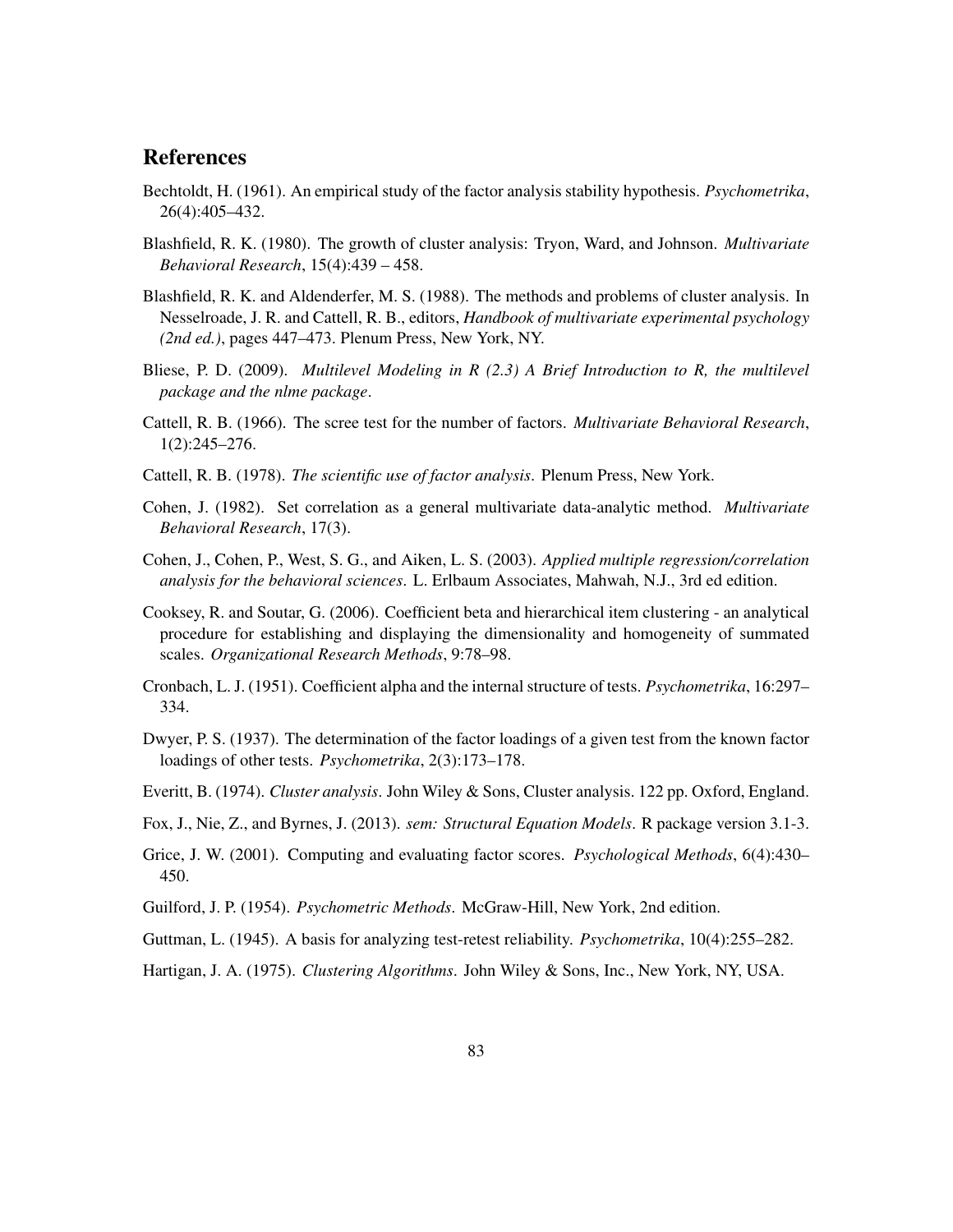## References

Bechtoldt, H. (1961). An empirical study of the factor analysis stability hypothesis. *Psychometrika*, 26(4):405–432.

Blashfield, R. K. (1980). The growth of cluster analysis: Tryon, Ward, and Johnson. *Multivariate Behavioral Research*, 15(4):439 – 458.

Blashfield, R. K. and Aldenderfer, M. S. (1988). The methods and problems of cluster analysis. In Nesselroade, J. R. and Cattell, R. B., editors, *Handbook of multivariate experimental psychology (2nd ed.)*, pages 447–473. Plenum Press, New York, NY.

Bliese, P. D. (2009). *Multilevel Modeling in R (2.3) A Brief Introduction to R, the multilevel package and the nlme package*.

Cattell, R. B. (1966). The scree test for the number of factors. *Multivariate Behavioral Research*, 1(2):245–276.

Cattell, R. B. (1978). *The scientific use of factor analysis*. Plenum Press, New York.

Cohen, J. (1982). Set correlation as a general multivariate data-analytic method. *Multivariate Behavioral Research*, 17(3).

Cohen, J., Cohen, P., West, S. G., and Aiken, L. S. (2003). *Applied multiple regression/correlation analysis for the behavioral sciences*. L. Erlbaum Associates, Mahwah, N.J., 3rd ed edition.

Cooksey, R. and Soutar, G. (2006). Coefficient beta and hierarchical item clustering - an analytical procedure for establishing and displaying the dimensionality and homogeneity of summated scales. *Organizational Research Methods*, 9:78–98.

Cronbach, L. J. (1951). Coefficient alpha and the internal structure of tests. *Psychometrika*, 16:297–334.

Dwyer, P. S. (1937). The determination of the factor loadings of a given test from the known factor loadings of other tests. *Psychometrika*, 2(3):173–178.

Everitt, B. (1974). *Cluster analysis*. John Wiley & Sons, Cluster analysis. 122 pp. Oxford, England.

Fox, J., Nie, Z., and Byrnes, J. (2013). *sem: Structural Equation Models*. R package version 3.1-3.

Grice, J. W. (2001). Computing and evaluating factor scores. *Psychological Methods*, 6(4):430–450.

Guilford, J. P. (1954). *Psychometric Methods*. McGraw-Hill, New York, 2nd edition.

Guttman, L. (1945). A basis for analyzing test-retest reliability. *Psychometrika*, 10(4):255–282.

Hartigan, J. A. (1975). *Clustering Algorithms*. John Wiley & Sons, Inc., New York, NY, USA.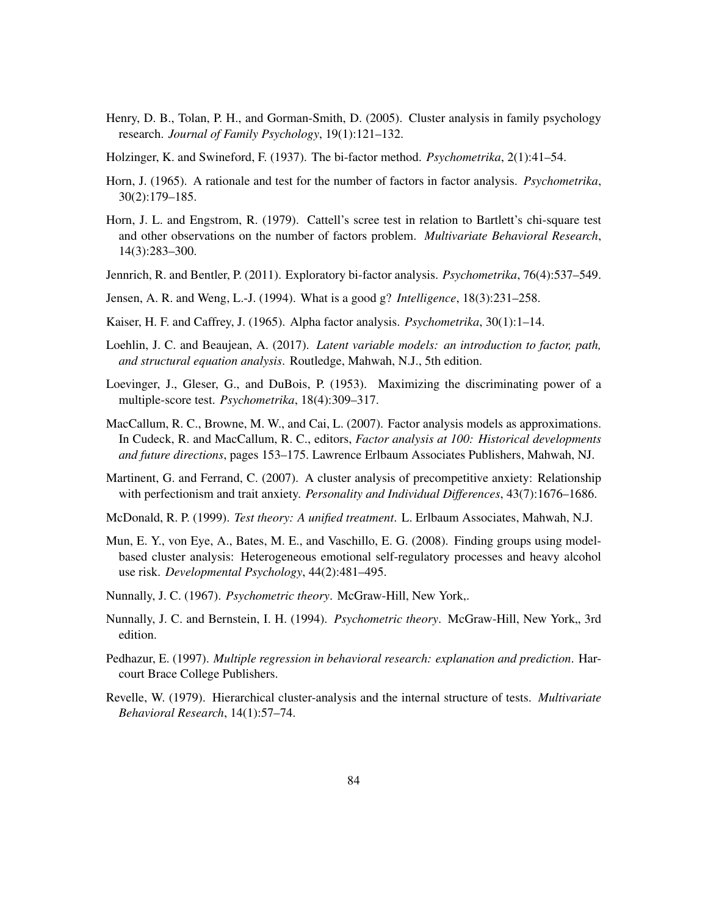Henry, D. B., Tolan, P. H., and Gorman-Smith, D. (2005). Cluster analysis in family psychology research. *Journal of Family Psychology*, 19(1):121–132.

Holzinger, K. and Swineford, F. (1937). The bi-factor method. *Psychometrika*, 2(1):41–54.

Horn, J. (1965). A rationale and test for the number of factors in factor analysis. *Psychometrika*, 30(2):179–185.

Horn, J. L. and Engstrom, R. (1979). Cattell's scree test in relation to Bartlett's chi-square test and other observations on the number of factors problem. *Multivariate Behavioral Research*, 14(3):283–300.

Jennrich, R. and Bentler, P. (2011). Exploratory bi-factor analysis. *Psychometrika*, 76(4):537–549.

Jensen, A. R. and Weng, L.-J. (1994). What is a good g? *Intelligence*, 18(3):231–258.

Kaiser, H. F. and Caffrey, J. (1965). Alpha factor analysis. *Psychometrika*, 30(1):1–14.

Loehlin, J. C. and Beaujean, A. (2017). *Latent variable models: an introduction to factor, path, and structural equation analysis*. Routledge, Mahwah, N.J., 5th edition.

Loevinger, J., Gleser, G., and DuBois, P. (1953). Maximizing the discriminating power of a multiple-score test. *Psychometrika*, 18(4):309–317.

MacCallum, R. C., Browne, M. W., and Cai, L. (2007). Factor analysis models as approximations. In Cudeck, R. and MacCallum, R. C., editors, *Factor analysis at 100: Historical developments and future directions*, pages 153–175. Lawrence Erlbaum Associates Publishers, Mahwah, NJ.

Martinent, G. and Ferrand, C. (2007). A cluster analysis of precompetitive anxiety: Relationship with perfectionism and trait anxiety. *Personality and Individual Differences*, 43(7):1676–1686.

McDonald, R. P. (1999). *Test theory: A unified treatment*. L. Erlbaum Associates, Mahwah, N.J.

Mun, E. Y., von Eye, A., Bates, M. E., and Vaschillo, E. G. (2008). Finding groups using model-based cluster analysis: Heterogeneous emotional self-regulatory processes and heavy alcohol use risk. *Developmental Psychology*, 44(2):481–495.

Nunnally, J. C. (1967). *Psychometric theory*. McGraw-Hill, New York,.

Nunnally, J. C. and Bernstein, I. H. (1994). *Psychometric theory*. McGraw-Hill, New York,, 3rd edition.

Pedhazur, E. (1997). *Multiple regression in behavioral research: explanation and prediction*. Harcourt Brace College Publishers.

Revelle, W. (1979). Hierarchical cluster-analysis and the internal structure of tests. *Multivariate Behavioral Research*, 14(1):57–74.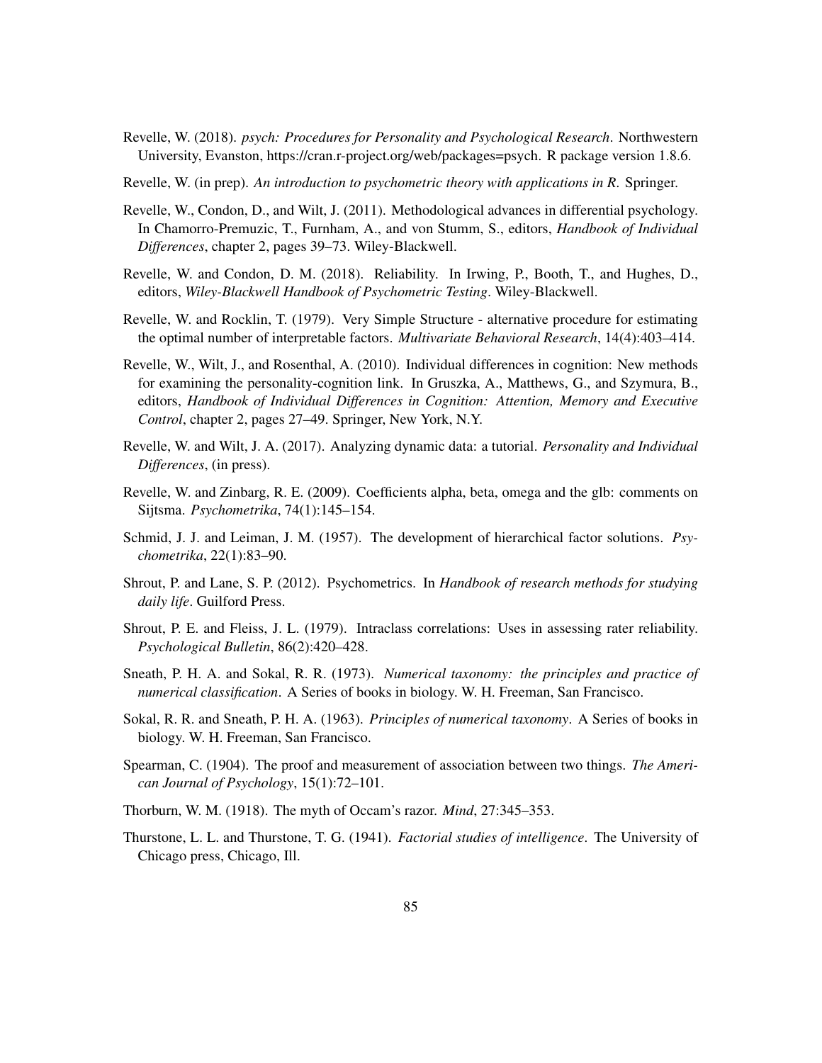Revelle, W. (2018). *psych: Procedures for Personality and Psychological Research*. Northwestern University, Evanston, https://cran.r-project.org/web/packages=psych. R package version 1.8.6.

Revelle, W. (in prep). *An introduction to psychometric theory with applications in R*. Springer.

Revelle, W., Condon, D., and Wilt, J. (2011). Methodological advances in differential psychology. In Chamorro-Premuzic, T., Furnham, A., and von Stumm, S., editors, *Handbook of Individual Differences*, chapter 2, pages 39–73. Wiley-Blackwell.

Revelle, W. and Condon, D. M. (2018). Reliability. In Irwing, P., Booth, T., and Hughes, D., editors, *Wiley-Blackwell Handbook of Psychometric Testing*. Wiley-Blackwell.

Revelle, W. and Rocklin, T. (1979). Very Simple Structure - alternative procedure for estimating the optimal number of interpretable factors. *Multivariate Behavioral Research*, 14(4):403–414.

Revelle, W., Wilt, J., and Rosenthal, A. (2010). Individual differences in cognition: New methods for examining the personality-cognition link. In Gruszka, A., Matthews, G., and Szymura, B., editors, *Handbook of Individual Differences in Cognition: Attention, Memory and Executive Control*, chapter 2, pages 27–49. Springer, New York, N.Y.

Revelle, W. and Wilt, J. A. (2017). Analyzing dynamic data: a tutorial. *Personality and Individual Differences*, (in press).

Revelle, W. and Zinbarg, R. E. (2009). Coefficients alpha, beta, omega and the glb: comments on Sijtsma. *Psychometrika*, 74(1):145–154.

Schmid, J. J. and Leiman, J. M. (1957). The development of hierarchical factor solutions. *Psychometrika*, 22(1):83–90.

Shrout, P. and Lane, S. P. (2012). Psychometrics. In *Handbook of research methods for studying daily life*. Guilford Press.

Shrout, P. E. and Fleiss, J. L. (1979). Intraclass correlations: Uses in assessing rater reliability. *Psychological Bulletin*, 86(2):420–428.

Sneath, P. H. A. and Sokal, R. R. (1973). *Numerical taxonomy: the principles and practice of numerical classification*. A Series of books in biology. W. H. Freeman, San Francisco.

Sokal, R. R. and Sneath, P. H. A. (1963). *Principles of numerical taxonomy*. A Series of books in biology. W. H. Freeman, San Francisco.

Spearman, C. (1904). The proof and measurement of association between two things. *The American Journal of Psychology*, 15(1):72–101.

Thorburn, W. M. (1918). The myth of Occam's razor. *Mind*, 27:345–353.

Thurstone, L. L. and Thurstone, T. G. (1941). *Factorial studies of intelligence*. The University of Chicago press, Chicago, Ill.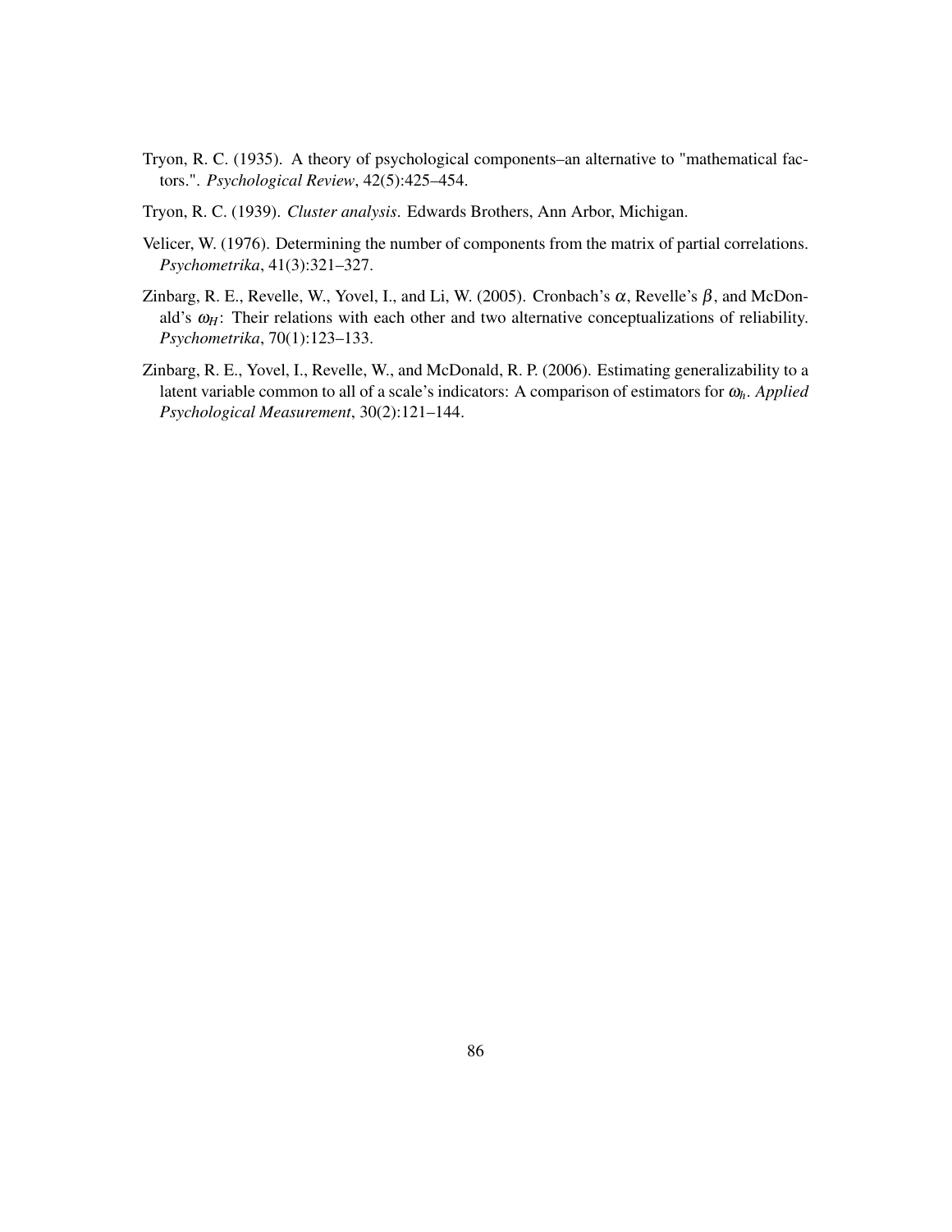Tryon, R. C. (1935). A theory of psychological components–an alternative to "mathematical factors.". *Psychological Review*, 42(5):425–454.

Tryon, R. C. (1939). *Cluster analysis*. Edwards Brothers, Ann Arbor, Michigan.

Velicer, W. (1976). Determining the number of components from the matrix of partial correlations. *Psychometrika*, 41(3):321–327.

Zinbarg, R. E., Revelle, W., Yovel, I., and Li, W. (2005). Cronbach's $\alpha$, Revelle's $\beta$, and McDonald's $\omega_H$: Their relations with each other and two alternative conceptualizations of reliability. *Psychometrika*, 70(1):123–133.

Zinbarg, R. E., Yovel, I., Revelle, W., and McDonald, R. P. (2006). Estimating generalizability to a latent variable common to all of a scale's indicators: A comparison of estimators for $\omega_h$. *Applied Psychological Measurement*, 30(2):121–144.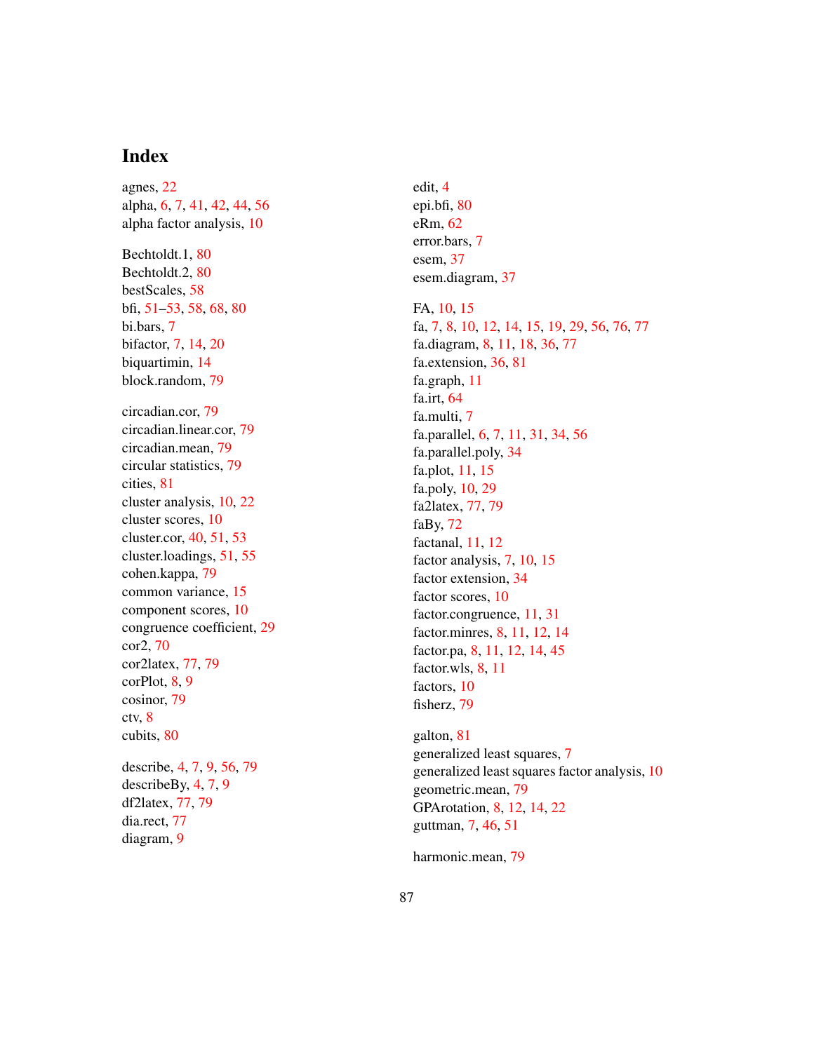# Index

agnes, 22
alpha, 6, 7, 41, 42, 44, 56
alpha factor analysis, 10

Bechtoldt.1, 80
Bechtoldt.2, 80
bestScales, 58
bfi, 51–53, 58, 68, 80
bi.bars, 7
bifactor, 7, 14, 20
biquartimin, 14
block.random, 79

circadian.cor, 79
circadian.linear.cor, 79
circadian.mean, 79
circular statistics, 79
cities, 81
cluster analysis, 10, 22
cluster scores, 10
cluster.cor, 40, 51, 53
cluster.loadings, 51, 55
cohen.kappa, 79
common variance, 15
component scores, 10
congruence coefficient, 29
cor2, 70
cor2latex, 77, 79
corPlot, 8, 9
cosinor, 79
ctv, 8
cubits, 80

describe, 4, 7, 9, 56, 79
describeBy, 4, 7, 9
df2latex, 77, 79
dia.rect, 77
diagram, 9

edit, 4
epi.bfi, 80
eRm, 62
error.bars, 7
esem, 37
esem.diagram, 37

FA, 10, 15
fa, 7, 8, 10, 12, 14, 15, 19, 29, 56, 76, 77
fa.diagram, 8, 11, 18, 36, 77
fa.extension, 36, 81
fa.graph, 11
fa.irt, 64
fa.multi, 7
fa.parallel, 6, 7, 11, 31, 34, 56
fa.parallel.poly, 34
fa.plot, 11, 15
fa.poly, 10, 29
fa2latex, 77, 79
faBy, 72
factanal, 11, 12
factor analysis, 7, 10, 15
factor extension, 34
factor scores, 10
factor.congruence, 11, 31
factor.minres, 8, 11, 12, 14
factor.pa, 8, 11, 12, 14, 45
factor.wls, 8, 11
factors, 10
fisherz, 79

galton, 81
generalized least squares, 7
generalized least squares factor analysis, 10
geometric.mean, 79
GPArotation, 8, 12, 14, 22
guttman, 7, 46, 51

harmonic.mean, 79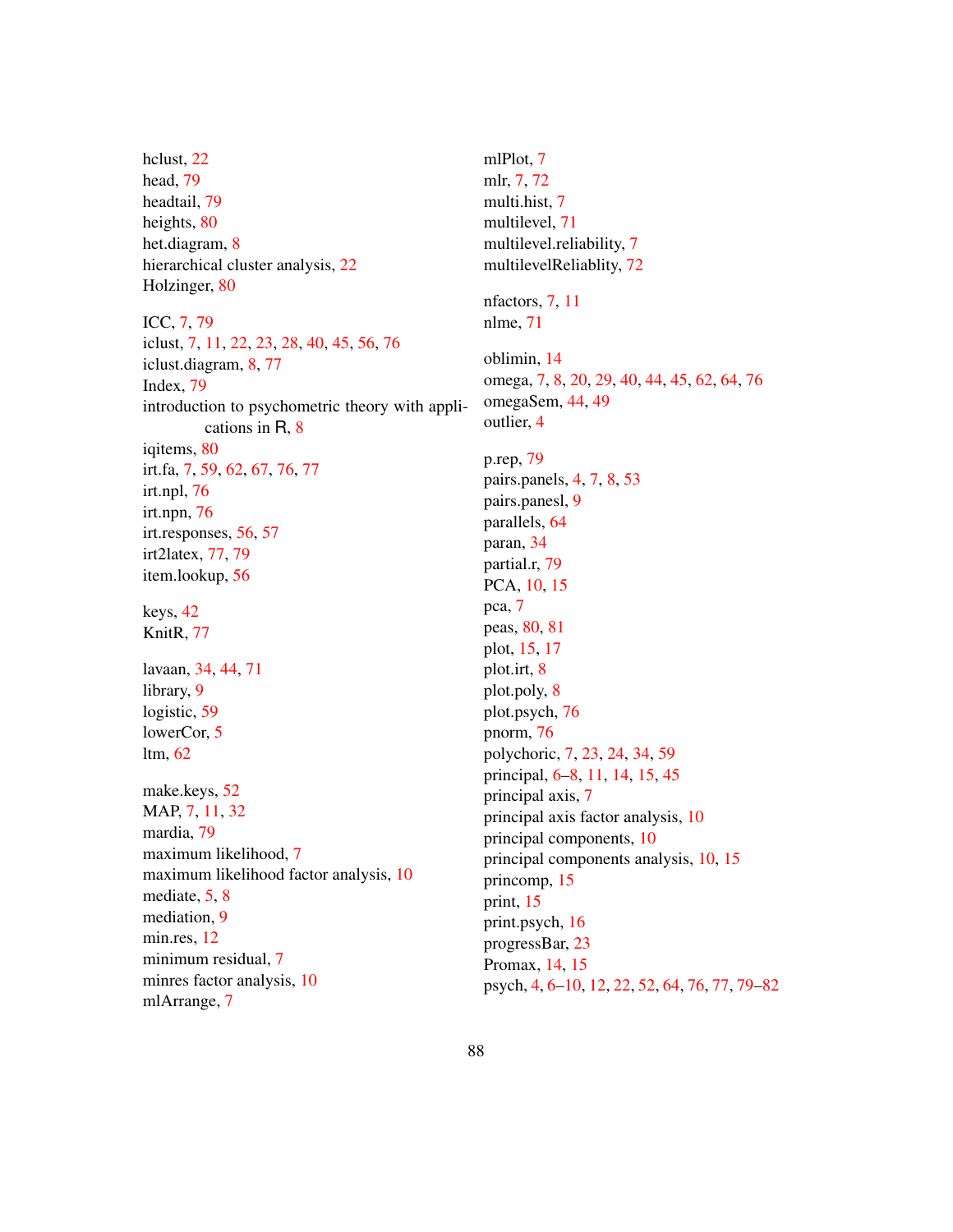hclust, 22
head, 79
headtail, 79
heights, 80
het.diagram, 8
hierarchical cluster analysis, 22
Holzinger, 80

ICC, 7, 79
iclust, 7, 11, 22, 23, 28, 40, 45, 56, 76
iclust.diagram, 8, 77
Index, 79
introduction to psychometric theory with applications in R, 8
iqitems, 80
irt.fa, 7, 59, 62, 67, 76, 77
irt.npl, 76
irt.npn, 76
irt.responses, 56, 57
irt2latex, 77, 79
item.lookup, 56

keys, 42
KnitR, 77

lavaan, 34, 44, 71
library, 9
logistic, 59
lowerCor, 5
ltm, 62

make.keys, 52
MAP, 7, 11, 32
mardia, 79
maximum likelihood, 7
maximum likelihood factor analysis, 10
mediate, 5, 8
mediation, 9
min.res, 12
minimum residual, 7
minres factor analysis, 10
mlArrange, 7
mlPlot, 7
mlr, 7, 72
multi.hist, 7
multilevel, 71
multilevel.reliability, 7
multilevelReliablity, 72

nfactors, 7, 11
nlme, 71

oblimin, 14
omega, 7, 8, 20, 29, 40, 44, 45, 62, 64, 76
omegaSem, 44, 49
outlier, 4

p.rep, 79
pairs.panels, 4, 7, 8, 53
pairs.panesl, 9
parallels, 64
paran, 34
partial.r, 79
PCA, 10, 15
pca, 7
peas, 80, 81
plot, 15, 17
plot.irt, 8
plot.poly, 8
plot.psych, 76
pnorm, 76
polychoric, 7, 23, 24, 34, 59
principal, 6–8, 11, 14, 15, 45
principal axis, 7
principal axis factor analysis, 10
principal components, 10
principal components analysis, 10, 15
princomp, 15
print, 15
print.psych, 16
progressBar, 23
Promax, 14, 15
psych, 4, 6–10, 12, 22, 52, 64, 76, 77, 79–82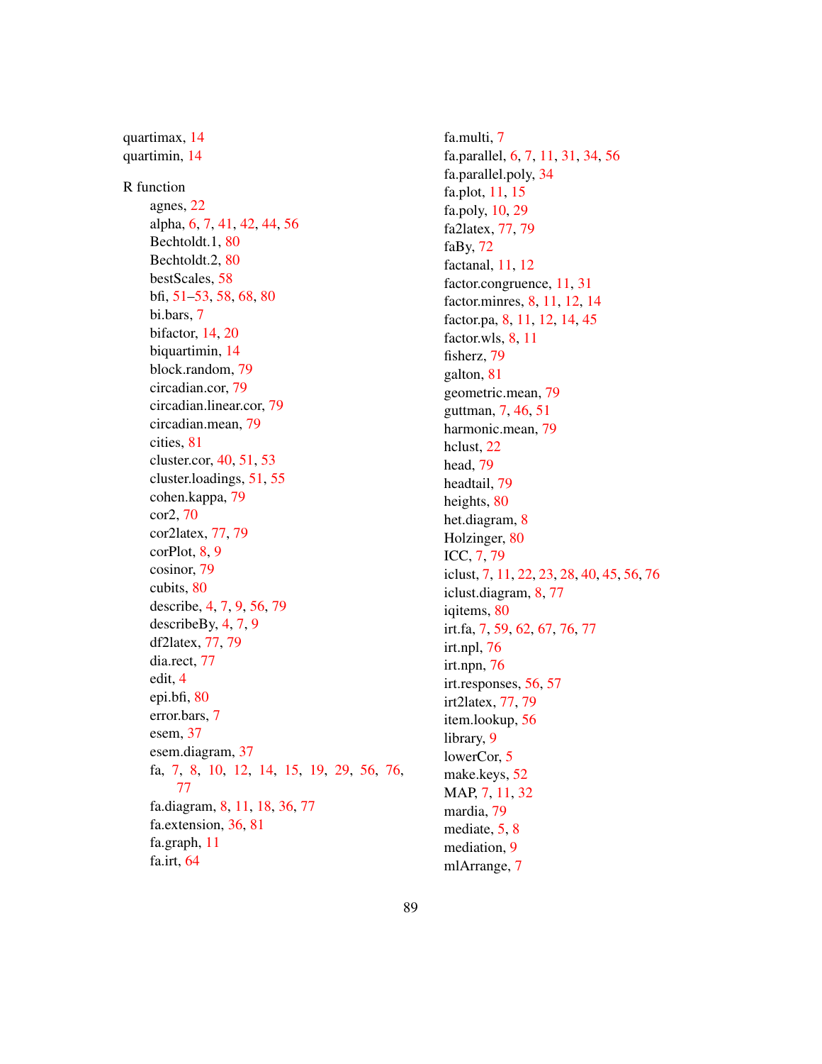quartimax, 14
quartimin, 14

R function
- agnes, 22
- alpha, 6, 7, 41, 42, 44, 56
- Bechtoldt.1, 80
- Bechtoldt.2, 80
- bestScales, 58
- bfi, 51–53, 58, 68, 80
- bi.bars, 7
- bifactor, 14, 20
- biquartimin, 14
- block.random, 79
- circadian.cor, 79
- circadian.linear.cor, 79
- circadian.mean, 79
- cities, 81
- cluster.cor, 40, 51, 53
- cluster.loadings, 51, 55
- cohen.kappa, 79
- cor2, 70
- cor2latex, 77, 79
- corPlot, 8, 9
- cosinor, 79
- cubits, 80
- describe, 4, 7, 9, 56, 79
- describeBy, 4, 7, 9
- df2latex, 77, 79
- dia.rect, 77
- edit, 4
- epi.bfi, 80
- error.bars, 7
- esem, 37
- esem.diagram, 37
- fa, 7, 8, 10, 12, 14, 15, 19, 29, 56, 76, 77
- fa.diagram, 8, 11, 18, 36, 77
- fa.extension, 36, 81
- fa.graph, 11
- fa.irt, 64
- fa.multi, 7
- fa.parallel, 6, 7, 11, 31, 34, 56
- fa.parallel.poly, 34
- fa.plot, 11, 15
- fa.poly, 10, 29
- fa2latex, 77, 79
- faBy, 72
- factanal, 11, 12
- factor.congruence, 11, 31
- factor.minres, 8, 11, 12, 14
- factor.pa, 8, 11, 12, 14, 45
- factor.wls, 8, 11
- fisherz, 79
- galton, 81
- geometric.mean, 79
- guttman, 7, 46, 51
- harmonic.mean, 79
- hclust, 22
- head, 79
- headtail, 79
- heights, 80
- het.diagram, 8
- Holzinger, 80
- ICC, 7, 79
- iclust, 7, 11, 22, 23, 28, 40, 45, 56, 76
- iclust.diagram, 8, 77
- iqitems, 80
- irt.fa, 7, 59, 62, 67, 76, 77
- irt.npl, 76
- irt.npn, 76
- irt.responses, 56, 57
- irt2latex, 77, 79
- item.lookup, 56
- library, 9
- lowerCor, 5
- make.keys, 52
- MAP, 7, 11, 32
- mardia, 79
- mediate, 5, 8
- mediation, 9
- mlArrange, 7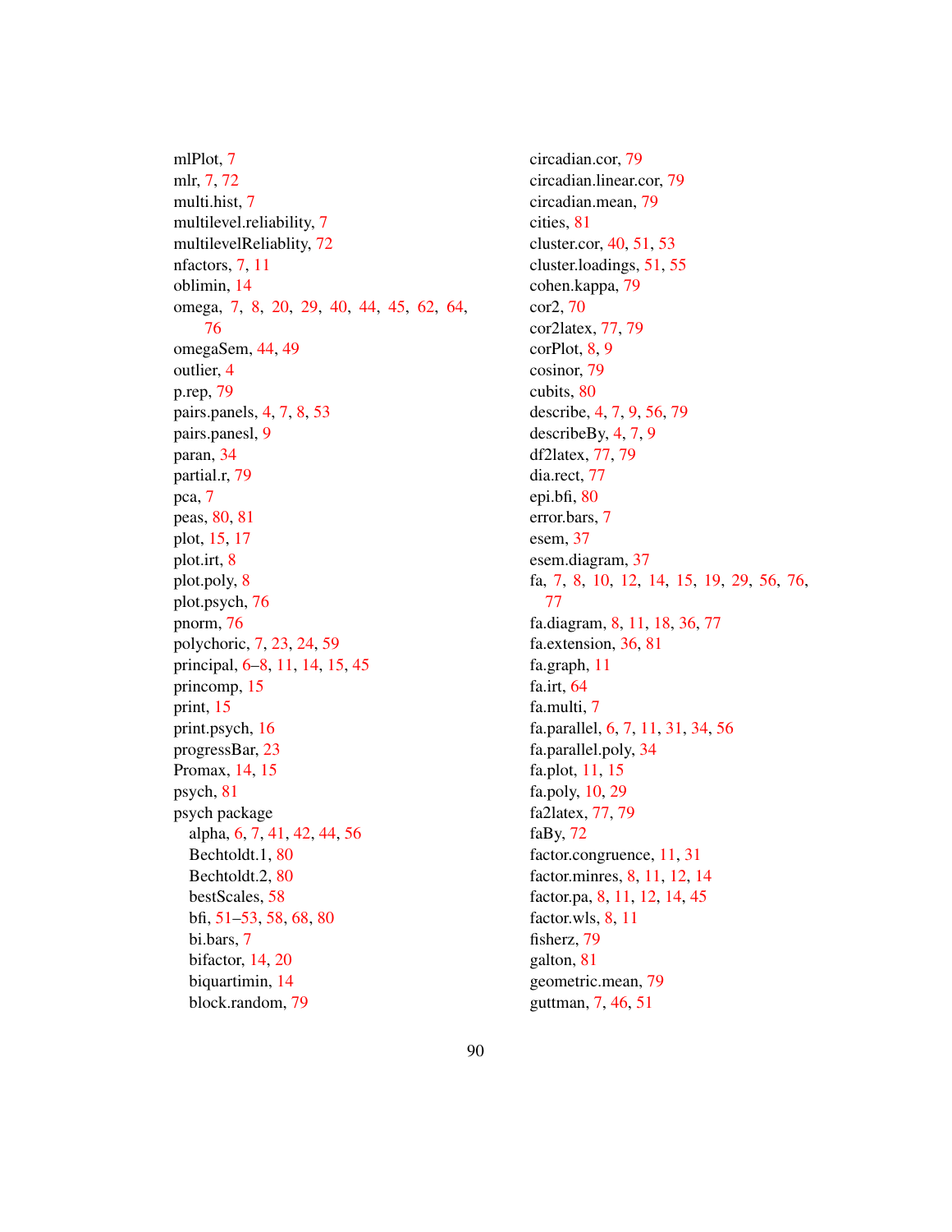mlPlot, 7
mlr, 7, 72
multi.hist, 7
multilevel.reliability, 7
multilevelReliablity, 72
nfactors, 7, 11
oblimin, 14
omega, 7, 8, 20, 29, 40, 44, 45, 62, 64, 76
omegaSem, 44, 49
outlier, 4
p.rep, 79
pairs.panels, 4, 7, 8, 53
pairs.panesl, 9
paran, 34
partial.r, 79
pca, 7
peas, 80, 81
plot, 15, 17
plot.irt, 8
plot.poly, 8
plot.psych, 76
pnorm, 76
polychoric, 7, 23, 24, 59
principal, 6–8, 11, 14, 15, 45
princomp, 15
print, 15
print.psych, 16
progressBar, 23
Promax, 14, 15
psych, 81
psych package
  alpha, 6, 7, 41, 42, 44, 56
  Bechtoldt.1, 80
  Bechtoldt.2, 80
  bestScales, 58
  bfi, 51–53, 58, 68, 80
  bi.bars, 7
  bifactor, 14, 20
  biquartimin, 14
  block.random, 79
  circadian.cor, 79
  circadian.linear.cor, 79
  circadian.mean, 79
  cities, 81
  cluster.cor, 40, 51, 53
  cluster.loadings, 51, 55
  cohen.kappa, 79
  cor2, 70
  cor2latex, 77, 79
  corPlot, 8, 9
  cosinor, 79
  cubits, 80
  describe, 4, 7, 9, 56, 79
  describeBy, 4, 7, 9
  df2latex, 77, 79
  dia.rect, 77
  epi.bfi, 80
  error.bars, 7
  esem, 37
  esem.diagram, 37
  fa, 7, 8, 10, 12, 14, 15, 19, 29, 56, 76, 77
  fa.diagram, 8, 11, 18, 36, 77
  fa.extension, 36, 81
  fa.graph, 11
  fa.irt, 64
  fa.multi, 7
  fa.parallel, 6, 7, 11, 31, 34, 56
  fa.parallel.poly, 34
  fa.plot, 11, 15
  fa.poly, 10, 29
  fa2latex, 77, 79
  faBy, 72
  factor.congruence, 11, 31
  factor.minres, 8, 11, 12, 14
  factor.pa, 8, 11, 12, 14, 45
  factor.wls, 8, 11
  fisherz, 79
  galton, 81
  geometric.mean, 79
  guttman, 7, 46, 51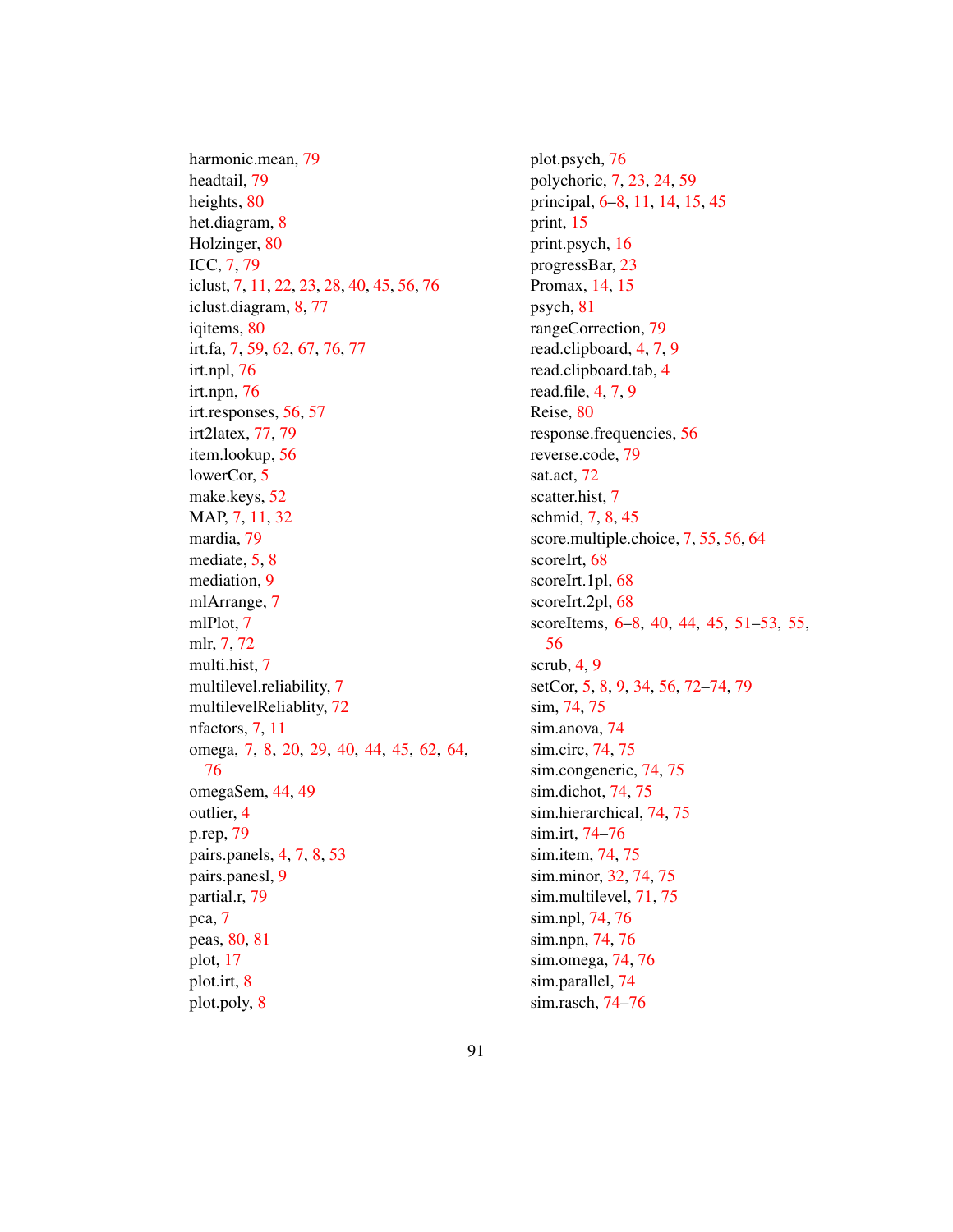harmonic.mean, 79
headtail, 79
heights, 80
het.diagram, 8
Holzinger, 80
ICC, 7, 79
iclust, 7, 11, 22, 23, 28, 40, 45, 56, 76
iclust.diagram, 8, 77
iqitems, 80
irt.fa, 7, 59, 62, 67, 76, 77
irt.npl, 76
irt.npn, 76
irt.responses, 56, 57
irt2latex, 77, 79
item.lookup, 56
lowerCor, 5
make.keys, 52
MAP, 7, 11, 32
mardia, 79
mediate, 5, 8
mediation, 9
mlArrange, 7
mlPlot, 7
mlr, 7, 72
multi.hist, 7
multilevel.reliability, 7
multilevelReliablity, 72
nfactors, 7, 11
omega, 7, 8, 20, 29, 40, 44, 45, 62, 64, 76
omegaSem, 44, 49
outlier, 4
p.rep, 79
pairs.panels, 4, 7, 8, 53
pairs.panesl, 9
partial.r, 79
pca, 7
peas, 80, 81
plot, 17
plot.irt, 8
plot.poly, 8
plot.psych, 76
polychoric, 7, 23, 24, 59
principal, 6–8, 11, 14, 15, 45
print, 15
print.psych, 16
progressBar, 23
Promax, 14, 15
psych, 81
rangeCorrection, 79
read.clipboard, 4, 7, 9
read.clipboard.tab, 4
read.file, 4, 7, 9
Reise, 80
response.frequencies, 56
reverse.code, 79
sat.act, 72
scatter.hist, 7
schmid, 7, 8, 45
score.multiple.choice, 7, 55, 56, 64
scoreIrt, 68
scoreIrt.1pl, 68
scoreIrt.2pl, 68
scoreItems, 6–8, 40, 44, 45, 51–53, 55, 56
scrub, 4, 9
setCor, 5, 8, 9, 34, 56, 72–74, 79
sim, 74, 75
sim.anova, 74
sim.circ, 74, 75
sim.congeneric, 74, 75
sim.dichot, 74, 75
sim.hierarchical, 74, 75
sim.irt, 74–76
sim.item, 74, 75
sim.minor, 32, 74, 75
sim.multilevel, 71, 75
sim.npl, 74, 76
sim.npn, 74, 76
sim.omega, 74, 76
sim.parallel, 74
sim.rasch, 74–76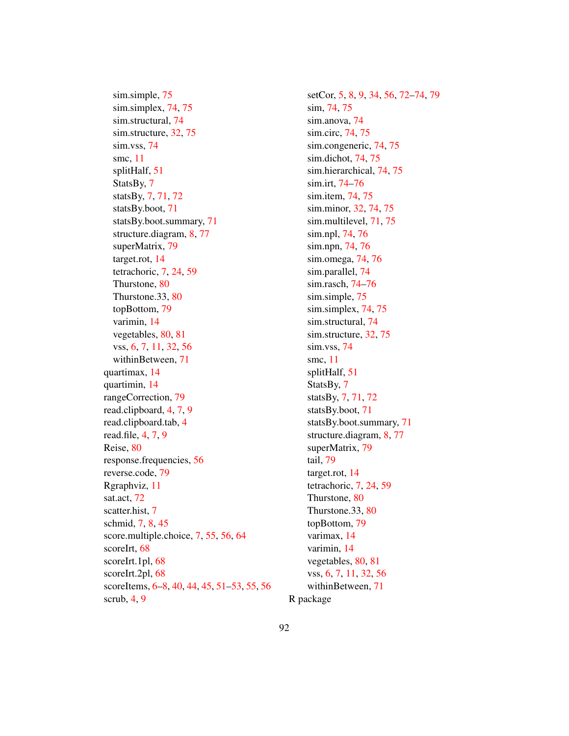sim.simple, 75
sim.simplex, 74, 75
sim.structural, 74
sim.structure, 32, 75
sim.vss, 74
smc, 11
splitHalf, 51
StatsBy, 7
statsBy, 7, 71, 72
statsBy.boot, 71
statsBy.boot.summary, 71
structure.diagram, 8, 77
superMatrix, 79
target.rot, 14
tetrachoric, 7, 24, 59
Thurstone, 80
Thurstone.33, 80
topBottom, 79
varimin, 14
vegetables, 80, 81
vss, 6, 7, 11, 32, 56
withinBetween, 71

quartimax, 14
quartimin, 14
rangeCorrection, 79
read.clipboard, 4, 7, 9
read.clipboard.tab, 4
read.file, 4, 7, 9
Reise, 80
response.frequencies, 56
reverse.code, 79
Rgraphviz, 11
sat.act, 72
scatter.hist, 7
schmid, 7, 8, 45
score.multiple.choice, 7, 55, 56, 64
scoreIrt, 68
scoreIrt.1pl, 68
scoreIrt.2pl, 68
scoreItems, 6–8, 40, 44, 45, 51–53, 55, 56
scrub, 4, 9

setCor, 5, 8, 9, 34, 56, 72–74, 79
sim, 74, 75
sim.anova, 74
sim.circ, 74, 75
sim.congeneric, 74, 75
sim.dichot, 74, 75
sim.hierarchical, 74, 75
sim.irt, 74–76
sim.item, 74, 75
sim.minor, 32, 74, 75
sim.multilevel, 71, 75
sim.npl, 74, 76
sim.npn, 74, 76
sim.omega, 74, 76
sim.parallel, 74
sim.rasch, 74–76
sim.simple, 75
sim.simplex, 74, 75
sim.structural, 74
sim.structure, 32, 75
sim.vss, 74
smc, 11
splitHalf, 51
StatsBy, 7
statsBy, 7, 71, 72
statsBy.boot, 71
statsBy.boot.summary, 71
structure.diagram, 8, 77
superMatrix, 79
tail, 79
target.rot, 14
tetrachoric, 7, 24, 59
Thurstone, 80
Thurstone.33, 80
topBottom, 79
varimax, 14
varimin, 14
vegetables, 80, 81
vss, 6, 7, 11, 32, 56
withinBetween, 71

R package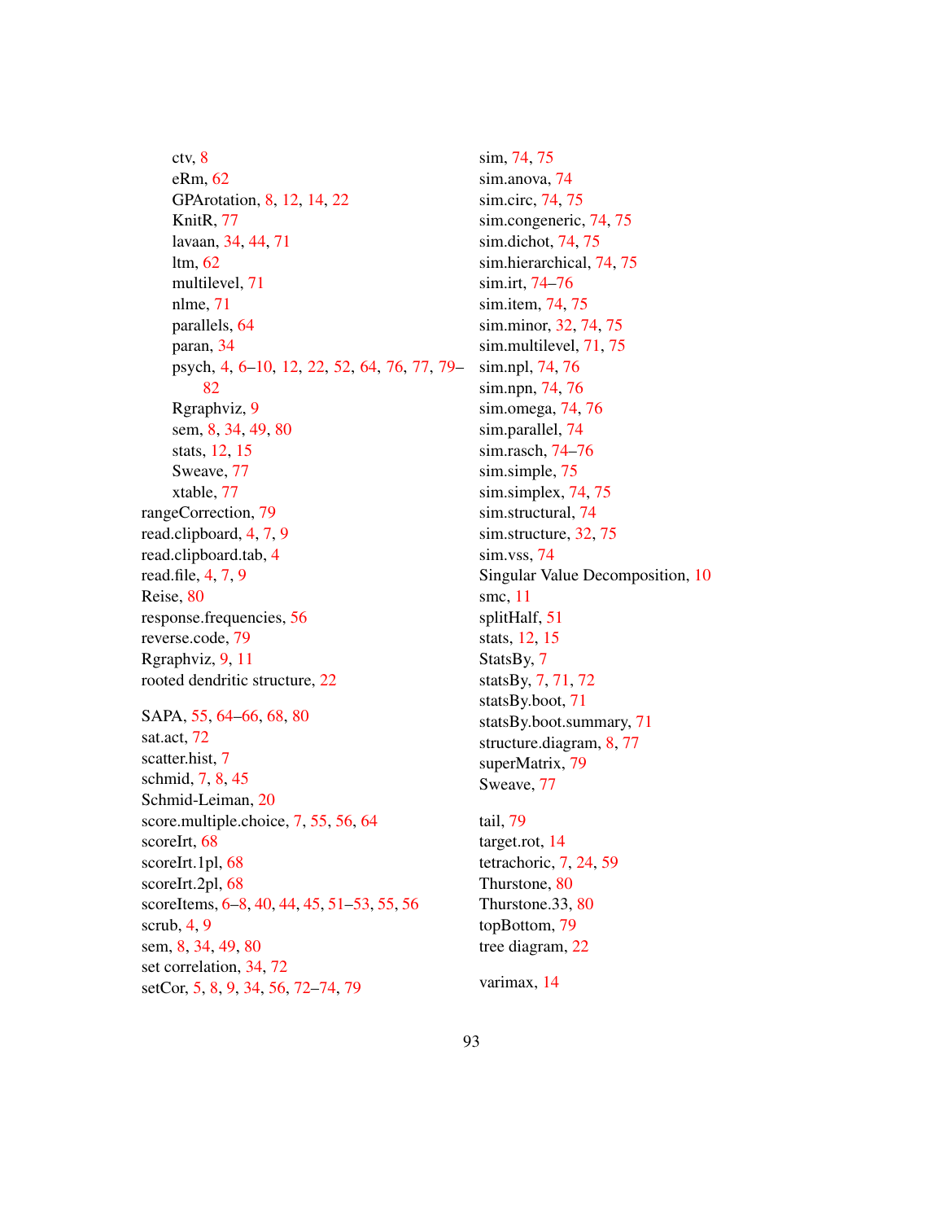- ctv, 8
- eRm, 62
- GPArotation, 8, 12, 14, 22
- KnitR, 77
- lavaan, 34, 44, 71
- ltm, 62
- multilevel, 71
- nlme, 71
- parallels, 64
- paran, 34
- psych, 4, 6–10, 12, 22, 52, 64, 76, 77, 79–82
- Rgraphviz, 9
- sem, 8, 34, 49, 80
- stats, 12, 15
- Sweave, 77
- xtable, 77

rangeCorrection, 79
read.clipboard, 4, 7, 9
read.clipboard.tab, 4
read.file, 4, 7, 9
Reise, 80
response.frequencies, 56
reverse.code, 79
Rgraphviz, 9, 11
rooted dendritic structure, 22

SAPA, 55, 64–66, 68, 80
sat.act, 72
scatter.hist, 7
schmid, 7, 8, 45
Schmid-Leiman, 20
score.multiple.choice, 7, 55, 56, 64
scoreIrt, 68
scoreIrt.1pl, 68
scoreIrt.2pl, 68
scoreItems, 6–8, 40, 44, 45, 51–53, 55, 56
scrub, 4, 9
sem, 8, 34, 49, 80
set correlation, 34, 72
setCor, 5, 8, 9, 34, 56, 72–74, 79
sim, 74, 75
sim.anova, 74
sim.circ, 74, 75
sim.congeneric, 74, 75
sim.dichot, 74, 75
sim.hierarchical, 74, 75
sim.irt, 74–76
sim.item, 74, 75
sim.minor, 32, 74, 75
sim.multilevel, 71, 75
sim.npl, 74, 76
sim.npn, 74, 76
sim.omega, 74, 76
sim.parallel, 74
sim.rasch, 74–76
sim.simple, 75
sim.simplex, 74, 75
sim.structural, 74
sim.structure, 32, 75
sim.vss, 74
Singular Value Decomposition, 10
smc, 11
splitHalf, 51
stats, 12, 15
StatsBy, 7
statsBy, 7, 71, 72
statsBy.boot, 71
statsBy.boot.summary, 71
structure.diagram, 8, 77
superMatrix, 79
Sweave, 77

tail, 79
target.rot, 14
tetrachoric, 7, 24, 59
Thurstone, 80
Thurstone.33, 80
topBottom, 79
tree diagram, 22

varimax, 14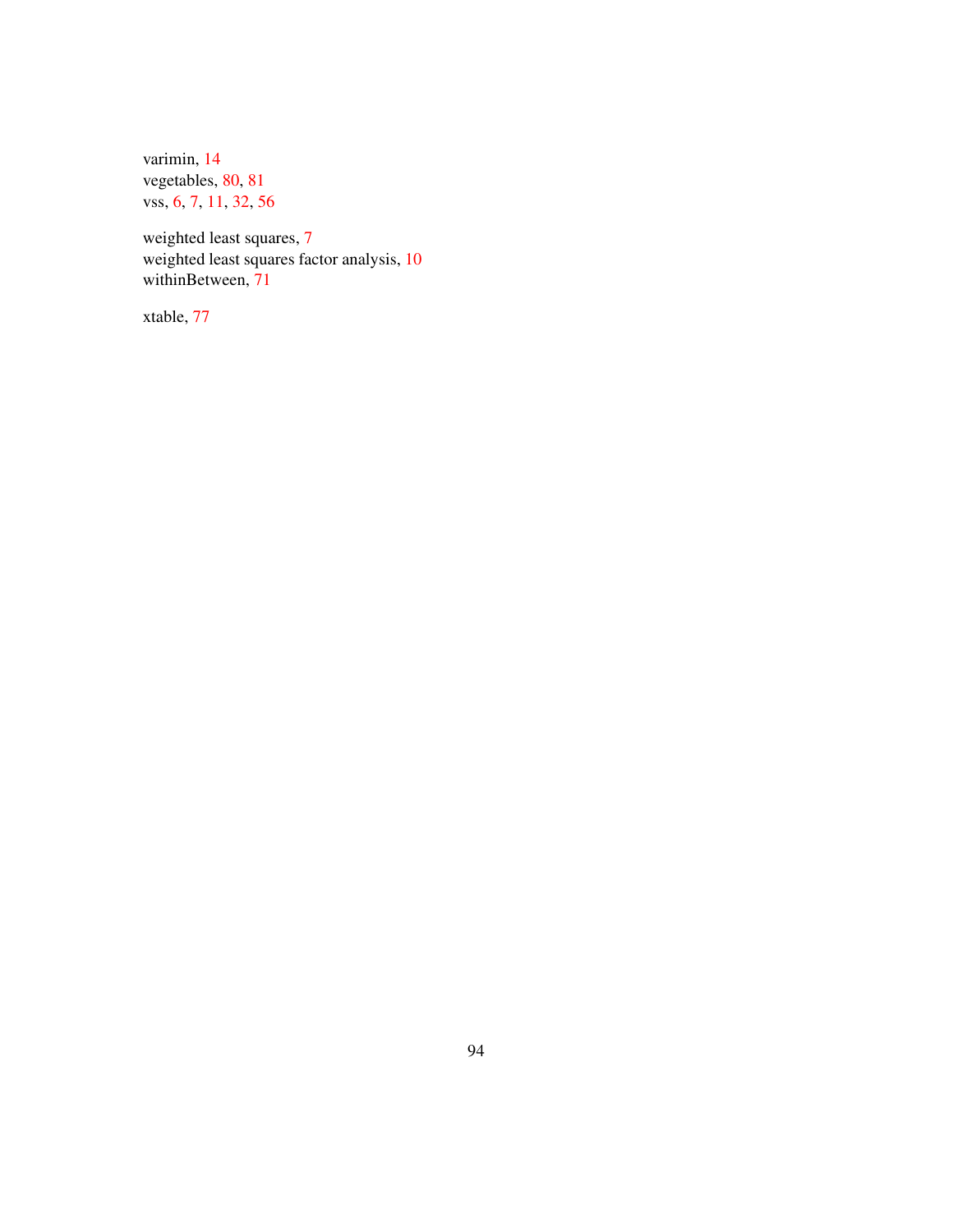varimin, 14
vegetables, 80, 81
vss, 6, 7, 11, 32, 56

weighted least squares, 7
weighted least squares factor analysis, 10
withinBetween, 71

xtable, 77